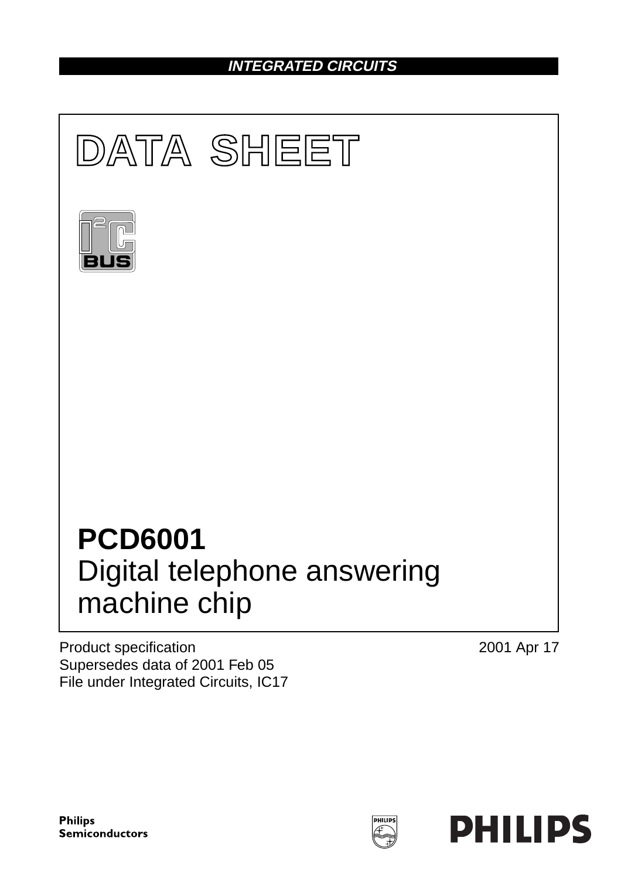**INTEGRATED CIRCUITS**

# DATA SHEET

# PCD6001
Digital telephone answering machine chip

Product specification
Supersedes data of 2001 Feb 05
File under Integrated Circuits, IC17

2001 Apr 17

Philips Semiconductors

PHILIPS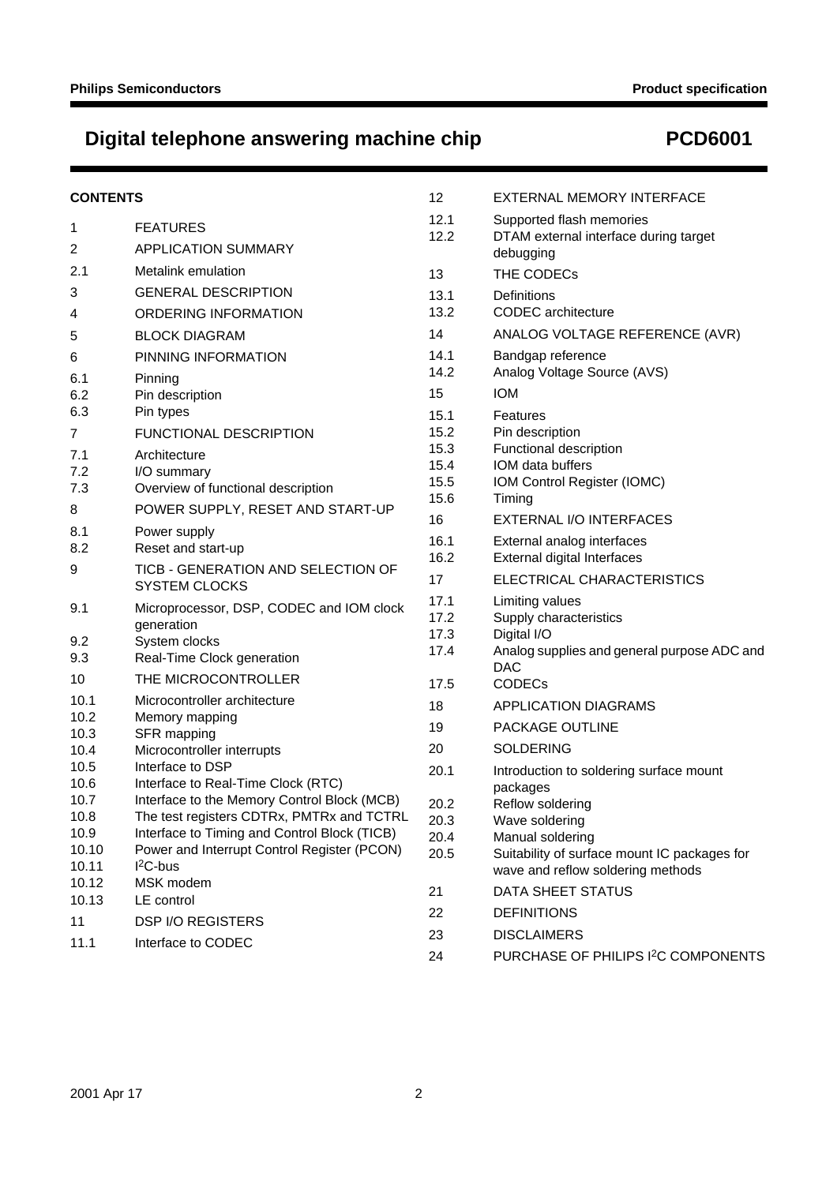## CONTENTS

| | |
|---|---|
| 1 | FEATURES |
| 2 | APPLICATION SUMMARY |
| 2.1 | Metalink emulation |
| 3 | GENERAL DESCRIPTION |
| 4 | ORDERING INFORMATION |
| 5 | BLOCK DIAGRAM |
| 6 | PINNING INFORMATION |
| 6.1 | Pinning |
| 6.2 | Pin description |
| 6.3 | Pin types |
| 7 | FUNCTIONAL DESCRIPTION |
| 7.1 | Architecture |
| 7.2 | I/O summary |
| 7.3 | Overview of functional description |
| 8 | POWER SUPPLY, RESET AND START-UP |
| 8.1 | Power supply |
| 8.2 | Reset and start-up |
| 9 | TICB - GENERATION AND SELECTION OF SYSTEM CLOCKS |
| 9.1 | Microprocessor, DSP, CODEC and IOM clock generation |
| 9.2 | System clocks |
| 9.3 | Real-Time Clock generation |
| 10 | THE MICROCONTROLLER |
| 10.1 | Microcontroller architecture |
| 10.2 | Memory mapping |
| 10.3 | SFR mapping |
| 10.4 | Microcontroller interrupts |
| 10.5 | Interface to DSP |
| 10.6 | Interface to Real-Time Clock (RTC) |
| 10.7 | Interface to the Memory Control Block (MCB) |
| 10.8 | The test registers CDTRx, PMTRx and TCTRL |
| 10.9 | Interface to Timing and Control Block (TICB) |
| 10.10 | Power and Interrupt Control Register (PCON) |
| 10.11 | I²C-bus |
| 10.12 | MSK modem |
| 10.13 | LE control |
| 11 | DSP I/O REGISTERS |
| 11.1 | Interface to CODEC |
| 12 | EXTERNAL MEMORY INTERFACE |
| 12.1 | Supported flash memories |
| 12.2 | DTAM external interface during target debugging |
| 13 | THE CODECs |
| 13.1 | Definitions |
| 13.2 | CODEC architecture |
| 14 | ANALOG VOLTAGE REFERENCE (AVR) |
| 14.1 | Bandgap reference |
| 14.2 | Analog Voltage Source (AVS) |
| 15 | IOM |
| 15.1 | Features |
| 15.2 | Pin description |
| 15.3 | Functional description |
| 15.4 | IOM data buffers |
| 15.5 | IOM Control Register (IOMC) |
| 15.6 | Timing |
| 16 | EXTERNAL I/O INTERFACES |
| 16.1 | External analog interfaces |
| 16.2 | External digital Interfaces |
| 17 | ELECTRICAL CHARACTERISTICS |
| 17.1 | Limiting values |
| 17.2 | Supply characteristics |
| 17.3 | Digital I/O |
| 17.4 | Analog supplies and general purpose ADC and DAC |
| 17.5 | CODECs |
| 18 | APPLICATION DIAGRAMS |
| 19 | PACKAGE OUTLINE |
| 20 | SOLDERING |
| 20.1 | Introduction to soldering surface mount packages |
| 20.2 | Reflow soldering |
| 20.3 | Wave soldering |
| 20.4 | Manual soldering |
| 20.5 | Suitability of surface mount IC packages for wave and reflow soldering methods |
| 21 | DATA SHEET STATUS |
| 22 | DEFINITIONS |
| 23 | DISCLAIMERS |
| 24 | PURCHASE OF PHILIPS I²C COMPONENTS |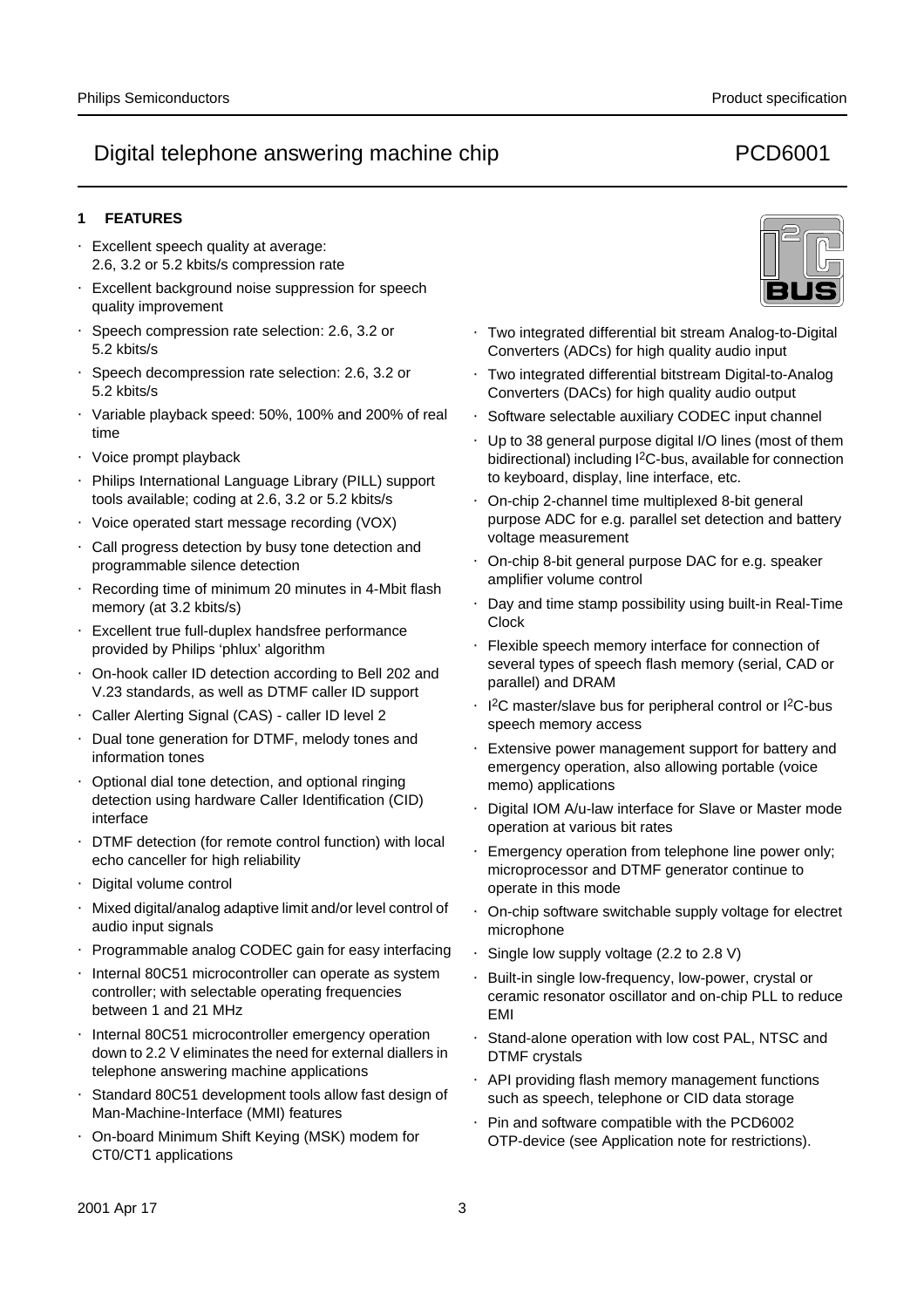## 1 FEATURES

- Excellent speech quality at average: 2.6, 3.2 or 5.2 kbits/s compression rate
- Excellent background noise suppression for speech quality improvement
- Speech compression rate selection: 2.6, 3.2 or 5.2 kbits/s
- Speech decompression rate selection: 2.6, 3.2 or 5.2 kbits/s
- Variable playback speed: 50%, 100% and 200% of real time
- Voice prompt playback
- Philips International Language Library (PILL) support tools available; coding at 2.6, 3.2 or 5.2 kbits/s
- Voice operated start message recording (VOX)
- Call progress detection by busy tone detection and programmable silence detection
- Recording time of minimum 20 minutes in 4-Mbit flash memory (at 3.2 kbits/s)
- Excellent true full-duplex handsfree performance provided by Philips 'phlux' algorithm
- On-hook caller ID detection according to Bell 202 and V.23 standards, as well as DTMF caller ID support
- Caller Alerting Signal (CAS) - caller ID level 2
- Dual tone generation for DTMF, melody tones and information tones
- Optional dial tone detection, and optional ringing detection using hardware Caller Identification (CID) interface
- DTMF detection (for remote control function) with local echo canceller for high reliability
- Digital volume control
- Mixed digital/analog adaptive limit and/or level control of audio input signals
- Programmable analog CODEC gain for easy interfacing
- Internal 80C51 microcontroller can operate as system controller; with selectable operating frequencies between 1 and 21 MHz
- Internal 80C51 microcontroller emergency operation down to 2.2 V eliminates the need for external diallers in telephone answering machine applications
- Standard 80C51 development tools allow fast design of Man-Machine-Interface (MMI) features
- On-board Minimum Shift Keying (MSK) modem for CT0/CT1 applications
- Two integrated differential bit stream Analog-to-Digital Converters (ADCs) for high quality audio input
- Two integrated differential bitstream Digital-to-Analog Converters (DACs) for high quality audio output
- Software selectable auxiliary CODEC input channel
- Up to 38 general purpose digital I/O lines (most of them bidirectional) including I$^2$C-bus, available for connection to keyboard, display, line interface, etc.
- On-chip 2-channel time multiplexed 8-bit general purpose ADC for e.g. parallel set detection and battery voltage measurement
- On-chip 8-bit general purpose DAC for e.g. speaker amplifier volume control
- Day and time stamp possibility using built-in Real-Time Clock
- Flexible speech memory interface for connection of several types of speech flash memory (serial, CAD or parallel) and DRAM
- I$^2$C master/slave bus for peripheral control or I$^2$C-bus speech memory access
- Extensive power management support for battery and emergency operation, also allowing portable (voice memo) applications
- Digital IOM A/u-law interface for Slave or Master mode operation at various bit rates
- Emergency operation from telephone line power only; microprocessor and DTMF generator continue to operate in this mode
- On-chip software switchable supply voltage for electret microphone
- Single low supply voltage (2.2 to 2.8 V)
- Built-in single low-frequency, low-power, crystal or ceramic resonator oscillator and on-chip PLL to reduce EMI
- Stand-alone operation with low cost PAL, NTSC and DTMF crystals
- API providing flash memory management functions such as speech, telephone or CID data storage
- Pin and software compatible with the PCD6002 OTP-device (see Application note for restrictions).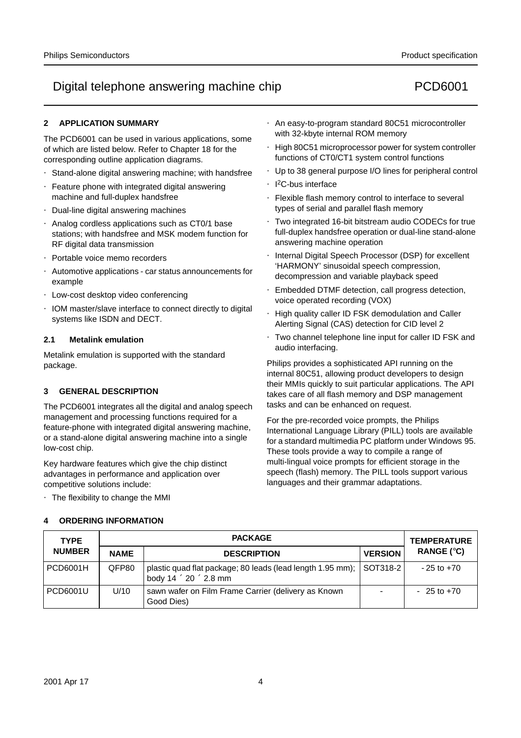## 2 APPLICATION SUMMARY

The PCD6001 can be used in various applications, some of which are listed below. Refer to Chapter 18 for the corresponding outline application diagrams.

- Stand-alone digital answering machine; with handsfree
- Feature phone with integrated digital answering machine and full-duplex handsfree
- Dual-line digital answering machines
- Analog cordless applications such as CT0/1 base stations; with handsfree and MSK modem function for RF digital data transmission
- Portable voice memo recorders
- Automotive applications - car status announcements for example
- Low-cost desktop video conferencing
- IOM master/slave interface to connect directly to digital systems like ISDN and DECT.

### 2.1 Metalink emulation

Metalink emulation is supported with the standard package.

## 3 GENERAL DESCRIPTION

The PCD6001 integrates all the digital and analog speech management and processing functions required for a feature-phone with integrated digital answering machine, or a stand-alone digital answering machine into a single low-cost chip.

Key hardware features which give the chip distinct advantages in performance and application over competitive solutions include:

- The flexibility to change the MMI
- An easy-to-program standard 80C51 microcontroller with 32-kbyte internal ROM memory
- High 80C51 microprocessor power for system controller functions of CT0/CT1 system control functions
- Up to 38 general purpose I/O lines for peripheral control
- I$^2$C-bus interface
- Flexible flash memory control to interface to several types of serial and parallel flash memory
- Two integrated 16-bit bitstream audio CODECs for true full-duplex handsfree operation or dual-line stand-alone answering machine operation
- Internal Digital Speech Processor (DSP) for excellent 'HARMONY' sinusoidal speech compression, decompression and variable playback speed
- Embedded DTMF detection, call progress detection, voice operated recording (VOX)
- High quality caller ID FSK demodulation and Caller Alerting Signal (CAS) detection for CID level 2
- Two channel telephone line input for caller ID FSK and audio interfacing.

Philips provides a sophisticated API running on the internal 80C51, allowing product developers to design their MMIs quickly to suit particular applications. The API takes care of all flash memory and DSP management tasks and can be enhanced on request.

For the pre-recorded voice prompts, the Philips International Language Library (PILL) tools are available for a standard multimedia PC platform under Windows 95. These tools provide a way to compile a range of multi-lingual voice prompts for efficient storage in the speech (flash) memory. The PILL tools support various languages and their grammar adaptations.

## 4 ORDERING INFORMATION

| TYPE NUMBER | PACKAGE | | | TEMPERATURE RANGE (°C) |
|---|---|---|---|---|
| | NAME | DESCRIPTION | VERSION | |
| PCD6001H | QFP80 | plastic quad flat package; 80 leads (lead length 1.95 mm); body 14 × 20 × 2.8 mm | SOT318-2 | −25 to +70 |
| PCD6001U | U/10 | sawn wafer on Film Frame Carrier (delivery as Known Good Dies) | - | −25 to +70 |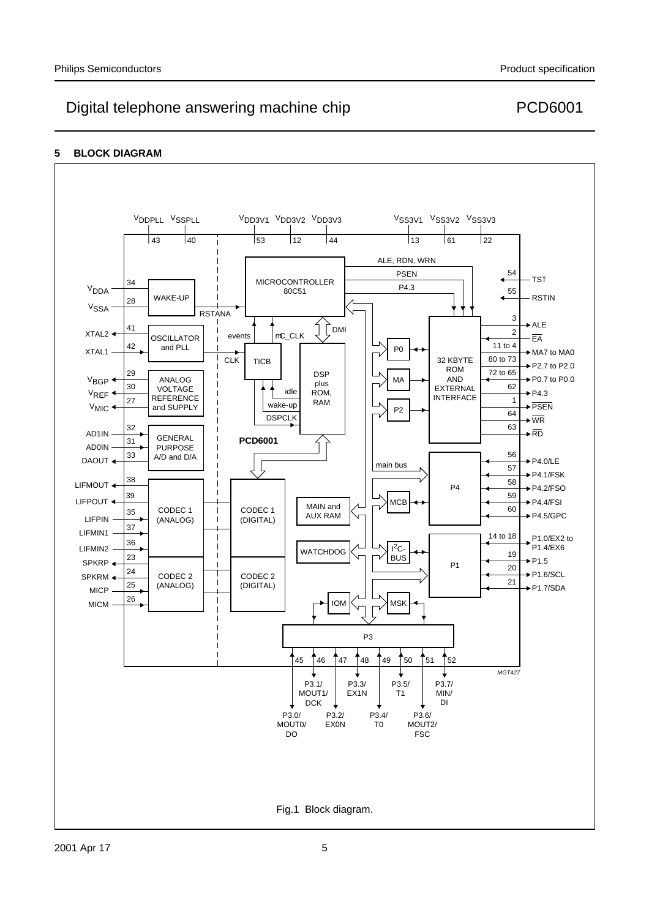## 5 BLOCK DIAGRAM

Fig.1 Block diagram.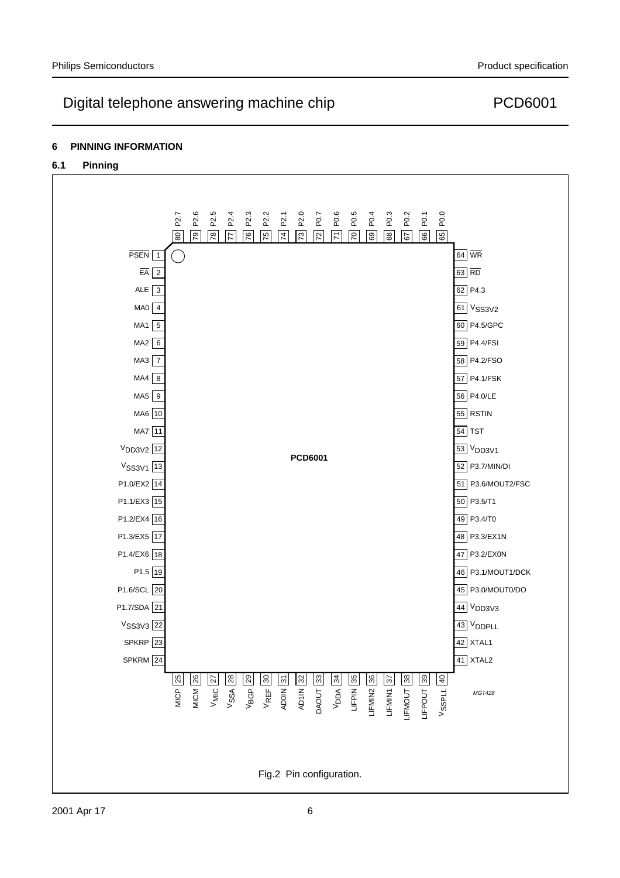## 6 PINNING INFORMATION

### 6.1 Pinning

| Pin | Symbol | Pin | Symbol |
|---|---|---|---|
| 1 | $\overline{PSEN}$ | 41 | XTAL2 |
| 2 | $\overline{EA}$ | 42 | XTAL1 |
| 3 | ALE | 43 | $V_{DDPLL}$ |
| 4 | MA0 | 44 | $V_{DD3V3}$ |
| 5 | MA1 | 45 | P3.0/MOUT0/DO |
| 6 | MA2 | 46 | P3.1/MOUT1/DCK |
| 7 | MA3 | 47 | P3.2/EX0N |
| 8 | MA4 | 48 | P3.3/EX1N |
| 9 | MA5 | 49 | P3.4/T0 |
| 10 | MA6 | 50 | P3.5/T1 |
| 11 | MA7 | 51 | P3.6/MOUT2/FSC |
| 12 | $V_{DD3V2}$ | 52 | P3.7/MIN/DI |
| 13 | $V_{SS3V1}$ | 53 | $V_{DD3V1}$ |
| 14 | P1.0/EX2 | 54 | TST |
| 15 | P1.1/EX3 | 55 | RSTIN |
| 16 | P1.2/EX4 | 56 | P4.0/LE |
| 17 | P1.3/EX5 | 57 | P4.1/FSK |
| 18 | P1.4/EX6 | 58 | P4.2/FSO |
| 19 | P1.5 | 59 | P4.4/FSI |
| 20 | P1.6/SCL | 60 | P4.5/GPC |
| 21 | P1.7/SDA | 61 | $V_{SS3V2}$ |
| 22 | $V_{SS3V3}$ | 62 | P4.3 |
| 23 | SPKRP | 63 | $\overline{RD}$ |
| 24 | SPKRM | 64 | $\overline{WR}$ |
| 25 | MICP | 65 | P0.0 |
| 26 | MICM | 66 | P0.1 |
| 27 | $V_{MIC}$ | 67 | P0.2 |
| 28 | $V_{SSA}$ | 68 | P0.3 |
| 29 | $V_{BGP}$ | 69 | P0.4 |
| 30 | $V_{REF}$ | 70 | P0.5 |
| 31 | AD0IN | 71 | P0.6 |
| 32 | AD1IN | 72 | P0.7 |
| 33 | DAOUT | 73 | P2.0 |
| 34 | $V_{DDA}$ | 74 | P2.1 |
| 35 | LIFPIN | 75 | P2.2 |
| 36 | LIFMIN2 | 76 | P2.3 |
| 37 | LIFMIN1 | 77 | P2.4 |
| 38 | LIFMOUT | 78 | P2.5 |
| 39 | LIFPOUT | 79 | P2.6 |
| 40 | $V_{SSPLL}$ | 80 | P2.7 |

PCD6001

MGT428

Fig.2 Pin configuration.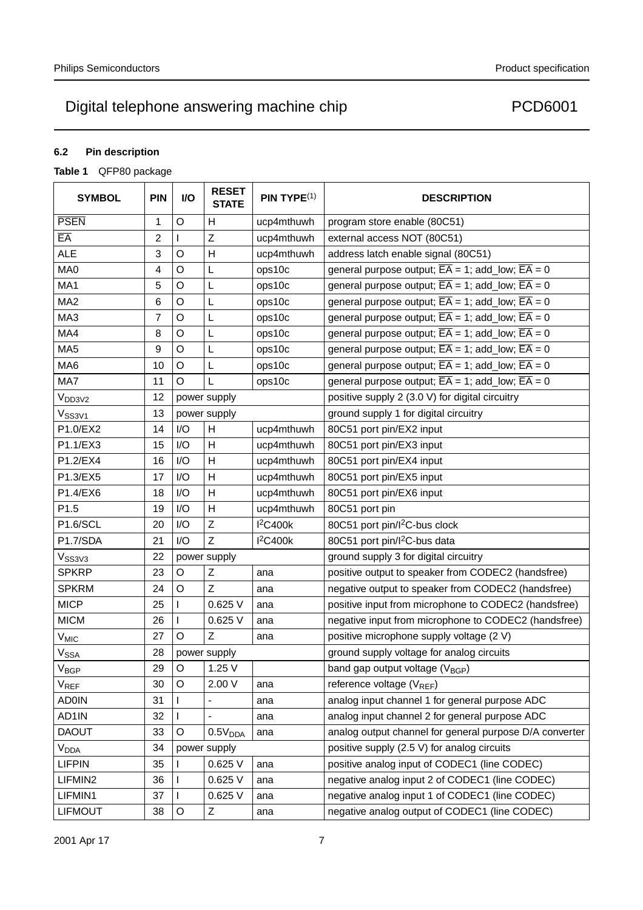### 6.2 Pin description

**Table 1** QFP80 package

| SYMBOL | PIN | I/O | RESET STATE | PIN TYPE(1) | DESCRIPTION |
|---|---|---|---|---|---|
| $\overline{PSEN}$ | 1 | O | H | ucp4mthuwh | program store enable (80C51) |
| $\overline{EA}$ | 2 | I | Z | ucp4mthuwh | external access NOT (80C51) |
| ALE | 3 | O | H | ucp4mthuwh | address latch enable signal (80C51) |
| MA0 | 4 | O | L | ops10c | general purpose output; $\overline{EA}$ = 1; add_low; $\overline{EA}$ = 0 |
| MA1 | 5 | O | L | ops10c | general purpose output; $\overline{EA}$ = 1; add_low; $\overline{EA}$ = 0 |
| MA2 | 6 | O | L | ops10c | general purpose output; $\overline{EA}$ = 1; add_low; $\overline{EA}$ = 0 |
| MA3 | 7 | O | L | ops10c | general purpose output; $\overline{EA}$ = 1; add_low; $\overline{EA}$ = 0 |
| MA4 | 8 | O | L | ops10c | general purpose output; $\overline{EA}$ = 1; add_low; $\overline{EA}$ = 0 |
| MA5 | 9 | O | L | ops10c | general purpose output; $\overline{EA}$ = 1; add_low; $\overline{EA}$ = 0 |
| MA6 | 10 | O | L | ops10c | general purpose output; $\overline{EA}$ = 1; add_low; $\overline{EA}$ = 0 |
| MA7 | 11 | O | L | ops10c | general purpose output; $\overline{EA}$ = 1; add_low; $\overline{EA}$ = 0 |
| $V_{DD3V2}$ | 12 | power supply | | | positive supply 2 (3.0 V) for digital circuitry |
| $V_{SS3V1}$ | 13 | power supply | | | ground supply 1 for digital circuitry |
| P1.0/EX2 | 14 | I/O | H | ucp4mthuwh | 80C51 port pin/EX2 input |
| P1.1/EX3 | 15 | I/O | H | ucp4mthuwh | 80C51 port pin/EX3 input |
| P1.2/EX4 | 16 | I/O | H | ucp4mthuwh | 80C51 port pin/EX4 input |
| P1.3/EX5 | 17 | I/O | H | ucp4mthuwh | 80C51 port pin/EX5 input |
| P1.4/EX6 | 18 | I/O | H | ucp4mthuwh | 80C51 port pin/EX6 input |
| P1.5 | 19 | I/O | H | ucp4mthuwh | 80C51 port pin |
| P1.6/SCL | 20 | I/O | Z | $I^2C400k$ | 80C51 port pin/$I^2C$-bus clock |
| P1.7/SDA | 21 | I/O | Z | $I^2C400k$ | 80C51 port pin/$I^2C$-bus data |
| $V_{SS3V3}$ | 22 | power supply | | | ground supply 3 for digital circuitry |
| SPKRP | 23 | O | Z | ana | positive output to speaker from CODEC2 (handsfree) |
| SPKRM | 24 | O | Z | ana | negative output to speaker from CODEC2 (handsfree) |
| MICP | 25 | I | 0.625 V | ana | positive input from microphone to CODEC2 (handsfree) |
| MICM | 26 | I | 0.625 V | ana | negative input from microphone to CODEC2 (handsfree) |
| $V_{MIC}$ | 27 | O | Z | ana | positive microphone supply voltage (2 V) |
| $V_{SSA}$ | 28 | power supply | | | ground supply voltage for analog circuits |
| $V_{BGP}$ | 29 | O | 1.25 V | | band gap output voltage ($V_{BGP}$) |
| $V_{REF}$ | 30 | O | 2.00 V | ana | reference voltage ($V_{REF}$) |
| AD0IN | 31 | I | - | ana | analog input channel 1 for general purpose ADC |
| AD1IN | 32 | I | - | ana | analog input channel 2 for general purpose ADC |
| DAOUT | 33 | O | $0.5V_{DDA}$ | ana | analog output channel for general purpose D/A converter |
| $V_{DDA}$ | 34 | power supply | | | positive supply (2.5 V) for analog circuits |
| LIFPIN | 35 | I | 0.625 V | ana | positive analog input of CODEC1 (line CODEC) |
| LIFMIN2 | 36 | I | 0.625 V | ana | negative analog input 2 of CODEC1 (line CODEC) |
| LIFMIN1 | 37 | I | 0.625 V | ana | negative analog input 1 of CODEC1 (line CODEC) |
| LIFMOUT | 38 | O | Z | ana | negative analog output of CODEC1 (line CODEC) |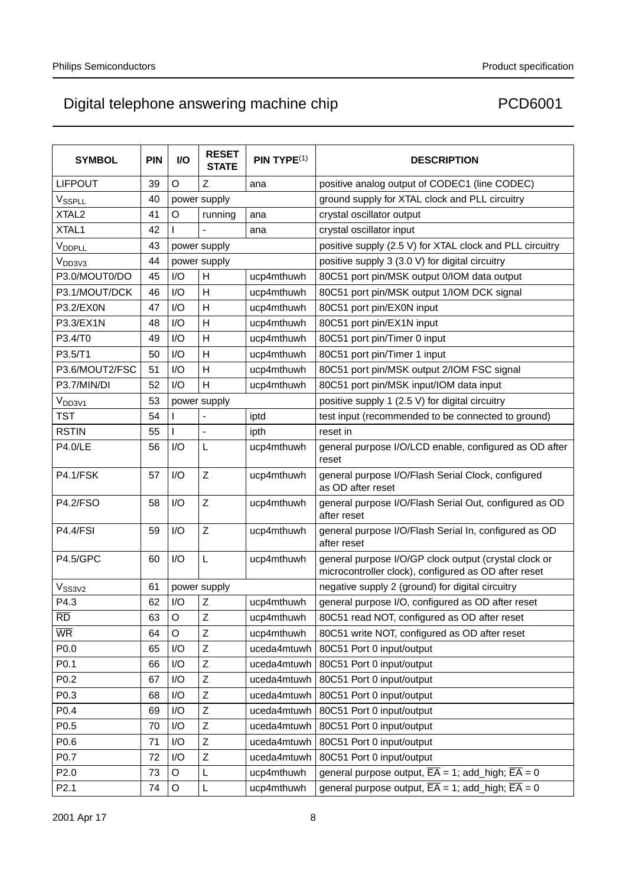| SYMBOL | PIN | I/O | RESET STATE | PIN TYPE[(1)] | DESCRIPTION |
|---|---|---|---|---|---|
| LIFPOUT | 39 | O | Z | ana | positive analog output of CODEC1 (line CODEC) |
| $V_{SSPLL}$ | 40 | power supply | | | ground supply for XTAL clock and PLL circuitry |
| XTAL2 | 41 | O | running | ana | crystal oscillator output |
| XTAL1 | 42 | I | - | ana | crystal oscillator input |
| $V_{DDPLL}$ | 43 | power supply | | | positive supply (2.5 V) for XTAL clock and PLL circuitry |
| $V_{DD3V3}$ | 44 | power supply | | | positive supply 3 (3.0 V) for digital circuitry |
| P3.0/MOUT0/DO | 45 | I/O | H | ucp4mthuwh | 80C51 port pin/MSK output 0/IOM data output |
| P3.1/MOUT/DCK | 46 | I/O | H | ucp4mthuwh | 80C51 port pin/MSK output 1/IOM DCK signal |
| P3.2/EX0N | 47 | I/O | H | ucp4mthuwh | 80C51 port pin/EX0N input |
| P3.3/EX1N | 48 | I/O | H | ucp4mthuwh | 80C51 port pin/EX1N input |
| P3.4/T0 | 49 | I/O | H | ucp4mthuwh | 80C51 port pin/Timer 0 input |
| P3.5/T1 | 50 | I/O | H | ucp4mthuwh | 80C51 port pin/Timer 1 input |
| P3.6/MOUT2/FSC | 51 | I/O | H | ucp4mthuwh | 80C51 port pin/MSK output 2/IOM FSC signal |
| P3.7/MIN/DI | 52 | I/O | H | ucp4mthuwh | 80C51 port pin/MSK input/IOM data input |
| $V_{DD3V1}$ | 53 | power supply | | | positive supply 1 (2.5 V) for digital circuitry |
| TST | 54 | I | - | iptd | test input (recommended to be connected to ground) |
| RSTIN | 55 | I | - | ipth | reset in |
| P4.0/LE | 56 | I/O | L | ucp4mthuwh | general purpose I/O/LCD enable, configured as OD after reset |
| P4.1/FSK | 57 | I/O | Z | ucp4mthuwh | general purpose I/O/Flash Serial Clock, configured as OD after reset |
| P4.2/FSO | 58 | I/O | Z | ucp4mthuwh | general purpose I/O/Flash Serial Out, configured as OD after reset |
| P4.4/FSI | 59 | I/O | Z | ucp4mthuwh | general purpose I/O/Flash Serial In, configured as OD after reset |
| P4.5/GPC | 60 | I/O | L | ucp4mthuwh | general purpose I/O/GP clock output (crystal clock or microcontroller clock), configured as OD after reset |
| $V_{SS3V2}$ | 61 | power supply | | | negative supply 2 (ground) for digital circuitry |
| P4.3 | 62 | I/O | Z | ucp4mthuwh | general purpose I/O, configured as OD after reset |
| $\overline{RD}$ | 63 | O | Z | ucp4mthuwh | 80C51 read NOT, configured as OD after reset |
| $\overline{WR}$ | 64 | O | Z | ucp4mthuwh | 80C51 write NOT, configured as OD after reset |
| P0.0 | 65 | I/O | Z | uceda4mtuwh | 80C51 Port 0 input/output |
| P0.1 | 66 | I/O | Z | uceda4mtuwh | 80C51 Port 0 input/output |
| P0.2 | 67 | I/O | Z | uceda4mtuwh | 80C51 Port 0 input/output |
| P0.3 | 68 | I/O | Z | uceda4mtuwh | 80C51 Port 0 input/output |
| P0.4 | 69 | I/O | Z | uceda4mtuwh | 80C51 Port 0 input/output |
| P0.5 | 70 | I/O | Z | uceda4mtuwh | 80C51 Port 0 input/output |
| P0.6 | 71 | I/O | Z | uceda4mtuwh | 80C51 Port 0 input/output |
| P0.7 | 72 | I/O | Z | uceda4mtuwh | 80C51 Port 0 input/output |
| P2.0 | 73 | O | L | ucp4mthuwh | general purpose output, $\overline{EA}$ = 1; add_high; $\overline{EA}$ = 0 |
| P2.1 | 74 | O | L | ucp4mthuwh | general purpose output, $\overline{EA}$ = 1; add_high; $\overline{EA}$ = 0 |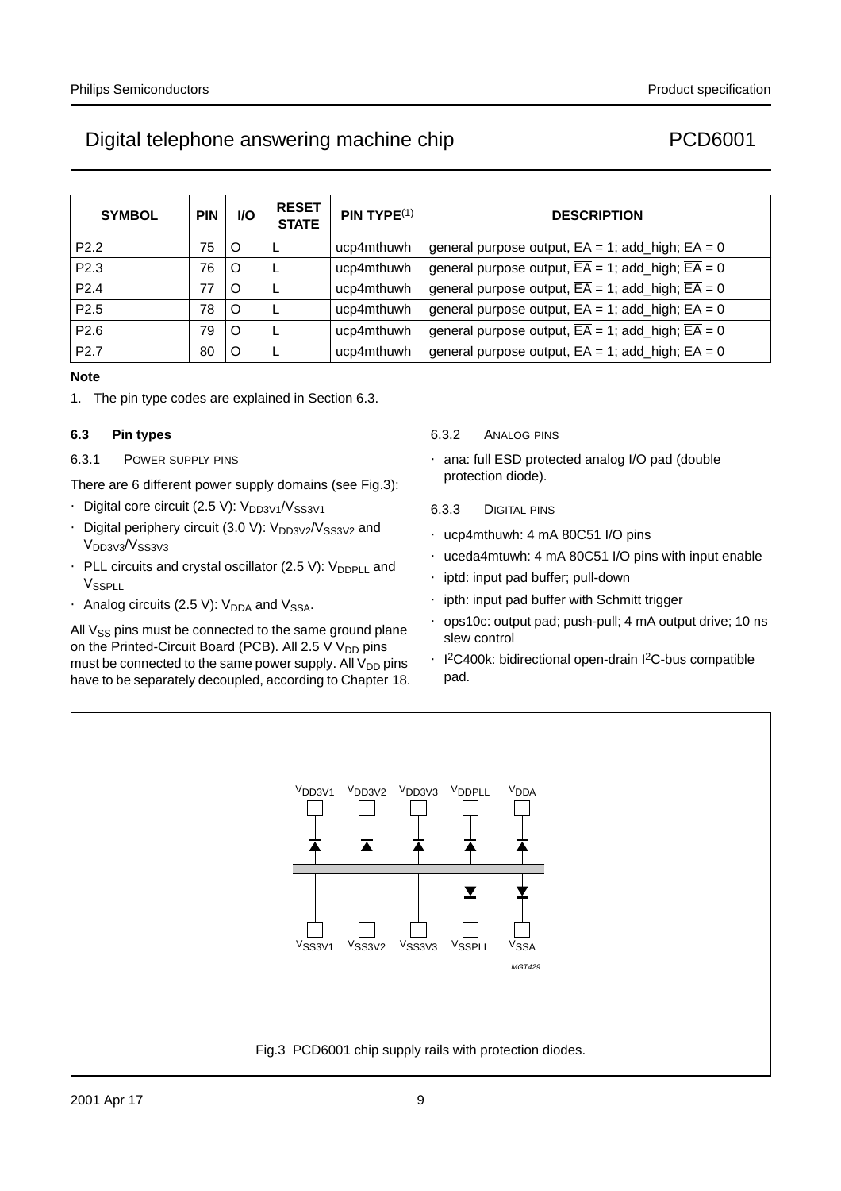| SYMBOL | PIN | I/O | RESET STATE | PIN TYPE(1) | DESCRIPTION |
|---|---|---|---|---|---|
| P2.2 | 75 | O | L | ucp4mthuwh | general purpose output, $\overline{EA}$ = 1; add_high; $\overline{EA}$ = 0 |
| P2.3 | 76 | O | L | ucp4mthuwh | general purpose output, $\overline{EA}$ = 1; add_high; $\overline{EA}$ = 0 |
| P2.4 | 77 | O | L | ucp4mthuwh | general purpose output, $\overline{EA}$ = 1; add_high; $\overline{EA}$ = 0 |
| P2.5 | 78 | O | L | ucp4mthuwh | general purpose output, $\overline{EA}$ = 1; add_high; $\overline{EA}$ = 0 |
| P2.6 | 79 | O | L | ucp4mthuwh | general purpose output, $\overline{EA}$ = 1; add_high; $\overline{EA}$ = 0 |
| P2.7 | 80 | O | L | ucp4mthuwh | general purpose output, $\overline{EA}$ = 1; add_high; $\overline{EA}$ = 0 |

**Note**

1. The pin type codes are explained in Section 6.3.

### 6.3 Pin types

#### 6.3.1 POWER SUPPLY PINS

There are 6 different power supply domains (see Fig.3):

- Digital core circuit (2.5 V): $V_{DD3V1}/V_{SS3V1}$
- Digital periphery circuit (3.0 V): $V_{DD3V2}/V_{SS3V2}$ and $V_{DD3V3}/V_{SS3V3}$
- PLL circuits and crystal oscillator (2.5 V): $V_{DDPLL}$ and $V_{SSPLL}$
- Analog circuits (2.5 V): $V_{DDA}$ and $V_{SSA}$.

All $V_{SS}$ pins must be connected to the same ground plane on the Printed-Circuit Board (PCB). All 2.5 V $V_{DD}$ pins must be connected to the same power supply. All $V_{DD}$ pins have to be separately decoupled, according to Chapter 18.

#### 6.3.2 ANALOG PINS

- ana: full ESD protected analog I/O pad (double protection diode).

#### 6.3.3 DIGITAL PINS

- ucp4mthuwh: 4 mA 80C51 I/O pins
- uceda4mtuwh: 4 mA 80C51 I/O pins with input enable
- iptd: input pad buffer; pull-down
- ipth: input pad buffer with Schmitt trigger
- ops10c: output pad; push-pull; 4 mA output drive; 10 ns slew control
- I2C400k: bidirectional open-drain I2C-bus compatible pad.

Fig.3 PCD6001 chip supply rails with protection diodes.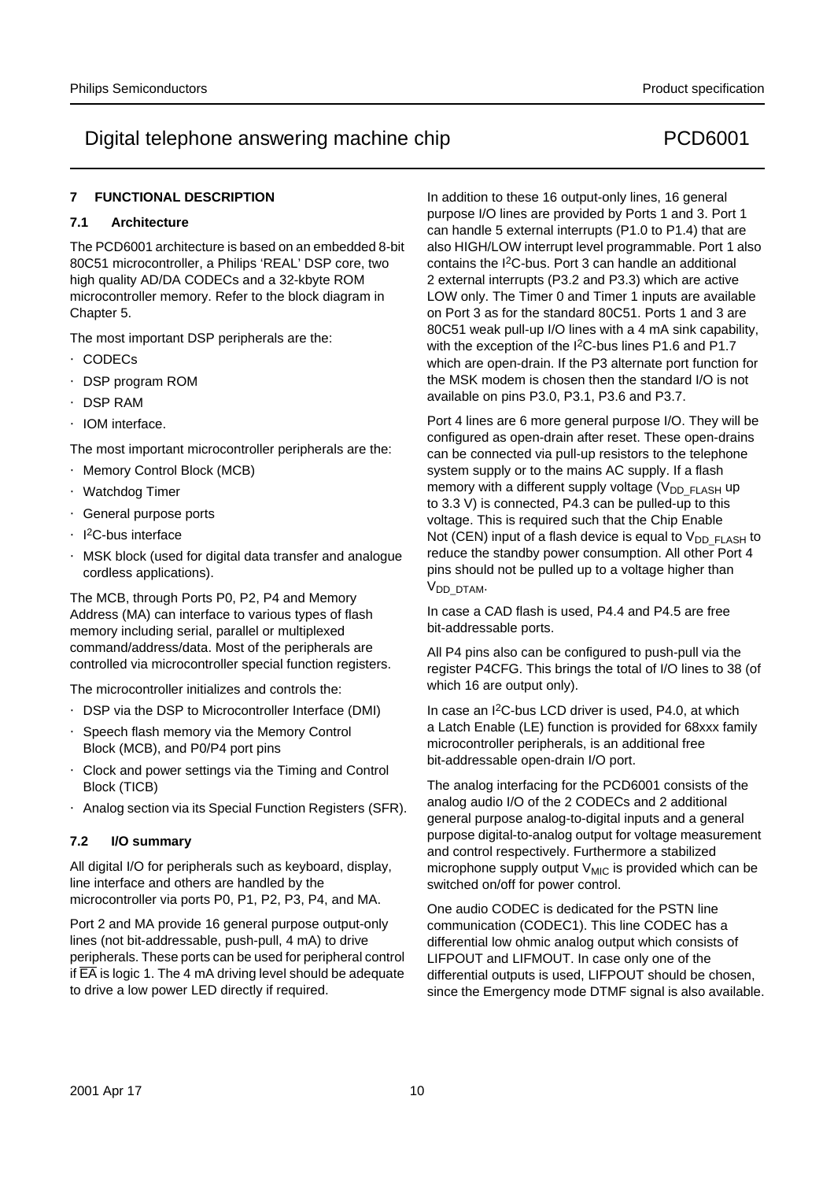## 7 FUNCTIONAL DESCRIPTION

### 7.1 Architecture

The PCD6001 architecture is based on an embedded 8-bit 80C51 microcontroller, a Philips 'REAL' DSP core, two high quality AD/DA CODECs and a 32-kbyte ROM microcontroller memory. Refer to the block diagram in Chapter 5.

The most important DSP peripherals are the:

- CODECs
- DSP program ROM
- DSP RAM
- IOM interface.

The most important microcontroller peripherals are the:

- Memory Control Block (MCB)
- Watchdog Timer
- General purpose ports
- I²C-bus interface
- MSK block (used for digital data transfer and analogue cordless applications).

The MCB, through Ports P0, P2, P4 and Memory Address (MA) can interface to various types of flash memory including serial, parallel or multiplexed command/address/data. Most of the peripherals are controlled via microcontroller special function registers.

The microcontroller initializes and controls the:

- DSP via the DSP to Microcontroller Interface (DMI)
- Speech flash memory via the Memory Control Block (MCB), and P0/P4 port pins
- Clock and power settings via the Timing and Control Block (TICB)
- Analog section via its Special Function Registers (SFR).

### 7.2 I/O summary

All digital I/O for peripherals such as keyboard, display, line interface and others are handled by the microcontroller via ports P0, P1, P2, P3, P4, and MA.

Port 2 and MA provide 16 general purpose output-only lines (not bit-addressable, push-pull, 4 mA) to drive peripherals. These ports can be used for peripheral control if $\overline{EA}$ is logic 1. The 4 mA driving level should be adequate to drive a low power LED directly if required.

In addition to these 16 output-only lines, 16 general purpose I/O lines are provided by Ports 1 and 3. Port 1 can handle 5 external interrupts (P1.0 to P1.4) that are also HIGH/LOW interrupt level programmable. Port 1 also contains the I²C-bus. Port 3 can handle an additional 2 external interrupts (P3.2 and P3.3) which are active LOW only. The Timer 0 and Timer 1 inputs are available on Port 3 as for the standard 80C51. Ports 1 and 3 are 80C51 weak pull-up I/O lines with a 4 mA sink capability, with the exception of the I²C-bus lines P1.6 and P1.7 which are open-drain. If the P3 alternate port function for the MSK modem is chosen then the standard I/O is not available on pins P3.0, P3.1, P3.6 and P3.7.

Port 4 lines are 6 more general purpose I/O. They will be configured as open-drain after reset. These open-drains can be connected via pull-up resistors to the telephone system supply or to the mains AC supply. If a flash memory with a different supply voltage ($V_{DD\_FLASH}$ up to 3.3 V) is connected, P4.3 can be pulled-up to this voltage. This is required such that the Chip Enable Not (CEN) input of a flash device is equal to $V_{DD\_FLASH}$ to reduce the standby power consumption. All other Port 4 pins should not be pulled up to a voltage higher than $V_{DD\_DTAM}$.

In case a CAD flash is used, P4.4 and P4.5 are free bit-addressable ports.

All P4 pins also can be configured to push-pull via the register P4CFG. This brings the total of I/O lines to 38 (of which 16 are output only).

In case an I²C-bus LCD driver is used, P4.0, at which a Latch Enable (LE) function is provided for 68xxx family microcontroller peripherals, is an additional free bit-addressable open-drain I/O port.

The analog interfacing for the PCD6001 consists of the analog audio I/O of the 2 CODECs and 2 additional general purpose analog-to-digital inputs and a general purpose digital-to-analog output for voltage measurement and control respectively. Furthermore a stabilized microphone supply output $V_{MIC}$ is provided which can be switched on/off for power control.

One audio CODEC is dedicated for the PSTN line communication (CODEC1). This line CODEC has a differential low ohmic analog output which consists of LIFPOUT and LIFMOUT. In case only one of the differential outputs is used, LIFPOUT should be chosen, since the Emergency mode DTMF signal is also available.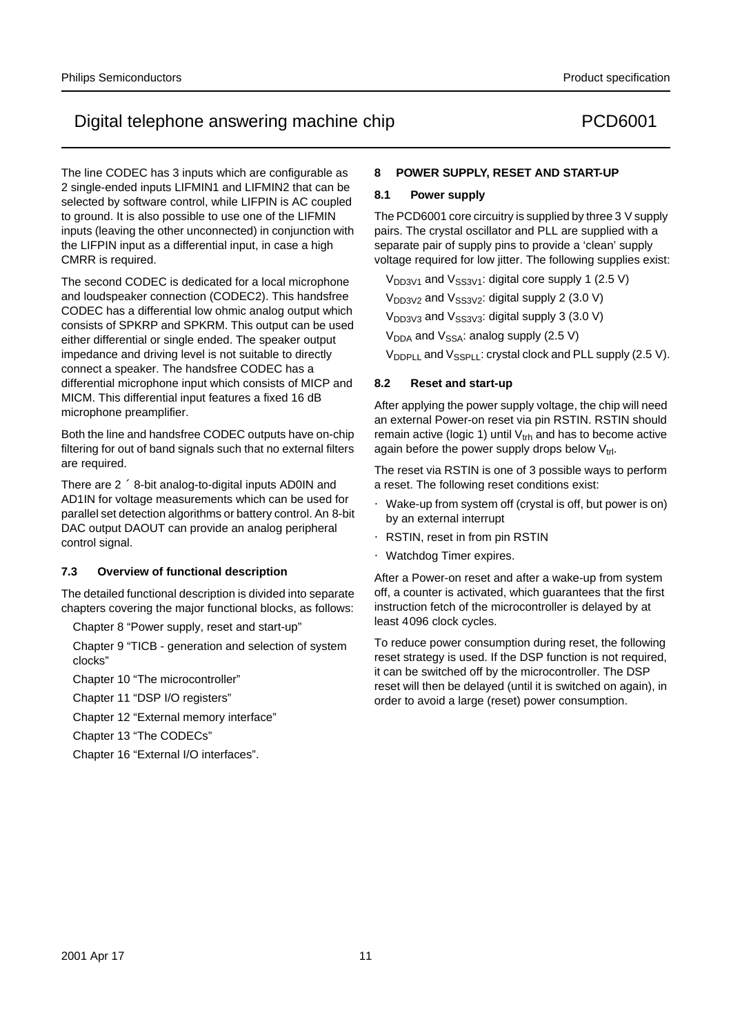The line CODEC has 3 inputs which are configurable as 2 single-ended inputs LIFMIN1 and LIFMIN2 that can be selected by software control, while LIFPIN is AC coupled to ground. It is also possible to use one of the LIFMIN inputs (leaving the other unconnected) in conjunction with the LIFPIN input as a differential input, in case a high CMRR is required.

The second CODEC is dedicated for a local microphone and loudspeaker connection (CODEC2). This handsfree CODEC has a differential low ohmic analog output which consists of SPKRP and SPKRM. This output can be used either differential or single ended. The speaker output impedance and driving level is not suitable to directly connect a speaker. The handsfree CODEC has a differential microphone input which consists of MICP and MICM. This differential input features a fixed 16 dB microphone preamplifier.

Both the line and handsfree CODEC outputs have on-chip filtering for out of band signals such that no external filters are required.

There are 2 × 8-bit analog-to-digital inputs AD0IN and AD1IN for voltage measurements which can be used for parallel set detection algorithms or battery control. An 8-bit DAC output DAOUT can provide an analog peripheral control signal.

### 7.3 Overview of functional description

The detailed functional description is divided into separate chapters covering the major functional blocks, as follows:

Chapter 8 “Power supply, reset and start-up”

Chapter 9 “TICB - generation and selection of system clocks”

Chapter 10 “The microcontroller”

Chapter 11 “DSP I/O registers”

Chapter 12 “External memory interface”

Chapter 13 “The CODECs”

Chapter 16 “External I/O interfaces”.

## 8 POWER SUPPLY, RESET AND START-UP

### 8.1 Power supply

The PCD6001 core circuitry is supplied by three 3 V supply pairs. The crystal oscillator and PLL are supplied with a separate pair of supply pins to provide a ‘clean’ supply voltage required for low jitter. The following supplies exist:

$V_{DD3V1}$ and $V_{SS3V1}$: digital core supply 1 (2.5 V)

$V_{DD3V2}$ and $V_{SS3V2}$: digital supply 2 (3.0 V)

$V_{DD3V3}$ and $V_{SS3V3}$: digital supply 3 (3.0 V)

$V_{DDA}$ and $V_{SSA}$: analog supply (2.5 V)

$V_{DDPLL}$ and $V_{SSPLL}$: crystal clock and PLL supply (2.5 V).

### 8.2 Reset and start-up

After applying the power supply voltage, the chip will need an external Power-on reset via pin RSTIN. RSTIN should remain active (logic 1) until $V_{trh}$ and has to become active again before the power supply drops below $V_{trl}$.

The reset via RSTIN is one of 3 possible ways to perform a reset. The following reset conditions exist:

- Wake-up from system off (crystal is off, but power is on) by an external interrupt
- RSTIN, reset in from pin RSTIN
- Watchdog Timer expires.

After a Power-on reset and after a wake-up from system off, a counter is activated, which guarantees that the first instruction fetch of the microcontroller is delayed by at least 4096 clock cycles.

To reduce power consumption during reset, the following reset strategy is used. If the DSP function is not required, it can be switched off by the microcontroller. The DSP reset will then be delayed (until it is switched on again), in order to avoid a large (reset) power consumption.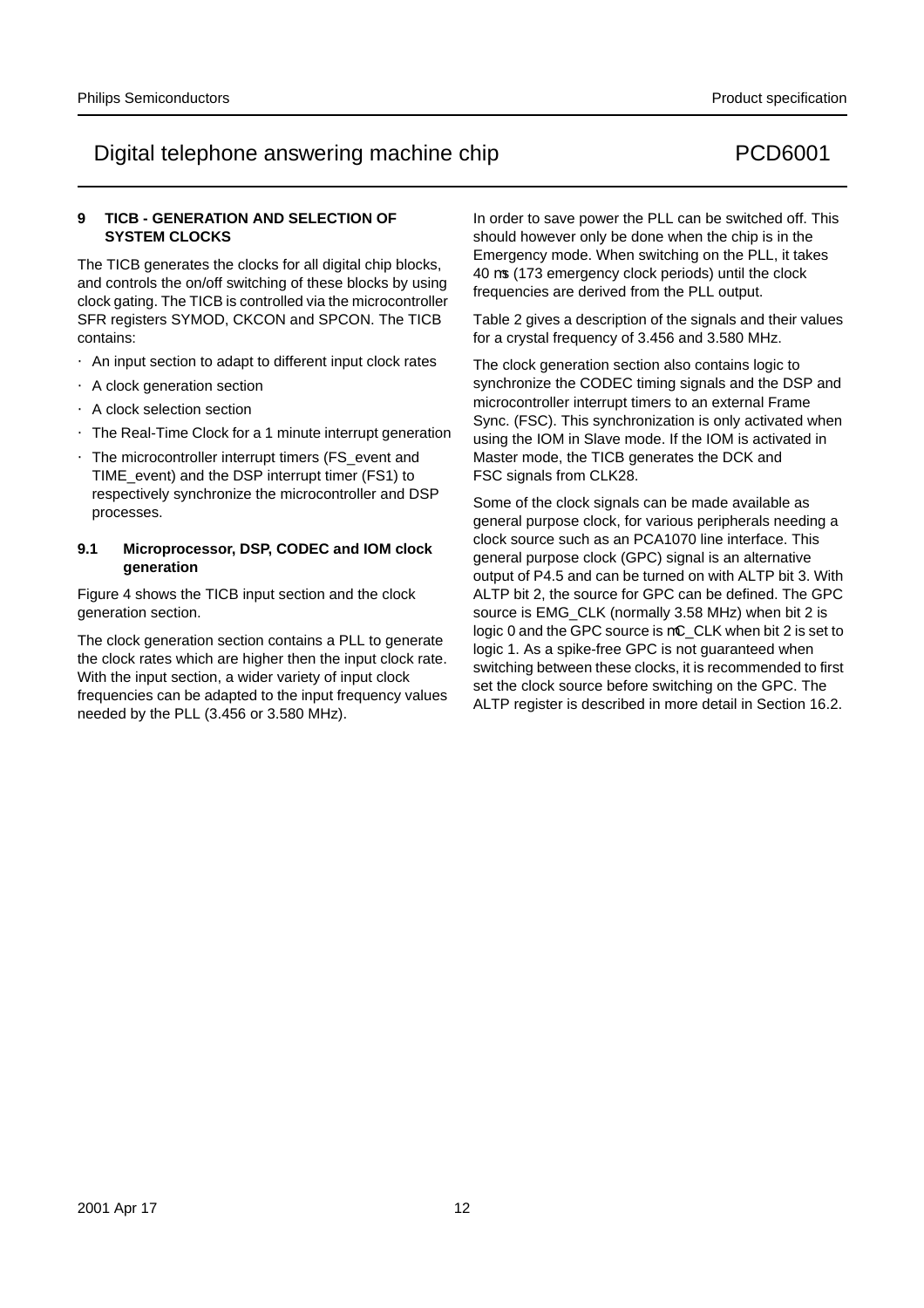## 9 TICB - GENERATION AND SELECTION OF SYSTEM CLOCKS

The TICB generates the clocks for all digital chip blocks, and controls the on/off switching of these blocks by using clock gating. The TICB is controlled via the microcontroller SFR registers SYMOD, CKCON and SPCON. The TICB contains:

- An input section to adapt to different input clock rates
- A clock generation section
- A clock selection section
- The Real-Time Clock for a 1 minute interrupt generation
- The microcontroller interrupt timers (FS_event and TIME_event) and the DSP interrupt timer (FS1) to respectively synchronize the microcontroller and DSP processes.

### 9.1 Microprocessor, DSP, CODEC and IOM clock generation

Figure 4 shows the TICB input section and the clock generation section.

The clock generation section contains a PLL to generate the clock rates which are higher then the input clock rate. With the input section, a wider variety of input clock frequencies can be adapted to the input frequency values needed by the PLL (3.456 or 3.580 MHz).

In order to save power the PLL can be switched off. This should however only be done when the chip is in the Emergency mode. When switching on the PLL, it takes 40 ms (173 emergency clock periods) until the clock frequencies are derived from the PLL output.

Table 2 gives a description of the signals and their values for a crystal frequency of 3.456 and 3.580 MHz.

The clock generation section also contains logic to synchronize the CODEC timing signals and the DSP and microcontroller interrupt timers to an external Frame Sync. (FSC). This synchronization is only activated when using the IOM in Slave mode. If the IOM is activated in Master mode, the TICB generates the DCK and FSC signals from CLK28.

Some of the clock signals can be made available as general purpose clock, for various peripherals needing a clock source such as an PCA1070 line interface. This general purpose clock (GPC) signal is an alternative output of P4.5 and can be turned on with ALTP bit 3. With ALTP bit 2, the source for GPC can be defined. The GPC source is EMG_CLK (normally 3.58 MHz) when bit 2 is logic 0 and the GPC source is μC_CLK when bit 2 is set to logic 1. As a spike-free GPC is not guaranteed when switching between these clocks, it is recommended to first set the clock source before switching on the GPC. The ALTP register is described in more detail in Section 16.2.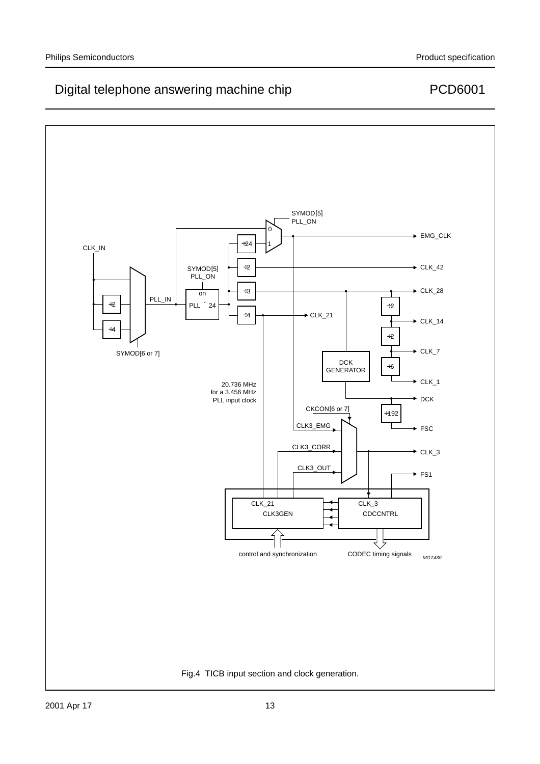Fig.4 TICB input section and clock generation.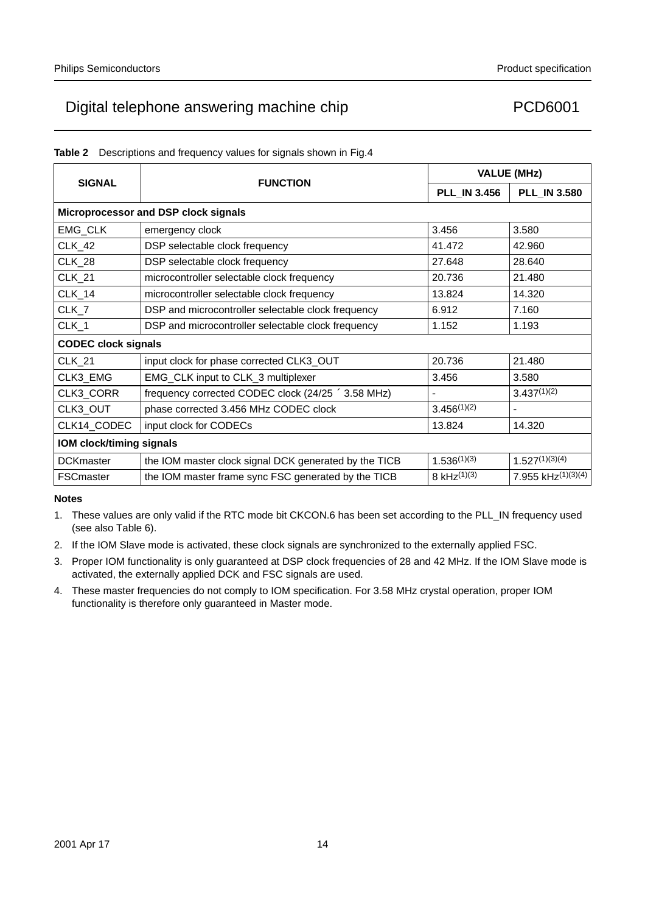**Table 2** Descriptions and frequency values for signals shown in Fig.4

| SIGNAL | FUNCTION | VALUE (MHz) | |
|---|---|---|---|
| | | PLL_IN 3.456 | PLL_IN 3.580 |
| **Microprocessor and DSP clock signals** | | | |
| EMG_CLK | emergency clock | 3.456 | 3.580 |
| CLK_42 | DSP selectable clock frequency | 41.472 | 42.960 |
| CLK_28 | DSP selectable clock frequency | 27.648 | 28.640 |
| CLK_21 | microcontroller selectable clock frequency | 20.736 | 21.480 |
| CLK_14 | microcontroller selectable clock frequency | 13.824 | 14.320 |
| CLK_7 | DSP and microcontroller selectable clock frequency | 6.912 | 7.160 |
| CLK_1 | DSP and microcontroller selectable clock frequency | 1.152 | 1.193 |
| **CODEC clock signals** | | | |
| CLK_21 | input clock for phase corrected CLK3_OUT | 20.736 | 21.480 |
| CLK3_EMG | EMG_CLK input to CLK_3 multiplexer | 3.456 | 3.580 |
| CLK3_CORR | frequency corrected CODEC clock (24/25 ´ 3.58 MHz) | - | 3.437(1)(2) |
| CLK3_OUT | phase corrected 3.456 MHz CODEC clock | 3.456(1)(2) | - |
| CLK14_CODEC | input clock for CODECs | 13.824 | 14.320 |
| **IOM clock/timing signals** | | | |
| DCKmaster | the IOM master clock signal DCK generated by the TICB | 1.536(1)(3) | 1.527(1)(3)(4) |
| FSCmaster | the IOM master frame sync FSC generated by the TICB | 8 kHz(1)(3) | 7.955 kHz(1)(3)(4) |

**Notes**

1. These values are only valid if the RTC mode bit CKCON.6 has been set according to the PLL_IN frequency used (see also Table 6).
2. If the IOM Slave mode is activated, these clock signals are synchronized to the externally applied FSC.
3. Proper IOM functionality is only guaranteed at DSP clock frequencies of 28 and 42 MHz. If the IOM Slave mode is activated, the externally applied DCK and FSC signals are used.
4. These master frequencies do not comply to IOM specification. For 3.58 MHz crystal operation, proper IOM functionality is therefore only guaranteed in Master mode.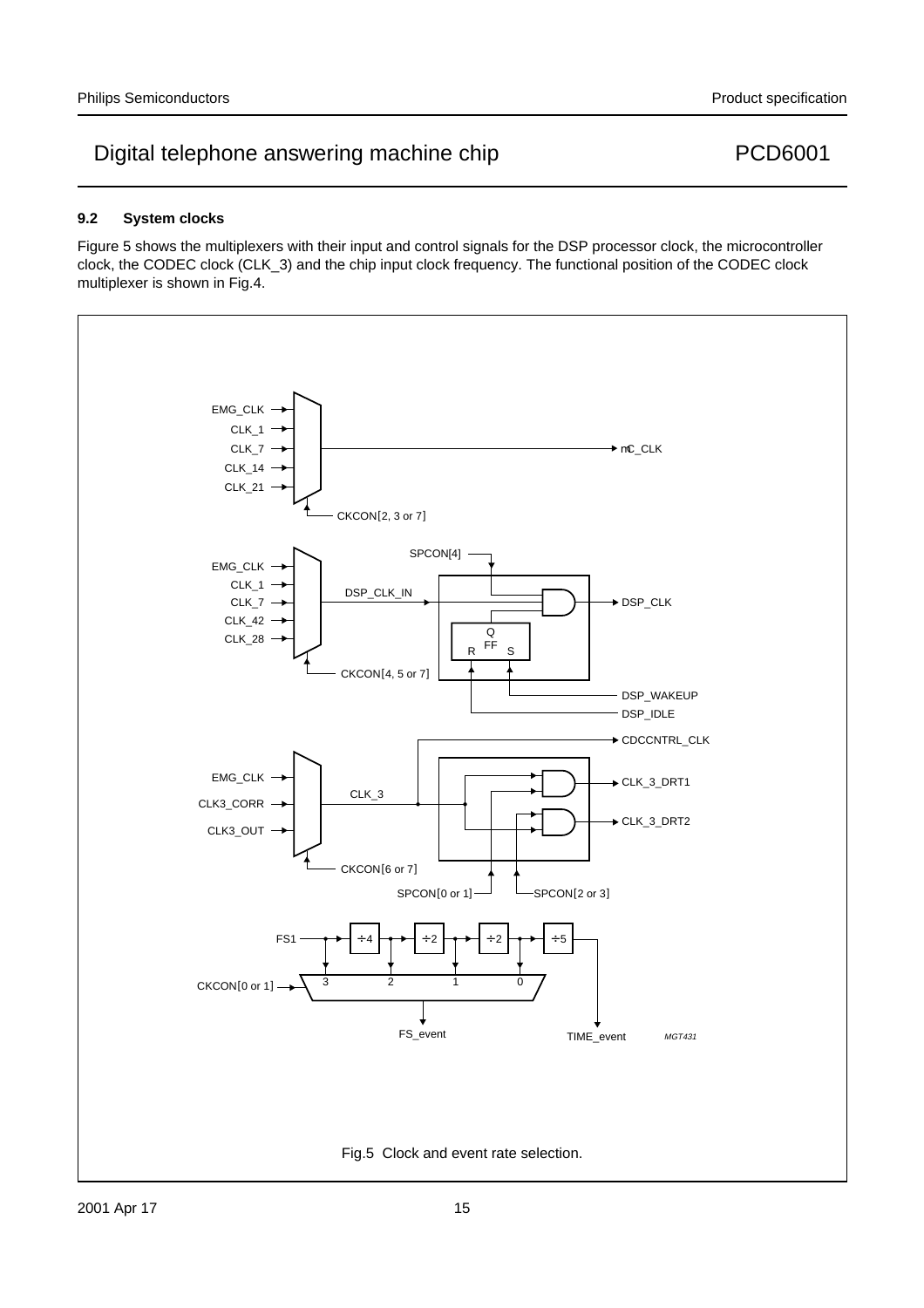### 9.2 System clocks

Figure 5 shows the multiplexers with their input and control signals for the DSP processor clock, the microcontroller clock, the CODEC clock (CLK_3) and the chip input clock frequency. The functional position of the CODEC clock multiplexer is shown in Fig.4.

Fig.5 Clock and event rate selection.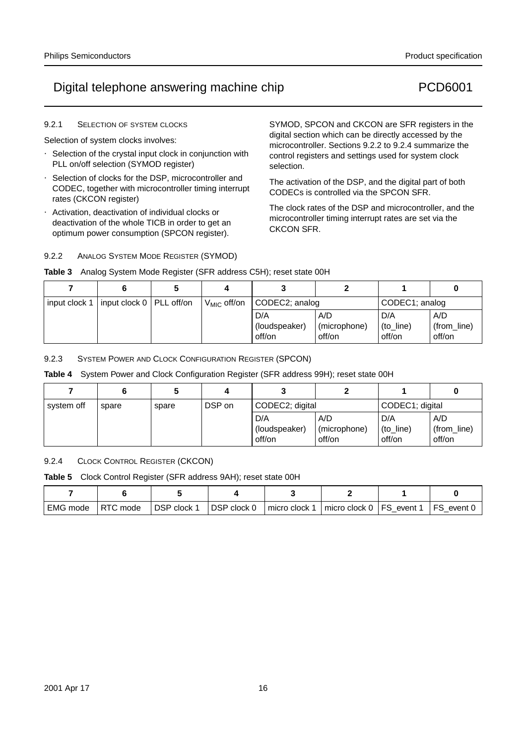#### 9.2.1 SELECTION OF SYSTEM CLOCKS

Selection of system clocks involves:

- Selection of the crystal input clock in conjunction with PLL on/off selection (SYMOD register)
- Selection of clocks for the DSP, microcontroller and CODEC, together with microcontroller timing interrupt rates (CKCON register)
- Activation, deactivation of individual clocks or deactivation of the whole TICB in order to get an optimum power consumption (SPCON register).

SYMOD, SPCON and CKCON are SFR registers in the digital section which can be directly accessed by the microcontroller. Sections 9.2.2 to 9.2.4 summarize the control registers and settings used for system clock selection.

The activation of the DSP, and the digital part of both CODECs is controlled via the SPCON SFR.

The clock rates of the DSP and microcontroller, and the microcontroller timing interrupt rates are set via the CKCON SFR.

#### 9.2.2 ANALOG SYSTEM MODE REGISTER (SYMOD)

**Table 3** Analog System Mode Register (SFR address C5H); reset state 00H

| 7 | 6 | 5 | 4 | 3 | 2 | 1 | 0 |
|---|---|---|---|---|---|---|---|
| input clock 1 | input clock 0 | PLL off/on | $V_{MIC}$ off/on | CODEC2; analog | | CODEC1; analog | |
| | | | | D/A (loudspeaker) off/on | A/D (microphone) off/on | D/A (to_line) off/on | A/D (from_line) off/on |

#### 9.2.3 SYSTEM POWER AND CLOCK CONFIGURATION REGISTER (SPCON)

**Table 4** System Power and Clock Configuration Register (SFR address 99H); reset state 00H

| 7 | 6 | 5 | 4 | 3 | 2 | 1 | 0 |
|---|---|---|---|---|---|---|---|
| system off | spare | spare | DSP on | CODEC2; digital | | CODEC1; digital | |
| | | | | D/A (loudspeaker) off/on | A/D (microphone) off/on | D/A (to_line) off/on | A/D (from_line) off/on |

#### 9.2.4 CLOCK CONTROL REGISTER (CKCON)

**Table 5** Clock Control Register (SFR address 9AH); reset state 00H

| 7 | 6 | 5 | 4 | 3 | 2 | 1 | 0 |
|---|---|---|---|---|---|---|---|
| EMG mode | RTC mode | DSP clock 1 | DSP clock 0 | micro clock 1 | micro clock 0 | FS_event 1 | FS_event 0 |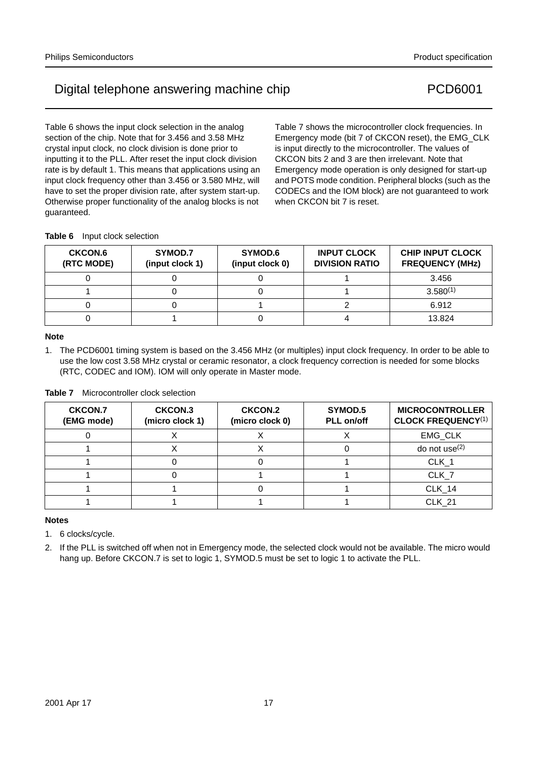Table 6 shows the input clock selection in the analog section of the chip. Note that for 3.456 and 3.58 MHz crystal input clock, no clock division is done prior to inputting it to the PLL. After reset the input clock division rate is by default 1. This means that applications using an input clock frequency other than 3.456 or 3.580 MHz, will have to set the proper division rate, after system start-up. Otherwise proper functionality of the analog blocks is not guaranteed.

Table 7 shows the microcontroller clock frequencies. In Emergency mode (bit 7 of CKCON reset), the EMG_CLK is input directly to the microcontroller. The values of CKCON bits 2 and 3 are then irrelevant. Note that Emergency mode operation is only designed for start-up and POTS mode condition. Peripheral blocks (such as the CODECs and the IOM block) are not guaranteed to work when CKCON bit 7 is reset.

**Table 6** Input clock selection

| CKCON.6 (RTC MODE) | SYMOD.7 (input clock 1) | SYMOD.6 (input clock 0) | INPUT CLOCK DIVISION RATIO | CHIP INPUT CLOCK FREQUENCY (MHz) |
|---|---|---|---|---|
| 0 | 0 | 0 | 1 | 3.456 |
| 1 | 0 | 0 | 1 | 3.580(1) |
| 0 | 0 | 1 | 2 | 6.912 |
| 0 | 1 | 0 | 4 | 13.824 |

**Note**

1. The PCD6001 timing system is based on the 3.456 MHz (or multiples) input clock frequency. In order to be able to use the low cost 3.58 MHz crystal or ceramic resonator, a clock frequency correction is needed for some blocks (RTC, CODEC and IOM). IOM will only operate in Master mode.

**Table 7** Microcontroller clock selection

| CKCON.7 (EMG mode) | CKCON.3 (micro clock 1) | CKCON.2 (micro clock 0) | SYMOD.5 PLL on/off | MICROCONTROLLER CLOCK FREQUENCY(1) |
|---|---|---|---|---|
| 0 | X | X | X | EMG_CLK |
| 1 | X | X | 0 | do not use(2) |
| 1 | 0 | 0 | 1 | CLK_1 |
| 1 | 0 | 1 | 1 | CLK_7 |
| 1 | 1 | 0 | 1 | CLK_14 |
| 1 | 1 | 1 | 1 | CLK_21 |

**Notes**

1. 6 clocks/cycle.
2. If the PLL is switched off when not in Emergency mode, the selected clock would not be available. The micro would hang up. Before CKCON.7 is set to logic 1, SYMOD.5 must be set to logic 1 to activate the PLL.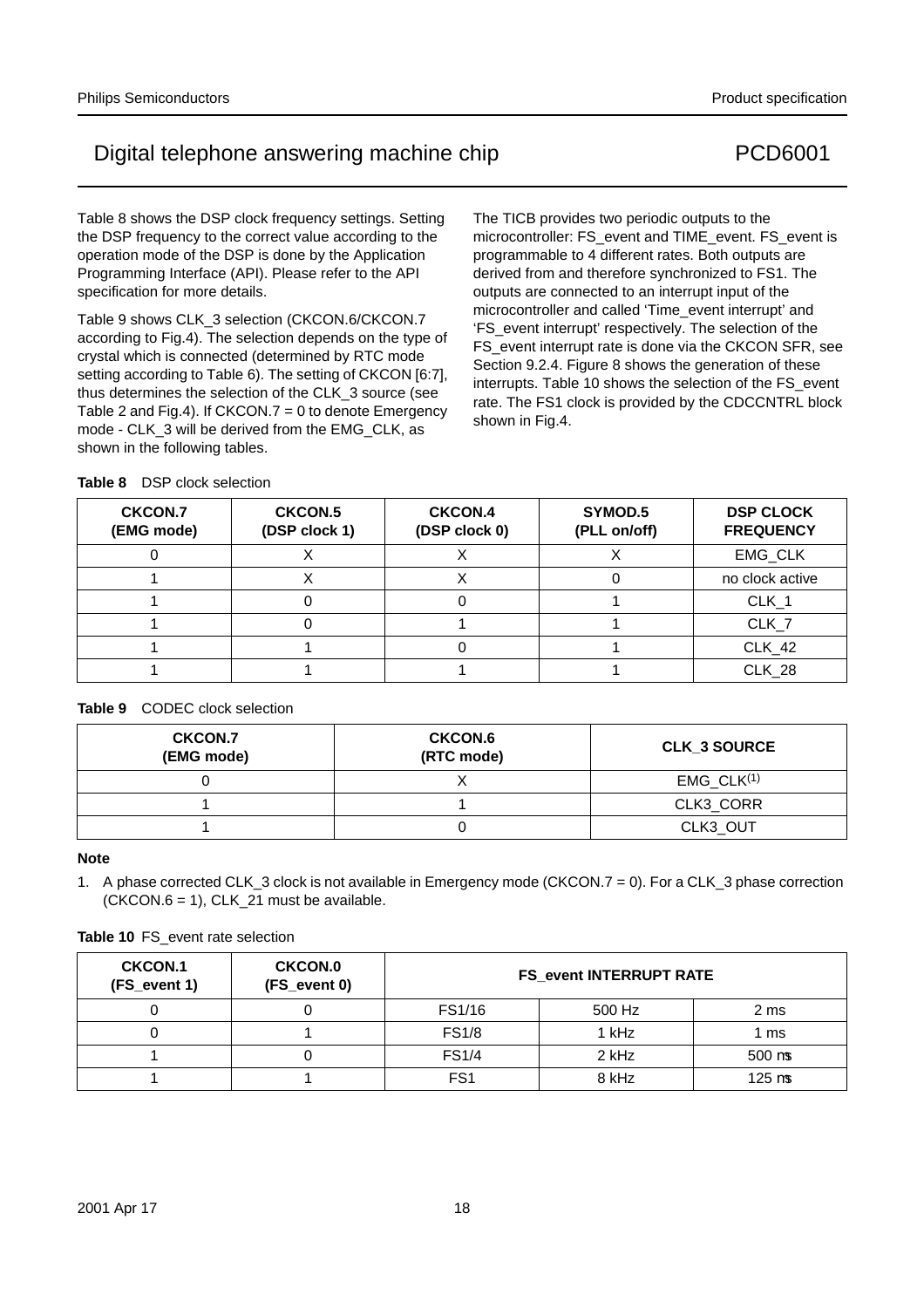Table 8 shows the DSP clock frequency settings. Setting the DSP frequency to the correct value according to the operation mode of the DSP is done by the Application Programming Interface (API). Please refer to the API specification for more details.

Table 9 shows CLK_3 selection (CKCON.6/CKCON.7 according to Fig.4). The selection depends on the type of crystal which is connected (determined by RTC mode setting according to Table 6). The setting of CKCON [6:7], thus determines the selection of the CLK_3 source (see Table 2 and Fig.4). If CKCON.7 = 0 to denote Emergency mode - CLK_3 will be derived from the EMG_CLK, as shown in the following tables.

The TICB provides two periodic outputs to the microcontroller: FS_event and TIME_event. FS_event is programmable to 4 different rates. Both outputs are derived from and therefore synchronized to FS1. The outputs are connected to an interrupt input of the microcontroller and called 'Time_event interrupt' and 'FS_event interrupt' respectively. The selection of the FS_event interrupt rate is done via the CKCON SFR, see Section 9.2.4. Figure 8 shows the generation of these interrupts. Table 10 shows the selection of the FS_event rate. The FS1 clock is provided by the CDCCNTRL block shown in Fig.4.

**Table 8** DSP clock selection

| CKCON.7 (EMG mode) | CKCON.5 (DSP clock 1) | CKCON.4 (DSP clock 0) | SYMOD.5 (PLL on/off) | DSP CLOCK FREQUENCY |
|---|---|---|---|---|
| 0 | X | X | X | EMG_CLK |
| 1 | X | X | 0 | no clock active |
| 1 | 0 | 0 | 1 | CLK_1 |
| 1 | 0 | 1 | 1 | CLK_7 |
| 1 | 1 | 0 | 1 | CLK_42 |
| 1 | 1 | 1 | 1 | CLK_28 |

**Table 9** CODEC clock selection

| CKCON.7 (EMG mode) | CKCON.6 (RTC mode) | CLK_3 SOURCE |
|---|---|---|
| 0 | X | EMG_CLK(1) |
| 1 | 1 | CLK3_CORR |
| 1 | 0 | CLK3_OUT |

**Note**

1. A phase corrected CLK_3 clock is not available in Emergency mode (CKCON.7 = 0). For a CLK_3 phase correction (CKCON.6 = 1), CLK_21 must be available.

**Table 10** FS_event rate selection

| CKCON.1 (FS_event 1) | CKCON.0 (FS_event 0) | FS_event INTERRUPT RATE | | |
|---|---|---|---|---|
| 0 | 0 | FS1/16 | 500 Hz | 2 ms |
| 0 | 1 | FS1/8 | 1 kHz | 1 ms |
| 1 | 0 | FS1/4 | 2 kHz | 500 μs |
| 1 | 1 | FS1 | 8 kHz | 125 μs |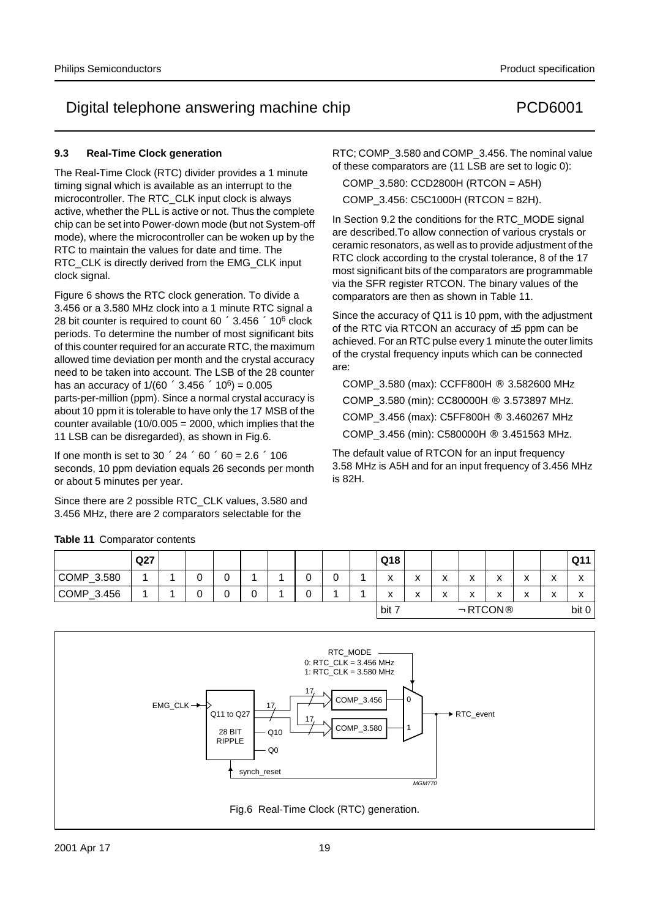### 9.3 Real-Time Clock generation

The Real-Time Clock (RTC) divider provides a 1 minute timing signal which is available as an interrupt to the microcontroller. The RTC_CLK input clock is always active, whether the PLL is active or not. Thus the complete chip can be set into Power-down mode (but not System-off mode), where the microcontroller can be woken up by the RTC to maintain the values for date and time. The RTC_CLK is directly derived from the EMG_CLK input clock signal.

Figure 6 shows the RTC clock generation. To divide a 3.456 or a 3.580 MHz clock into a 1 minute RTC signal a 28 bit counter is required to count $60 \times 3.456 \times 10^6$ clock periods. To determine the number of most significant bits of this counter required for an accurate RTC, the maximum allowed time deviation per month and the crystal accuracy need to be taken into account. The LSB of the 28 counter has an accuracy of $1/(60 \times 3.456 \times 10^6) = 0.005$ parts-per-million (ppm). Since a normal crystal accuracy is about 10 ppm it is tolerable to have only the 17 MSB of the counter available (10/0.005 = 2000, which implies that the 11 LSB can be disregarded), as shown in Fig.6.

If one month is set to $30 \times 24 \times 60 \times 60 = 2.6 \times 10^6$ seconds, 10 ppm deviation equals 26 seconds per month or about 5 minutes per year.

Since there are 2 possible RTC_CLK values, 3.580 and 3.456 MHz, there are 2 comparators selectable for the RTC; COMP_3.580 and COMP_3.456. The nominal value of these comparators are (11 LSB are set to logic 0):

COMP_3.580: CCD2800H (RTCON = A5H)

COMP_3.456: C5C1000H (RTCON = 82H).

In Section 9.2 the conditions for the RTC_MODE signal are described.To allow connection of various crystals or ceramic resonators, as well as to provide adjustment of the RTC clock according to the crystal tolerance, 8 of the 17 most significant bits of the comparators are programmable via the SFR register RTCON. The binary values of the comparators are then as shown in Table 11.

Since the accuracy of Q11 is 10 ppm, with the adjustment of the RTC via RTCON an accuracy of ±5 ppm can be achieved. For an RTC pulse every 1 minute the outer limits of the crystal frequency inputs which can be connected are:

COMP_3.580 (max): CCFF800H → 3.582600 MHz

COMP_3.580 (min): CC80000H → 3.573897 MHz.

COMP_3.456 (max): C5FF800H → 3.460267 MHz

COMP_3.456 (min): C580000H → 3.451563 MHz.

The default value of RTCON for an input frequency 3.58 MHz is A5H and for an input frequency of 3.456 MHz is 82H.

**Table 11** Comparator contents

| | Q27 | | | | | | | | | Q18 | | | | | | | Q11 |
|---|---|---|---|---|---|---|---|---|---|---|---|---|---|---|---|---|---|
| COMP_3.580 | 1 | 1 | 0 | 0 | 1 | 1 | 0 | 0 | 1 | x | x | x | x | x | x | x | x |
| COMP_3.456 | 1 | 1 | 0 | 0 | 0 | 1 | 0 | 1 | 1 | x | x | x | x | x | x | x | x |
| | | | | | | | | | | bit 7 | | | ← RTCON → | | | | bit 0 |

Fig.6 Real-Time Clock (RTC) generation.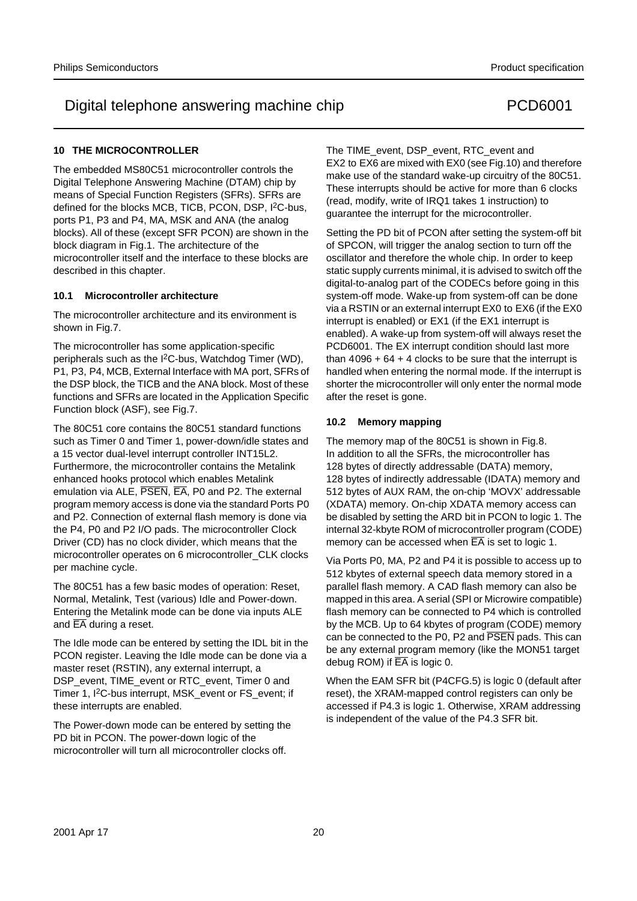## 10 THE MICROCONTROLLER

The embedded MS80C51 microcontroller controls the Digital Telephone Answering Machine (DTAM) chip by means of Special Function Registers (SFRs). SFRs are defined for the blocks MCB, TICB, PCON, DSP, I²C-bus, ports P1, P3 and P4, MA, MSK and ANA (the analog blocks). All of these (except SFR PCON) are shown in the block diagram in Fig.1. The architecture of the microcontroller itself and the interface to these blocks are described in this chapter.

### 10.1 Microcontroller architecture

The microcontroller architecture and its environment is shown in Fig.7.

The microcontroller has some application-specific peripherals such as the I²C-bus, Watchdog Timer (WD), P1, P3, P4, MCB, External Interface with MA port, SFRs of the DSP block, the TICB and the ANA block. Most of these functions and SFRs are located in the Application Specific Function block (ASF), see Fig.7.

The 80C51 core contains the 80C51 standard functions such as Timer 0 and Timer 1, power-down/idle states and a 15 vector dual-level interrupt controller INT15L2. Furthermore, the microcontroller contains the Metalink enhanced hooks protocol which enables Metalink emulation via ALE, $\overline{\text{PSEN}}$, $\overline{\text{EA}}$, P0 and P2. The external program memory access is done via the standard Ports P0 and P2. Connection of external flash memory is done via the P4, P0 and P2 I/O pads. The microcontroller Clock Driver (CD) has no clock divider, which means that the microcontroller operates on 6 microcontroller_CLK clocks per machine cycle.

The 80C51 has a few basic modes of operation: Reset, Normal, Metalink, Test (various) Idle and Power-down. Entering the Metalink mode can be done via inputs ALE and $\overline{\text{EA}}$ during a reset.

The Idle mode can be entered by setting the IDL bit in the PCON register. Leaving the Idle mode can be done via a master reset (RSTIN), any external interrupt, a DSP_event, TIME_event or RTC_event, Timer 0 and Timer 1, I²C-bus interrupt, MSK_event or FS_event; if these interrupts are enabled.

The Power-down mode can be entered by setting the PD bit in PCON. The power-down logic of the microcontroller will turn all microcontroller clocks off.

The TIME_event, DSP_event, RTC_event and EX2 to EX6 are mixed with EX0 (see Fig.10) and therefore make use of the standard wake-up circuitry of the 80C51. These interrupts should be active for more than 6 clocks (read, modify, write of IRQ1 takes 1 instruction) to guarantee the interrupt for the microcontroller.

Setting the PD bit of PCON after setting the system-off bit of SPCON, will trigger the analog section to turn off the oscillator and therefore the whole chip. In order to keep static supply currents minimal, it is advised to switch off the digital-to-analog part of the CODECs before going in this system-off mode. Wake-up from system-off can be done via a RSTIN or an external interrupt EX0 to EX6 (if the EX0 interrupt is enabled) or EX1 (if the EX1 interrupt is enabled). A wake-up from system-off will always reset the PCD6001. The EX interrupt condition should last more than 4096 + 64 + 4 clocks to be sure that the interrupt is handled when entering the normal mode. If the interrupt is shorter the microcontroller will only enter the normal mode after the reset is gone.

### 10.2 Memory mapping

The memory map of the 80C51 is shown in Fig.8. In addition to all the SFRs, the microcontroller has 128 bytes of directly addressable (DATA) memory, 128 bytes of indirectly addressable (IDATA) memory and 512 bytes of AUX RAM, the on-chip 'MOVX' addressable (XDATA) memory. On-chip XDATA memory access can be disabled by setting the ARD bit in PCON to logic 1. The internal 32-kbyte ROM of microcontroller program (CODE) memory can be accessed when $\overline{\text{EA}}$ is set to logic 1.

Via Ports P0, MA, P2 and P4 it is possible to access up to 512 kbytes of external speech data memory stored in a parallel flash memory. A CAD flash memory can also be mapped in this area. A serial (SPI or Microwire compatible) flash memory can be connected to P4 which is controlled by the MCB. Up to 64 kbytes of program (CODE) memory can be connected to the P0, P2 and $\overline{\text{PSEN}}$ pads. This can be any external program memory (like the MON51 target debug ROM) if $\overline{\text{EA}}$ is logic 0.

When the EAM SFR bit (P4CFG.5) is logic 0 (default after reset), the XRAM-mapped control registers can only be accessed if P4.3 is logic 1. Otherwise, XRAM addressing is independent of the value of the P4.3 SFR bit.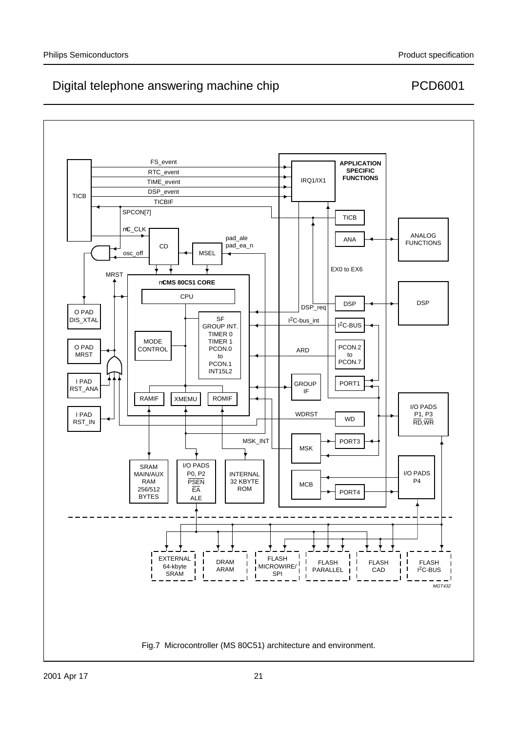Fig.7 Microcontroller (MS 80C51) architecture and environment.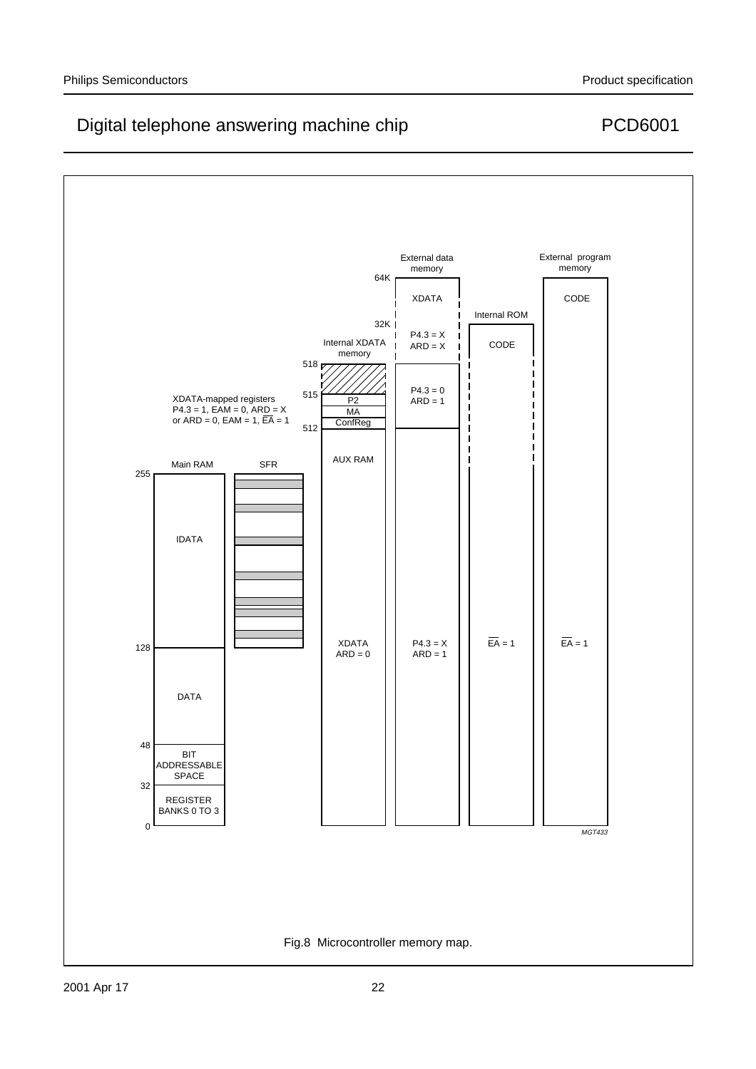Fig.8 Microcontroller memory map.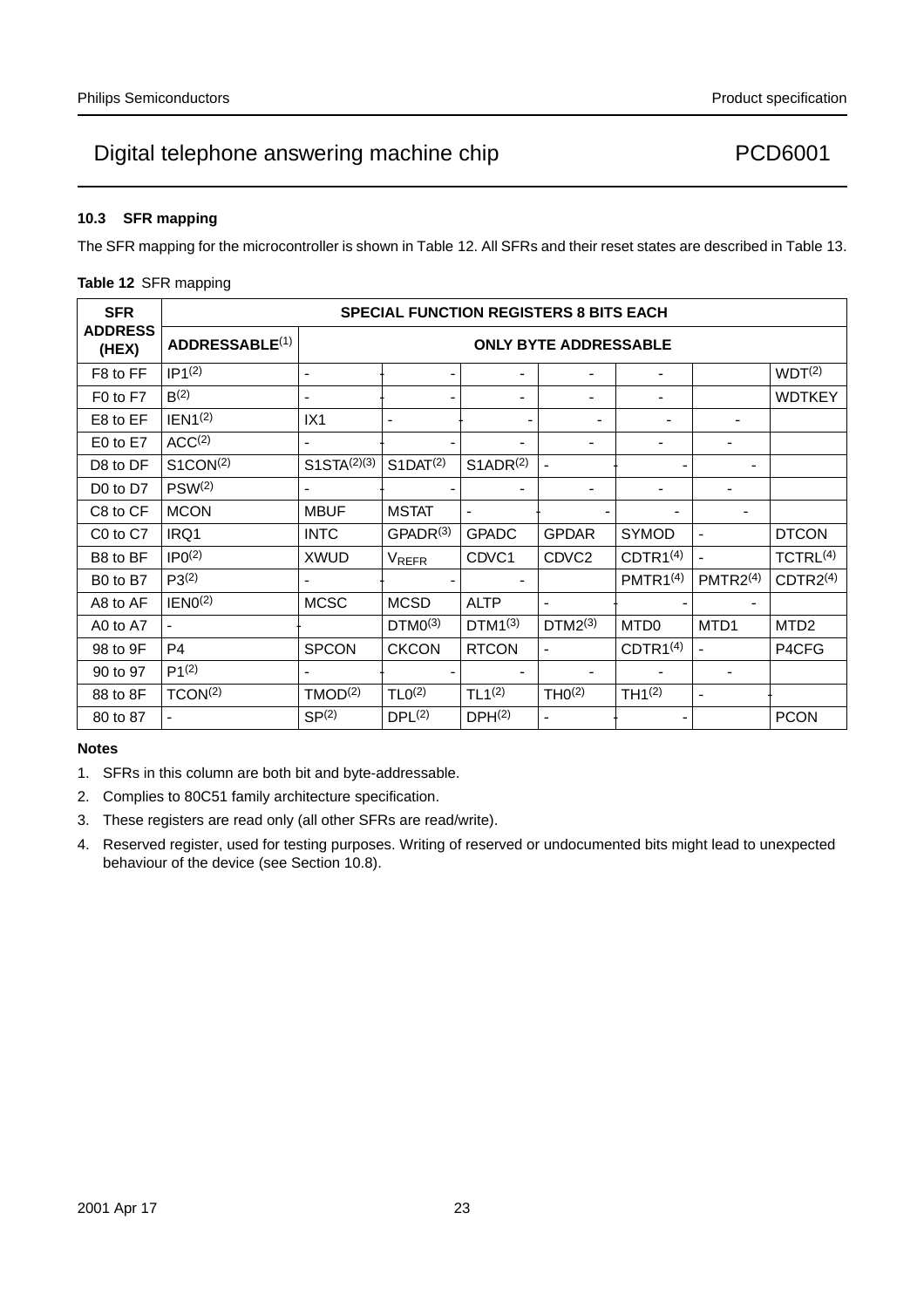### 10.3 SFR mapping

The SFR mapping for the microcontroller is shown in Table 12. All SFRs and their reset states are described in Table 13.

**Table 12** SFR mapping

| SFR ADDRESS (HEX) | SPECIAL FUNCTION REGISTERS 8 BITS EACH | | | | | | | |
|---|---|---|---|---|---|---|---|---|
| | ADDRESSABLE(1) | ONLY BYTE ADDRESSABLE | | | | | | |
| F8 to FF | IP1(2) | - | - | - | - | - | | WDT(2) |
| F0 to F7 | B(2) | - | - | - | - | - | | WDTKEY |
| E8 to EF | IEN1(2) | IX1 | - | - | - | - | - | |
| E0 to E7 | ACC(2) | - | - | - | - | - | - | |
| D8 to DF | S1CON(2) | S1STA(2)(3) | S1DAT(2) | S1ADR(2) | - | - | - | |
| D0 to D7 | PSW(2) | - | - | - | - | - | - | |
| C8 to CF | MCON | MBUF | MSTAT | - | - | - | - | |
| C0 to C7 | IRQ1 | INTC | GPADR(3) | GPADC | GPDAR | SYMOD | - | DTCON |
| B8 to BF | IP0(2) | XWUD | $V_{REFR}$ | CDVC1 | CDVC2 | CDTR1(4) | - | TCTRL(4) |
| B0 to B7 | P3(2) | - | - | - | | PMTR1(4) | PMTR2(4) | CDTR2(4) |
| A8 to AF | IEN0(2) | MCSC | MCSD | ALTP | - | - | - | |
| A0 to A7 | - | | DTM0(3) | DTM1(3) | DTM2(3) | MTD0 | MTD1 | MTD2 |
| 98 to 9F | P4 | SPCON | CKCON | RTCON | - | CDTR1(4) | - | P4CFG |
| 90 to 97 | P1(2) | - | - | - | - | - | - | |
| 88 to 8F | TCON(2) | TMOD(2) | TL0(2) | TL1(2) | TH0(2) | TH1(2) | - | |
| 80 to 87 | - | SP(2) | DPL(2) | DPH(2) | - | - | | PCON |

**Notes**

1. SFRs in this column are both bit and byte-addressable.
2. Complies to 80C51 family architecture specification.
3. These registers are read only (all other SFRs are read/write).
4. Reserved register, used for testing purposes. Writing of reserved or undocumented bits might lead to unexpected behaviour of the device (see Section 10.8).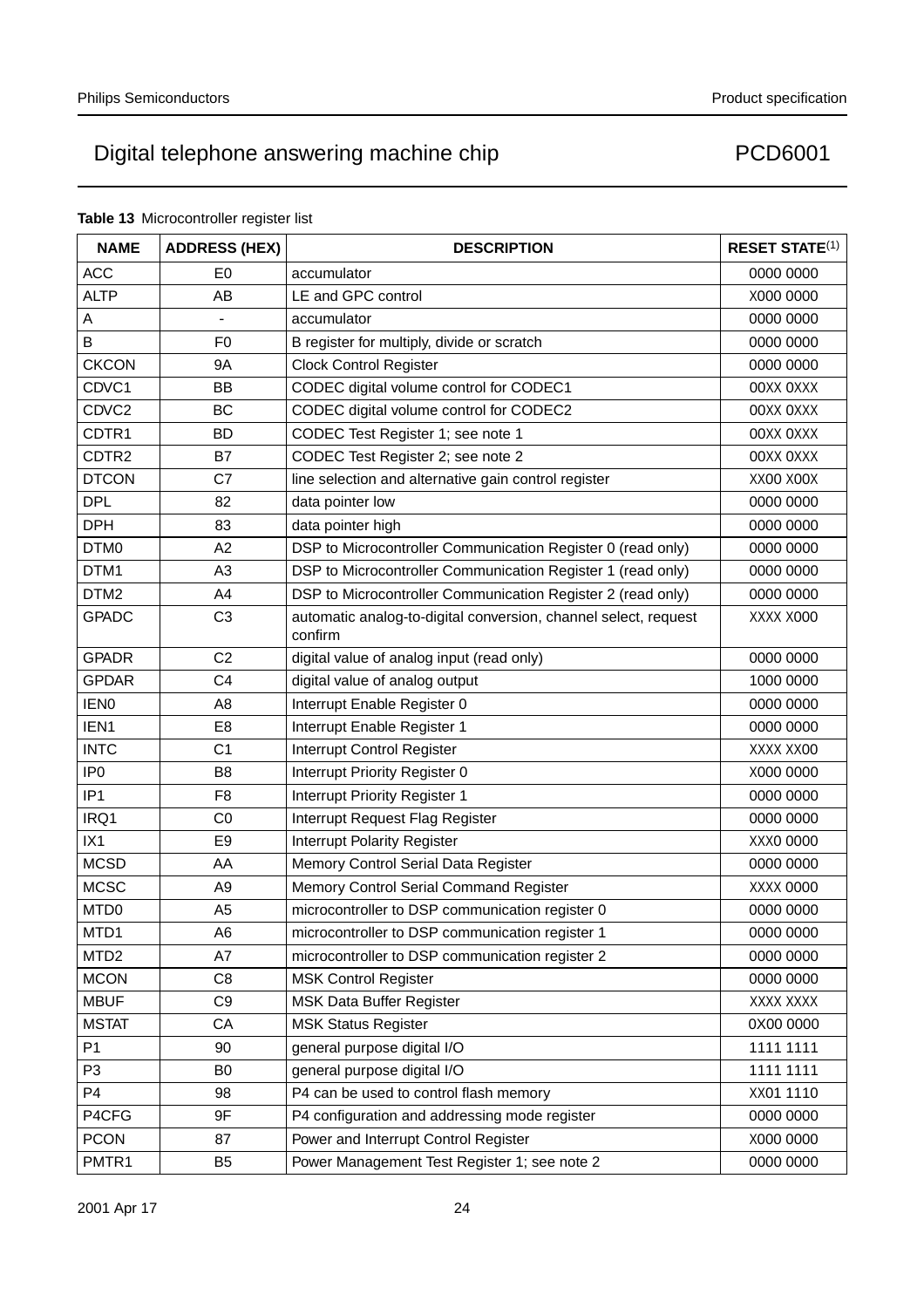**Table 13** Microcontroller register list

| NAME | ADDRESS (HEX) | DESCRIPTION | RESET STATE(1) |
|---|---|---|---|
| ACC | E0 | accumulator | 0000 0000 |
| ALTP | AB | LE and GPC control | X000 0000 |
| A | - | accumulator | 0000 0000 |
| B | F0 | B register for multiply, divide or scratch | 0000 0000 |
| CKCON | 9A | Clock Control Register | 0000 0000 |
| CDVC1 | BB | CODEC digital volume control for CODEC1 | 00XX 0XXX |
| CDVC2 | BC | CODEC digital volume control for CODEC2 | 00XX 0XXX |
| CDTR1 | BD | CODEC Test Register 1; see note 1 | 00XX 0XXX |
| CDTR2 | B7 | CODEC Test Register 2; see note 2 | 00XX 0XXX |
| DTCON | C7 | line selection and alternative gain control register | XX00 X00X |
| DPL | 82 | data pointer low | 0000 0000 |
| DPH | 83 | data pointer high | 0000 0000 |
| DTM0 | A2 | DSP to Microcontroller Communication Register 0 (read only) | 0000 0000 |
| DTM1 | A3 | DSP to Microcontroller Communication Register 1 (read only) | 0000 0000 |
| DTM2 | A4 | DSP to Microcontroller Communication Register 2 (read only) | 0000 0000 |
| GPADC | C3 | automatic analog-to-digital conversion, channel select, request confirm | XXXX X000 |
| GPADR | C2 | digital value of analog input (read only) | 0000 0000 |
| GPDAR | C4 | digital value of analog output | 1000 0000 |
| IEN0 | A8 | Interrupt Enable Register 0 | 0000 0000 |
| IEN1 | E8 | Interrupt Enable Register 1 | 0000 0000 |
| INTC | C1 | Interrupt Control Register | XXXX XX00 |
| IP0 | B8 | Interrupt Priority Register 0 | X000 0000 |
| IP1 | F8 | Interrupt Priority Register 1 | 0000 0000 |
| IRQ1 | C0 | Interrupt Request Flag Register | 0000 0000 |
| IX1 | E9 | Interrupt Polarity Register | XXX0 0000 |
| MCSD | AA | Memory Control Serial Data Register | 0000 0000 |
| MCSC | A9 | Memory Control Serial Command Register | XXXX 0000 |
| MTD0 | A5 | microcontroller to DSP communication register 0 | 0000 0000 |
| MTD1 | A6 | microcontroller to DSP communication register 1 | 0000 0000 |
| MTD2 | A7 | microcontroller to DSP communication register 2 | 0000 0000 |
| MCON | C8 | MSK Control Register | 0000 0000 |
| MBUF | C9 | MSK Data Buffer Register | XXXX XXXX |
| MSTAT | CA | MSK Status Register | 0X00 0000 |
| P1 | 90 | general purpose digital I/O | 1111 1111 |
| P3 | B0 | general purpose digital I/O | 1111 1111 |
| P4 | 98 | P4 can be used to control flash memory | XX01 1110 |
| P4CFG | 9F | P4 configuration and addressing mode register | 0000 0000 |
| PCON | 87 | Power and Interrupt Control Register | X000 0000 |
| PMTR1 | B5 | Power Management Test Register 1; see note 2 | 0000 0000 |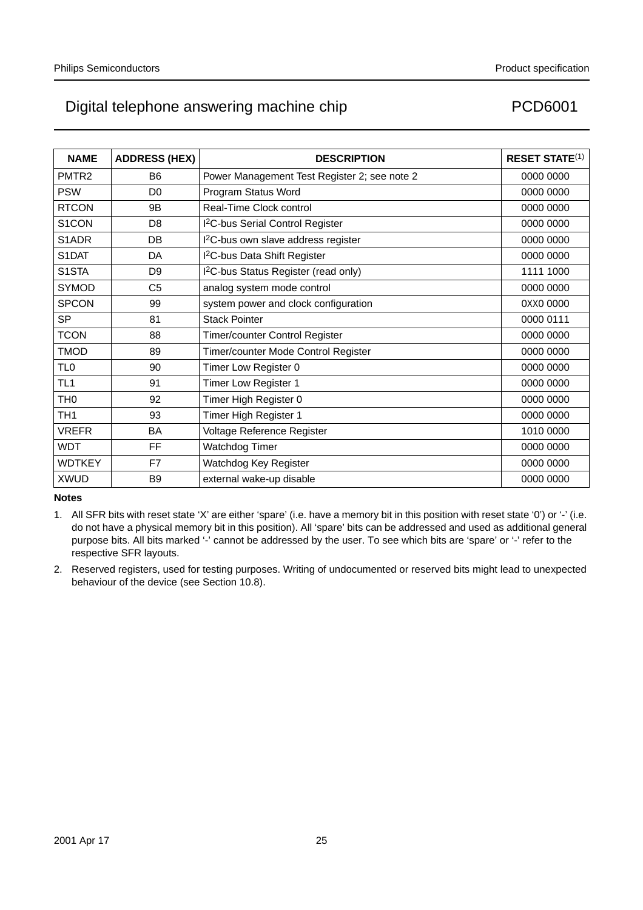| NAME | ADDRESS (HEX) | DESCRIPTION | RESET STATE[(1)] |
|---|---|---|---|
| PMTR2 | B6 | Power Management Test Register 2; see note 2 | 0000 0000 |
| PSW | D0 | Program Status Word | 0000 0000 |
| RTCON | 9B | Real-Time Clock control | 0000 0000 |
| S1CON | D8 | $I^2C$-bus Serial Control Register | 0000 0000 |
| S1ADR | DB | $I^2C$-bus own slave address register | 0000 0000 |
| S1DAT | DA | $I^2C$-bus Data Shift Register | 0000 0000 |
| S1STA | D9 | $I^2C$-bus Status Register (read only) | 1111 1000 |
| SYMOD | C5 | analog system mode control | 0000 0000 |
| SPCON | 99 | system power and clock configuration | 0XX0 0000 |
| SP | 81 | Stack Pointer | 0000 0111 |
| TCON | 88 | Timer/counter Control Register | 0000 0000 |
| TMOD | 89 | Timer/counter Mode Control Register | 0000 0000 |
| TL0 | 90 | Timer Low Register 0 | 0000 0000 |
| TL1 | 91 | Timer Low Register 1 | 0000 0000 |
| TH0 | 92 | Timer High Register 0 | 0000 0000 |
| TH1 | 93 | Timer High Register 1 | 0000 0000 |
| VREFR | BA | Voltage Reference Register | 1010 0000 |
| WDT | FF | Watchdog Timer | 0000 0000 |
| WDTKEY | F7 | Watchdog Key Register | 0000 0000 |
| XWUD | B9 | external wake-up disable | 0000 0000 |

**Notes**

1. All SFR bits with reset state 'X' are either 'spare' (i.e. have a memory bit in this position with reset state '0') or '-' (i.e. do not have a physical memory bit in this position). All 'spare' bits can be addressed and used as additional general purpose bits. All bits marked '-' cannot be addressed by the user. To see which bits are 'spare' or '-' refer to the respective SFR layouts.
2. Reserved registers, used for testing purposes. Writing of undocumented or reserved bits might lead to unexpected behaviour of the device (see Section 10.8).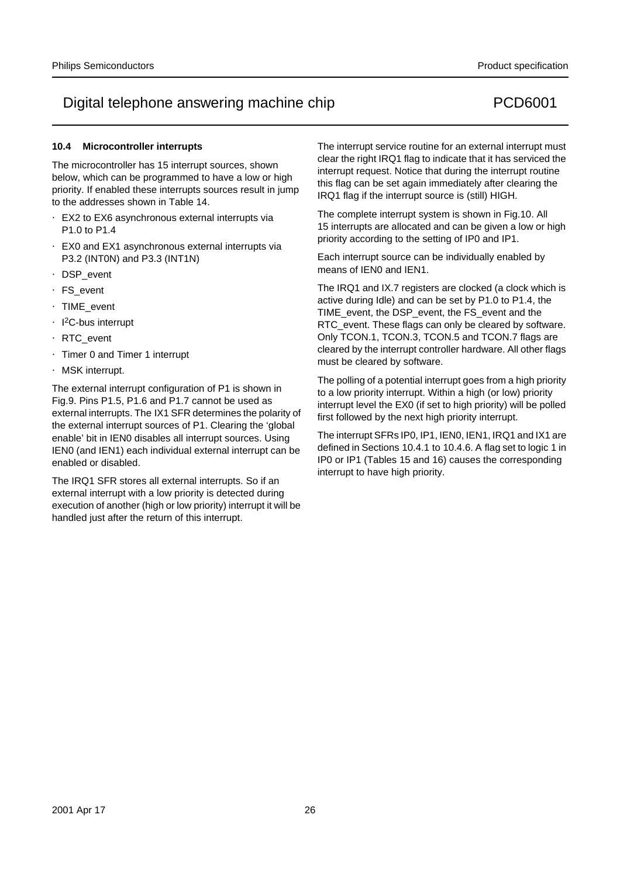### 10.4 Microcontroller interrupts

The microcontroller has 15 interrupt sources, shown below, which can be programmed to have a low or high priority. If enabled these interrupts sources result in jump to the addresses shown in Table 14.

- EX2 to EX6 asynchronous external interrupts via P1.0 to P1.4
- EX0 and EX1 asynchronous external interrupts via P3.2 (INT0N) and P3.3 (INT1N)
- DSP_event
- FS_event
- TIME_event
- I$^2$C-bus interrupt
- RTC_event
- Timer 0 and Timer 1 interrupt
- MSK interrupt.

The external interrupt configuration of P1 is shown in Fig.9. Pins P1.5, P1.6 and P1.7 cannot be used as external interrupts. The IX1 SFR determines the polarity of the external interrupt sources of P1. Clearing the ‘global enable’ bit in IEN0 disables all interrupt sources. Using IEN0 (and IEN1) each individual external interrupt can be enabled or disabled.

The IRQ1 SFR stores all external interrupts. So if an external interrupt with a low priority is detected during execution of another (high or low priority) interrupt it will be handled just after the return of this interrupt.

The interrupt service routine for an external interrupt must clear the right IRQ1 flag to indicate that it has serviced the interrupt request. Notice that during the interrupt routine this flag can be set again immediately after clearing the IRQ1 flag if the interrupt source is (still) HIGH.

The complete interrupt system is shown in Fig.10. All 15 interrupts are allocated and can be given a low or high priority according to the setting of IP0 and IP1.

Each interrupt source can be individually enabled by means of IEN0 and IEN1.

The IRQ1 and IX.7 registers are clocked (a clock which is active during Idle) and can be set by P1.0 to P1.4, the TIME_event, the DSP_event, the FS_event and the RTC_event. These flags can only be cleared by software. Only TCON.1, TCON.3, TCON.5 and TCON.7 flags are cleared by the interrupt controller hardware. All other flags must be cleared by software.

The polling of a potential interrupt goes from a high priority to a low priority interrupt. Within a high (or low) priority interrupt level the EX0 (if set to high priority) will be polled first followed by the next high priority interrupt.

The interrupt SFRs IP0, IP1, IEN0, IEN1, IRQ1 and IX1 are defined in Sections 10.4.1 to 10.4.6. A flag set to logic 1 in IP0 or IP1 (Tables 15 and 16) causes the corresponding interrupt to have high priority.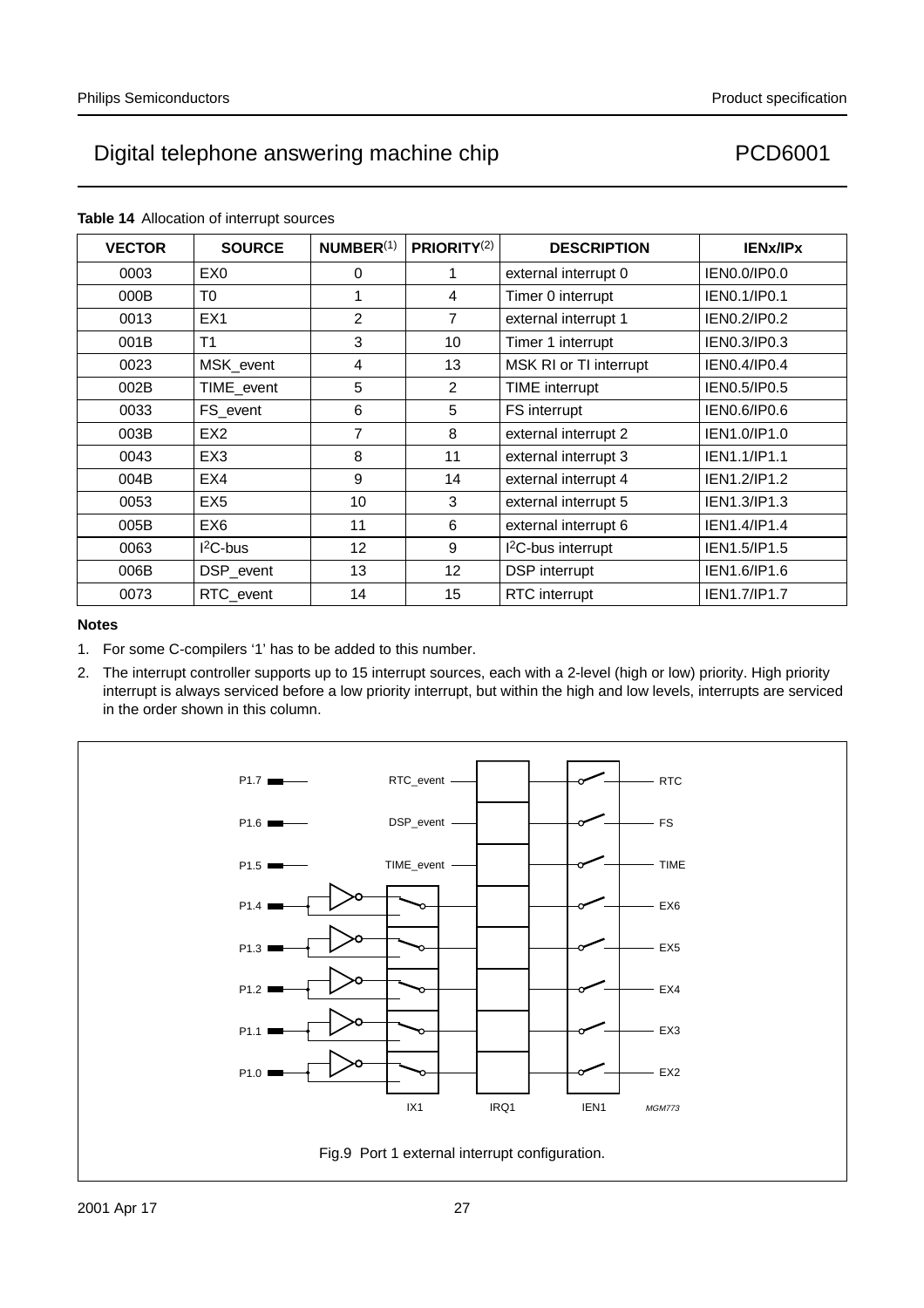**Table 14** Allocation of interrupt sources

| VECTOR | SOURCE | NUMBER(1) | PRIORITY(2) | DESCRIPTION | IENx/IPx |
|---|---|---|---|---|---|
| 0003 | EX0 | 0 | 1 | external interrupt 0 | IEN0.0/IP0.0 |
| 000B | T0 | 1 | 4 | Timer 0 interrupt | IEN0.1/IP0.1 |
| 0013 | EX1 | 2 | 7 | external interrupt 1 | IEN0.2/IP0.2 |
| 001B | T1 | 3 | 10 | Timer 1 interrupt | IEN0.3/IP0.3 |
| 0023 | MSK_event | 4 | 13 | MSK RI or TI interrupt | IEN0.4/IP0.4 |
| 002B | TIME_event | 5 | 2 | TIME interrupt | IEN0.5/IP0.5 |
| 0033 | FS_event | 6 | 5 | FS interrupt | IEN0.6/IP0.6 |
| 003B | EX2 | 7 | 8 | external interrupt 2 | IEN1.0/IP1.0 |
| 0043 | EX3 | 8 | 11 | external interrupt 3 | IEN1.1/IP1.1 |
| 004B | EX4 | 9 | 14 | external interrupt 4 | IEN1.2/IP1.2 |
| 0053 | EX5 | 10 | 3 | external interrupt 5 | IEN1.3/IP1.3 |
| 005B | EX6 | 11 | 6 | external interrupt 6 | IEN1.4/IP1.4 |
| 0063 | $I^2C$-bus | 12 | 9 | $I^2C$-bus interrupt | IEN1.5/IP1.5 |
| 006B | DSP_event | 13 | 12 | DSP interrupt | IEN1.6/IP1.6 |
| 0073 | RTC_event | 14 | 15 | RTC interrupt | IEN1.7/IP1.7 |

**Notes**

1. For some C-compilers '1' has to be added to this number.
2. The interrupt controller supports up to 15 interrupt sources, each with a 2-level (high or low) priority. High priority interrupt is always serviced before a low priority interrupt, but within the high and low levels, interrupts are serviced in the order shown in this column.

Fig.9 Port 1 external interrupt configuration.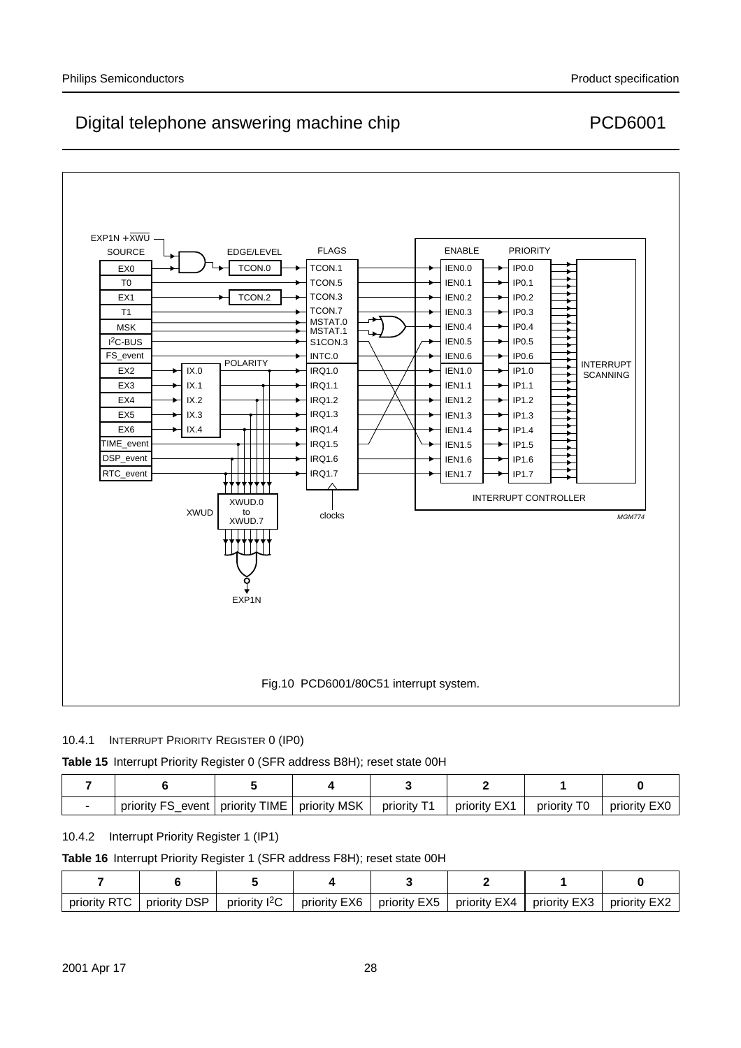Fig.10 PCD6001/80C51 interrupt system.

#### 10.4.1 INTERRUPT PRIORITY REGISTER 0 (IP0)

**Table 15** Interrupt Priority Register 0 (SFR address B8H); reset state 00H

| 7 | 6 | 5 | 4 | 3 | 2 | 1 | 0 |
|---|---|---|---|---|---|---|---|
| - | priority FS_event | priority TIME | priority MSK | priority T1 | priority EX1 | priority T0 | priority EX0 |

#### 10.4.2 Interrupt Priority Register 1 (IP1)

**Table 16** Interrupt Priority Register 1 (SFR address F8H); reset state 00H

| 7 | 6 | 5 | 4 | 3 | 2 | 1 | 0 |
|---|---|---|---|---|---|---|---|
| priority RTC | priority DSP | priority I²C | priority EX6 | priority EX5 | priority EX4 | priority EX3 | priority EX2 |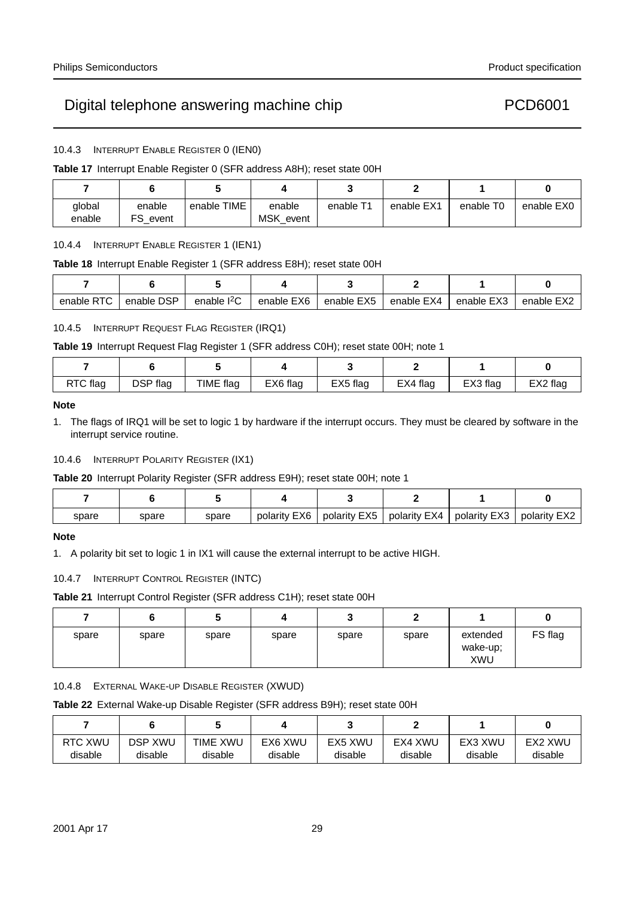#### 10.4.3 INTERRUPT ENABLE REGISTER 0 (IEN0)

**Table 17** Interrupt Enable Register 0 (SFR address A8H); reset state 00H

| 7 | 6 | 5 | 4 | 3 | 2 | 1 | 0 |
|---|---|---|---|---|---|---|---|
| global enable | enable FS_event | enable TIME | enable MSK_event | enable T1 | enable EX1 | enable T0 | enable EX0 |

#### 10.4.4 INTERRUPT ENABLE REGISTER 1 (IEN1)

**Table 18** Interrupt Enable Register 1 (SFR address E8H); reset state 00H

| 7 | 6 | 5 | 4 | 3 | 2 | 1 | 0 |
|---|---|---|---|---|---|---|---|
| enable RTC | enable DSP | enable $I^2C$ | enable EX6 | enable EX5 | enable EX4 | enable EX3 | enable EX2 |

#### 10.4.5 INTERRUPT REQUEST FLAG REGISTER (IRQ1)

**Table 19** Interrupt Request Flag Register 1 (SFR address C0H); reset state 00H; note 1

| 7 | 6 | 5 | 4 | 3 | 2 | 1 | 0 |
|---|---|---|---|---|---|---|---|
| RTC flag | DSP flag | TIME flag | EX6 flag | EX5 flag | EX4 flag | EX3 flag | EX2 flag |

**Note**

1. The flags of IRQ1 will be set to logic 1 by hardware if the interrupt occurs. They must be cleared by software in the interrupt service routine.

#### 10.4.6 INTERRUPT POLARITY REGISTER (IX1)

**Table 20** Interrupt Polarity Register (SFR address E9H); reset state 00H; note 1

| 7 | 6 | 5 | 4 | 3 | 2 | 1 | 0 |
|---|---|---|---|---|---|---|---|
| spare | spare | spare | polarity EX6 | polarity EX5 | polarity EX4 | polarity EX3 | polarity EX2 |

**Note**

1. A polarity bit set to logic 1 in IX1 will cause the external interrupt to be active HIGH.

#### 10.4.7 INTERRUPT CONTROL REGISTER (INTC)

**Table 21** Interrupt Control Register (SFR address C1H); reset state 00H

| 7 | 6 | 5 | 4 | 3 | 2 | 1 | 0 |
|---|---|---|---|---|---|---|---|
| spare | spare | spare | spare | spare | spare | extended wake-up; XWU | FS flag |

#### 10.4.8 EXTERNAL WAKE-UP DISABLE REGISTER (XWUD)

**Table 22** External Wake-up Disable Register (SFR address B9H); reset state 00H

| 7 | 6 | 5 | 4 | 3 | 2 | 1 | 0 |
|---|---|---|---|---|---|---|---|
| RTC XWU disable | DSP XWU disable | TIME XWU disable | EX6 XWU disable | EX5 XWU disable | EX4 XWU disable | EX3 XWU disable | EX2 XWU disable |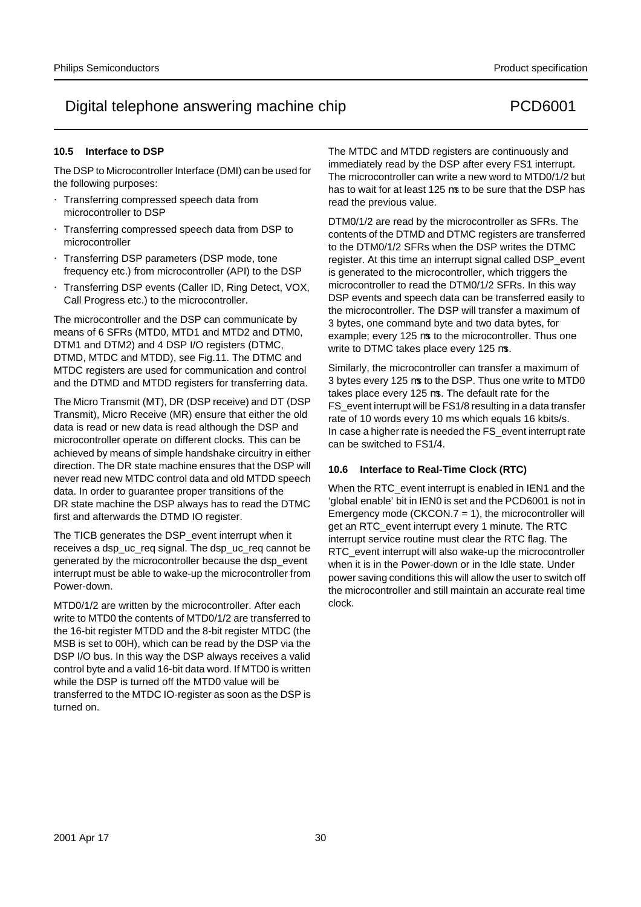### 10.5 Interface to DSP

The DSP to Microcontroller Interface (DMI) can be used for the following purposes:

- Transferring compressed speech data from microcontroller to DSP
- Transferring compressed speech data from DSP to microcontroller
- Transferring DSP parameters (DSP mode, tone frequency etc.) from microcontroller (API) to the DSP
- Transferring DSP events (Caller ID, Ring Detect, VOX, Call Progress etc.) to the microcontroller.

The microcontroller and the DSP can communicate by means of 6 SFRs (MTD0, MTD1 and MTD2 and DTM0, DTM1 and DTM2) and 4 DSP I/O registers (DTMC, DTMD, MTDC and MTDD), see Fig.11. The DTMC and MTDC registers are used for communication and control and the DTMD and MTDD registers for transferring data.

The Micro Transmit (MT), DR (DSP receive) and DT (DSP Transmit), Micro Receive (MR) ensure that either the old data is read or new data is read although the DSP and microcontroller operate on different clocks. This can be achieved by means of simple handshake circuitry in either direction. The DR state machine ensures that the DSP will never read new MTDC control data and old MTDD speech data. In order to guarantee proper transitions of the DR state machine the DSP always has to read the DTMC first and afterwards the DTMD IO register.

The TICB generates the DSP_event interrupt when it receives a dsp_uc_req signal. The dsp_uc_req cannot be generated by the microcontroller because the dsp_event interrupt must be able to wake-up the microcontroller from Power-down.

MTD0/1/2 are written by the microcontroller. After each write to MTD0 the contents of MTD0/1/2 are transferred to the 16-bit register MTDD and the 8-bit register MTDC (the MSB is set to 00H), which can be read by the DSP via the DSP I/O bus. In this way the DSP always receives a valid control byte and a valid 16-bit data word. If MTD0 is written while the DSP is turned off the MTD0 value will be transferred to the MTDC IO-register as soon as the DSP is turned on.

The MTDC and MTDD registers are continuously and immediately read by the DSP after every FS1 interrupt. The microcontroller can write a new word to MTD0/1/2 but has to wait for at least 125 μs to be sure that the DSP has read the previous value.

DTM0/1/2 are read by the microcontroller as SFRs. The contents of the DTMD and DTMC registers are transferred to the DTM0/1/2 SFRs when the DSP writes the DTMC register. At this time an interrupt signal called DSP_event is generated to the microcontroller, which triggers the microcontroller to read the DTM0/1/2 SFRs. In this way DSP events and speech data can be transferred easily to the microcontroller. The DSP will transfer a maximum of 3 bytes, one command byte and two data bytes, for example; every 125 μs to the microcontroller. Thus one write to DTMC takes place every 125 μs.

Similarly, the microcontroller can transfer a maximum of 3 bytes every 125 μs to the DSP. Thus one write to MTD0 takes place every 125 μs. The default rate for the FS_event interrupt will be FS1/8 resulting in a data transfer rate of 10 words every 10 ms which equals 16 kbits/s. In case a higher rate is needed the FS_event interrupt rate can be switched to FS1/4.

### 10.6 Interface to Real-Time Clock (RTC)

When the RTC_event interrupt is enabled in IEN1 and the 'global enable' bit in IEN0 is set and the PCD6001 is not in Emergency mode (CKCON.7 = 1), the microcontroller will get an RTC_event interrupt every 1 minute. The RTC interrupt service routine must clear the RTC flag. The RTC_event interrupt will also wake-up the microcontroller when it is in the Power-down or in the Idle state. Under power saving conditions this will allow the user to switch off the microcontroller and still maintain an accurate real time clock.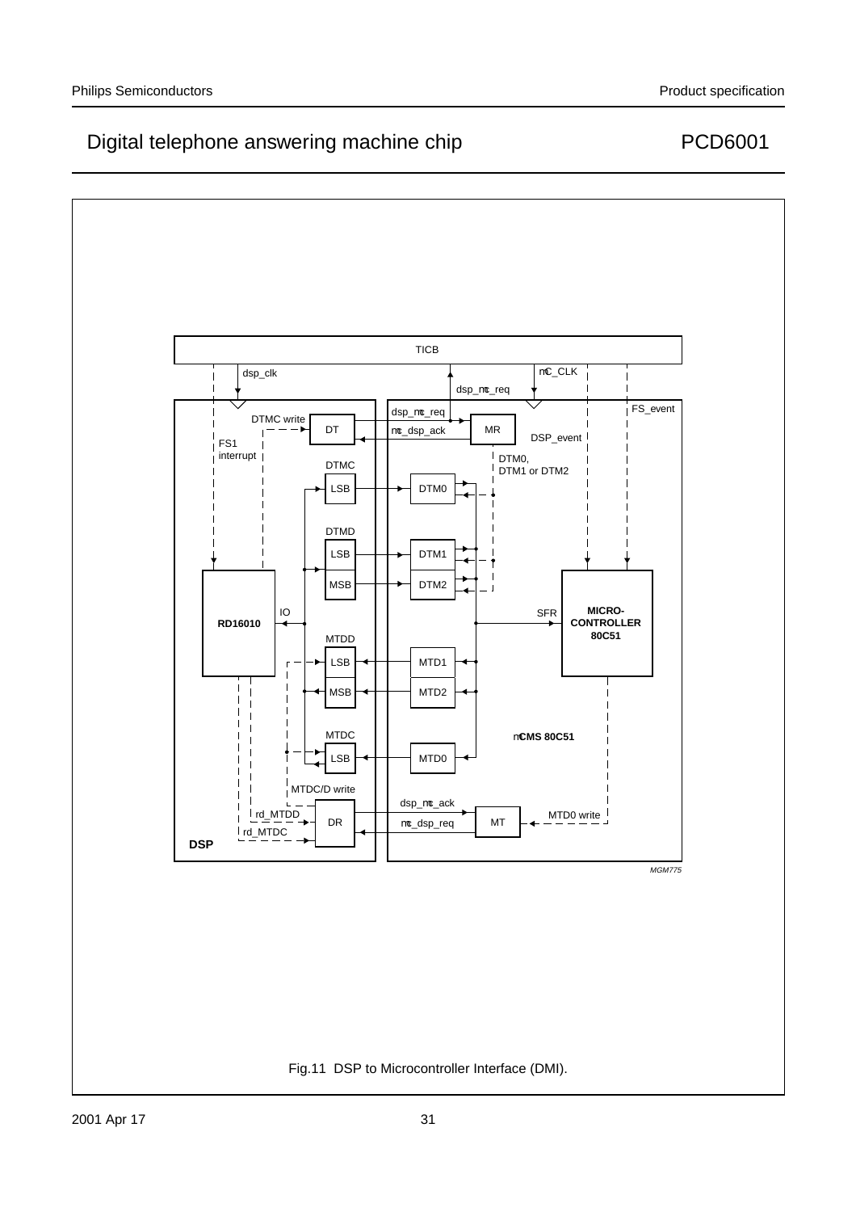Fig.11 DSP to Microcontroller Interface (DMI).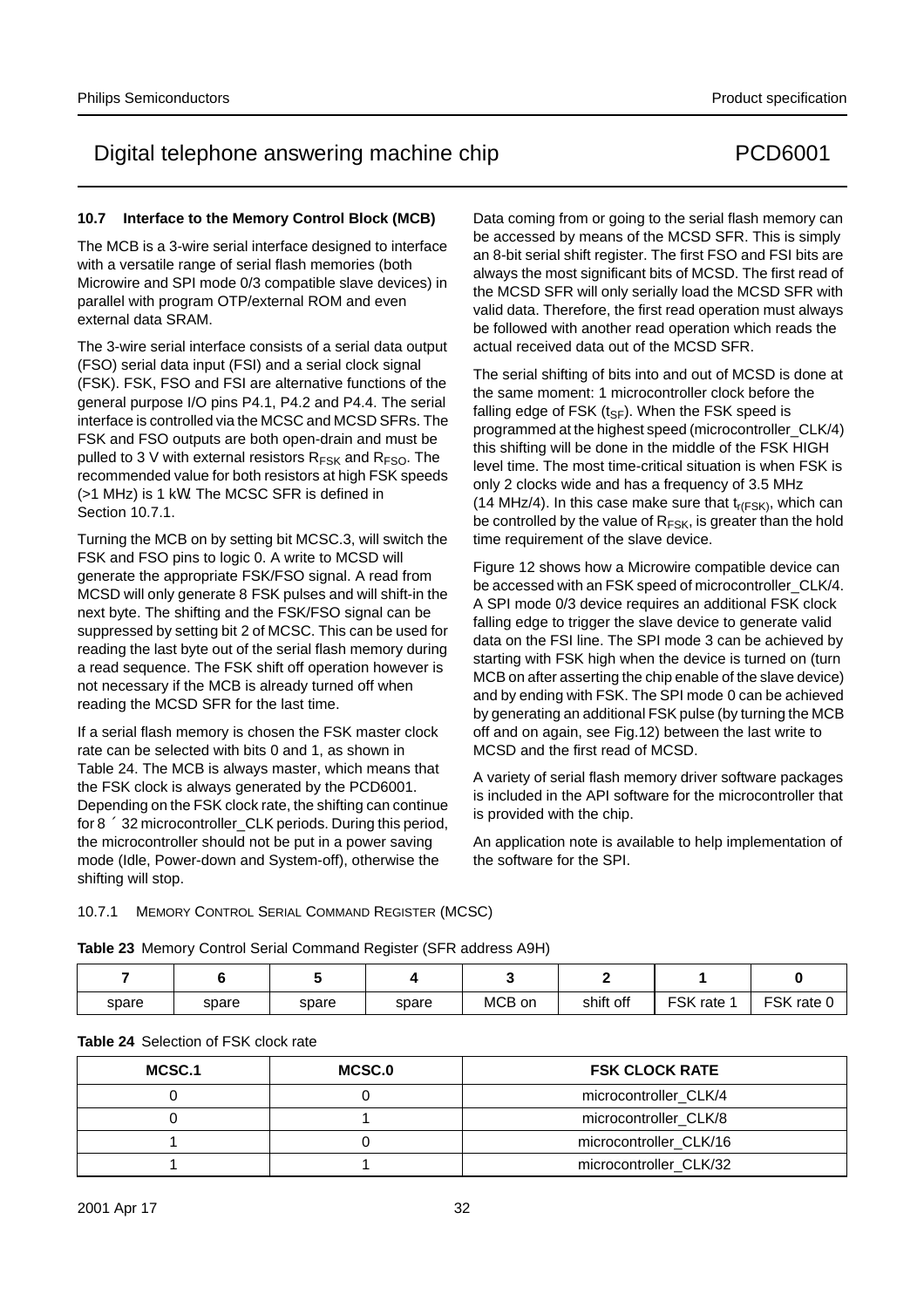### 10.7 Interface to the Memory Control Block (MCB)

The MCB is a 3-wire serial interface designed to interface with a versatile range of serial flash memories (both Microwire and SPI mode 0/3 compatible slave devices) in parallel with program OTP/external ROM and even external data SRAM.

The 3-wire serial interface consists of a serial data output (FSO) serial data input (FSI) and a serial clock signal (FSK). FSK, FSO and FSI are alternative functions of the general purpose I/O pins P4.1, P4.2 and P4.4. The serial interface is controlled via the MCSC and MCSD SFRs. The FSK and FSO outputs are both open-drain and must be pulled to 3 V with external resistors $R_{FSK}$ and $R_{FSO}$. The recommended value for both resistors at high FSK speeds (>1 MHz) is 1 kΩ. The MCSC SFR is defined in Section 10.7.1.

Turning the MCB on by setting bit MCSC.3, will switch the FSK and FSO pins to logic 0. A write to MCSD will generate the appropriate FSK/FSO signal. A read from MCSD will only generate 8 FSK pulses and will shift-in the next byte. The shifting and the FSK/FSO signal can be suppressed by setting bit 2 of MCSC. This can be used for reading the last byte out of the serial flash memory during a read sequence. The FSK shift off operation however is not necessary if the MCB is already turned off when reading the MCSD SFR for the last time.

If a serial flash memory is chosen the FSK master clock rate can be selected with bits 0 and 1, as shown in Table 24. The MCB is always master, which means that the FSK clock is always generated by the PCD6001. Depending on the FSK clock rate, the shifting can continue for 8 × 32 microcontroller_CLK periods. During this period, the microcontroller should not be put in a power saving mode (Idle, Power-down and System-off), otherwise the shifting will stop.

Data coming from or going to the serial flash memory can be accessed by means of the MCSD SFR. This is simply an 8-bit serial shift register. The first FSO and FSI bits are always the most significant bits of MCSD. The first read of the MCSD SFR will only serially load the MCSD SFR with valid data. Therefore, the first read operation must always be followed with another read operation which reads the actual received data out of the MCSD SFR.

The serial shifting of bits into and out of MCSD is done at the same moment: 1 microcontroller clock before the falling edge of FSK ($t_{SF}$). When the FSK speed is programmed at the highest speed (microcontroller_CLK/4) this shifting will be done in the middle of the FSK HIGH level time. The most time-critical situation is when FSK is only 2 clocks wide and has a frequency of 3.5 MHz (14 MHz/4). In this case make sure that $t_{r(FSK)}$, which can be controlled by the value of $R_{FSK}$, is greater than the hold time requirement of the slave device.

Figure 12 shows how a Microwire compatible device can be accessed with an FSK speed of microcontroller_CLK/4. A SPI mode 0/3 device requires an additional FSK clock falling edge to trigger the slave device to generate valid data on the FSI line. The SPI mode 3 can be achieved by starting with FSK high when the device is turned on (turn MCB on after asserting the chip enable of the slave device) and by ending with FSK. The SPI mode 0 can be achieved by generating an additional FSK pulse (by turning the MCB off and on again, see Fig.12) between the last write to MCSD and the first read of MCSD.

A variety of serial flash memory driver software packages is included in the API software for the microcontroller that is provided with the chip.

An application note is available to help implementation of the software for the SPI.

#### 10.7.1 Memory Control Serial Command Register (MCSC)

**Table 23** Memory Control Serial Command Register (SFR address A9H)

| 7 | 6 | 5 | 4 | 3 | 2 | 1 | 0 |
|---|---|---|---|---|---|---|---|
| spare | spare | spare | spare | MCB on | shift off | FSK rate 1 | FSK rate 0 |

**Table 24** Selection of FSK clock rate

| MCSC.1 | MCSC.0 | FSK CLOCK RATE |
|---|---|---|
| 0 | 0 | microcontroller_CLK/4 |
| 0 | 1 | microcontroller_CLK/8 |
| 1 | 0 | microcontroller_CLK/16 |
| 1 | 1 | microcontroller_CLK/32 |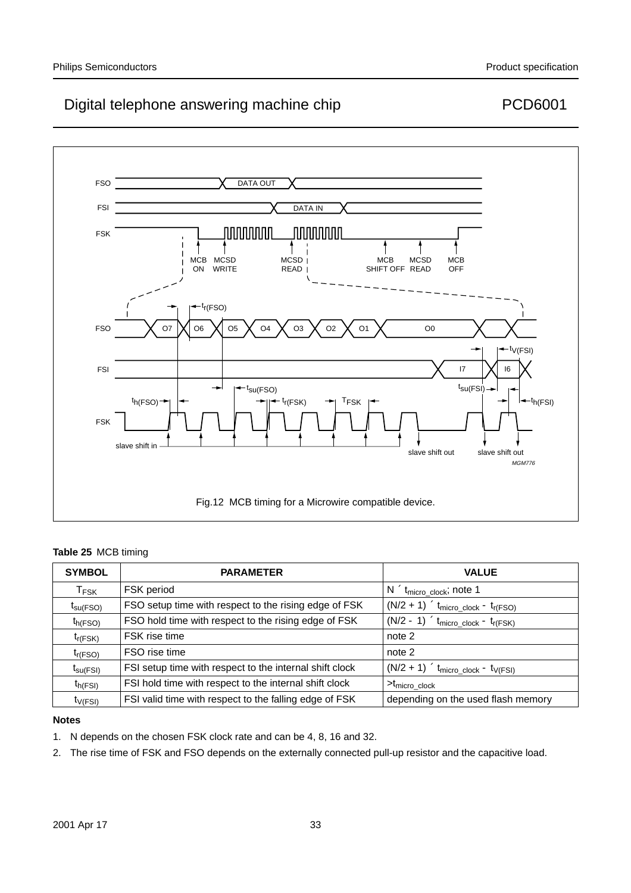Fig.12 MCB timing for a Microwire compatible device.

**Table 25** MCB timing

| SYMBOL | PARAMETER | VALUE |
|---|---|---|
| $T_{FSK}$ | FSK period | $N \times t_{micro\_clock}$; note 1 |
| $t_{su(FSO)}$ | FSO setup time with respect to the rising edge of FSK | $(N/2 + 1) \times t_{micro\_clock} - t_{r(FSO)}$ |
| $t_{h(FSO)}$ | FSO hold time with respect to the rising edge of FSK | $(N/2 - 1) \times t_{micro\_clock} - t_{r(FSK)}$ |
| $t_{r(FSK)}$ | FSK rise time | note 2 |
| $t_{r(FSO)}$ | FSO rise time | note 2 |
| $t_{su(FSI)}$ | FSI setup time with respect to the internal shift clock | $(N/2 + 1) \times t_{micro\_clock} - t_{V(FSI)}$ |
| $t_{h(FSI)}$ | FSI hold time with respect to the internal shift clock | $>t_{micro\_clock}$ |
| $t_{V(FSI)}$ | FSI valid time with respect to the falling edge of FSK | depending on the used flash memory |

**Notes**

1. N depends on the chosen FSK clock rate and can be 4, 8, 16 and 32.
2. The rise time of FSK and FSO depends on the externally connected pull-up resistor and the capacitive load.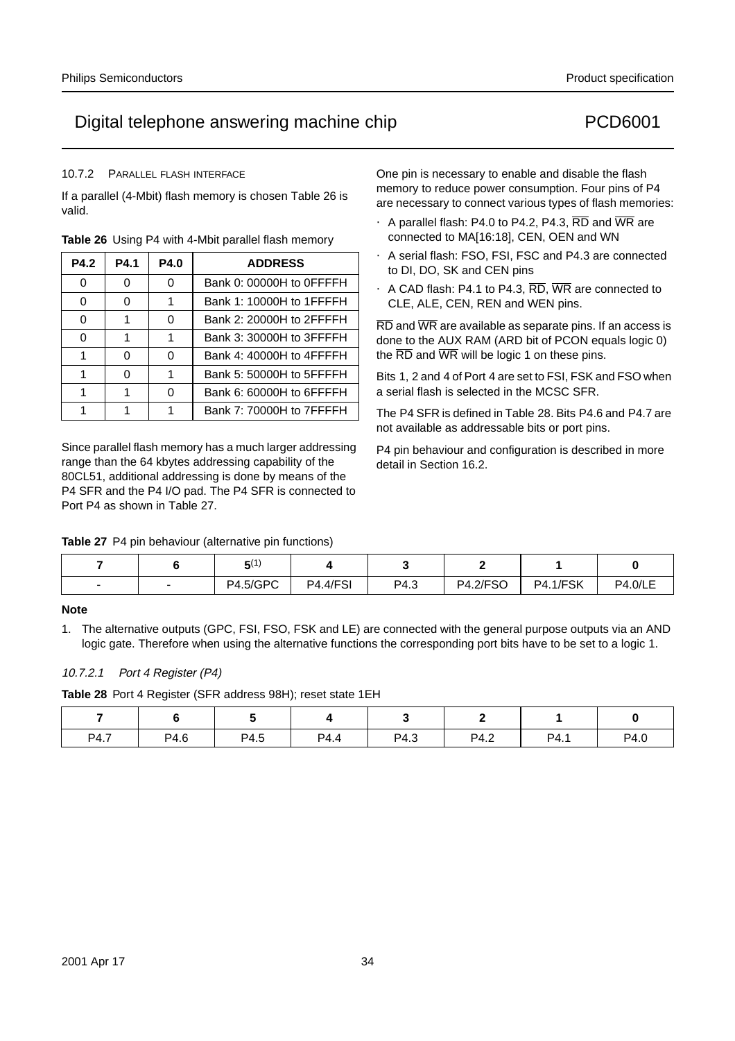#### 10.7.2 PARALLEL FLASH INTERFACE

If a parallel (4-Mbit) flash memory is chosen Table 26 is valid.

**Table 26** Using P4 with 4-Mbit parallel flash memory

| P4.2 | P4.1 | P4.0 | ADDRESS |
|---|---|---|---|
| 0 | 0 | 0 | Bank 0: 00000H to 0FFFFH |
| 0 | 0 | 1 | Bank 1: 10000H to 1FFFFH |
| 0 | 1 | 0 | Bank 2: 20000H to 2FFFFH |
| 0 | 1 | 1 | Bank 3: 30000H to 3FFFFH |
| 1 | 0 | 0 | Bank 4: 40000H to 4FFFFH |
| 1 | 0 | 1 | Bank 5: 50000H to 5FFFFH |
| 1 | 1 | 0 | Bank 6: 60000H to 6FFFFH |
| 1 | 1 | 1 | Bank 7: 70000H to 7FFFFH |

Since parallel flash memory has a much larger addressing range than the 64 kbytes addressing capability of the 80CL51, additional addressing is done by means of the P4 SFR and the P4 I/O pad. The P4 SFR is connected to Port P4 as shown in Table 27.

One pin is necessary to enable and disable the flash memory to reduce power consumption. Four pins of P4 are necessary to connect various types of flash memories:

- A parallel flash: P4.0 to P4.2, P4.3, $\overline{RD}$ and $\overline{WR}$ are connected to MA[16:18], CEN, OEN and WN
- A serial flash: FSO, FSI, FSC and P4.3 are connected to DI, DO, SK and CEN pins
- A CAD flash: P4.1 to P4.3, $\overline{RD}$, $\overline{WR}$ are connected to CLE, ALE, CEN, REN and WEN pins.

$\overline{RD}$ and $\overline{WR}$ are available as separate pins. If an access is done to the AUX RAM (ARD bit of PCON equals logic 0) the $\overline{RD}$ and $\overline{WR}$ will be logic 1 on these pins.

Bits 1, 2 and 4 of Port 4 are set to FSI, FSK and FSO when a serial flash is selected in the MCSC SFR.

The P4 SFR is defined in Table 28. Bits P4.6 and P4.7 are not available as addressable bits or port pins.

P4 pin behaviour and configuration is described in more detail in Section 16.2.

**Table 27** P4 pin behaviour (alternative pin functions)

| 7 | 6 | 5(1) | 4 | 3 | 2 | 1 | 0 |
|---|---|---|---|---|---|---|---|
| - | - | P4.5/GPC | P4.4/FSI | P4.3 | P4.2/FSO | P4.1/FSK | P4.0/LE |

**Note**

1. The alternative outputs (GPC, FSI, FSO, FSK and LE) are connected with the general purpose outputs via an AND logic gate. Therefore when using the alternative functions the corresponding port bits have to be set to a logic 1.

##### *10.7.2.1 Port 4 Register (P4)*

**Table 28** Port 4 Register (SFR address 98H); reset state 1EH

| 7 | 6 | 5 | 4 | 3 | 2 | 1 | 0 |
|---|---|---|---|---|---|---|---|
| P4.7 | P4.6 | P4.5 | P4.4 | P4.3 | P4.2 | P4.1 | P4.0 |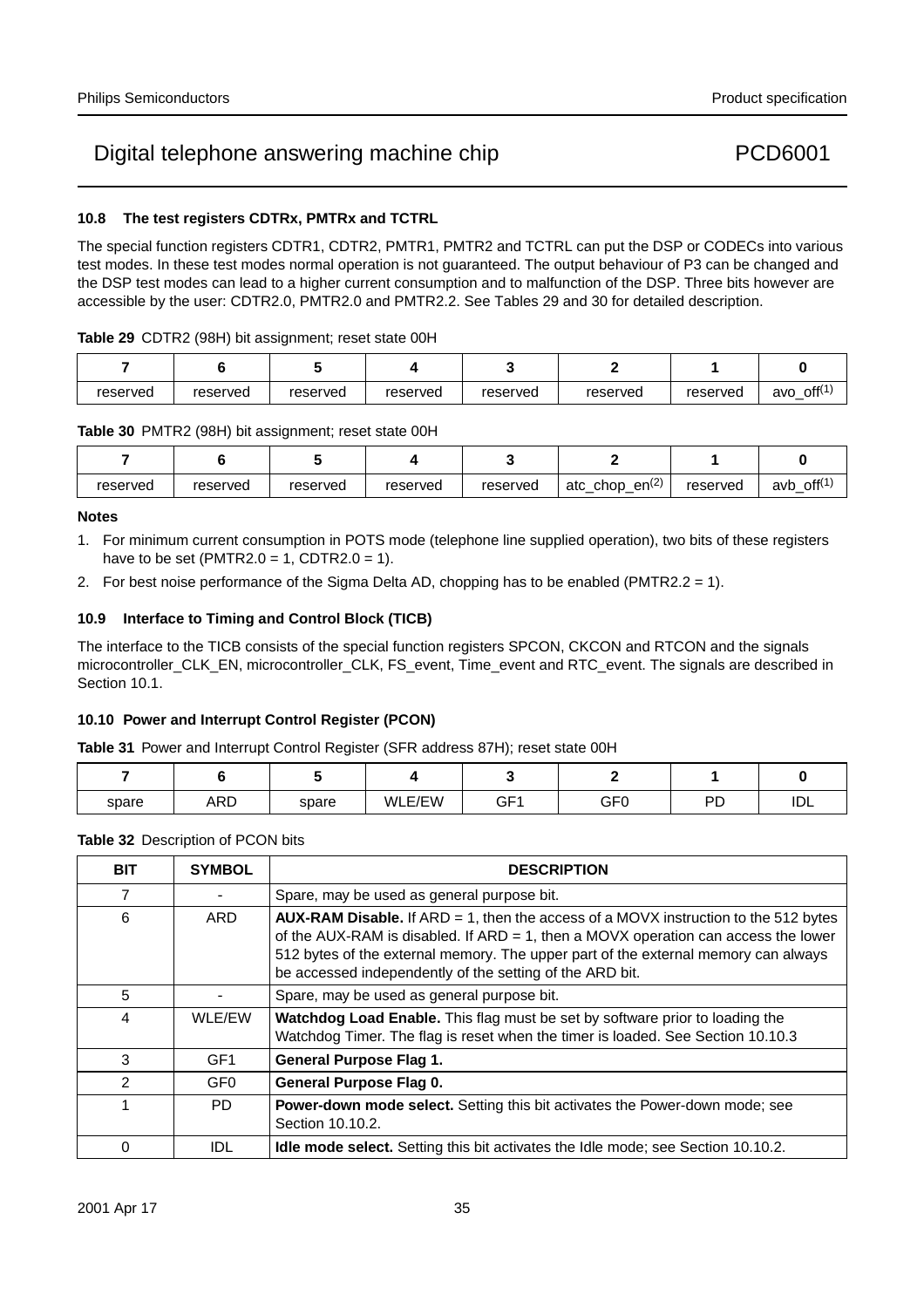### 10.8 The test registers CDTRx, PMTRx and TCTRL

The special function registers CDTR1, CDTR2, PMTR1, PMTR2 and TCTRL can put the DSP or CODECs into various test modes. In these test modes normal operation is not guaranteed. The output behaviour of P3 can be changed and the DSP test modes can lead to a higher current consumption and to malfunction of the DSP. Three bits however are accessible by the user: CDTR2.0, PMTR2.0 and PMTR2.2. See Tables 29 and 30 for detailed description.

**Table 29** CDTR2 (98H) bit assignment; reset state 00H

| 7 | 6 | 5 | 4 | 3 | 2 | 1 | 0 |
|---|---|---|---|---|---|---|---|
| reserved | reserved | reserved | reserved | reserved | reserved | reserved | avo_off(1) |

**Table 30** PMTR2 (98H) bit assignment; reset state 00H

| 7 | 6 | 5 | 4 | 3 | 2 | 1 | 0 |
|---|---|---|---|---|---|---|---|
| reserved | reserved | reserved | reserved | reserved | atc_chop_en(2) | reserved | avb_off(1) |

#### Notes

1. For minimum current consumption in POTS mode (telephone line supplied operation), two bits of these registers have to be set (PMTR2.0 = 1, CDTR2.0 = 1).
2. For best noise performance of the Sigma Delta AD, chopping has to be enabled (PMTR2.2 = 1).

### 10.9 Interface to Timing and Control Block (TICB)

The interface to the TICB consists of the special function registers SPCON, CKCON and RTCON and the signals microcontroller_CLK_EN, microcontroller_CLK, FS_event, Time_event and RTC_event. The signals are described in Section 10.1.

### 10.10 Power and Interrupt Control Register (PCON)

**Table 31** Power and Interrupt Control Register (SFR address 87H); reset state 00H

| 7 | 6 | 5 | 4 | 3 | 2 | 1 | 0 |
|---|---|---|---|---|---|---|---|
| spare | ARD | spare | WLE/EW | GF1 | GF0 | PD | IDL |

**Table 32** Description of PCON bits

| BIT | SYMBOL | DESCRIPTION |
|---|---|---|
| 7 | - | Spare, may be used as general purpose bit. |
| 6 | ARD | **AUX-RAM Disable.** If ARD = 1, then the access of a MOVX instruction to the 512 bytes of the AUX-RAM is disabled. If ARD = 1, then a MOVX operation can access the lower 512 bytes of the external memory. The upper part of the external memory can always be accessed independently of the setting of the ARD bit. |
| 5 | - | Spare, may be used as general purpose bit. |
| 4 | WLE/EW | **Watchdog Load Enable.** This flag must be set by software prior to loading the Watchdog Timer. The flag is reset when the timer is loaded. See Section 10.10.3 |
| 3 | GF1 | **General Purpose Flag 1.** |
| 2 | GF0 | **General Purpose Flag 0.** |
| 1 | PD | **Power-down mode select.** Setting this bit activates the Power-down mode; see Section 10.10.2. |
| 0 | IDL | **Idle mode select.** Setting this bit activates the Idle mode; see Section 10.10.2. |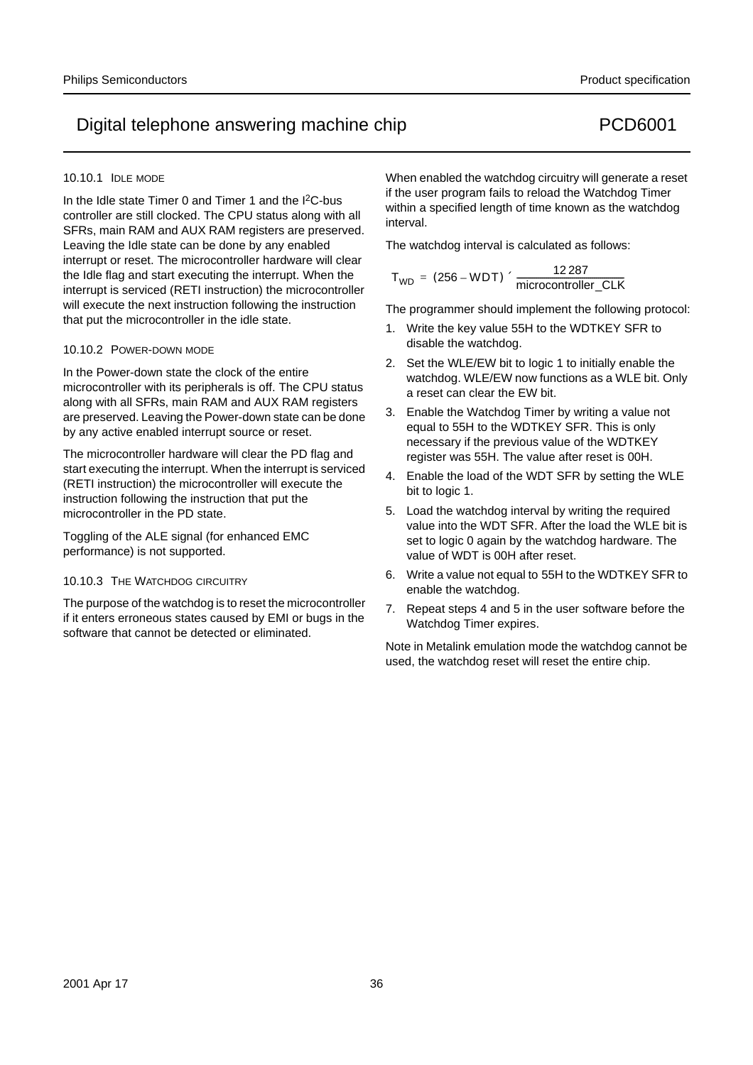#### 10.10.1 IDLE MODE

In the Idle state Timer 0 and Timer 1 and the $I^2C$-bus controller are still clocked. The CPU status along with all SFRs, main RAM and AUX RAM registers are preserved. Leaving the Idle state can be done by any enabled interrupt or reset. The microcontroller hardware will clear the Idle flag and start executing the interrupt. When the interrupt is serviced (RETI instruction) the microcontroller will execute the next instruction following the instruction that put the microcontroller in the idle state.

#### 10.10.2 POWER-DOWN MODE

In the Power-down state the clock of the entire microcontroller with its peripherals is off. The CPU status along with all SFRs, main RAM and AUX RAM registers are preserved. Leaving the Power-down state can be done by any active enabled interrupt source or reset.

The microcontroller hardware will clear the PD flag and start executing the interrupt. When the interrupt is serviced (RETI instruction) the microcontroller will execute the instruction following the instruction that put the microcontroller in the PD state.

Toggling of the ALE signal (for enhanced EMC performance) is not supported.

#### 10.10.3 THE WATCHDOG CIRCUITRY

The purpose of the watchdog is to reset the microcontroller if it enters erroneous states caused by EMI or bugs in the software that cannot be detected or eliminated.

When enabled the watchdog circuitry will generate a reset if the user program fails to reload the Watchdog Timer within a specified length of time known as the watchdog interval.

The watchdog interval is calculated as follows:

$$T_{WD} = (256 - WDT) \times \frac{12\,287}{microcontroller\_CLK}$$

The programmer should implement the following protocol:

1. Write the key value 55H to the WDTKEY SFR to disable the watchdog.
2. Set the WLE/EW bit to logic 1 to initially enable the watchdog. WLE/EW now functions as a WLE bit. Only a reset can clear the EW bit.
3. Enable the Watchdog Timer by writing a value not equal to 55H to the WDTKEY SFR. This is only necessary if the previous value of the WDTKEY register was 55H. The value after reset is 00H.
4. Enable the load of the WDT SFR by setting the WLE bit to logic 1.
5. Load the watchdog interval by writing the required value into the WDT SFR. After the load the WLE bit is set to logic 0 again by the watchdog hardware. The value of WDT is 00H after reset.
6. Write a value not equal to 55H to the WDTKEY SFR to enable the watchdog.
7. Repeat steps 4 and 5 in the user software before the Watchdog Timer expires.

Note in Metalink emulation mode the watchdog cannot be used, the watchdog reset will reset the entire chip.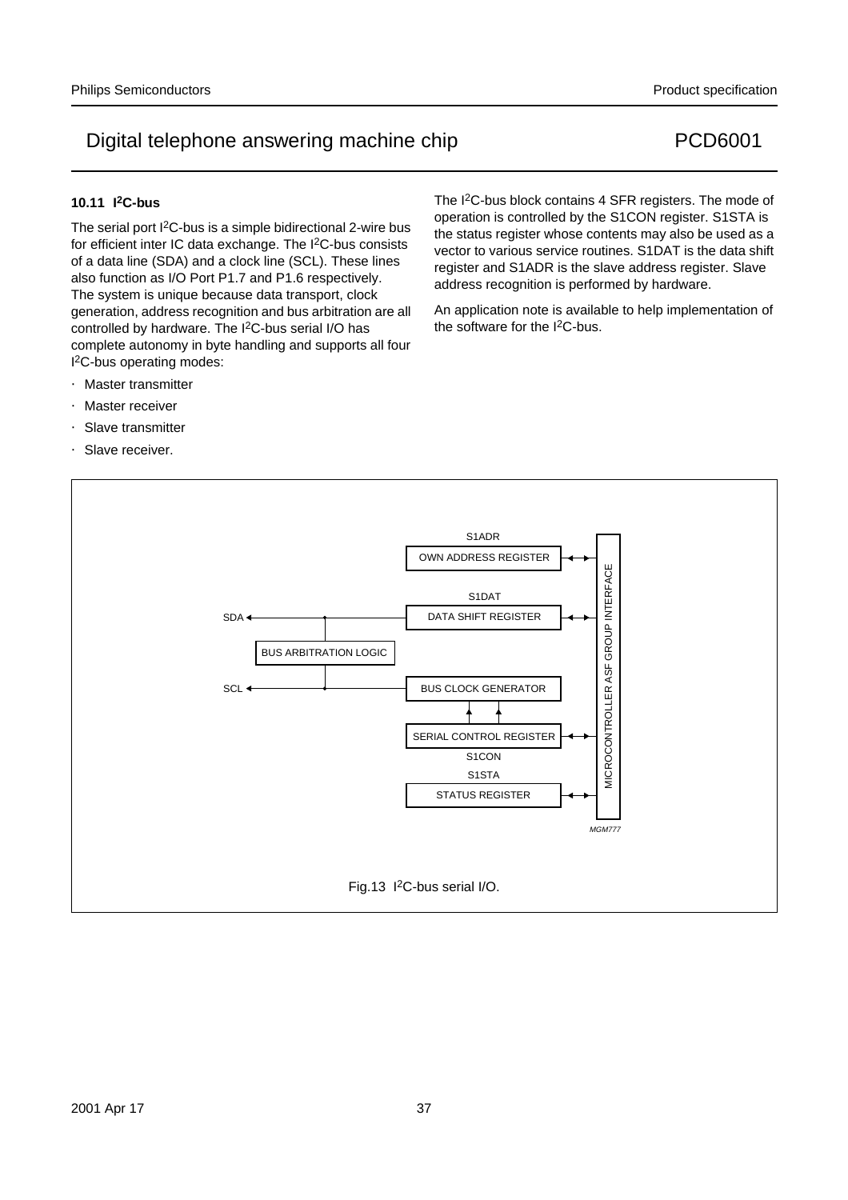### 10.11 I²C-bus

The serial port I²C-bus is a simple bidirectional 2-wire bus for efficient inter IC data exchange. The I²C-bus consists of a data line (SDA) and a clock line (SCL). These lines also function as I/O Port P1.7 and P1.6 respectively. The system is unique because data transport, clock generation, address recognition and bus arbitration are all controlled by hardware. The I²C-bus serial I/O has complete autonomy in byte handling and supports all four I²C-bus operating modes:

- Master transmitter
- Master receiver
- Slave transmitter
- Slave receiver.

The I²C-bus block contains 4 SFR registers. The mode of operation is controlled by the S1CON register. S1STA is the status register whose contents may also be used as a vector to various service routines. S1DAT is the data shift register and S1ADR is the slave address register. Slave address recognition is performed by hardware.

An application note is available to help implementation of the software for the I²C-bus.

Fig.13 I²C-bus serial I/O.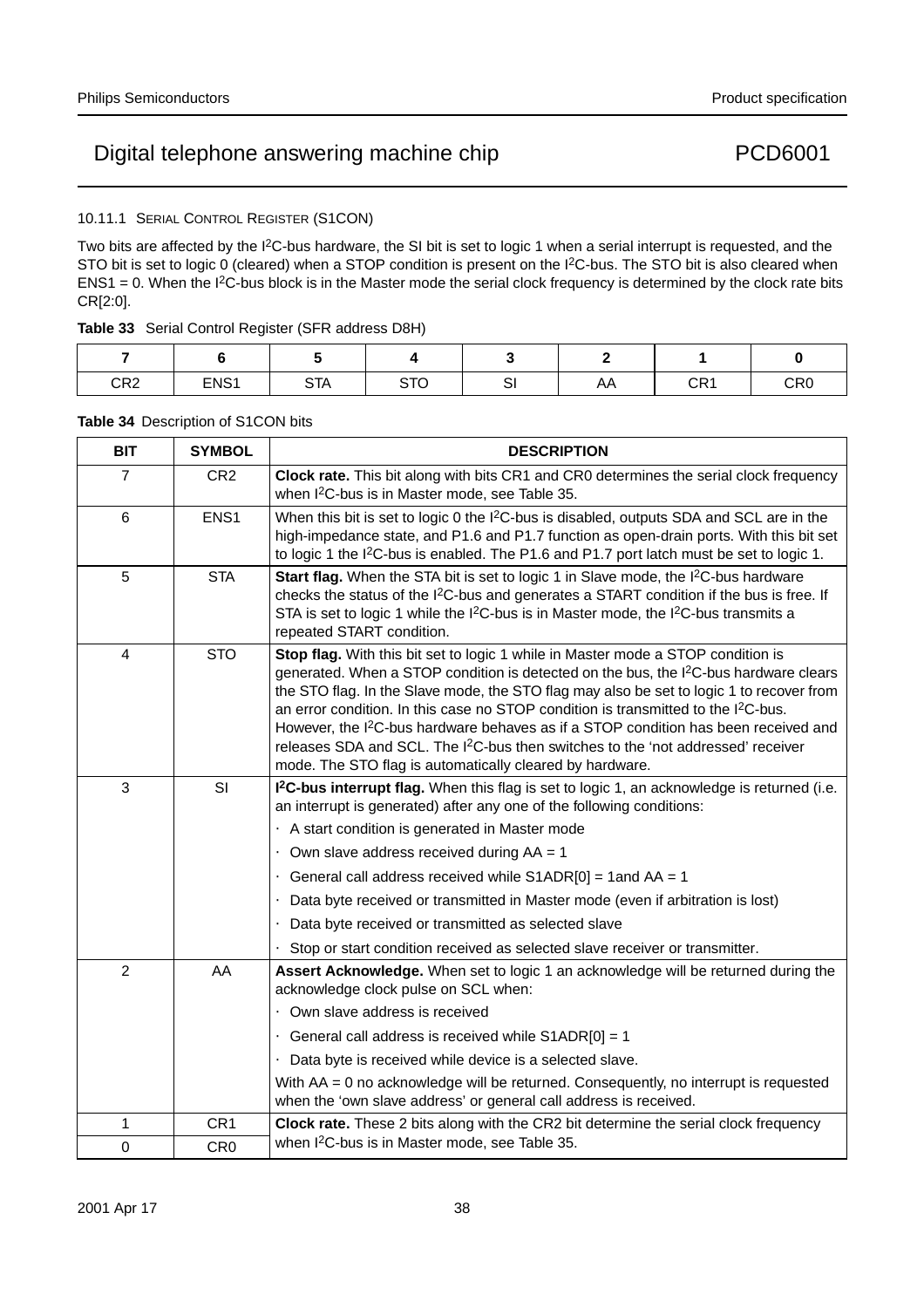#### 10.11.1 SERIAL CONTROL REGISTER (S1CON)

Two bits are affected by the I$^2$C-bus hardware, the SI bit is set to logic 1 when a serial interrupt is requested, and the STO bit is set to logic 0 (cleared) when a STOP condition is present on the I$^2$C-bus. The STO bit is also cleared when ENS1 = 0. When the I$^2$C-bus block is in the Master mode the serial clock frequency is determined by the clock rate bits CR[2:0].

**Table 33** Serial Control Register (SFR address D8H)

| 7 | 6 | 5 | 4 | 3 | 2 | 1 | 0 |
|---|---|---|---|---|---|---|---|
| CR2 | ENS1 | STA | STO | SI | AA | CR1 | CR0 |

**Table 34** Description of S1CON bits

| BIT | SYMBOL | DESCRIPTION |
|---|---|---|
| 7 | CR2 | **Clock rate.** This bit along with bits CR1 and CR0 determines the serial clock frequency when I$^2$C-bus is in Master mode, see Table 35. |
| 6 | ENS1 | When this bit is set to logic 0 the I$^2$C-bus is disabled, outputs SDA and SCL are in the high-impedance state, and P1.6 and P1.7 function as open-drain ports. With this bit set to logic 1 the I$^2$C-bus is enabled. The P1.6 and P1.7 port latch must be set to logic 1. |
| 5 | STA | **Start flag.** When the STA bit is set to logic 1 in Slave mode, the I$^2$C-bus hardware checks the status of the I$^2$C-bus and generates a START condition if the bus is free. If STA is set to logic 1 while the I$^2$C-bus is in Master mode, the I$^2$C-bus transmits a repeated START condition. |
| 4 | STO | **Stop flag.** With this bit set to logic 1 while in Master mode a STOP condition is generated. When a STOP condition is detected on the bus, the I$^2$C-bus hardware clears the STO flag. In the Slave mode, the STO flag may also be set to logic 1 to recover from an error condition. In this case no STOP condition is transmitted to the I$^2$C-bus. However, the I$^2$C-bus hardware behaves as if a STOP condition has been received and releases SDA and SCL. The I$^2$C-bus then switches to the 'not addressed' receiver mode. The STO flag is automatically cleared by hardware. |
| 3 | SI | **I$^2$C-bus interrupt flag.** When this flag is set to logic 1, an acknowledge is returned (i.e. an interrupt is generated) after any one of the following conditions:<br>· A start condition is generated in Master mode<br>· Own slave address received during AA = 1<br>· General call address received while S1ADR[0] = 1and AA = 1<br>· Data byte received or transmitted in Master mode (even if arbitration is lost)<br>· Data byte received or transmitted as selected slave<br>· Stop or start condition received as selected slave receiver or transmitter. |
| 2 | AA | **Assert Acknowledge.** When set to logic 1 an acknowledge will be returned during the acknowledge clock pulse on SCL when:<br>· Own slave address is received<br>· General call address is received while S1ADR[0] = 1<br>· Data byte is received while device is a selected slave.<br>With AA = 0 no acknowledge will be returned. Consequently, no interrupt is requested when the 'own slave address' or general call address is received. |
| 1 | CR1 | **Clock rate.** These 2 bits along with the CR2 bit determine the serial clock frequency when I$^2$C-bus is in Master mode, see Table 35. |
| 0 | CR0 | |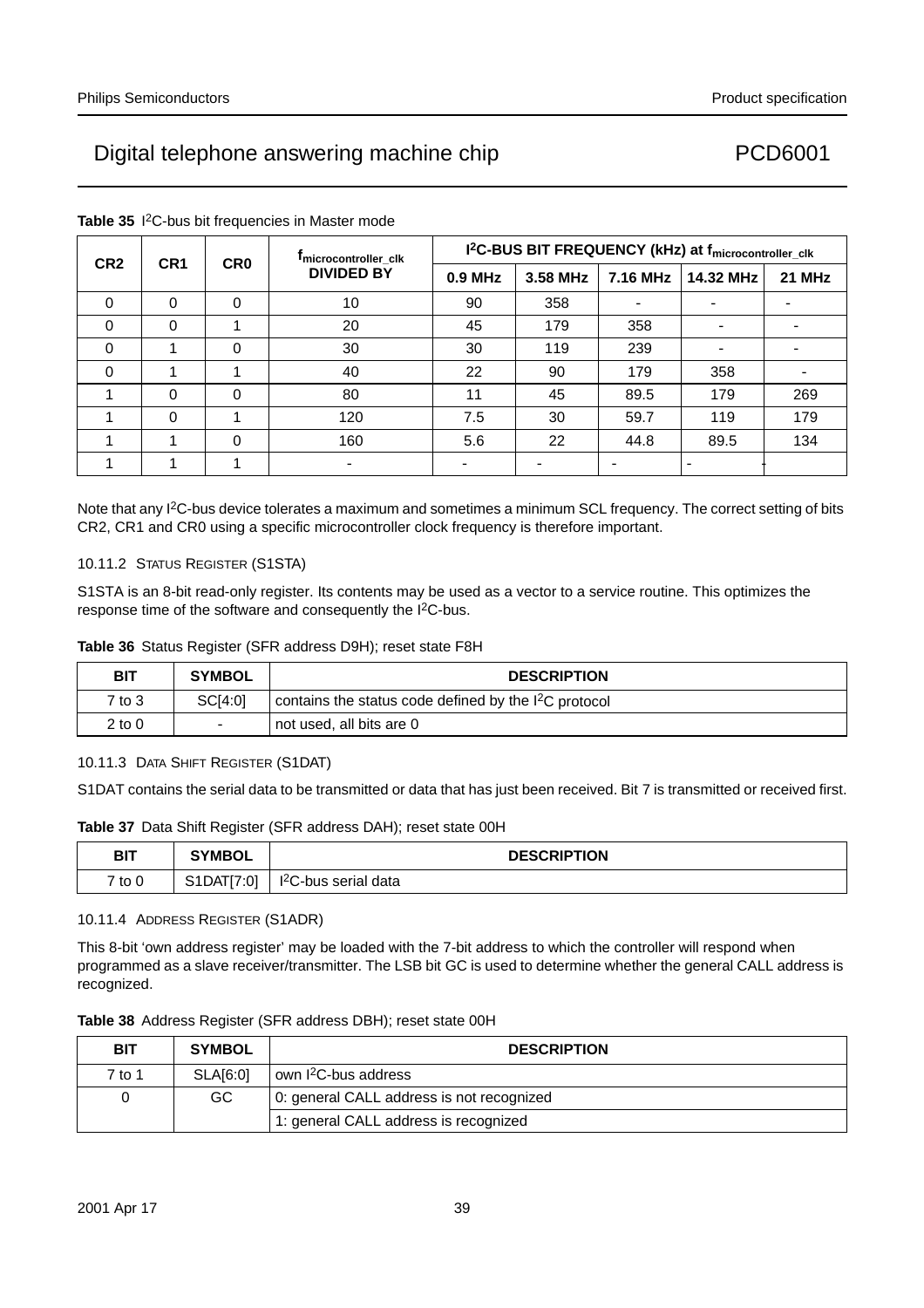**Table 35** I$^2$C-bus bit frequencies in Master mode

| CR2 | CR1 | CR0 | $f_{microcontroller\_clk}$ DIVIDED BY | I$^2$C-BUS BIT FREQUENCY (kHz) at $f_{microcontroller\_clk}$ | | | | |
|---|---|---|---|---|---|---|---|---|
| | | | | 0.9 MHz | 3.58 MHz | 7.16 MHz | 14.32 MHz | 21 MHz |
| 0 | 0 | 0 | 10 | 90 | 358 | - | - | - |
| 0 | 0 | 1 | 20 | 45 | 179 | 358 | - | - |
| 0 | 1 | 0 | 30 | 30 | 119 | 239 | - | - |
| 0 | 1 | 1 | 40 | 22 | 90 | 179 | 358 | - |
| 1 | 0 | 0 | 80 | 11 | 45 | 89.5 | 179 | 269 |
| 1 | 0 | 1 | 120 | 7.5 | 30 | 59.7 | 119 | 179 |
| 1 | 1 | 0 | 160 | 5.6 | 22 | 44.8 | 89.5 | 134 |
| 1 | 1 | 1 | - | - | - | - | - | - |

Note that any I$^2$C-bus device tolerates a maximum and sometimes a minimum SCL frequency. The correct setting of bits CR2, CR1 and CR0 using a specific microcontroller clock frequency is therefore important.

#### 10.11.2 STATUS REGISTER (S1STA)

S1STA is an 8-bit read-only register. Its contents may be used as a vector to a service routine. This optimizes the response time of the software and consequently the I$^2$C-bus.

**Table 36** Status Register (SFR address D9H); reset state F8H

| BIT | SYMBOL | DESCRIPTION |
|---|---|---|
| 7 to 3 | SC[4:0] | contains the status code defined by the I$^2$C protocol |
| 2 to 0 | - | not used, all bits are 0 |

#### 10.11.3 DATA SHIFT REGISTER (S1DAT)

S1DAT contains the serial data to be transmitted or data that has just been received. Bit 7 is transmitted or received first.

**Table 37** Data Shift Register (SFR address DAH); reset state 00H

| BIT | SYMBOL | DESCRIPTION |
|---|---|---|
| 7 to 0 | S1DAT[7:0] | I$^2$C-bus serial data |

#### 10.11.4 ADDRESS REGISTER (S1ADR)

This 8-bit 'own address register' may be loaded with the 7-bit address to which the controller will respond when programmed as a slave receiver/transmitter. The LSB bit GC is used to determine whether the general CALL address is recognized.

**Table 38** Address Register (SFR address DBH); reset state 00H

| BIT | SYMBOL | DESCRIPTION |
|---|---|---|
| 7 to 1 | SLA[6:0] | own I$^2$C-bus address |
| 0 | GC | 0: general CALL address is not recognized |
| | | 1: general CALL address is recognized |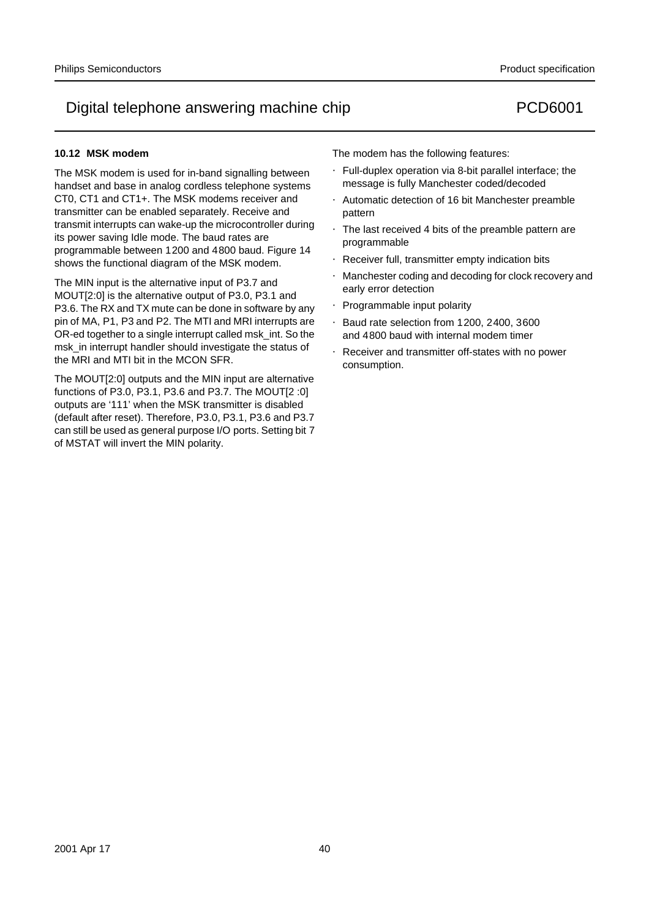### 10.12 MSK modem

The MSK modem is used for in-band signalling between handset and base in analog cordless telephone systems CT0, CT1 and CT1+. The MSK modems receiver and transmitter can be enabled separately. Receive and transmit interrupts can wake-up the microcontroller during its power saving Idle mode. The baud rates are programmable between 1200 and 4800 baud. Figure 14 shows the functional diagram of the MSK modem.

The MIN input is the alternative input of P3.7 and MOUT[2:0] is the alternative output of P3.0, P3.1 and P3.6. The RX and TX mute can be done in software by any pin of MA, P1, P3 and P2. The MTI and MRI interrupts are OR-ed together to a single interrupt called msk_int. So the msk_in interrupt handler should investigate the status of the MRI and MTI bit in the MCON SFR.

The MOUT[2:0] outputs and the MIN input are alternative functions of P3.0, P3.1, P3.6 and P3.7. The MOUT[2 :0] outputs are '111' when the MSK transmitter is disabled (default after reset). Therefore, P3.0, P3.1, P3.6 and P3.7 can still be used as general purpose I/O ports. Setting bit 7 of MSTAT will invert the MIN polarity.

The modem has the following features:

- Full-duplex operation via 8-bit parallel interface; the message is fully Manchester coded/decoded
- Automatic detection of 16 bit Manchester preamble pattern
- The last received 4 bits of the preamble pattern are programmable
- Receiver full, transmitter empty indication bits
- Manchester coding and decoding for clock recovery and early error detection
- Programmable input polarity
- Baud rate selection from 1200, 2400, 3600 and 4800 baud with internal modem timer
- Receiver and transmitter off-states with no power consumption.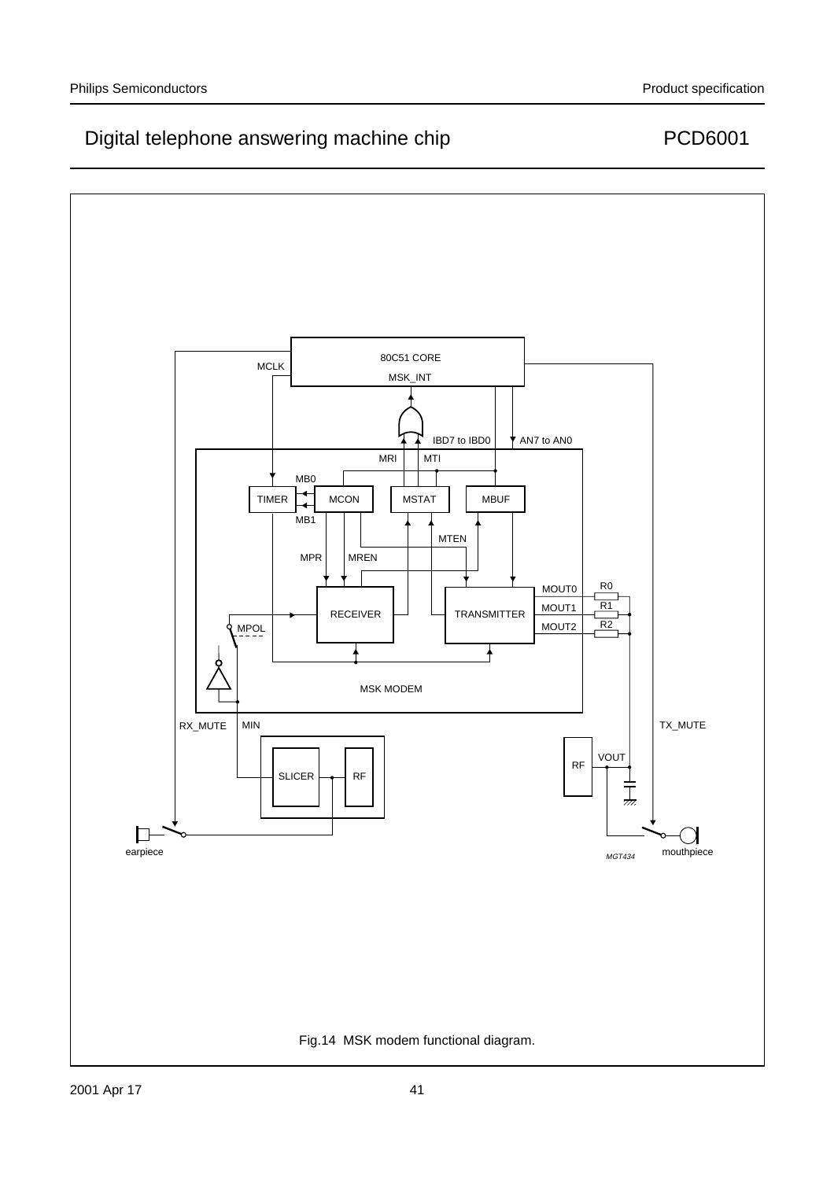Fig.14 MSK modem functional diagram.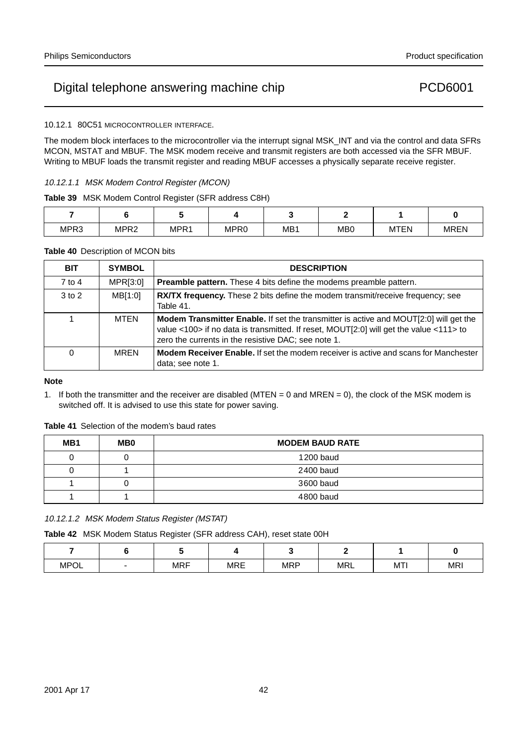#### 10.12.1 80C51 MICROCONTROLLER INTERFACE.

The modem block interfaces to the microcontroller via the interrupt signal MSK_INT and via the control and data SFRs MCON, MSTAT and MBUF. The MSK modem receive and transmit registers are both accessed via the SFR MBUF. Writing to MBUF loads the transmit register and reading MBUF accesses a physically separate receive register.

##### *10.12.1.1 MSK Modem Control Register (MCON)*

**Table 39** MSK Modem Control Register (SFR address C8H)

| 7 | 6 | 5 | 4 | 3 | 2 | 1 | 0 |
|---|---|---|---|---|---|---|---|
| MPR3 | MPR2 | MPR1 | MPR0 | MB1 | MB0 | MTEN | MREN |

**Table 40** Description of MCON bits

| BIT | SYMBOL | DESCRIPTION |
|---|---|---|
| 7 to 4 | MPR[3:0] | **Preamble pattern.** These 4 bits define the modems preamble pattern. |
| 3 to 2 | MB[1:0] | **RX/TX frequency.** These 2 bits define the modem transmit/receive frequency; see Table 41. |
| 1 | MTEN | **Modem Transmitter Enable.** If set the transmitter is active and MOUT[2:0] will get the value <100> if no data is transmitted. If reset, MOUT[2:0] will get the value <111> to zero the currents in the resistive DAC; see note 1. |
| 0 | MREN | **Modem Receiver Enable.** If set the modem receiver is active and scans for Manchester data; see note 1. |

**Note**

1. If both the transmitter and the receiver are disabled (MTEN = 0 and MREN = 0), the clock of the MSK modem is switched off. It is advised to use this state for power saving.

**Table 41** Selection of the modem's baud rates

| MB1 | MB0 | MODEM BAUD RATE |
|---|---|---|
| 0 | 0 | 1200 baud |
| 0 | 1 | 2400 baud |
| 1 | 0 | 3600 baud |
| 1 | 1 | 4800 baud |

##### *10.12.1.2 MSK Modem Status Register (MSTAT)*

**Table 42** MSK Modem Status Register (SFR address CAH), reset state 00H

| 7 | 6 | 5 | 4 | 3 | 2 | 1 | 0 |
|---|---|---|---|---|---|---|---|
| MPOL | - | MRF | MRE | MRP | MRL | MTI | MRI |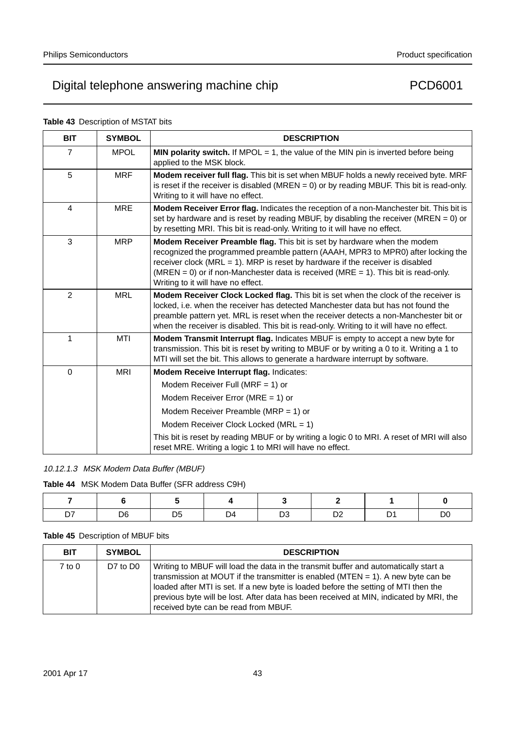**Table 43** Description of MSTAT bits

| BIT | SYMBOL | DESCRIPTION |
|---|---|---|
| 7 | MPOL | **MIN polarity switch.** If MPOL = 1, the value of the MIN pin is inverted before being applied to the MSK block. |
| 5 | MRF | **Modem receiver full flag.** This bit is set when MBUF holds a newly received byte. MRF is reset if the receiver is disabled (MREN = 0) or by reading MBUF. This bit is read-only. Writing to it will have no effect. |
| 4 | MRE | **Modem Receiver Error flag.** Indicates the reception of a non-Manchester bit. This bit is set by hardware and is reset by reading MBUF, by disabling the receiver (MREN = 0) or by resetting MRI. This bit is read-only. Writing to it will have no effect. |
| 3 | MRP | **Modem Receiver Preamble flag.** This bit is set by hardware when the modem recognized the programmed preamble pattern (AAAH, MPR3 to MPR0) after locking the receiver clock (MRL = 1). MRP is reset by hardware if the receiver is disabled (MREN = 0) or if non-Manchester data is received (MRE = 1). This bit is read-only. Writing to it will have no effect. |
| 2 | MRL | **Modem Receiver Clock Locked flag.** This bit is set when the clock of the receiver is locked, i.e. when the receiver has detected Manchester data but has not found the preamble pattern yet. MRL is reset when the receiver detects a non-Manchester bit or when the receiver is disabled. This bit is read-only. Writing to it will have no effect. |
| 1 | MTI | **Modem Transmit Interrupt flag.** Indicates MBUF is empty to accept a new byte for transmission. This bit is reset by writing to MBUF or by writing a 0 to it. Writing a 1 to MTI will set the bit. This allows to generate a hardware interrupt by software. |
| 0 | MRI | **Modem Receive Interrupt flag.** Indicates:<br>Modem Receiver Full (MRF = 1) or<br>Modem Receiver Error (MRE = 1) or<br>Modem Receiver Preamble (MRP = 1) or<br>Modem Receiver Clock Locked (MRL = 1)<br>This bit is reset by reading MBUF or by writing a logic 0 to MRI. A reset of MRI will also reset MRE. Writing a logic 1 to MRI will have no effect. |

*10.12.1.3 MSK Modem Data Buffer (MBUF)*

**Table 44** MSK Modem Data Buffer (SFR address C9H)

| 7 | 6 | 5 | 4 | 3 | 2 | 1 | 0 |
|---|---|---|---|---|---|---|---|
| D7 | D6 | D5 | D4 | D3 | D2 | D1 | D0 |

**Table 45** Description of MBUF bits

| BIT | SYMBOL | DESCRIPTION |
|---|---|---|
| 7 to 0 | D7 to D0 | Writing to MBUF will load the data in the transmit buffer and automatically start a transmission at MOUT if the transmitter is enabled (MTEN = 1). A new byte can be loaded after MTI is set. If a new byte is loaded before the setting of MTI then the previous byte will be lost. After data has been received at MIN, indicated by MRI, the received byte can be read from MBUF. |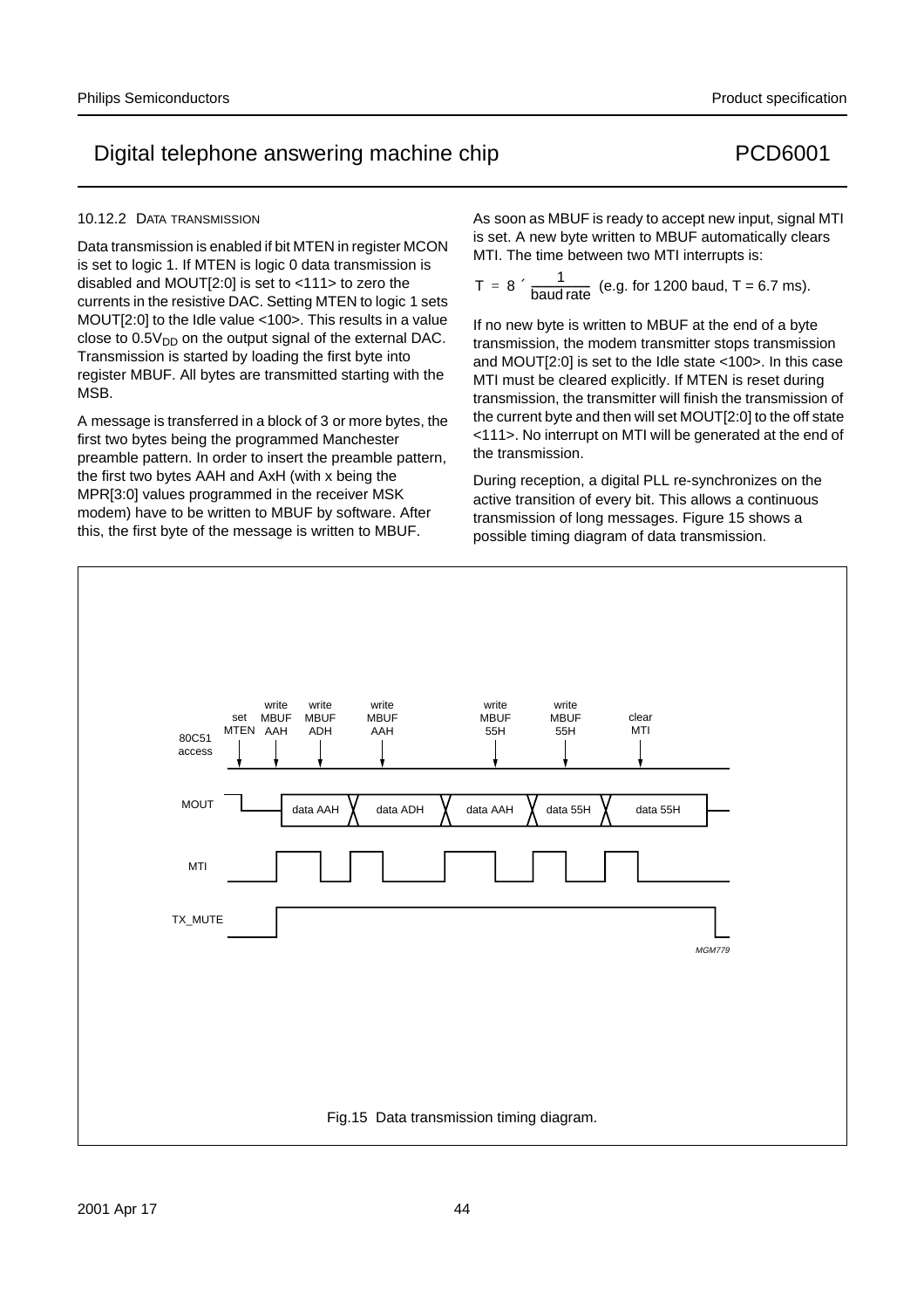#### 10.12.2 DATA TRANSMISSION

Data transmission is enabled if bit MTEN in register MCON is set to logic 1. If MTEN is logic 0 data transmission is disabled and MOUT[2:0] is set to <111> to zero the currents in the resistive DAC. Setting MTEN to logic 1 sets MOUT[2:0] to the Idle value <100>. This results in a value close to $0.5V_{DD}$ on the output signal of the external DAC. Transmission is started by loading the first byte into register MBUF. All bytes are transmitted starting with the MSB.

A message is transferred in a block of 3 or more bytes, the first two bytes being the programmed Manchester preamble pattern. In order to insert the preamble pattern, the first two bytes AAH and AxH (with x being the MPR[3:0] values programmed in the receiver MSK modem) have to be written to MBUF by software. After this, the first byte of the message is written to MBUF.

As soon as MBUF is ready to accept new input, signal MTI is set. A new byte written to MBUF automatically clears MTI. The time between two MTI interrupts is:

$$T = 8 \times \frac{1}{\text{baud rate}}$$ (e.g. for 1200 baud, T = 6.7 ms).

If no new byte is written to MBUF at the end of a byte transmission, the modem transmitter stops transmission and MOUT[2:0] is set to the Idle state <100>. In this case MTI must be cleared explicitly. If MTEN is reset during transmission, the transmitter will finish the transmission of the current byte and then will set MOUT[2:0] to the off state <111>. No interrupt on MTI will be generated at the end of the transmission.

During reception, a digital PLL re-synchronizes on the active transition of every bit. This allows a continuous transmission of long messages. Figure 15 shows a possible timing diagram of data transmission.

Fig.15 Data transmission timing diagram.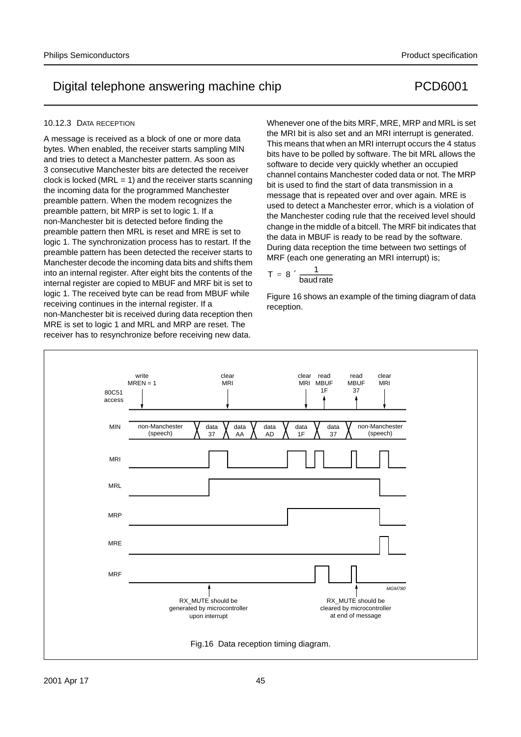#### 10.12.3 DATA RECEPTION

A message is received as a block of one or more data bytes. When enabled, the receiver starts sampling MIN and tries to detect a Manchester pattern. As soon as 3 consecutive Manchester bits are detected the receiver clock is locked (MRL = 1) and the receiver starts scanning the incoming data for the programmed Manchester preamble pattern. When the modem recognizes the preamble pattern, bit MRP is set to logic 1. If a non-Manchester bit is detected before finding the preamble pattern then MRL is reset and MRE is set to logic 1. The synchronization process has to restart. If the preamble pattern has been detected the receiver starts to Manchester decode the incoming data bits and shifts them into an internal register. After eight bits the contents of the internal register are copied to MBUF and MRF bit is set to logic 1. The received byte can be read from MBUF while receiving continues in the internal register. If a non-Manchester bit is received during data reception then MRE is set to logic 1 and MRL and MRP are reset. The receiver has to resynchronize before receiving new data.

Whenever one of the bits MRF, MRE, MRP and MRL is set the MRI bit is also set and an MRI interrupt is generated. This means that when an MRI interrupt occurs the 4 status bits have to be polled by software. The bit MRL allows the software to decide very quickly whether an occupied channel contains Manchester coded data or not. The MRP bit is used to find the start of data transmission in a message that is repeated over and over again. MRE is used to detect a Manchester error, which is a violation of the Manchester coding rule that the received level should change in the middle of a bitcell. The MRF bit indicates that the data in MBUF is ready to be read by the software. During data reception the time between two settings of MRF (each one generating an MRI interrupt) is;

$$T = 8 \times \frac{1}{\text{baud rate}}$$

Figure 16 shows an example of the timing diagram of data reception.

Fig.16 Data reception timing diagram.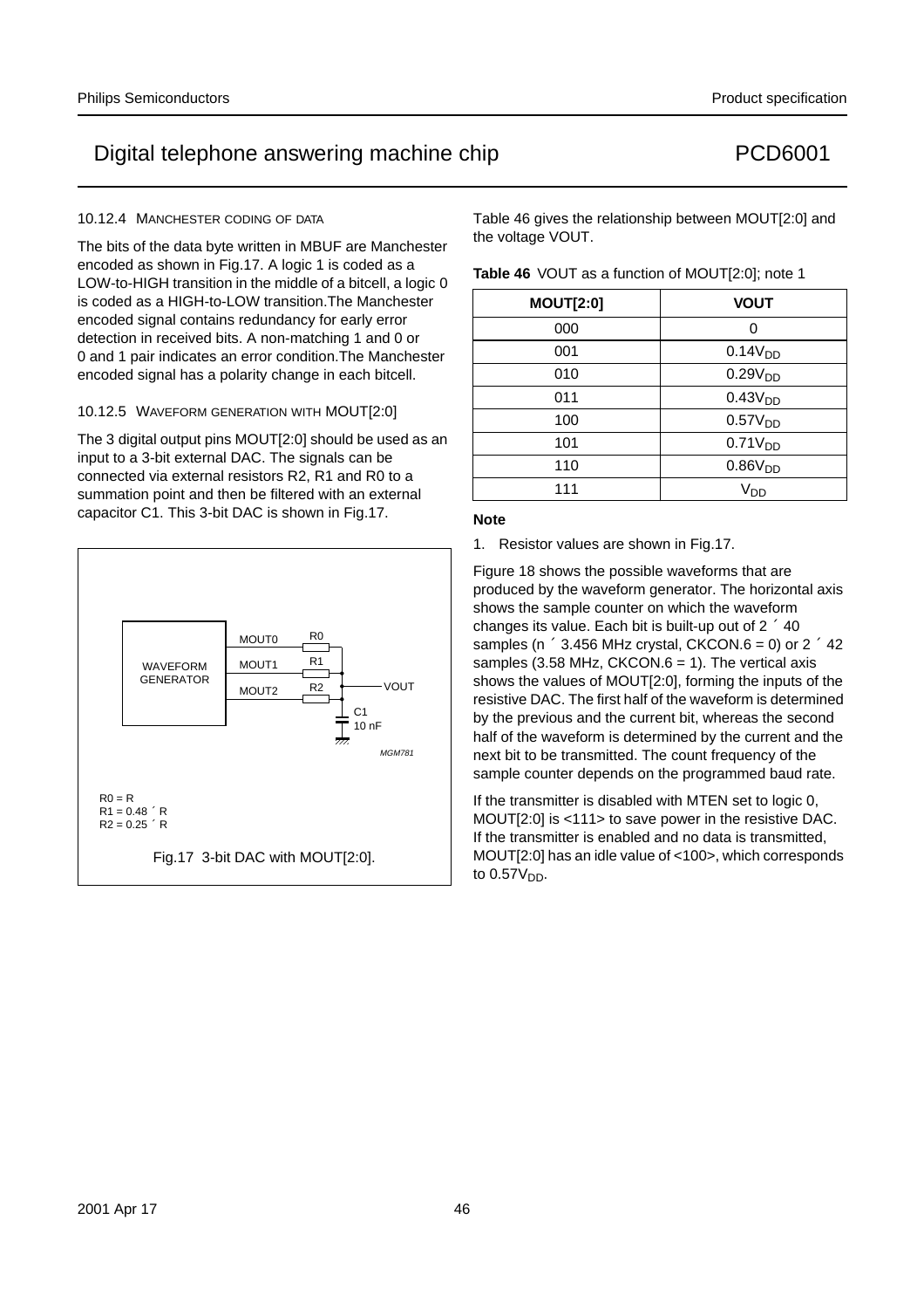#### 10.12.4 MANCHESTER CODING OF DATA

The bits of the data byte written in MBUF are Manchester encoded as shown in Fig.17. A logic 1 is coded as a LOW-to-HIGH transition in the middle of a bitcell, a logic 0 is coded as a HIGH-to-LOW transition.The Manchester encoded signal contains redundancy for early error detection in received bits. A non-matching 1 and 0 or 0 and 1 pair indicates an error condition.The Manchester encoded signal has a polarity change in each bitcell.

#### 10.12.5 WAVEFORM GENERATION WITH MOUT[2:0]

The 3 digital output pins MOUT[2:0] should be used as an input to a 3-bit external DAC. The signals can be connected via external resistors R2, R1 and R0 to a summation point and then be filtered with an external capacitor C1. This 3-bit DAC is shown in Fig.17.

WAVEFORM GENERATOR — MOUT0 — R0; MOUT1 — R1; MOUT2 — R2; VOUT; C1 10 nF

MGM781

R0 = R
R1 = 0.48 ´ R
R2 = 0.25 ´ R

Fig.17 3-bit DAC with MOUT[2:0].

Table 46 gives the relationship between MOUT[2:0] and the voltage VOUT.

**Table 46** VOUT as a function of MOUT[2:0]; note 1

| MOUT[2:0] | VOUT |
|---|---|
| 000 | 0 |
| 001 | $0.14V_{DD}$ |
| 010 | $0.29V_{DD}$ |
| 011 | $0.43V_{DD}$ |
| 100 | $0.57V_{DD}$ |
| 101 | $0.71V_{DD}$ |
| 110 | $0.86V_{DD}$ |
| 111 | $V_{DD}$ |

**Note**

1. Resistor values are shown in Fig.17.

Figure 18 shows the possible waveforms that are produced by the waveform generator. The horizontal axis shows the sample counter on which the waveform changes its value. Each bit is built-up out of 2 ´ 40 samples (n ´ 3.456 MHz crystal, CKCON.6 = 0) or 2 ´ 42 samples (3.58 MHz, CKCON.6 = 1). The vertical axis shows the values of MOUT[2:0], forming the inputs of the resistive DAC. The first half of the waveform is determined by the previous and the current bit, whereas the second half of the waveform is determined by the current and the next bit to be transmitted. The count frequency of the sample counter depends on the programmed baud rate.

If the transmitter is disabled with MTEN set to logic 0, MOUT[2:0] is <111> to save power in the resistive DAC. If the transmitter is enabled and no data is transmitted, MOUT[2:0] has an idle value of <100>, which corresponds to $0.57V_{DD}$.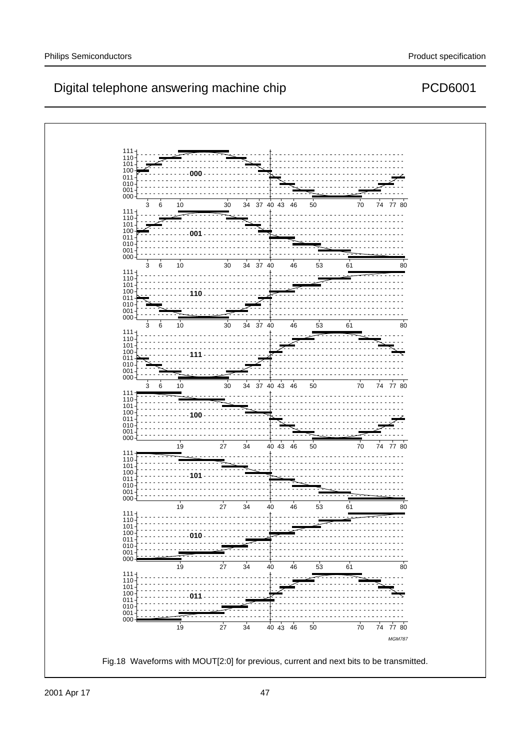Fig.18 Waveforms with MOUT[2:0] for previous, current and next bits to be transmitted.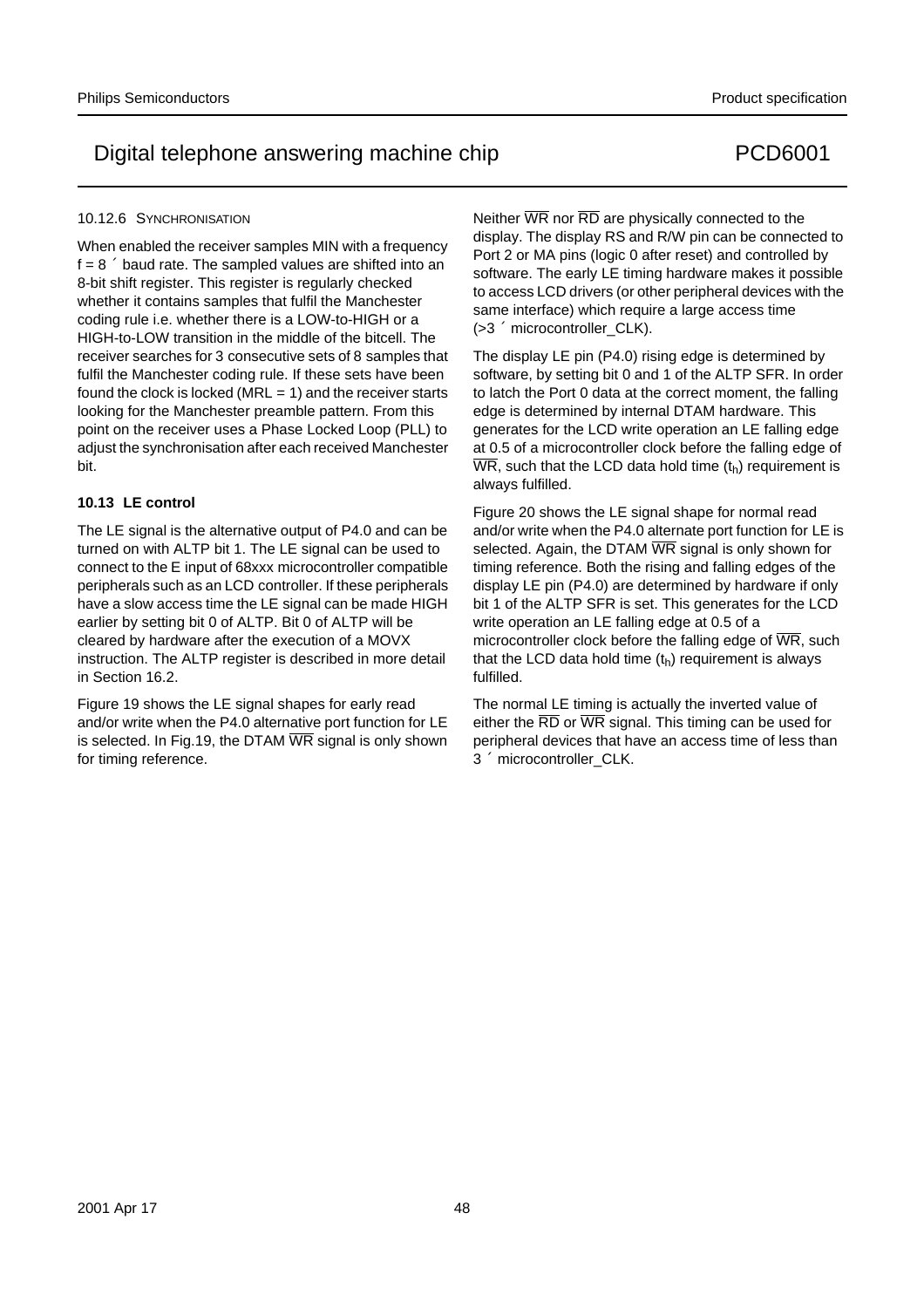#### 10.12.6 SYNCHRONISATION

When enabled the receiver samples MIN with a frequency f = 8 ´ baud rate. The sampled values are shifted into an 8-bit shift register. This register is regularly checked whether it contains samples that fulfil the Manchester coding rule i.e. whether there is a LOW-to-HIGH or a HIGH-to-LOW transition in the middle of the bitcell. The receiver searches for 3 consecutive sets of 8 samples that fulfil the Manchester coding rule. If these sets have been found the clock is locked (MRL = 1) and the receiver starts looking for the Manchester preamble pattern. From this point on the receiver uses a Phase Locked Loop (PLL) to adjust the synchronisation after each received Manchester bit.

### 10.13 LE control

The LE signal is the alternative output of P4.0 and can be turned on with ALTP bit 1. The LE signal can be used to connect to the E input of 68xxx microcontroller compatible peripherals such as an LCD controller. If these peripherals have a slow access time the LE signal can be made HIGH earlier by setting bit 0 of ALTP. Bit 0 of ALTP will be cleared by hardware after the execution of a MOVX instruction. The ALTP register is described in more detail in Section 16.2.

Figure 19 shows the LE signal shapes for early read and/or write when the P4.0 alternative port function for LE is selected. In Fig.19, the DTAM $\overline{\text{WR}}$ signal is only shown for timing reference.

Neither $\overline{\text{WR}}$ nor $\overline{\text{RD}}$ are physically connected to the display. The display RS and R/W pin can be connected to Port 2 or MA pins (logic 0 after reset) and controlled by software. The early LE timing hardware makes it possible to access LCD drivers (or other peripheral devices with the same interface) which require a large access time (>3 ´ microcontroller_CLK).

The display LE pin (P4.0) rising edge is determined by software, by setting bit 0 and 1 of the ALTP SFR. In order to latch the Port 0 data at the correct moment, the falling edge is determined by internal DTAM hardware. This generates for the LCD write operation an LE falling edge at 0.5 of a microcontroller clock before the falling edge of $\overline{\text{WR}}$, such that the LCD data hold time ($t_h$) requirement is always fulfilled.

Figure 20 shows the LE signal shape for normal read and/or write when the P4.0 alternate port function for LE is selected. Again, the DTAM $\overline{\text{WR}}$ signal is only shown for timing reference. Both the rising and falling edges of the display LE pin (P4.0) are determined by hardware if only bit 1 of the ALTP SFR is set. This generates for the LCD write operation an LE falling edge at 0.5 of a microcontroller clock before the falling edge of $\overline{\text{WR}}$, such that the LCD data hold time ($t_h$) requirement is always fulfilled.

The normal LE timing is actually the inverted value of either the $\overline{\text{RD}}$ or $\overline{\text{WR}}$ signal. This timing can be used for peripheral devices that have an access time of less than 3 ´ microcontroller_CLK.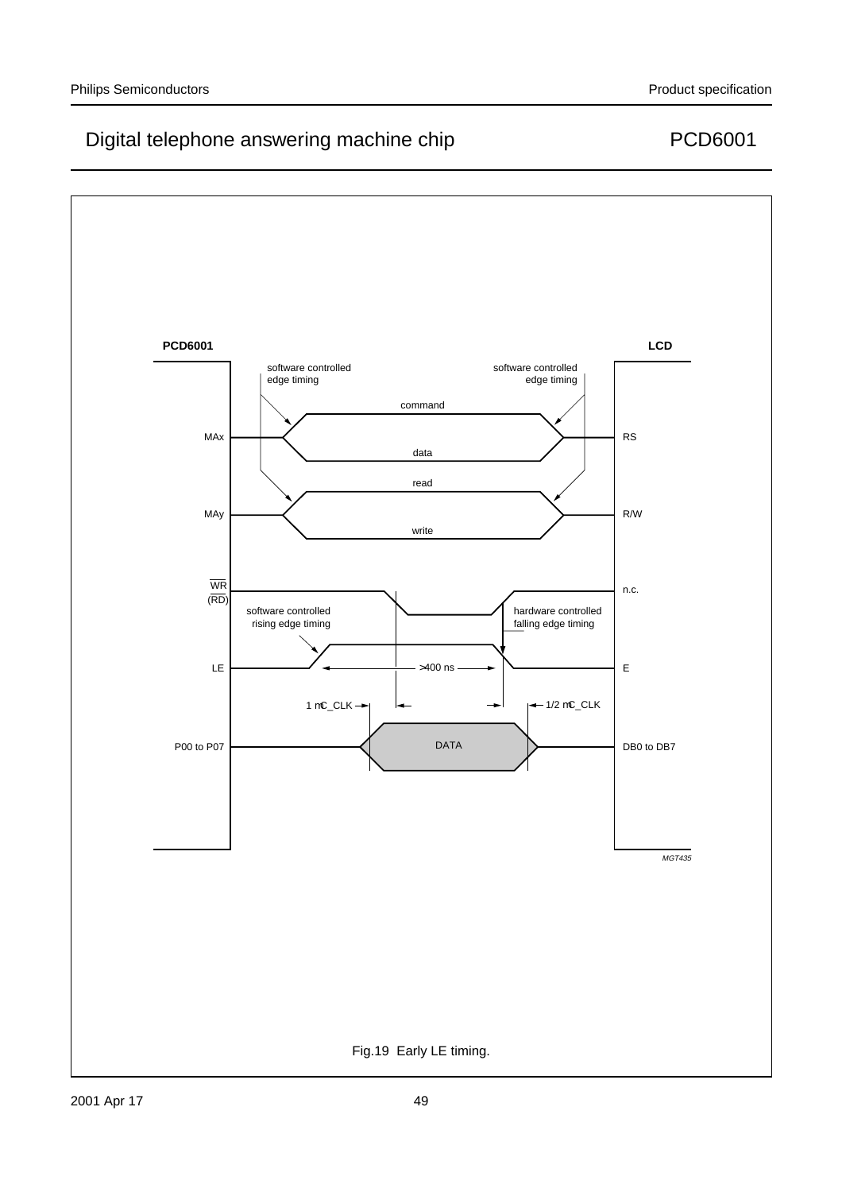PCD6001

LCD

software controlled edge timing

software controlled edge timing

command

MAx

RS

data

read

MAy

R/W

write

$\overline{WR}$ ($\overline{RD}$)

n.c.

software controlled rising edge timing

hardware controlled falling edge timing

LE

>400 ns

E

1 mC_CLK

1/2 mC_CLK

P00 to P07

DATA

DB0 to DB7

MGT435

Fig.19 Early LE timing.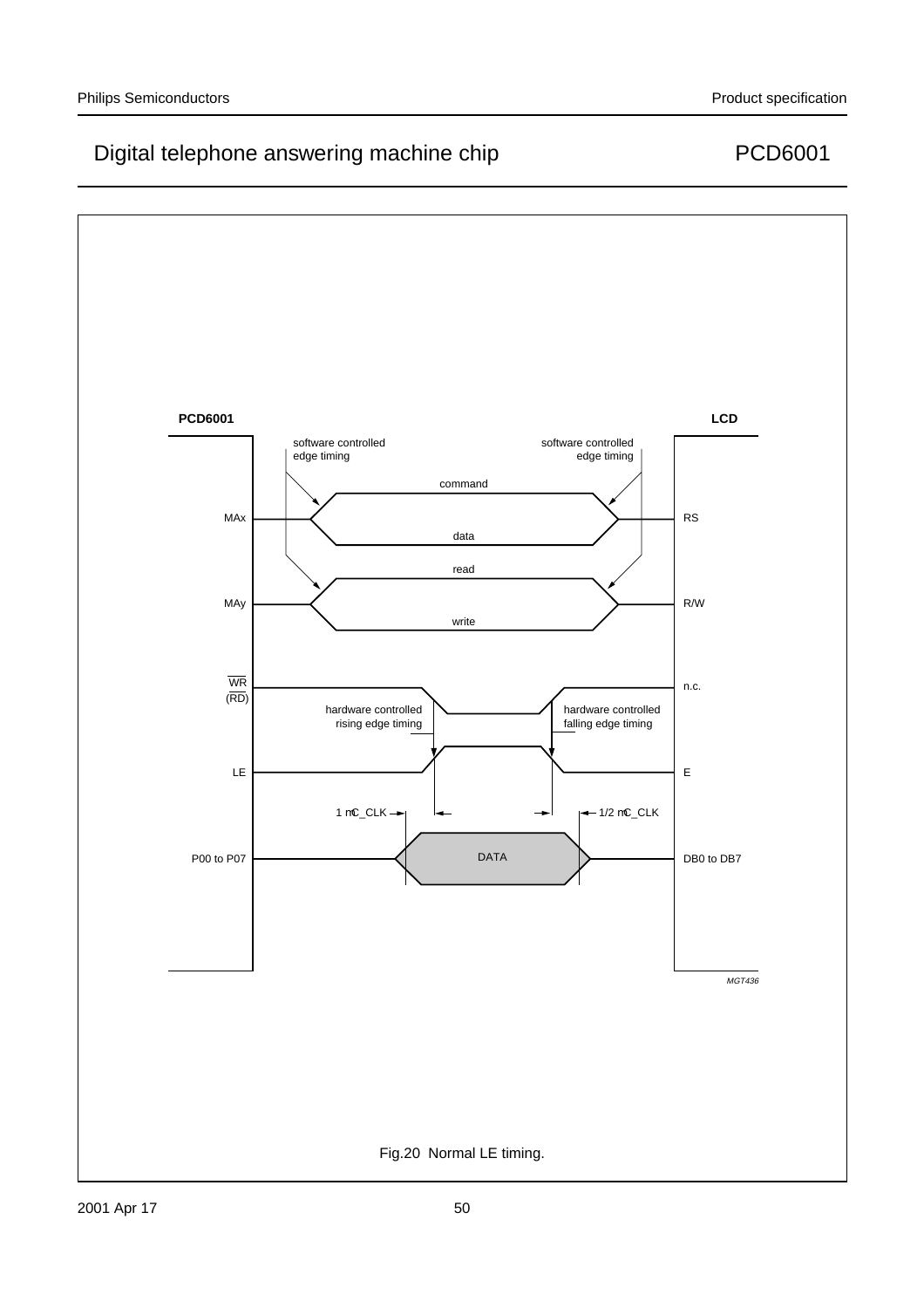PCD6001

LCD

software controlled edge timing

software controlled edge timing

command

MAx

data

RS

read

MAy

write

R/W

WR (RD)

n.c.

hardware controlled rising edge timing

hardware controlled falling edge timing

LE

E

1 mC_CLK

1/2 mC_CLK

P00 to P07

DATA

DB0 to DB7

MGT436

Fig.20 Normal LE timing.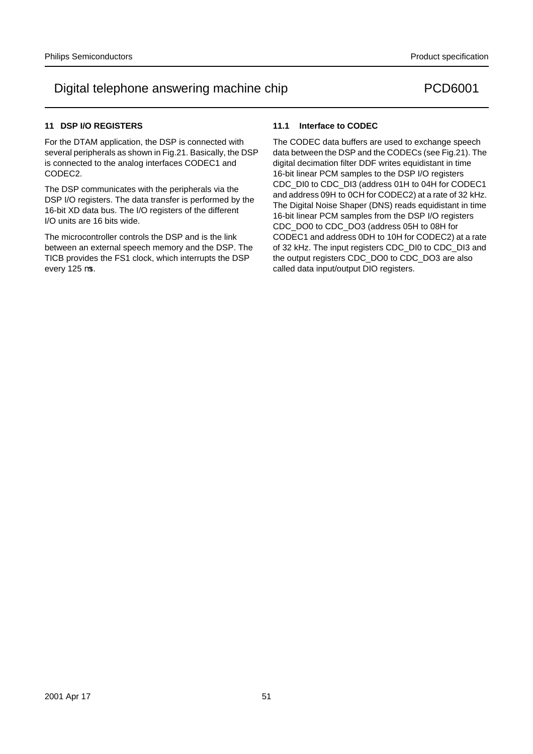## 11 DSP I/O REGISTERS

For the DTAM application, the DSP is connected with several peripherals as shown in Fig.21. Basically, the DSP is connected to the analog interfaces CODEC1 and CODEC2.

The DSP communicates with the peripherals via the DSP I/O registers. The data transfer is performed by the 16-bit XD data bus. The I/O registers of the different I/O units are 16 bits wide.

The microcontroller controls the DSP and is the link between an external speech memory and the DSP. The TICB provides the FS1 clock, which interrupts the DSP every 125 μs.

### 11.1 Interface to CODEC

The CODEC data buffers are used to exchange speech data between the DSP and the CODECs (see Fig.21). The digital decimation filter DDF writes equidistant in time 16-bit linear PCM samples to the DSP I/O registers CDC_DI0 to CDC_DI3 (address 01H to 04H for CODEC1 and address 09H to 0CH for CODEC2) at a rate of 32 kHz. The Digital Noise Shaper (DNS) reads equidistant in time 16-bit linear PCM samples from the DSP I/O registers CDC_DO0 to CDC_DO3 (address 05H to 08H for CODEC1 and address 0DH to 10H for CODEC2) at a rate of 32 kHz. The input registers CDC_DI0 to CDC_DI3 and the output registers CDC_DO0 to CDC_DO3 are also called data input/output DIO registers.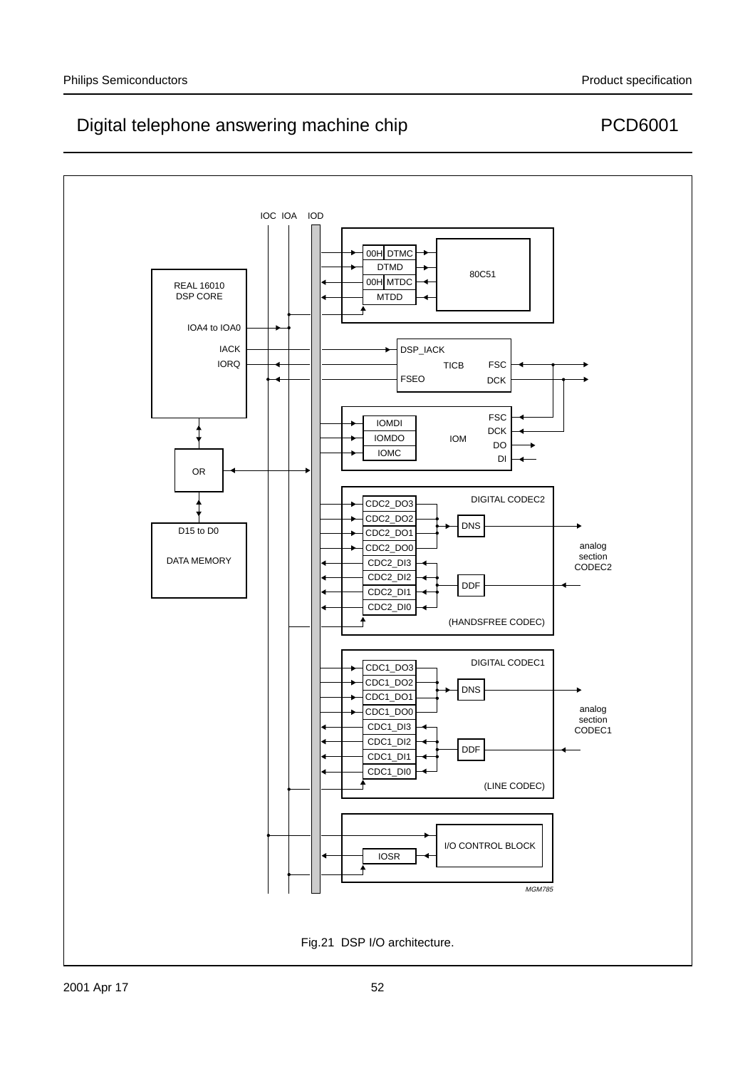Fig.21 DSP I/O architecture.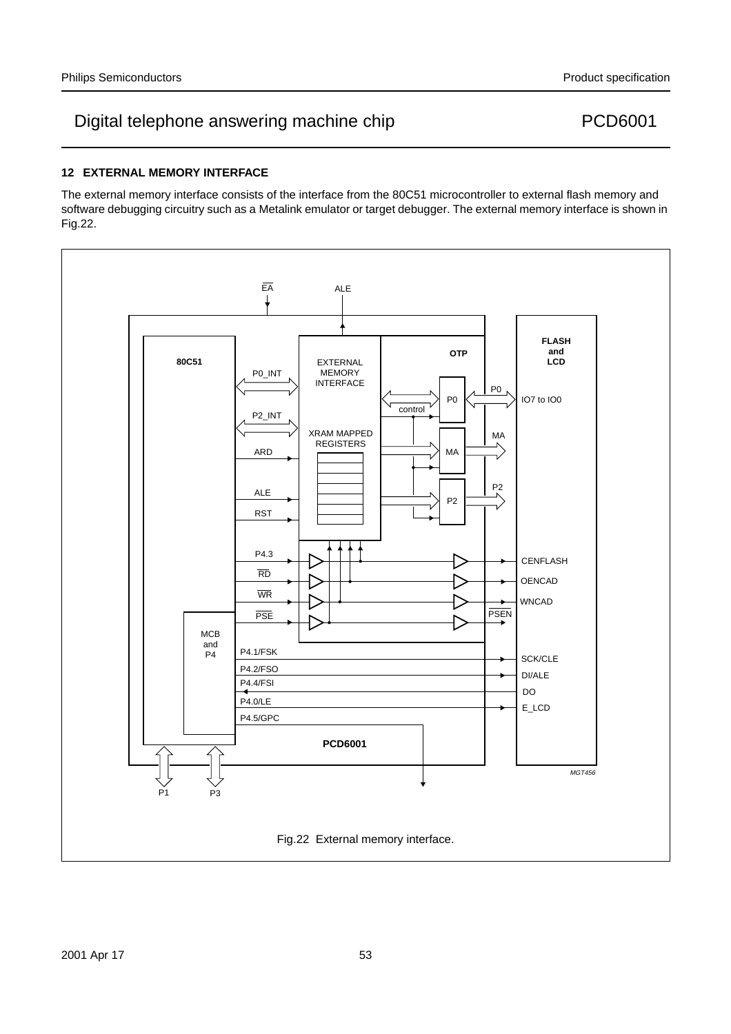## 12 EXTERNAL MEMORY INTERFACE

The external memory interface consists of the interface from the 80C51 microcontroller to external flash memory and software debugging circuitry such as a Metalink emulator or target debugger. The external memory interface is shown in Fig.22.

Fig.22 External memory interface.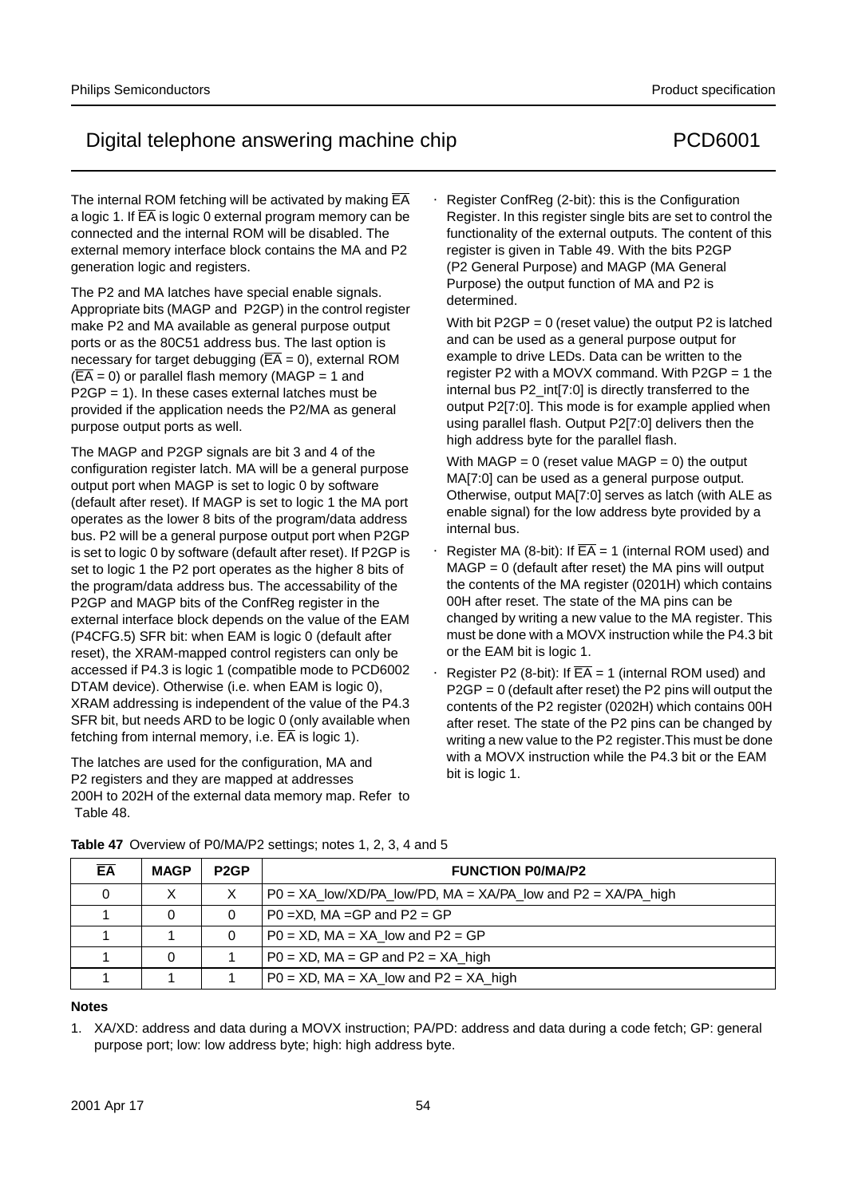The internal ROM fetching will be activated by making $\overline{EA}$ a logic 1. If $\overline{EA}$ is logic 0 external program memory can be connected and the internal ROM will be disabled. The external memory interface block contains the MA and P2 generation logic and registers.

The P2 and MA latches have special enable signals. Appropriate bits (MAGP and P2GP) in the control register make P2 and MA available as general purpose output ports or as the 80C51 address bus. The last option is necessary for target debugging ($\overline{EA}$ = 0), external ROM ($\overline{EA}$ = 0) or parallel flash memory (MAGP = 1 and P2GP = 1). In these cases external latches must be provided if the application needs the P2/MA as general purpose output ports as well.

The MAGP and P2GP signals are bit 3 and 4 of the configuration register latch. MA will be a general purpose output port when MAGP is set to logic 0 by software (default after reset). If MAGP is set to logic 1 the MA port operates as the lower 8 bits of the program/data address bus. P2 will be a general purpose output port when P2GP is set to logic 0 by software (default after reset). If P2GP is set to logic 1 the P2 port operates as the higher 8 bits of the program/data address bus. The accessability of the P2GP and MAGP bits of the ConfReg register in the external interface block depends on the value of the EAM (P4CFG.5) SFR bit: when EAM is logic 0 (default after reset), the XRAM-mapped control registers can only be accessed if P4.3 is logic 1 (compatible mode to PCD6002 DTAM device). Otherwise (i.e. when EAM is logic 0), XRAM addressing is independent of the value of the P4.3 SFR bit, but needs ARD to be logic 0 (only available when fetching from internal memory, i.e. $\overline{EA}$ is logic 1).

The latches are used for the configuration, MA and P2 registers and they are mapped at addresses 200H to 202H of the external data memory map. Refer to Table 48.

- Register ConfReg (2-bit): this is the Configuration Register. In this register single bits are set to control the functionality of the external outputs. The content of this register is given in Table 49. With the bits P2GP (P2 General Purpose) and MAGP (MA General Purpose) the output function of MA and P2 is determined.

  With bit P2GP = 0 (reset value) the output P2 is latched and can be used as a general purpose output for example to drive LEDs. Data can be written to the register P2 with a MOVX command. With P2GP = 1 the internal bus P2_int[7:0] is directly transferred to the output P2[7:0]. This mode is for example applied when using parallel flash. Output P2[7:0] delivers then the high address byte for the parallel flash.

  With MAGP = 0 (reset value MAGP = 0) the output MA[7:0] can be used as a general purpose output. Otherwise, output MA[7:0] serves as latch (with ALE as enable signal) for the low address byte provided by a internal bus.

- Register MA (8-bit): If $\overline{EA}$ = 1 (internal ROM used) and MAGP = 0 (default after reset) the MA pins will output the contents of the MA register (0201H) which contains 00H after reset. The state of the MA pins can be changed by writing a new value to the MA register. This must be done with a MOVX instruction while the P4.3 bit or the EAM bit is logic 1.
- Register P2 (8-bit): If $\overline{EA}$ = 1 (internal ROM used) and P2GP = 0 (default after reset) the P2 pins will output the contents of the P2 register (0202H) which contains 00H after reset. The state of the P2 pins can be changed by writing a new value to the P2 register.This must be done with a MOVX instruction while the P4.3 bit or the EAM bit is logic 1.

**Table 47** Overview of P0/MA/P2 settings; notes 1, 2, 3, 4 and 5

| $\overline{EA}$ | MAGP | P2GP | FUNCTION P0/MA/P2 |
|---|---|---|---|
| 0 | X | X | P0 = XA_low/XD/PA_low/PD, MA = XA/PA_low and P2 = XA/PA_high |
| 1 | 0 | 0 | P0 =XD, MA =GP and P2 = GP |
| 1 | 1 | 0 | P0 = XD, MA = XA_low and P2 = GP |
| 1 | 0 | 1 | P0 = XD, MA = GP and P2 = XA_high |
| 1 | 1 | 1 | P0 = XD, MA = XA_low and P2 = XA_high |

**Notes**

1. XA/XD: address and data during a MOVX instruction; PA/PD: address and data during a code fetch; GP: general purpose port; low: low address byte; high: high address byte.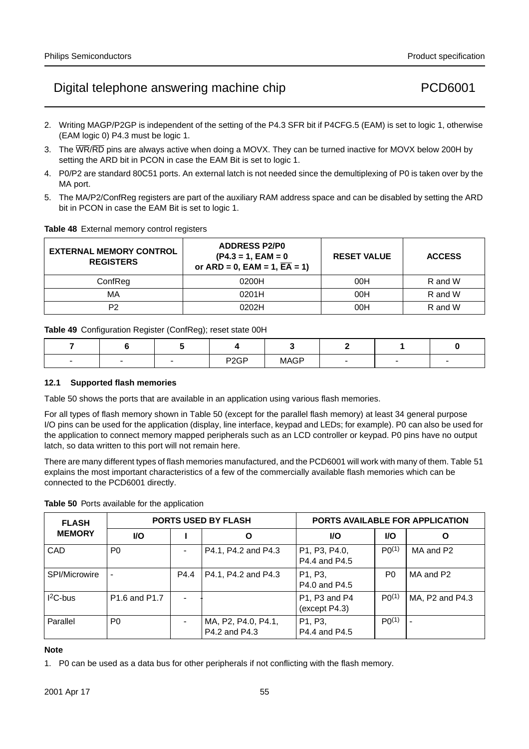2. Writing MAGP/P2GP is independent of the setting of the P4.3 SFR bit if P4CFG.5 (EAM) is set to logic 1, otherwise (EAM logic 0) P4.3 must be logic 1.
3. The $\overline{WR}$/$\overline{RD}$ pins are always active when doing a MOVX. They can be turned inactive for MOVX below 200H by setting the ARD bit in PCON in case the EAM Bit is set to logic 1.
4. P0/P2 are standard 80C51 ports. An external latch is not needed since the demultiplexing of P0 is taken over by the MA port.
5. The MA/P2/ConfReg registers are part of the auxiliary RAM address space and can be disabled by setting the ARD bit in PCON in case the EAM Bit is set to logic 1.

**Table 48** External memory control registers

| EXTERNAL MEMORY CONTROL REGISTERS | ADDRESS P2/P0 (P4.3 = 1, EAM = 0 or ARD = 0, EAM = 1, $\overline{EA}$ = 1) | RESET VALUE | ACCESS |
|---|---|---|---|
| ConfReg | 0200H | 00H | R and W |
| MA | 0201H | 00H | R and W |
| P2 | 0202H | 00H | R and W |

**Table 49** Configuration Register (ConfReg); reset state 00H

| 7 | 6 | 5 | 4 | 3 | 2 | 1 | 0 |
|---|---|---|---|---|---|---|---|
| - | - | - | P2GP | MAGP | - | - | - |

### 12.1 Supported flash memories

Table 50 shows the ports that are available in an application using various flash memories.

For all types of flash memory shown in Table 50 (except for the parallel flash memory) at least 34 general purpose I/O pins can be used for the application (display, line interface, keypad and LEDs; for example). P0 can also be used for the application to connect memory mapped peripherals such as an LCD controller or keypad. P0 pins have no output latch, so data written to this port will not remain here.

There are many different types of flash memories manufactured, and the PCD6001 will work with many of them. Table 51 explains the most important characteristics of a few of the commercially available flash memories which can be connected to the PCD6001 directly.

**Table 50** Ports available for the application

| FLASH MEMORY | PORTS USED BY FLASH | | | PORTS AVAILABLE FOR APPLICATION | | |
|---|---|---|---|---|---|---|
| | I/O | I | O | I/O | I/O | O |
| CAD | P0 | - | P4.1, P4.2 and P4.3 | P1, P3, P4.0, P4.4 and P4.5 | P0(1) | MA and P2 |
| SPI/Microwire | - | P4.4 | P4.1, P4.2 and P4.3 | P1, P3, P4.0 and P4.5 | P0 | MA and P2 |
| $I^2C$-bus | P1.6 and P1.7 | - | - | P1, P3 and P4 (except P4.3) | P0(1) | MA, P2 and P4.3 |
| Parallel | P0 | - | MA, P2, P4.0, P4.1, P4.2 and P4.3 | P1, P3, P4.4 and P4.5 | P0(1) | - |

**Note**

1. P0 can be used as a data bus for other peripherals if not conflicting with the flash memory.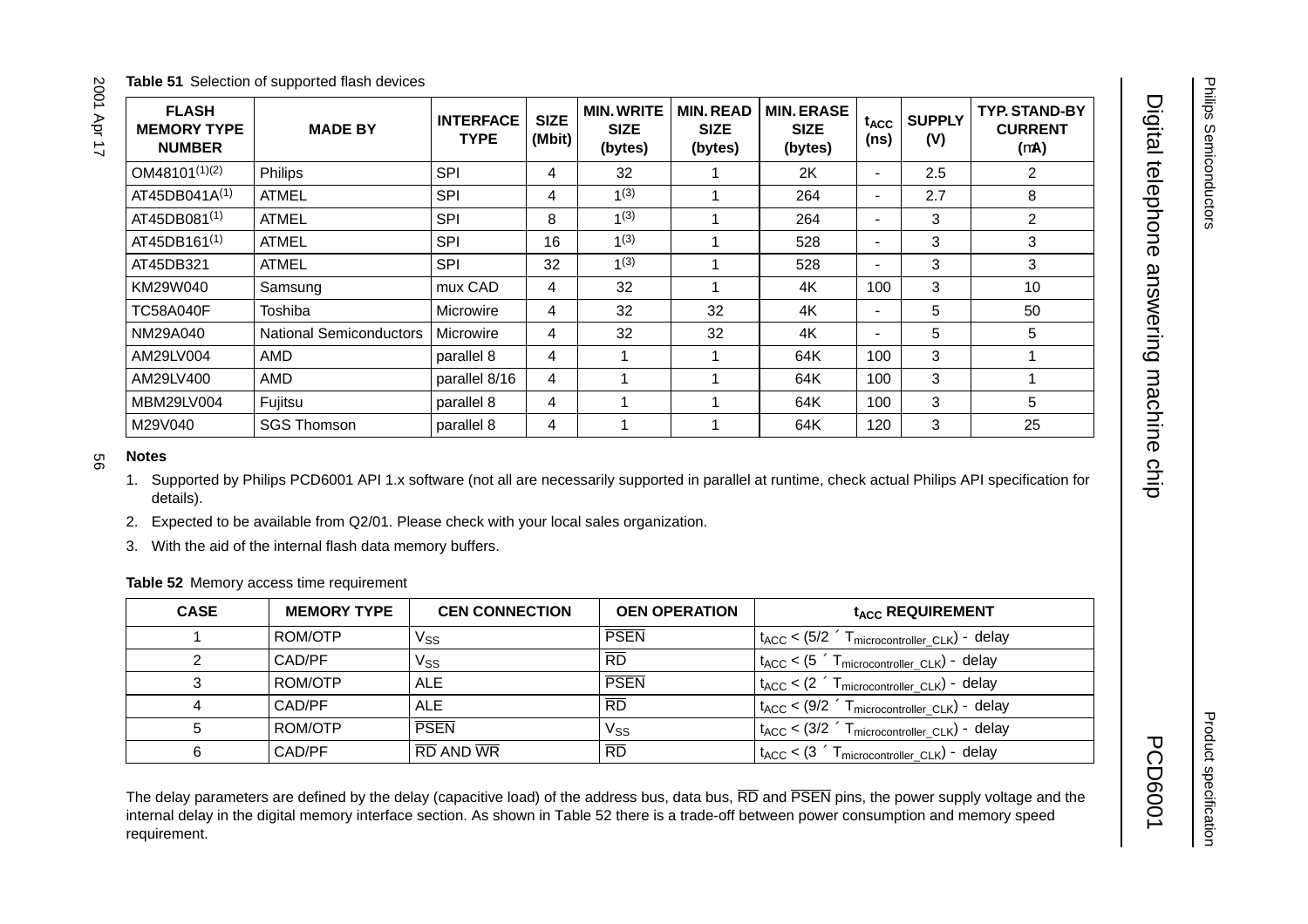**Table 51** Selection of supported flash devices

| FLASH MEMORY TYPE NUMBER | MADE BY | INTERFACE TYPE | SIZE (Mbit) | MIN. WRITE SIZE (bytes) | MIN. READ SIZE (bytes) | MIN. ERASE SIZE (bytes) | $t_{ACC}$ (ns) | SUPPLY (V) | TYP. STAND-BY CURRENT (μA) |
|---|---|---|---|---|---|---|---|---|---|
| OM48101(1)(2) | Philips | SPI | 4 | 32 | 1 | 2K | - | 2.5 | 2 |
| AT45DB041A(1) | ATMEL | SPI | 4 | 1(3) | 1 | 264 | - | 2.7 | 8 |
| AT45DB081(1) | ATMEL | SPI | 8 | 1(3) | 1 | 264 | - | 3 | 2 |
| AT45DB161(1) | ATMEL | SPI | 16 | 1(3) | 1 | 528 | - | 3 | 3 |
| AT45DB321 | ATMEL | SPI | 32 | 1(3) | 1 | 528 | - | 3 | 3 |
| KM29W040 | Samsung | mux CAD | 4 | 32 | 1 | 4K | 100 | 3 | 10 |
| TC58A040F | Toshiba | Microwire | 4 | 32 | 32 | 4K | - | 5 | 50 |
| NM29A040 | National Semiconductors | Microwire | 4 | 32 | 32 | 4K | - | 5 | 5 |
| AM29LV004 | AMD | parallel 8 | 4 | 1 | 1 | 64K | 100 | 3 | 1 |
| AM29LV400 | AMD | parallel 8/16 | 4 | 1 | 1 | 64K | 100 | 3 | 1 |
| MBM29LV004 | Fujitsu | parallel 8 | 4 | 1 | 1 | 64K | 100 | 3 | 5 |
| M29V040 | SGS Thomson | parallel 8 | 4 | 1 | 1 | 64K | 120 | 3 | 25 |

**Notes**

1. Supported by Philips PCD6001 API 1.x software (not all are necessarily supported in parallel at runtime, check actual Philips API specification for details).
2. Expected to be available from Q2/01. Please check with your local sales organization.
3. With the aid of the internal flash data memory buffers.

**Table 52** Memory access time requirement

| CASE | MEMORY TYPE | CEN CONNECTION | OEN OPERATION | $t_{ACC}$ REQUIREMENT |
|---|---|---|---|---|
| 1 | ROM/OTP | $V_{SS}$ | $\overline{PSEN}$ | $t_{ACC} < (5/2 \times T_{microcontroller\_CLK}) - delay$ |
| 2 | CAD/PF | $V_{SS}$ | $\overline{RD}$ | $t_{ACC} < (5 \times T_{microcontroller\_CLK}) - delay$ |
| 3 | ROM/OTP | ALE | $\overline{PSEN}$ | $t_{ACC} < (2 \times T_{microcontroller\_CLK}) - delay$ |
| 4 | CAD/PF | ALE | $\overline{RD}$ | $t_{ACC} < (9/2 \times T_{microcontroller\_CLK}) - delay$ |
| 5 | ROM/OTP | $\overline{PSEN}$ | $V_{SS}$ | $t_{ACC} < (3/2 \times T_{microcontroller\_CLK}) - delay$ |
| 6 | CAD/PF | $\overline{RD}$ AND $\overline{WR}$ | $\overline{RD}$ | $t_{ACC} < (3 \times T_{microcontroller\_CLK}) - delay$ |

The delay parameters are defined by the delay (capacitive load) of the address bus, data bus, $\overline{RD}$ and $\overline{PSEN}$ pins, the power supply voltage and the internal delay in the digital memory interface section. As shown in Table 52 there is a trade-off between power consumption and memory speed requirement.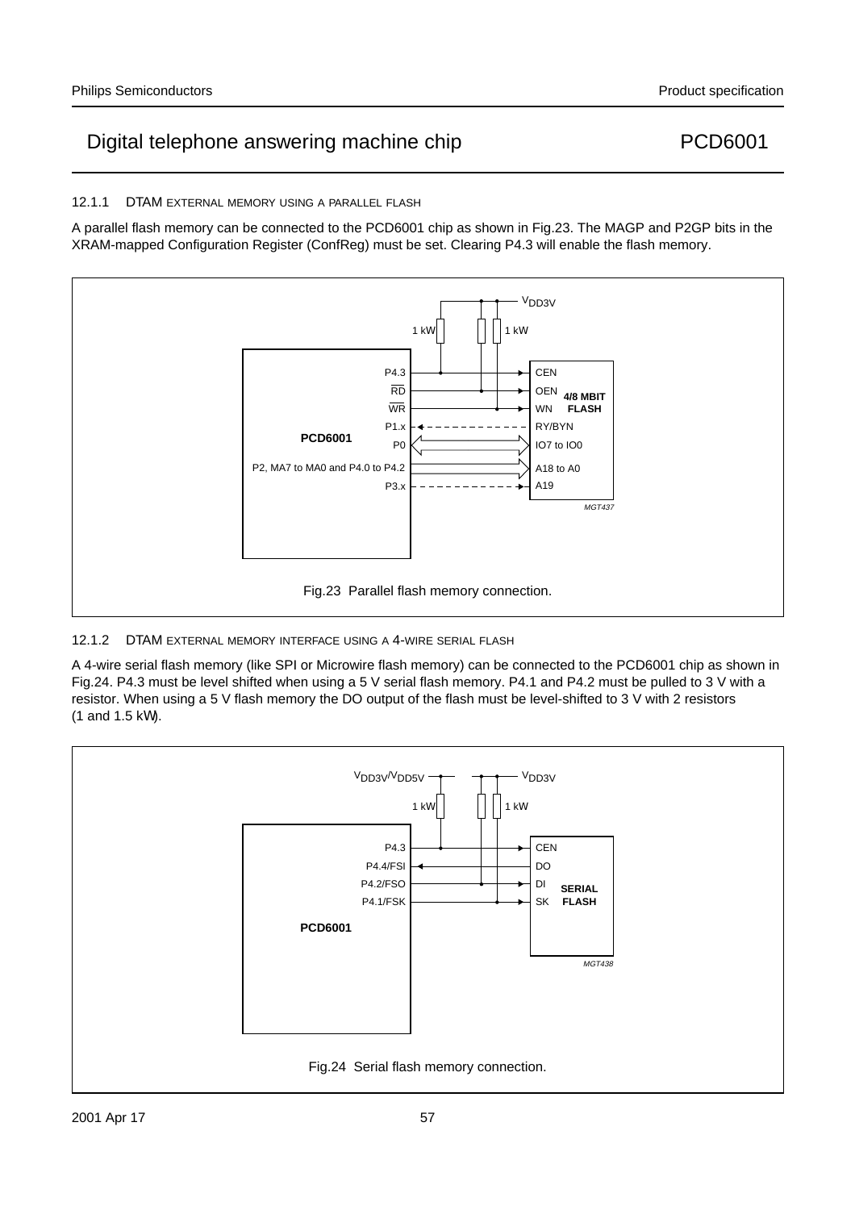### 12.1.1 DTAM EXTERNAL MEMORY USING A PARALLEL FLASH

A parallel flash memory can be connected to the PCD6001 chip as shown in Fig.23. The MAGP and P2GP bits in the XRAM-mapped Configuration Register (ConfReg) must be set. Clearing P4.3 will enable the flash memory.

Fig.23 Parallel flash memory connection.

### 12.1.2 DTAM EXTERNAL MEMORY INTERFACE USING A 4-WIRE SERIAL FLASH

A 4-wire serial flash memory (like SPI or Microwire flash memory) can be connected to the PCD6001 chip as shown in Fig.24. P4.3 must be level shifted when using a 5 V serial flash memory. P4.1 and P4.2 must be pulled to 3 V with a resistor. When using a 5 V flash memory the DO output of the flash must be level-shifted to 3 V with 2 resistors (1 and 1.5 kW).

Fig.24 Serial flash memory connection.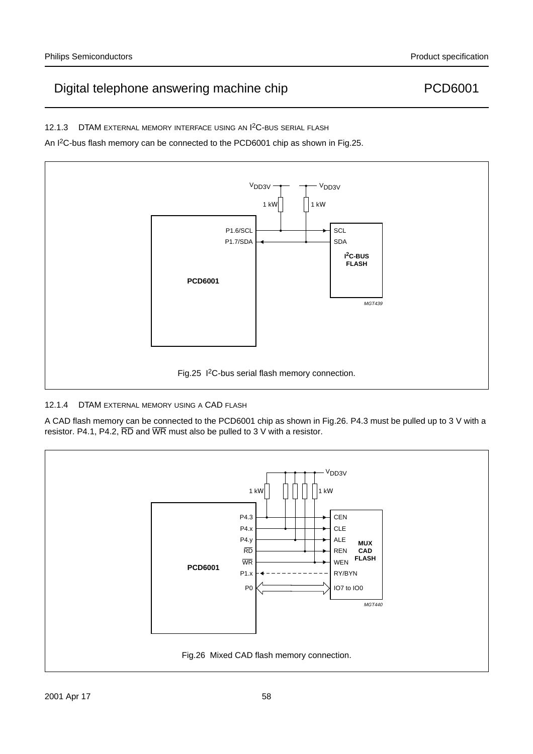#### 12.1.3 DTAM EXTERNAL MEMORY INTERFACE USING AN I²C-BUS SERIAL FLASH

An I²C-bus flash memory can be connected to the PCD6001 chip as shown in Fig.25.

Fig.25 I²C-bus serial flash memory connection.

#### 12.1.4 DTAM EXTERNAL MEMORY USING A CAD FLASH

A CAD flash memory can be connected to the PCD6001 chip as shown in Fig.26. P4.3 must be pulled up to 3 V with a resistor. P4.1, P4.2, $\overline{RD}$ and $\overline{WR}$ must also be pulled to 3 V with a resistor.

Fig.26 Mixed CAD flash memory connection.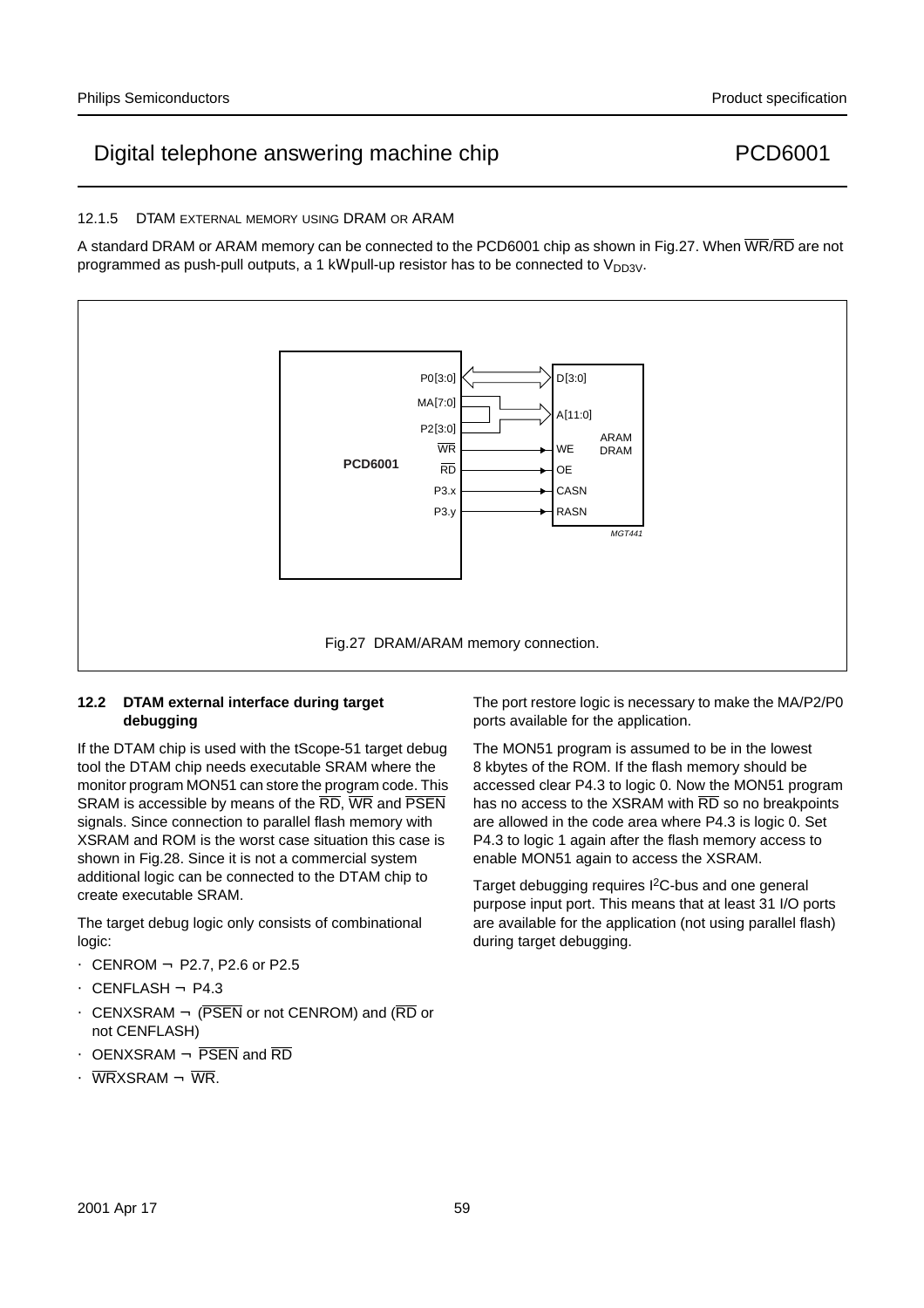#### 12.1.5 DTAM EXTERNAL MEMORY USING DRAM OR ARAM

A standard DRAM or ARAM memory can be connected to the PCD6001 chip as shown in Fig.27. When $\overline{WR}$/$\overline{RD}$ are not programmed as push-pull outputs, a 1 kΩ pull-up resistor has to be connected to $V_{DD3V}$.

Fig.27 DRAM/ARAM memory connection.

### 12.2 DTAM external interface during target debugging

If the DTAM chip is used with the tScope-51 target debug tool the DTAM chip needs executable SRAM where the monitor program MON51 can store the program code. This SRAM is accessible by means of the $\overline{RD}$, $\overline{WR}$ and $\overline{PSEN}$ signals. Since connection to parallel flash memory with XSRAM and ROM is the worst case situation this case is shown in Fig.28. Since it is not a commercial system additional logic can be connected to the DTAM chip to create executable SRAM.

The target debug logic only consists of combinational logic:

- CENROM ← P2.7, P2.6 or P2.5
- CENFLASH ← P4.3
- CENXSRAM ← ($\overline{PSEN}$ or not CENROM) and ($\overline{RD}$ or not CENFLASH)
- OENXSRAM ← $\overline{PSEN}$ and $\overline{RD}$
- $\overline{WR}$XSRAM ← $\overline{WR}$.

The port restore logic is necessary to make the MA/P2/P0 ports available for the application.

The MON51 program is assumed to be in the lowest 8 kbytes of the ROM. If the flash memory should be accessed clear P4.3 to logic 0. Now the MON51 program has no access to the XSRAM with $\overline{RD}$ so no breakpoints are allowed in the code area where P4.3 is logic 0. Set P4.3 to logic 1 again after the flash memory access to enable MON51 again to access the XSRAM.

Target debugging requires $I^2C$-bus and one general purpose input port. This means that at least 31 I/O ports are available for the application (not using parallel flash) during target debugging.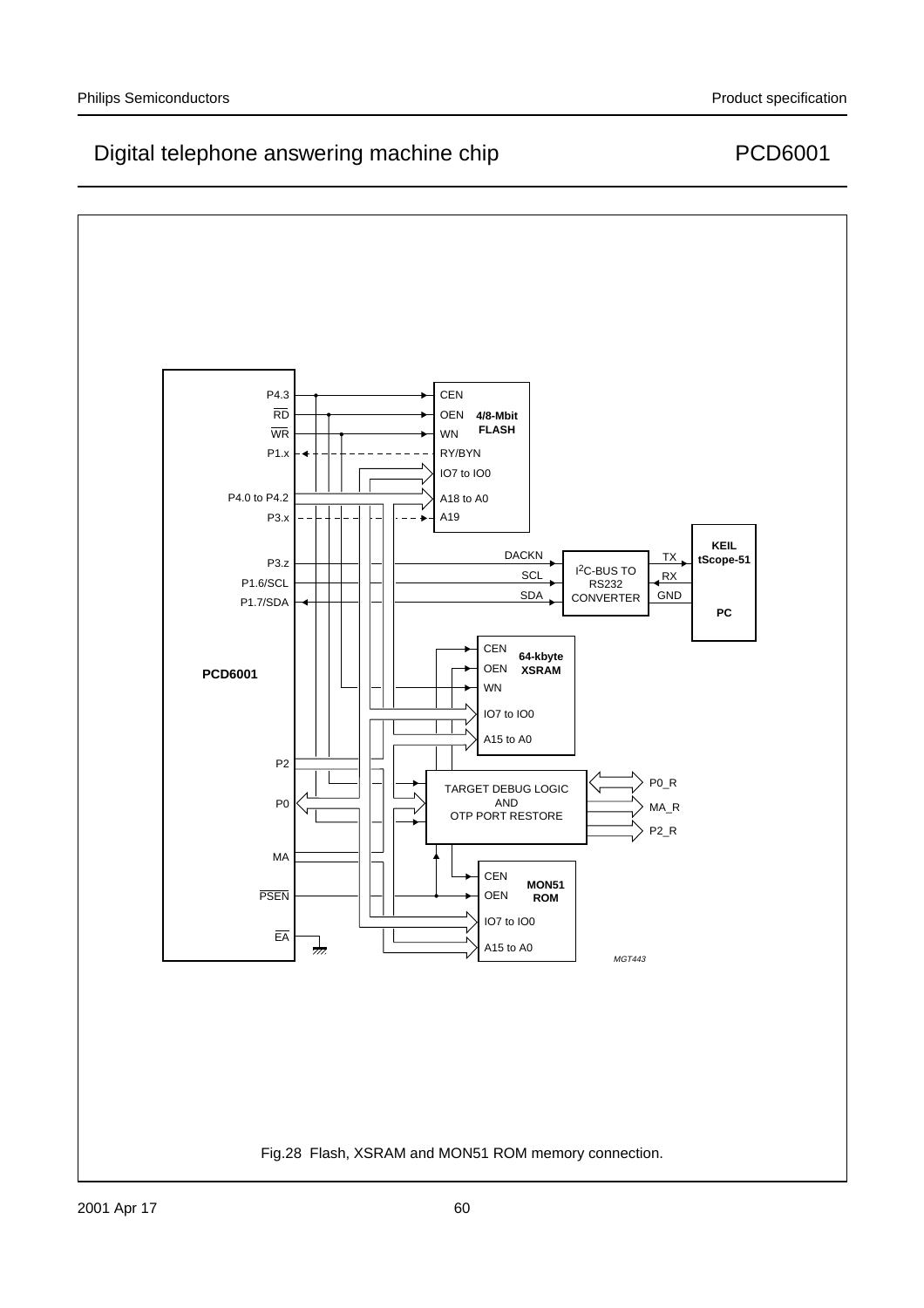Fig.28 Flash, XSRAM and MON51 ROM memory connection.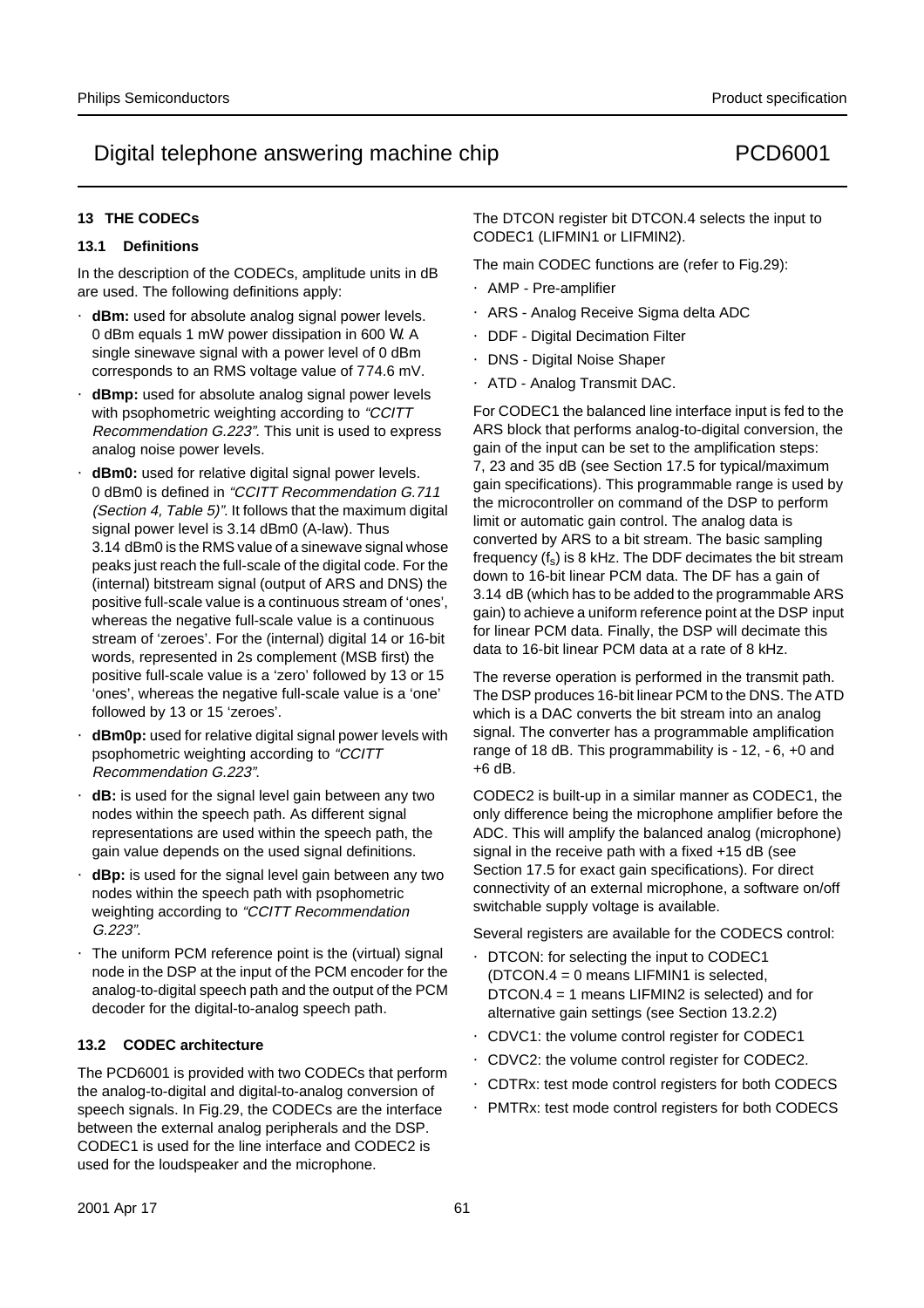## 13 THE CODECs

### 13.1 Definitions

In the description of the CODECs, amplitude units in dB are used. The following definitions apply:

- **dBm:** used for absolute analog signal power levels. 0 dBm equals 1 mW power dissipation in 600 W. A single sinewave signal with a power level of 0 dBm corresponds to an RMS voltage value of 774.6 mV.
- **dBmp:** used for absolute analog signal power levels with psophometric weighting according to *"CCITT Recommendation G.223"*. This unit is used to express analog noise power levels.
- **dBm0:** used for relative digital signal power levels. 0 dBm0 is defined in *"CCITT Recommendation G.711 (Section 4, Table 5)"*. It follows that the maximum digital signal power level is 3.14 dBm0 (A-law). Thus 3.14 dBm0 is the RMS value of a sinewave signal whose peaks just reach the full-scale of the digital code. For the (internal) bitstream signal (output of ARS and DNS) the positive full-scale value is a continuous stream of 'ones', whereas the negative full-scale value is a continuous stream of 'zeroes'. For the (internal) digital 14 or 16-bit words, represented in 2s complement (MSB first) the positive full-scale value is a 'zero' followed by 13 or 15 'ones', whereas the negative full-scale value is a 'one' followed by 13 or 15 'zeroes'.
- **dBm0p:** used for relative digital signal power levels with psophometric weighting according to *"CCITT Recommendation G.223"*.
- **dB:** is used for the signal level gain between any two nodes within the speech path. As different signal representations are used within the speech path, the gain value depends on the used signal definitions.
- **dBp:** is used for the signal level gain between any two nodes within the speech path with psophometric weighting according to *"CCITT Recommendation G.223"*.
- The uniform PCM reference point is the (virtual) signal node in the DSP at the input of the PCM encoder for the analog-to-digital speech path and the output of the PCM decoder for the digital-to-analog speech path.

### 13.2 CODEC architecture

The PCD6001 is provided with two CODECs that perform the analog-to-digital and digital-to-analog conversion of speech signals. In Fig.29, the CODECs are the interface between the external analog peripherals and the DSP. CODEC1 is used for the line interface and CODEC2 is used for the loudspeaker and the microphone.

The DTCON register bit DTCON.4 selects the input to CODEC1 (LIFMIN1 or LIFMIN2).

The main CODEC functions are (refer to Fig.29):

- AMP - Pre-amplifier
- ARS - Analog Receive Sigma delta ADC
- DDF - Digital Decimation Filter
- DNS - Digital Noise Shaper
- ATD - Analog Transmit DAC.

For CODEC1 the balanced line interface input is fed to the ARS block that performs analog-to-digital conversion, the gain of the input can be set to the amplification steps: 7, 23 and 35 dB (see Section 17.5 for typical/maximum gain specifications). This programmable range is used by the microcontroller on command of the DSP to perform limit or automatic gain control. The analog data is converted by ARS to a bit stream. The basic sampling frequency ($f_s$) is 8 kHz. The DDF decimates the bit stream down to 16-bit linear PCM data. The DF has a gain of 3.14 dB (which has to be added to the programmable ARS gain) to achieve a uniform reference point at the DSP input for linear PCM data. Finally, the DSP will decimate this data to 16-bit linear PCM data at a rate of 8 kHz.

The reverse operation is performed in the transmit path. The DSP produces 16-bit linear PCM to the DNS. The ATD which is a DAC converts the bit stream into an analog signal. The converter has a programmable amplification range of 18 dB. This programmability is - 12, - 6, +0 and +6 dB.

CODEC2 is built-up in a similar manner as CODEC1, the only difference being the microphone amplifier before the ADC. This will amplify the balanced analog (microphone) signal in the receive path with a fixed +15 dB (see Section 17.5 for exact gain specifications). For direct connectivity of an external microphone, a software on/off switchable supply voltage is available.

Several registers are available for the CODECS control:

- DTCON: for selecting the input to CODEC1 (DTCON.4 = 0 means LIFMIN1 is selected, DTCON.4 = 1 means LIFMIN2 is selected) and for alternative gain settings (see Section 13.2.2)
- CDVC1: the volume control register for CODEC1
- CDVC2: the volume control register for CODEC2.
- CDTRx: test mode control registers for both CODECS
- PMTRx: test mode control registers for both CODECS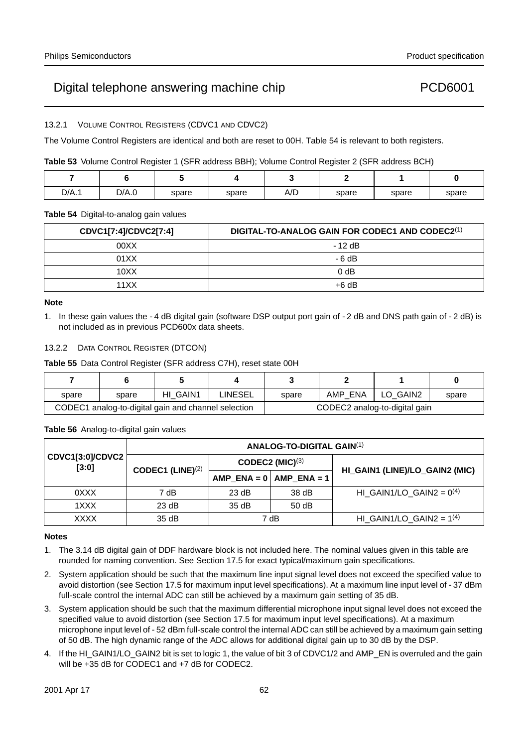#### 13.2.1 VOLUME CONTROL REGISTERS (CDVC1 AND CDVC2)

The Volume Control Registers are identical and both are reset to 00H. Table 54 is relevant to both registers.

**Table 53** Volume Control Register 1 (SFR address BBH); Volume Control Register 2 (SFR address BCH)

| 7 | 6 | 5 | 4 | 3 | 2 | 1 | 0 |
|---|---|---|---|---|---|---|---|
| D/A.1 | D/A.0 | spare | spare | A/D | spare | spare | spare |

**Table 54** Digital-to-analog gain values

| CDVC1[7:4]/CDVC2[7:4] | DIGITAL-TO-ANALOG GAIN FOR CODEC1 AND CODEC2[(1)] |
|---|---|
| 00XX | - 12 dB |
| 01XX | - 6 dB |
| 10XX | 0 dB |
| 11XX | +6 dB |

**Note**

1. In these gain values the - 4 dB digital gain (software DSP output port gain of - 2 dB and DNS path gain of - 2 dB) is not included as in previous PCD600x data sheets.

#### 13.2.2 DATA CONTROL REGISTER (DTCON)

**Table 55** Data Control Register (SFR address C7H), reset state 00H

| 7 | 6 | 5 | 4 | 3 | 2 | 1 | 0 |
|---|---|---|---|---|---|---|---|
| spare | spare | HI_GAIN1 | LINESEL | spare | AMP_ENA | LO_GAIN2 | spare |
| CODEC1 analog-to-digital gain and channel selection | | | | CODEC2 analog-to-digital gain | | | |

**Table 56** Analog-to-digital gain values

| CDVC1[3:0]/CDVC2 [3:0] | ANALOG-TO-DIGITAL GAIN[(1)] | | | |
|---|---|---|---|---|
| | CODEC1 (LINE)[(2)] | CODEC2 (MIC)[(3)] | | HI_GAIN1 (LINE)/LO_GAIN2 (MIC) |
| | | AMP_ENA = 0 | AMP_ENA = 1 | |
| 0XXX | 7 dB | 23 dB | 38 dB | HI_GAIN1/LO_GAIN2 = 0[(4)] |
| 1XXX | 23 dB | 35 dB | 50 dB | |
| XXXX | 35 dB | 7 dB | | HI_GAIN1/LO_GAIN2 = 1[(4)] |

**Notes**

1. The 3.14 dB digital gain of DDF hardware block is not included here. The nominal values given in this table are rounded for naming convention. See Section 17.5 for exact typical/maximum gain specifications.
2. System application should be such that the maximum line input signal level does not exceed the specified value to avoid distortion (see Section 17.5 for maximum input level specifications). At a maximum line input level of - 37 dBm full-scale control the internal ADC can still be achieved by a maximum gain setting of 35 dB.
3. System application should be such that the maximum differential microphone input signal level does not exceed the specified value to avoid distortion (see Section 17.5 for maximum input level specifications). At a maximum microphone input level of - 52 dBm full-scale control the internal ADC can still be achieved by a maximum gain setting of 50 dB. The high dynamic range of the ADC allows for additional digital gain up to 30 dB by the DSP.
4. If the HI_GAIN1/LO_GAIN2 bit is set to logic 1, the value of bit 3 of CDVC1/2 and AMP_EN is overruled and the gain will be +35 dB for CODEC1 and +7 dB for CODEC2.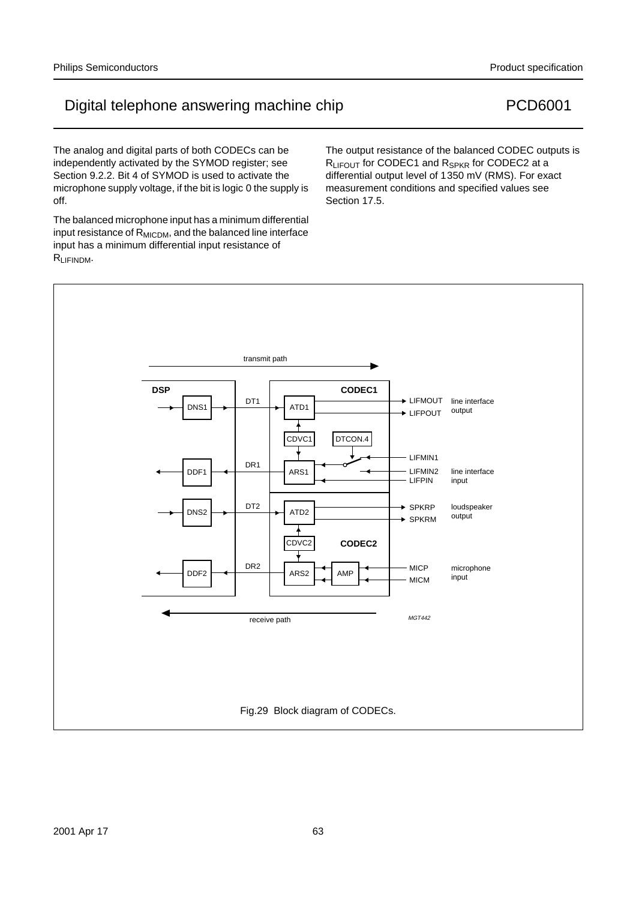The analog and digital parts of both CODECs can be independently activated by the SYMOD register; see Section 9.2.2. Bit 4 of SYMOD is used to activate the microphone supply voltage, if the bit is logic 0 the supply is off.

The balanced microphone input has a minimum differential input resistance of $R_{MICDM}$, and the balanced line interface input has a minimum differential input resistance of $R_{LIFINDM}$.

The output resistance of the balanced CODEC outputs is $R_{LIFOUT}$ for CODEC1 and $R_{SPKR}$ for CODEC2 at a differential output level of 1350 mV (RMS). For exact measurement conditions and specified values see Section 17.5.

Fig.29 Block diagram of CODECs.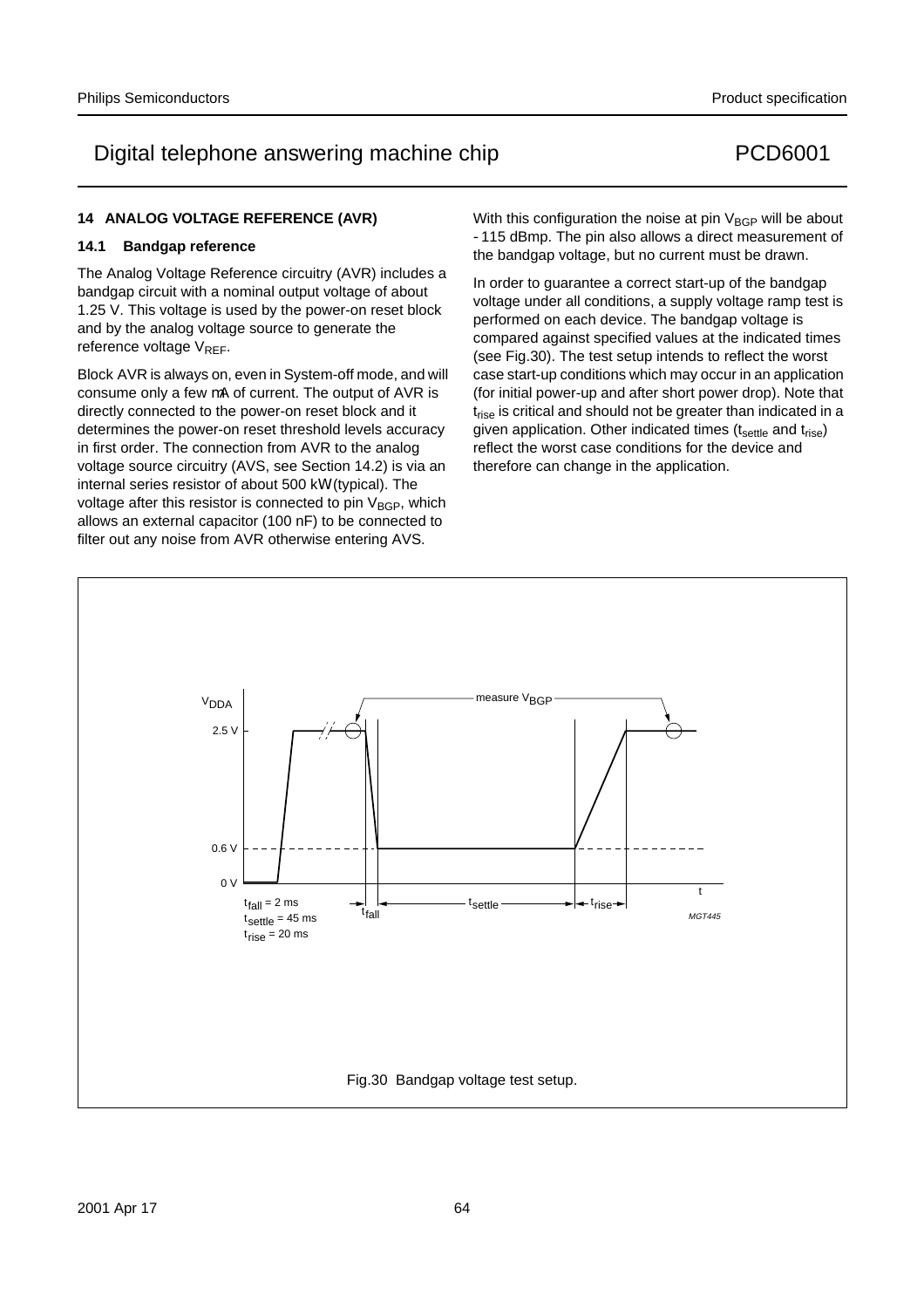## 14 ANALOG VOLTAGE REFERENCE (AVR)

### 14.1 Bandgap reference

The Analog Voltage Reference circuitry (AVR) includes a bandgap circuit with a nominal output voltage of about 1.25 V. This voltage is used by the power-on reset block and by the analog voltage source to generate the reference voltage $V_{REF}$.

Block AVR is always on, even in System-off mode, and will consume only a few mA of current. The output of AVR is directly connected to the power-on reset block and it determines the power-on reset threshold levels accuracy in first order. The connection from AVR to the analog voltage source circuitry (AVS, see Section 14.2) is via an internal series resistor of about 500 kW (typical). The voltage after this resistor is connected to pin $V_{BGP}$, which allows an external capacitor (100 nF) to be connected to filter out any noise from AVR otherwise entering AVS.

With this configuration the noise at pin $V_{BGP}$ will be about -115 dBmp. The pin also allows a direct measurement of the bandgap voltage, but no current must be drawn.

In order to guarantee a correct start-up of the bandgap voltage under all conditions, a supply voltage ramp test is performed on each device. The bandgap voltage is compared against specified values at the indicated times (see Fig.30). The test setup intends to reflect the worst case start-up conditions which may occur in an application (for initial power-up and after short power drop). Note that $t_{rise}$ is critical and should not be greater than indicated in a given application. Other indicated times ($t_{settle}$ and $t_{rise}$) reflect the worst case conditions for the device and therefore can change in the application.

Fig.30 Bandgap voltage test setup.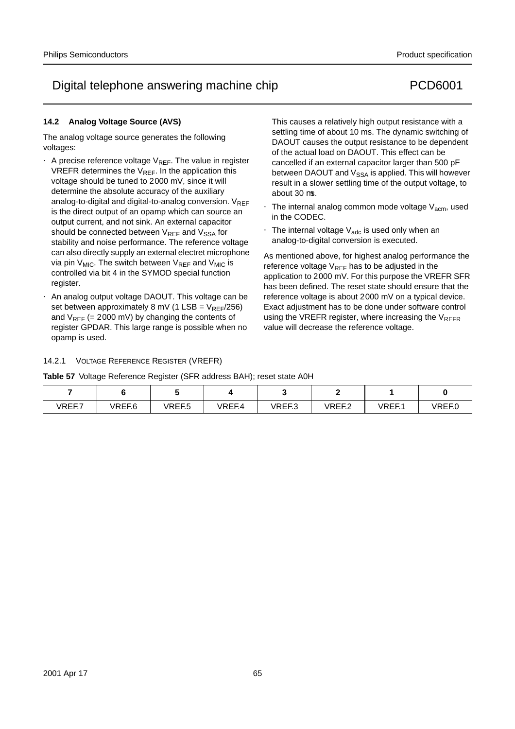### 14.2 Analog Voltage Source (AVS)

The analog voltage source generates the following voltages:

- A precise reference voltage $V_{REF}$. The value in register VREFR determines the $V_{REF}$. In the application this voltage should be tuned to 2000 mV, since it will determine the absolute accuracy of the auxiliary analog-to-digital and digital-to-analog conversion. $V_{REF}$ is the direct output of an opamp which can source an output current, and not sink. An external capacitor should be connected between $V_{REF}$ and $V_{SSA}$ for stability and noise performance. The reference voltage can also directly supply an external electret microphone via pin $V_{MIC}$. The switch between $V_{REF}$ and $V_{MIC}$ is controlled via bit 4 in the SYMOD special function register.
- An analog output voltage DAOUT. This voltage can be set between approximately 8 mV (1 LSB = $V_{REF}$/256) and $V_{REF}$ (= 2000 mV) by changing the contents of register GPDAR. This large range is possible when no opamp is used.

  This causes a relatively high output resistance with a settling time of about 10 ms. The dynamic switching of DAOUT causes the output resistance to be dependent of the actual load on DAOUT. This effect can be cancelled if an external capacitor larger than 500 pF between DAOUT and $V_{SSA}$ is applied. This will however result in a slower settling time of the output voltage, to about 30 ms.
- The internal analog common mode voltage $V_{acm}$, used in the CODEC.
- The internal voltage $V_{adc}$ is used only when an analog-to-digital conversion is executed.

As mentioned above, for highest analog performance the reference voltage $V_{REF}$ has to be adjusted in the application to 2000 mV. For this purpose the VREFR SFR has been defined. The reset state should ensure that the reference voltage is about 2000 mV on a typical device. Exact adjustment has to be done under software control using the VREFR register, where increasing the $V_{REFR}$ value will decrease the reference voltage.

#### 14.2.1 VOLTAGE REFERENCE REGISTER (VREFR)

**Table 57** Voltage Reference Register (SFR address BAH); reset state A0H

| 7 | 6 | 5 | 4 | 3 | 2 | 1 | 0 |
|---|---|---|---|---|---|---|---|
| VREF.7 | VREF.6 | VREF.5 | VREF.4 | VREF.3 | VREF.2 | VREF.1 | VREF.0 |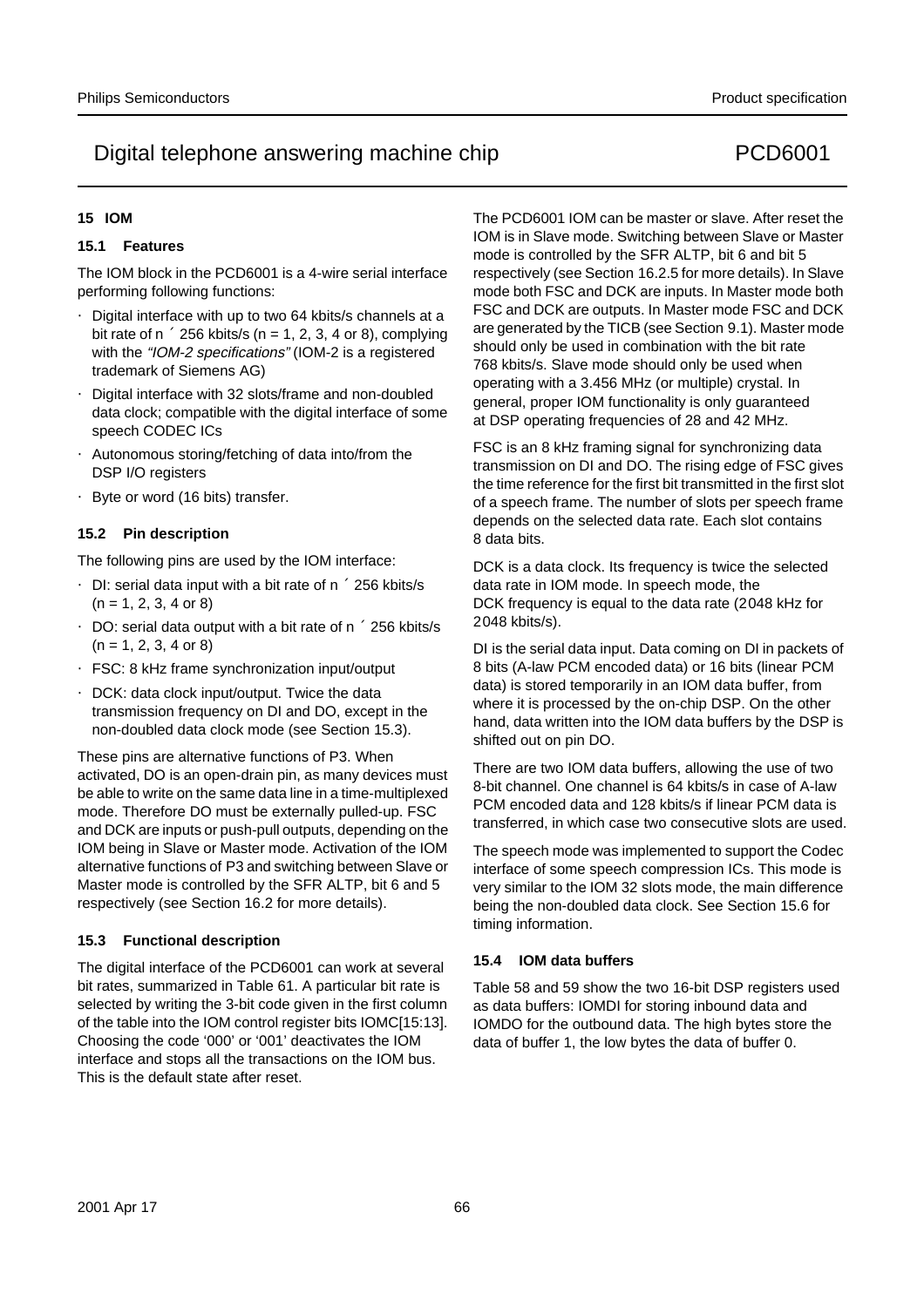## 15 IOM

### 15.1 Features

The IOM block in the PCD6001 is a 4-wire serial interface performing following functions:

- Digital interface with up to two 64 kbits/s channels at a bit rate of n ´ 256 kbits/s (n = 1, 2, 3, 4 or 8), complying with the *"IOM-2 specifications"* (IOM-2 is a registered trademark of Siemens AG)
- Digital interface with 32 slots/frame and non-doubled data clock; compatible with the digital interface of some speech CODEC ICs
- Autonomous storing/fetching of data into/from the DSP I/O registers
- Byte or word (16 bits) transfer.

### 15.2 Pin description

The following pins are used by the IOM interface:

- DI: serial data input with a bit rate of n ´ 256 kbits/s (n = 1, 2, 3, 4 or 8)
- DO: serial data output with a bit rate of n ´ 256 kbits/s (n = 1, 2, 3, 4 or 8)
- FSC: 8 kHz frame synchronization input/output
- DCK: data clock input/output. Twice the data transmission frequency on DI and DO, except in the non-doubled data clock mode (see Section 15.3).

These pins are alternative functions of P3. When activated, DO is an open-drain pin, as many devices must be able to write on the same data line in a time-multiplexed mode. Therefore DO must be externally pulled-up. FSC and DCK are inputs or push-pull outputs, depending on the IOM being in Slave or Master mode. Activation of the IOM alternative functions of P3 and switching between Slave or Master mode is controlled by the SFR ALTP, bit 6 and 5 respectively (see Section 16.2 for more details).

### 15.3 Functional description

The digital interface of the PCD6001 can work at several bit rates, summarized in Table 61. A particular bit rate is selected by writing the 3-bit code given in the first column of the table into the IOM control register bits IOMC[15:13]. Choosing the code '000' or '001' deactivates the IOM interface and stops all the transactions on the IOM bus. This is the default state after reset.

The PCD6001 IOM can be master or slave. After reset the IOM is in Slave mode. Switching between Slave or Master mode is controlled by the SFR ALTP, bit 6 and bit 5 respectively (see Section 16.2.5 for more details). In Slave mode both FSC and DCK are inputs. In Master mode both FSC and DCK are outputs. In Master mode FSC and DCK are generated by the TICB (see Section 9.1). Master mode should only be used in combination with the bit rate 768 kbits/s. Slave mode should only be used when operating with a 3.456 MHz (or multiple) crystal. In general, proper IOM functionality is only guaranteed at DSP operating frequencies of 28 and 42 MHz.

FSC is an 8 kHz framing signal for synchronizing data transmission on DI and DO. The rising edge of FSC gives the time reference for the first bit transmitted in the first slot of a speech frame. The number of slots per speech frame depends on the selected data rate. Each slot contains 8 data bits.

DCK is a data clock. Its frequency is twice the selected data rate in IOM mode. In speech mode, the DCK frequency is equal to the data rate (2048 kHz for 2048 kbits/s).

DI is the serial data input. Data coming on DI in packets of 8 bits (A-law PCM encoded data) or 16 bits (linear PCM data) is stored temporarily in an IOM data buffer, from where it is processed by the on-chip DSP. On the other hand, data written into the IOM data buffers by the DSP is shifted out on pin DO.

There are two IOM data buffers, allowing the use of two 8-bit channel. One channel is 64 kbits/s in case of A-law PCM encoded data and 128 kbits/s if linear PCM data is transferred, in which case two consecutive slots are used.

The speech mode was implemented to support the Codec interface of some speech compression ICs. This mode is very similar to the IOM 32 slots mode, the main difference being the non-doubled data clock. See Section 15.6 for timing information.

### 15.4 IOM data buffers

Table 58 and 59 show the two 16-bit DSP registers used as data buffers: IOMDI for storing inbound data and IOMDO for the outbound data. The high bytes store the data of buffer 1, the low bytes the data of buffer 0.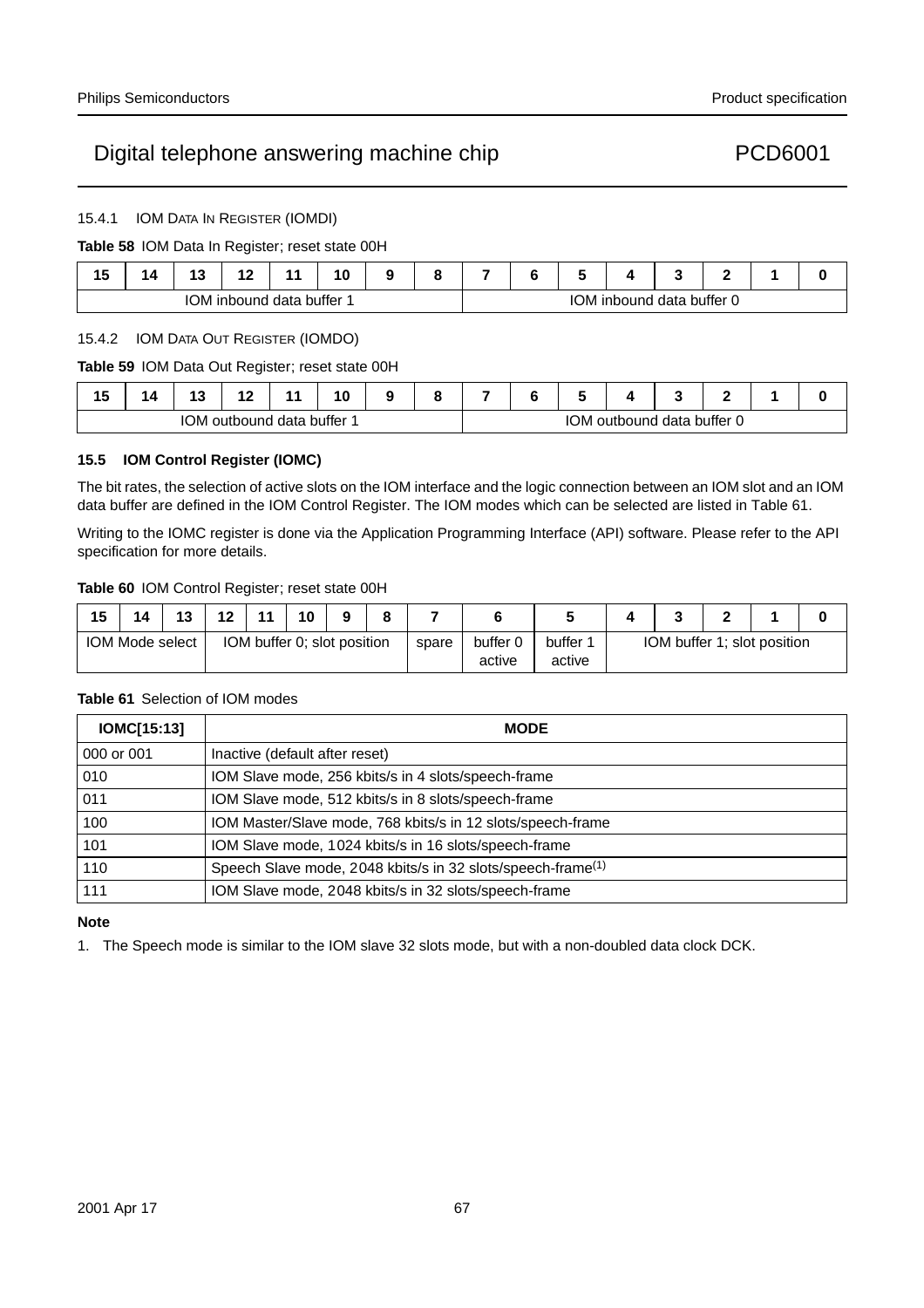#### 15.4.1 IOM DATA IN REGISTER (IOMDI)

**Table 58** IOM Data In Register; reset state 00H

| 15 | 14 | 13 | 12 | 11 | 10 | 9 | 8 | 7 | 6 | 5 | 4 | 3 | 2 | 1 | 0 |
|---|---|---|---|---|---|---|---|---|---|---|---|---|---|---|---|
| IOM inbound data buffer 1 | | | | | | | | IOM inbound data buffer 0 | | | | | | | |

#### 15.4.2 IOM DATA OUT REGISTER (IOMDO)

**Table 59** IOM Data Out Register; reset state 00H

| 15 | 14 | 13 | 12 | 11 | 10 | 9 | 8 | 7 | 6 | 5 | 4 | 3 | 2 | 1 | 0 |
|---|---|---|---|---|---|---|---|---|---|---|---|---|---|---|---|
| IOM outbound data buffer 1 | | | | | | | | IOM outbound data buffer 0 | | | | | | | |

### 15.5 IOM Control Register (IOMC)

The bit rates, the selection of active slots on the IOM interface and the logic connection between an IOM slot and an IOM data buffer are defined in the IOM Control Register. The IOM modes which can be selected are listed in Table 61.

Writing to the IOMC register is done via the Application Programming Interface (API) software. Please refer to the API specification for more details.

**Table 60** IOM Control Register; reset state 00H

| 15 | 14 | 13 | 12 | 11 | 10 | 9 | 8 | 7 | 6 | 5 | 4 | 3 | 2 | 1 | 0 |
|---|---|---|---|---|---|---|---|---|---|---|---|---|---|---|---|
| IOM Mode select | | | IOM buffer 0; slot position | | | | | spare | buffer 0 active | buffer 1 active | IOM buffer 1; slot position | | | | |

**Table 61** Selection of IOM modes

| IOMC[15:13] | MODE |
|---|---|
| 000 or 001 | Inactive (default after reset) |
| 010 | IOM Slave mode, 256 kbits/s in 4 slots/speech-frame |
| 011 | IOM Slave mode, 512 kbits/s in 8 slots/speech-frame |
| 100 | IOM Master/Slave mode, 768 kbits/s in 12 slots/speech-frame |
| 101 | IOM Slave mode, 1024 kbits/s in 16 slots/speech-frame |
| 110 | Speech Slave mode, 2048 kbits/s in 32 slots/speech-frame(1) |
| 111 | IOM Slave mode, 2048 kbits/s in 32 slots/speech-frame |

**Note**

1. The Speech mode is similar to the IOM slave 32 slots mode, but with a non-doubled data clock DCK.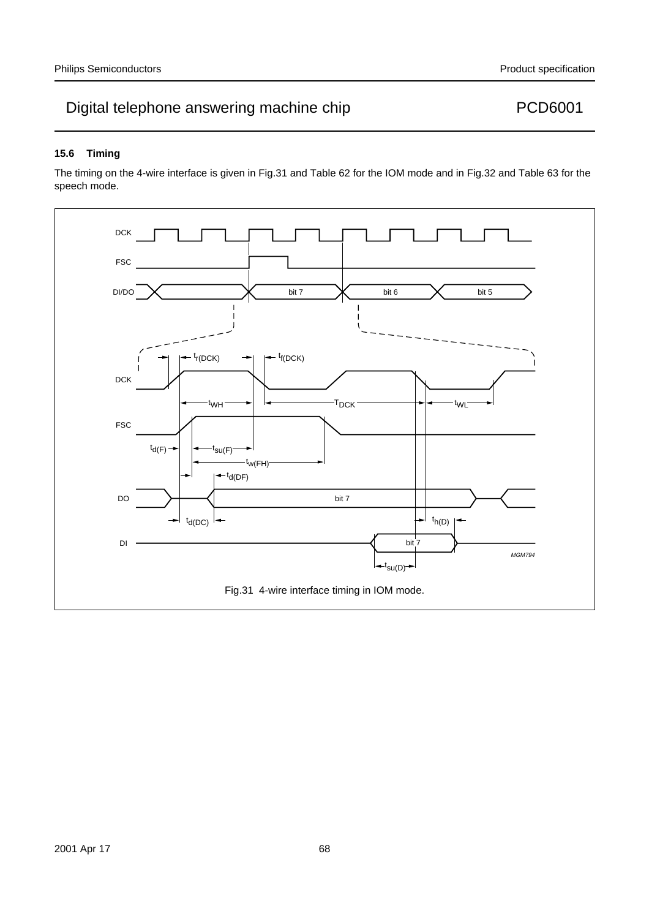### 15.6 Timing

The timing on the 4-wire interface is given in Fig.31 and Table 62 for the IOM mode and in Fig.32 and Table 63 for the speech mode.

Fig.31 4-wire interface timing in IOM mode.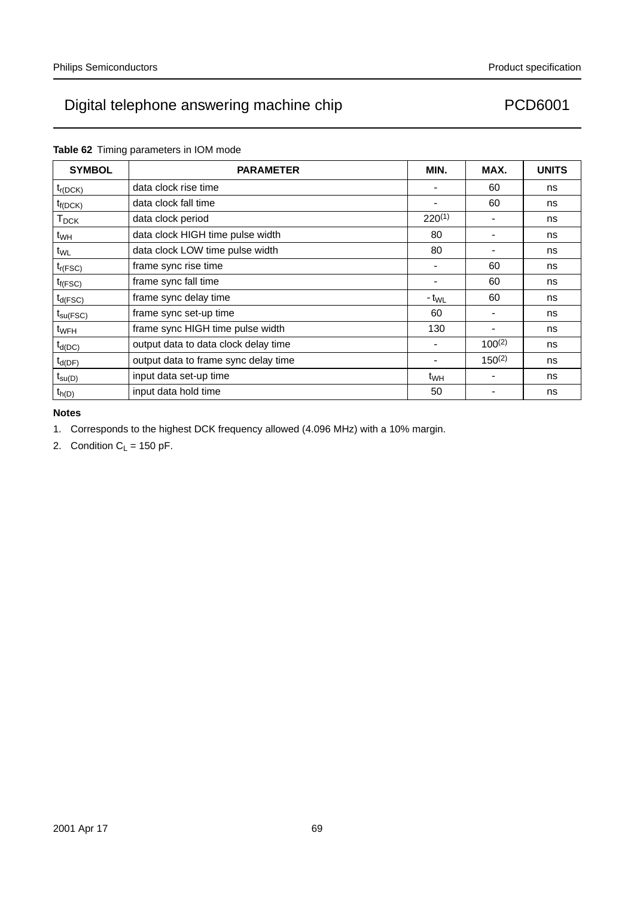**Table 62** Timing parameters in IOM mode

| SYMBOL | PARAMETER | MIN. | MAX. | UNITS |
|---|---|---|---|---|
| $t_{r(DCK)}$ | data clock rise time | - | 60 | ns |
| $t_{f(DCK)}$ | data clock fall time | - | 60 | ns |
| $T_{DCK}$ | data clock period | 220[1] | - | ns |
| $t_{WH}$ | data clock HIGH time pulse width | 80 | - | ns |
| $t_{WL}$ | data clock LOW time pulse width | 80 | - | ns |
| $t_{r(FSC)}$ | frame sync rise time | - | 60 | ns |
| $t_{f(FSC)}$ | frame sync fall time | - | 60 | ns |
| $t_{d(FSC)}$ | frame sync delay time | $-t_{WL}$ | 60 | ns |
| $t_{su(FSC)}$ | frame sync set-up time | 60 | - | ns |
| $t_{WFH}$ | frame sync HIGH time pulse width | 130 | - | ns |
| $t_{d(DC)}$ | output data to data clock delay time | - | 100[2] | ns |
| $t_{d(DF)}$ | output data to frame sync delay time | - | 150[2] | ns |
| $t_{su(D)}$ | input data set-up time | $t_{WH}$ | - | ns |
| $t_{h(D)}$ | input data hold time | 50 | - | ns |

**Notes**

1. Corresponds to the highest DCK frequency allowed (4.096 MHz) with a 10% margin.
2. Condition $C_L$ = 150 pF.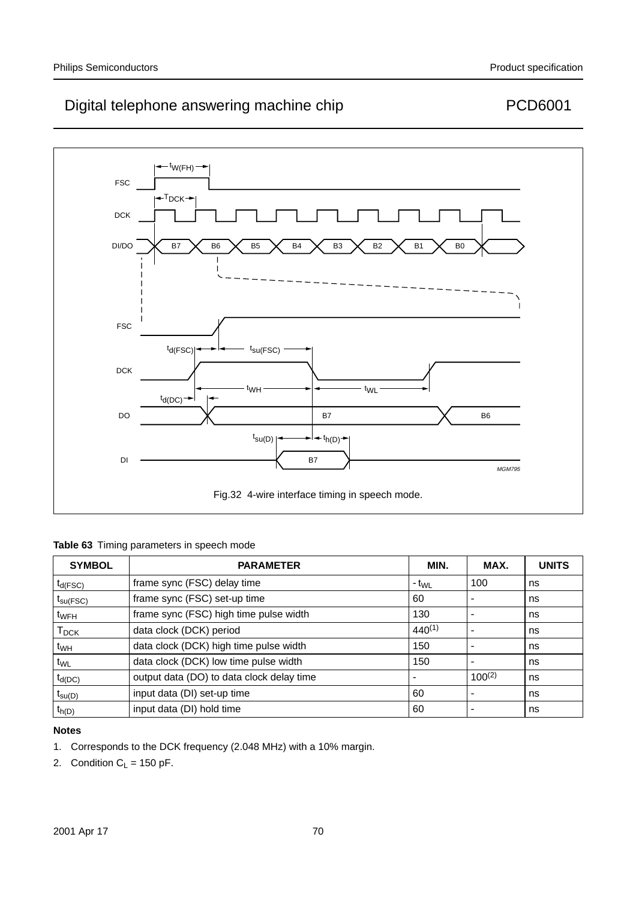Fig.32 4-wire interface timing in speech mode.

**Table 63** Timing parameters in speech mode

| SYMBOL | PARAMETER | MIN. | MAX. | UNITS |
|---|---|---|---|---|
| $t_{d(FSC)}$ | frame sync (FSC) delay time | $-t_{WL}$ | 100 | ns |
| $t_{su(FSC)}$ | frame sync (FSC) set-up time | 60 | - | ns |
| $t_{WFH}$ | frame sync (FSC) high time pulse width | 130 | - | ns |
| $T_{DCK}$ | data clock (DCK) period | 440[1] | - | ns |
| $t_{WH}$ | data clock (DCK) high time pulse width | 150 | - | ns |
| $t_{WL}$ | data clock (DCK) low time pulse width | 150 | - | ns |
| $t_{d(DC)}$ | output data (DO) to data clock delay time | - | 100[2] | ns |
| $t_{su(D)}$ | input data (DI) set-up time | 60 | - | ns |
| $t_{h(D)}$ | input data (DI) hold time | 60 | - | ns |

**Notes**

1. Corresponds to the DCK frequency (2.048 MHz) with a 10% margin.
2. Condition $C_L$ = 150 pF.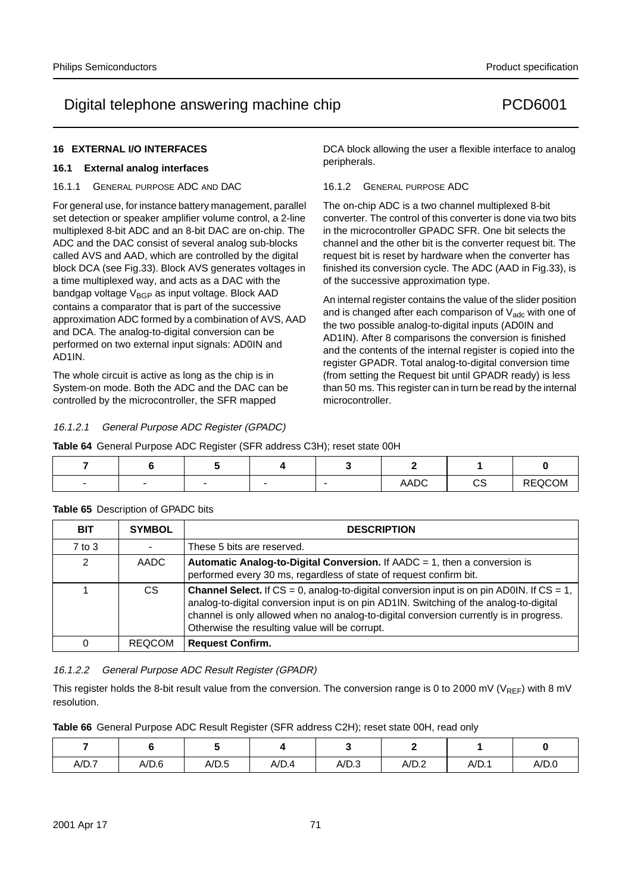## 16 EXTERNAL I/O INTERFACES

### 16.1 External analog interfaces

#### 16.1.1 GENERAL PURPOSE ADC AND DAC

For general use, for instance battery management, parallel set detection or speaker amplifier volume control, a 2-line multiplexed 8-bit ADC and an 8-bit DAC are on-chip. The ADC and the DAC consist of several analog sub-blocks called AVS and AAD, which are controlled by the digital block DCA (see Fig.33). Block AVS generates voltages in a time multiplexed way, and acts as a DAC with the bandgap voltage $V_{BGP}$ as input voltage. Block AAD contains a comparator that is part of the successive approximation ADC formed by a combination of AVS, AAD and DCA. The analog-to-digital conversion can be performed on two external input signals: AD0IN and AD1IN.

The whole circuit is active as long as the chip is in System-on mode. Both the ADC and the DAC can be controlled by the microcontroller, the SFR mapped DCA block allowing the user a flexible interface to analog peripherals.

#### 16.1.2 GENERAL PURPOSE ADC

The on-chip ADC is a two channel multiplexed 8-bit converter. The control of this converter is done via two bits in the microcontroller GPADC SFR. One bit selects the channel and the other bit is the converter request bit. The request bit is reset by hardware when the converter has finished its conversion cycle. The ADC (AAD in Fig.33), is of the successive approximation type.

An internal register contains the value of the slider position and is changed after each comparison of $V_{adc}$ with one of the two possible analog-to-digital inputs (AD0IN and AD1IN). After 8 comparisons the conversion is finished and the contents of the internal register is copied into the register GPADR. Total analog-to-digital conversion time (from setting the Request bit until GPADR ready) is less than 50 ms. This register can in turn be read by the internal microcontroller.

##### *16.1.2.1 General Purpose ADC Register (GPADC)*

**Table 64** General Purpose ADC Register (SFR address C3H); reset state 00H

| 7 | 6 | 5 | 4 | 3 | 2 | 1 | 0 |
|---|---|---|---|---|---|---|---|
| - | - | - | - | - | AADC | CS | REQCOM |

**Table 65** Description of GPADC bits

| BIT | SYMBOL | DESCRIPTION |
|---|---|---|
| 7 to 3 | - | These 5 bits are reserved. |
| 2 | AADC | **Automatic Analog-to-Digital Conversion.** If AADC = 1, then a conversion is performed every 30 ms, regardless of state of request confirm bit. |
| 1 | CS | **Channel Select.** If CS = 0, analog-to-digital conversion input is on pin AD0IN. If CS = 1, analog-to-digital conversion input is on pin AD1IN. Switching of the analog-to-digital channel is only allowed when no analog-to-digital conversion currently is in progress. Otherwise the resulting value will be corrupt. |
| 0 | REQCOM | **Request Confirm.** |

##### *16.1.2.2 General Purpose ADC Result Register (GPADR)*

This register holds the 8-bit result value from the conversion. The conversion range is 0 to 2000 mV ($V_{REF}$) with 8 mV resolution.

**Table 66** General Purpose ADC Result Register (SFR address C2H); reset state 00H, read only

| 7 | 6 | 5 | 4 | 3 | 2 | 1 | 0 |
|---|---|---|---|---|---|---|---|
| A/D.7 | A/D.6 | A/D.5 | A/D.4 | A/D.3 | A/D.2 | A/D.1 | A/D.0 |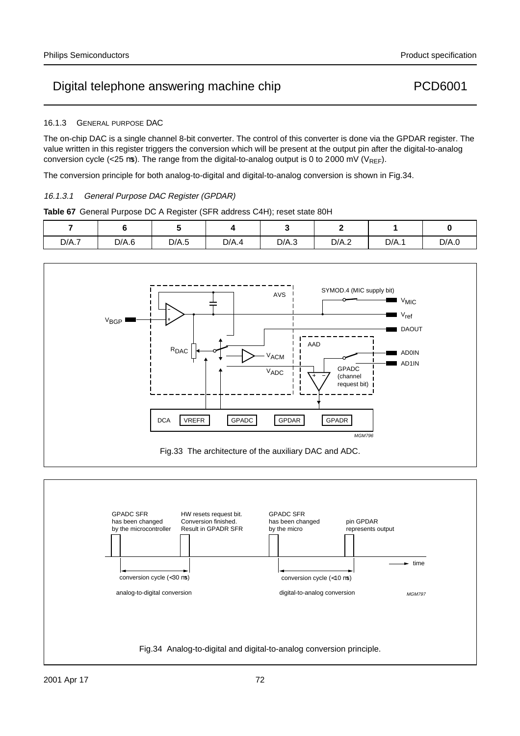### 16.1.3 General purpose DAC

The on-chip DAC is a single channel 8-bit converter. The control of this converter is done via the GPDAR register. The value written in this register triggers the conversion which will be present at the output pin after the digital-to-analog conversion cycle (<25 ms). The range from the digital-to-analog output is 0 to 2000 mV ($V_{REF}$).

The conversion principle for both analog-to-digital and digital-to-analog conversion is shown in Fig.34.

#### *16.1.3.1 General Purpose DAC Register (GPDAR)*

**Table 67** General Purpose DC A Register (SFR address C4H); reset state 80H

| 7 | 6 | 5 | 4 | 3 | 2 | 1 | 0 |
|---|---|---|---|---|---|---|---|
| D/A.7 | D/A.6 | D/A.5 | D/A.4 | D/A.3 | D/A.2 | D/A.1 | D/A.0 |

Fig.33 The architecture of the auxiliary DAC and ADC.

Fig.34 Analog-to-digital and digital-to-analog conversion principle.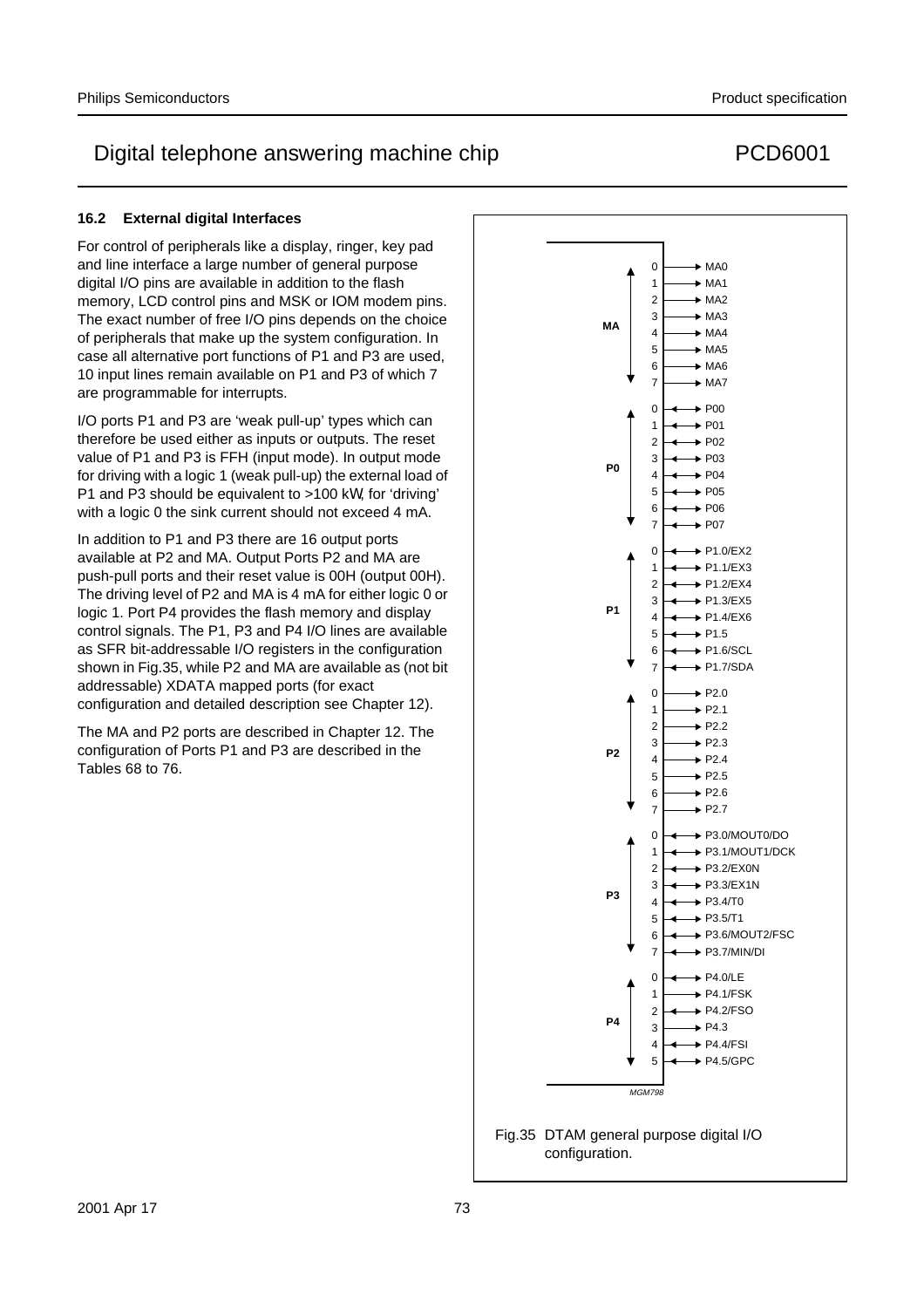### 16.2 External digital Interfaces

For control of peripherals like a display, ringer, key pad and line interface a large number of general purpose digital I/O pins are available in addition to the flash memory, LCD control pins and MSK or IOM modem pins. The exact number of free I/O pins depends on the choice of peripherals that make up the system configuration. In case all alternative port functions of P1 and P3 are used, 10 input lines remain available on P1 and P3 of which 7 are programmable for interrupts.

I/O ports P1 and P3 are 'weak pull-up' types which can therefore be used either as inputs or outputs. The reset value of P1 and P3 is FFH (input mode). In output mode for driving with a logic 1 (weak pull-up) the external load of P1 and P3 should be equivalent to >100 kΩ, for 'driving' with a logic 0 the sink current should not exceed 4 mA.

In addition to P1 and P3 there are 16 output ports available at P2 and MA. Output Ports P2 and MA are push-pull ports and their reset value is 00H (output 00H). The driving level of P2 and MA is 4 mA for either logic 0 or logic 1. Port P4 provides the flash memory and display control signals. The P1, P3 and P4 I/O lines are available as SFR bit-addressable I/O registers in the configuration shown in Fig.35, while P2 and MA are available as (not bit addressable) XDATA mapped ports (for exact configuration and detailed description see Chapter 12).

The MA and P2 ports are described in Chapter 12. The configuration of Ports P1 and P3 are described in the Tables 68 to 76.

| Port | Bit | Direction | Signal |
|---|---|---|---|
| MA | 0 | → | MA0 |
| | 1 | → | MA1 |
| | 2 | → | MA2 |
| | 3 | → | MA3 |
| | 4 | → | MA4 |
| | 5 | → | MA5 |
| | 6 | → | MA6 |
| | 7 | → | MA7 |
| P0 | 0 | ↔ | P00 |
| | 1 | ↔ | P01 |
| | 2 | ↔ | P02 |
| | 3 | ↔ | P03 |
| | 4 | ↔ | P04 |
| | 5 | ↔ | P05 |
| | 6 | ↔ | P06 |
| | 7 | ↔ | P07 |
| P1 | 0 | ↔ | P1.0/EX2 |
| | 1 | ↔ | P1.1/EX3 |
| | 2 | ↔ | P1.2/EX4 |
| | 3 | ↔ | P1.3/EX5 |
| | 4 | ↔ | P1.4/EX6 |
| | 5 | ↔ | P1.5 |
| | 6 | ↔ | P1.6/SCL |
| | 7 | ↔ | P1.7/SDA |
| P2 | 0 | → | P2.0 |
| | 1 | → | P2.1 |
| | 2 | → | P2.2 |
| | 3 | → | P2.3 |
| | 4 | → | P2.4 |
| | 5 | → | P2.5 |
| | 6 | → | P2.6 |
| | 7 | → | P2.7 |
| P3 | 0 | ↔ | P3.0/MOUT0/DO |
| | 1 | ↔ | P3.1/MOUT1/DCK |
| | 2 | ↔ | P3.2/EX0N |
| | 3 | ↔ | P3.3/EX1N |
| | 4 | ↔ | P3.4/T0 |
| | 5 | ↔ | P3.5/T1 |
| | 6 | ↔ | P3.6/MOUT2/FSC |
| | 7 | ↔ | P3.7/MIN/DI |
| P4 | 0 | ↔ | P4.0/LE |
| | 1 | → | P4.1/FSK |
| | 2 | ↔ | P4.2/FSO |
| | 3 | → | P4.3 |
| | 4 | ↔ | P4.4/FSI |
| | 5 | ↔ | P4.5/GPC |

MGM798

Fig.35 DTAM general purpose digital I/O configuration.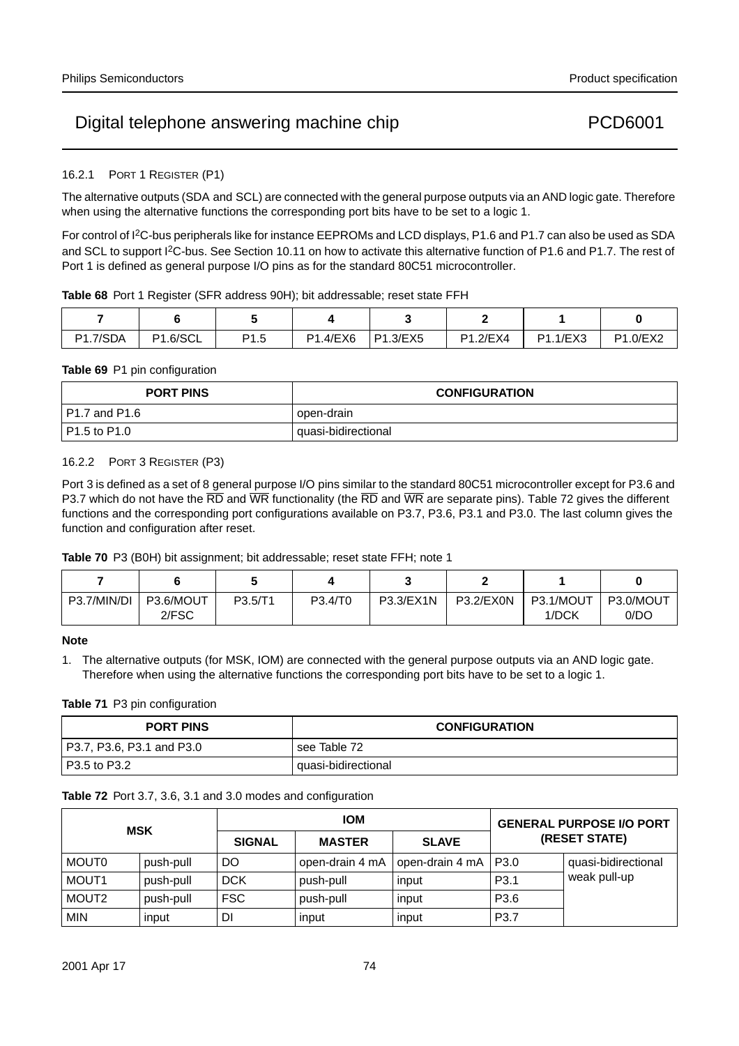#### 16.2.1 PORT 1 REGISTER (P1)

The alternative outputs (SDA and SCL) are connected with the general purpose outputs via an AND logic gate. Therefore when using the alternative functions the corresponding port bits have to be set to a logic 1.

For control of I²C-bus peripherals like for instance EEPROMs and LCD displays, P1.6 and P1.7 can also be used as SDA and SCL to support I²C-bus. See Section 10.11 on how to activate this alternative function of P1.6 and P1.7. The rest of Port 1 is defined as general purpose I/O pins as for the standard 80C51 microcontroller.

**Table 68** Port 1 Register (SFR address 90H); bit addressable; reset state FFH

| 7 | 6 | 5 | 4 | 3 | 2 | 1 | 0 |
|---|---|---|---|---|---|---|---|
| P1.7/SDA | P1.6/SCL | P1.5 | P1.4/EX6 | P1.3/EX5 | P1.2/EX4 | P1.1/EX3 | P1.0/EX2 |

**Table 69** P1 pin configuration

| PORT PINS | CONFIGURATION |
|---|---|
| P1.7 and P1.6 | open-drain |
| P1.5 to P1.0 | quasi-bidirectional |

#### 16.2.2 PORT 3 REGISTER (P3)

Port 3 is defined as a set of 8 general purpose I/O pins similar to the standard 80C51 microcontroller except for P3.6 and P3.7 which do not have the $\overline{RD}$ and $\overline{WR}$ functionality (the $\overline{RD}$ and $\overline{WR}$ are separate pins). Table 72 gives the different functions and the corresponding port configurations available on P3.7, P3.6, P3.1 and P3.0. The last column gives the function and configuration after reset.

**Table 70** P3 (B0H) bit assignment; bit addressable; reset state FFH; note 1

| 7 | 6 | 5 | 4 | 3 | 2 | 1 | 0 |
|---|---|---|---|---|---|---|---|
| P3.7/MIN/DI | P3.6/MOUT2/FSC | P3.5/T1 | P3.4/T0 | P3.3/EX1N | P3.2/EX0N | P3.1/MOUT1/DCK | P3.0/MOUT0/DO |

**Note**

1. The alternative outputs (for MSK, IOM) are connected with the general purpose outputs via an AND logic gate. Therefore when using the alternative functions the corresponding port bits have to be set to a logic 1.

**Table 71** P3 pin configuration

| PORT PINS | CONFIGURATION |
|---|---|
| P3.7, P3.6, P3.1 and P3.0 | see Table 72 |
| P3.5 to P3.2 | quasi-bidirectional |

**Table 72** Port 3.7, 3.6, 3.1 and 3.0 modes and configuration

| MSK | | IOM | | | GENERAL PURPOSE I/O PORT (RESET STATE) | |
|---|---|---|---|---|---|---|
| | | SIGNAL | MASTER | SLAVE | | |
| MOUT0 | push-pull | DO | open-drain 4 mA | open-drain 4 mA | P3.0 | quasi-bidirectional weak pull-up |
| MOUT1 | push-pull | DCK | push-pull | input | P3.1 | |
| MOUT2 | push-pull | FSC | push-pull | input | P3.6 | |
| MIN | input | DI | input | input | P3.7 | |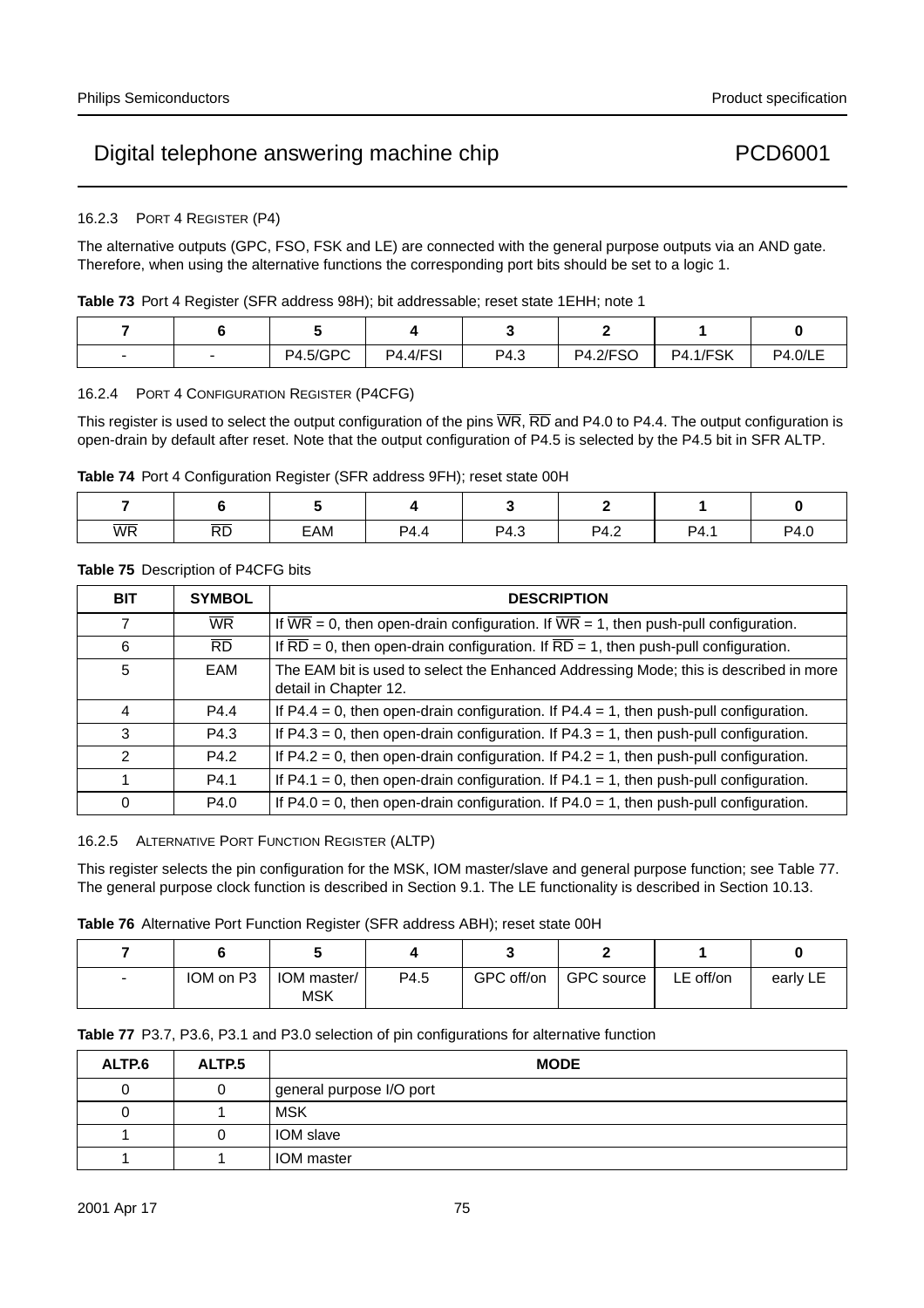#### 16.2.3 PORT 4 REGISTER (P4)

The alternative outputs (GPC, FSO, FSK and LE) are connected with the general purpose outputs via an AND gate. Therefore, when using the alternative functions the corresponding port bits should be set to a logic 1.

**Table 73** Port 4 Register (SFR address 98H); bit addressable; reset state 1EHH; note 1

| 7 | 6 | 5 | 4 | 3 | 2 | 1 | 0 |
|---|---|---|---|---|---|---|---|
| - | - | P4.5/GPC | P4.4/FSI | P4.3 | P4.2/FSO | P4.1/FSK | P4.0/LE |

#### 16.2.4 PORT 4 CONFIGURATION REGISTER (P4CFG)

This register is used to select the output configuration of the pins $\overline{WR}$, $\overline{RD}$ and P4.0 to P4.4. The output configuration is open-drain by default after reset. Note that the output configuration of P4.5 is selected by the P4.5 bit in SFR ALTP.

**Table 74** Port 4 Configuration Register (SFR address 9FH); reset state 00H

| 7 | 6 | 5 | 4 | 3 | 2 | 1 | 0 |
|---|---|---|---|---|---|---|---|
| $\overline{WR}$ | $\overline{RD}$ | EAM | P4.4 | P4.3 | P4.2 | P4.1 | P4.0 |

**Table 75** Description of P4CFG bits

| BIT | SYMBOL | DESCRIPTION |
|---|---|---|
| 7 | $\overline{WR}$ | If $\overline{WR}$ = 0, then open-drain configuration. If $\overline{WR}$ = 1, then push-pull configuration. |
| 6 | $\overline{RD}$ | If $\overline{RD}$ = 0, then open-drain configuration. If $\overline{RD}$ = 1, then push-pull configuration. |
| 5 | EAM | The EAM bit is used to select the Enhanced Addressing Mode; this is described in more detail in Chapter 12. |
| 4 | P4.4 | If P4.4 = 0, then open-drain configuration. If P4.4 = 1, then push-pull configuration. |
| 3 | P4.3 | If P4.3 = 0, then open-drain configuration. If P4.3 = 1, then push-pull configuration. |
| 2 | P4.2 | If P4.2 = 0, then open-drain configuration. If P4.2 = 1, then push-pull configuration. |
| 1 | P4.1 | If P4.1 = 0, then open-drain configuration. If P4.1 = 1, then push-pull configuration. |
| 0 | P4.0 | If P4.0 = 0, then open-drain configuration. If P4.0 = 1, then push-pull configuration. |

#### 16.2.5 ALTERNATIVE PORT FUNCTION REGISTER (ALTP)

This register selects the pin configuration for the MSK, IOM master/slave and general purpose function; see Table 77. The general purpose clock function is described in Section 9.1. The LE functionality is described in Section 10.13.

**Table 76** Alternative Port Function Register (SFR address ABH); reset state 00H

| 7 | 6 | 5 | 4 | 3 | 2 | 1 | 0 |
|---|---|---|---|---|---|---|---|
| - | IOM on P3 | IOM master/ MSK | P4.5 | GPC off/on | GPC source | LE off/on | early LE |

**Table 77** P3.7, P3.6, P3.1 and P3.0 selection of pin configurations for alternative function

| ALTP.6 | ALTP.5 | MODE |
|---|---|---|
| 0 | 0 | general purpose I/O port |
| 0 | 1 | MSK |
| 1 | 0 | IOM slave |
| 1 | 1 | IOM master |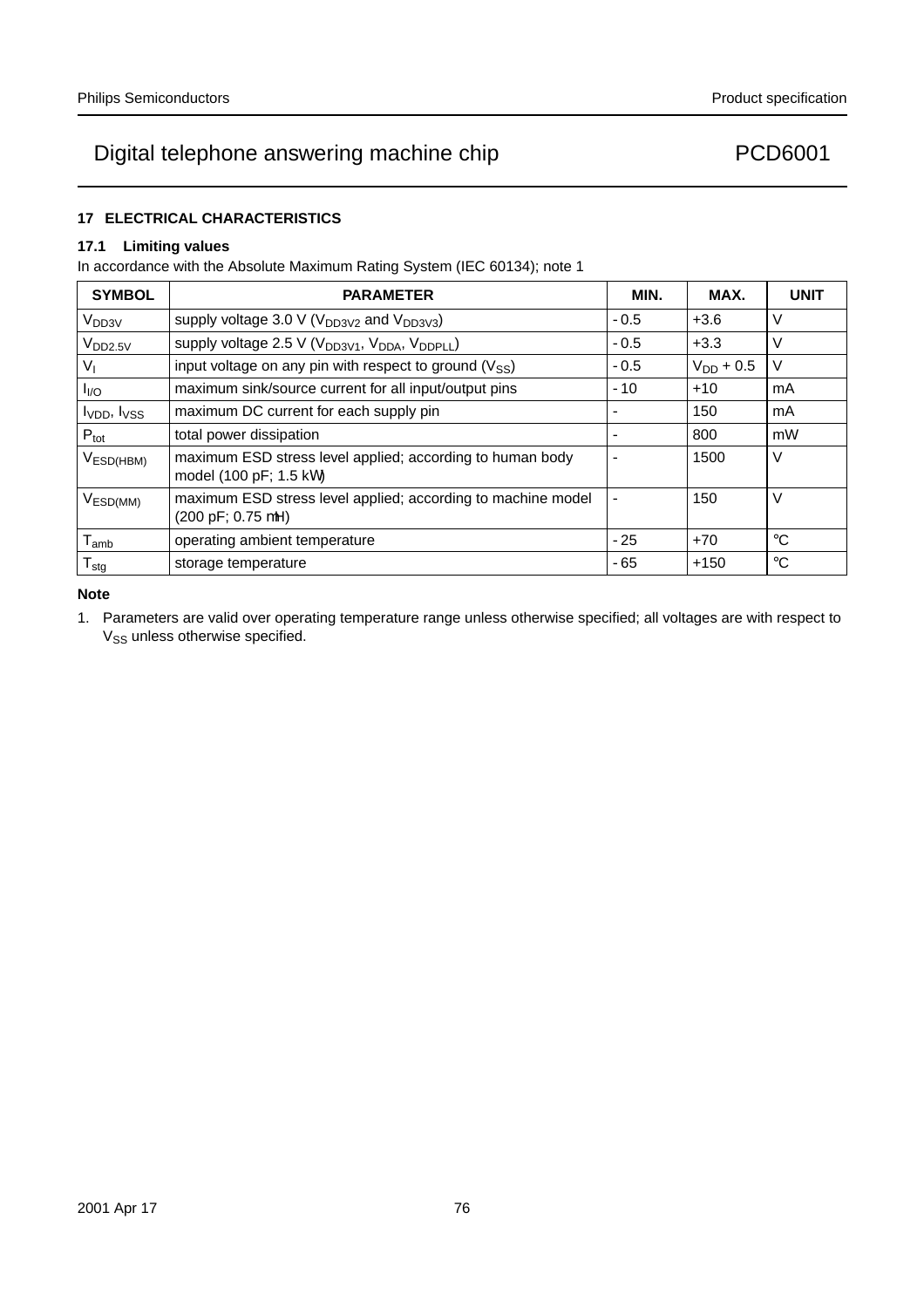## 17 ELECTRICAL CHARACTERISTICS

### 17.1 Limiting values

In accordance with the Absolute Maximum Rating System (IEC 60134); note 1

| SYMBOL | PARAMETER | MIN. | MAX. | UNIT |
|---|---|---|---|---|
| $V_{DD3V}$ | supply voltage 3.0 V ($V_{DD3V2}$ and $V_{DD3V3}$) | −0.5 | +3.6 | V |
| $V_{DD2.5V}$ | supply voltage 2.5 V ($V_{DD3V1}$, $V_{DDA}$, $V_{DDPLL}$) | −0.5 | +3.3 | V |
| $V_I$ | input voltage on any pin with respect to ground ($V_{SS}$) | −0.5 | $V_{DD}$ + 0.5 | V |
| $I_{I/O}$ | maximum sink/source current for all input/output pins | −10 | +10 | mA |
| $I_{VDD}$, $I_{VSS}$ | maximum DC current for each supply pin | − | 150 | mA |
| $P_{tot}$ | total power dissipation | − | 800 | mW |
| $V_{ESD(HBM)}$ | maximum ESD stress level applied; according to human body model (100 pF; 1.5 kΩ) | − | 1500 | V |
| $V_{ESD(MM)}$ | maximum ESD stress level applied; according to machine model (200 pF; 0.75 μH) | − | 150 | V |
| $T_{amb}$ | operating ambient temperature | −25 | +70 | °C |
| $T_{stg}$ | storage temperature | −65 | +150 | °C |

**Note**

1. Parameters are valid over operating temperature range unless otherwise specified; all voltages are with respect to $V_{SS}$ unless otherwise specified.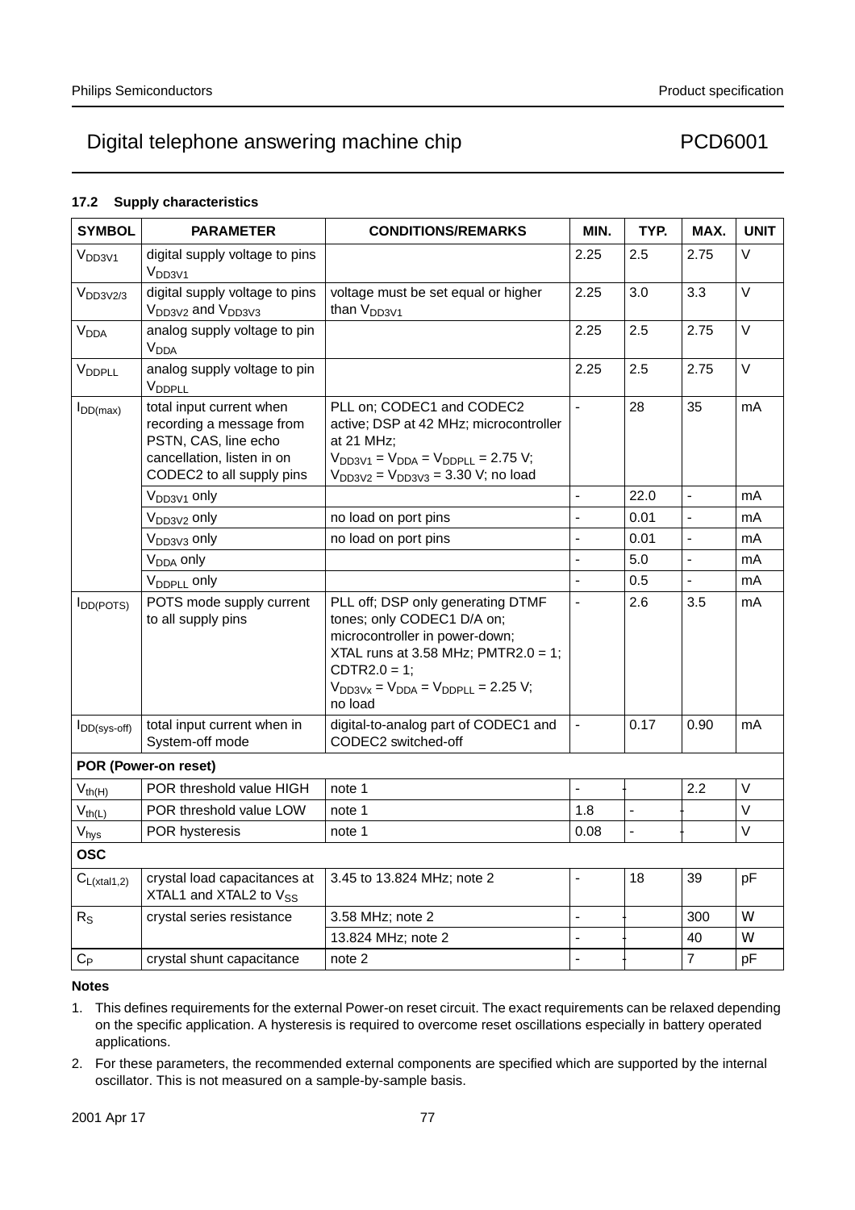### 17.2 Supply characteristics

| SYMBOL | PARAMETER | CONDITIONS/REMARKS | MIN. | TYP. | MAX. | UNIT |
|---|---|---|---|---|---|---|
| $V_{DD3V1}$ | digital supply voltage to pins $V_{DD3V1}$ | | 2.25 | 2.5 | 2.75 | V |
| $V_{DD3V2/3}$ | digital supply voltage to pins $V_{DD3V2}$ and $V_{DD3V3}$ | voltage must be set equal or higher than $V_{DD3V1}$ | 2.25 | 3.0 | 3.3 | V |
| $V_{DDA}$ | analog supply voltage to pin $V_{DDA}$ | | 2.25 | 2.5 | 2.75 | V |
| $V_{DDPLL}$ | analog supply voltage to pin $V_{DDPLL}$ | | 2.25 | 2.5 | 2.75 | V |
| $I_{DD(max)}$ | total input current when recording a message from PSTN, CAS, line echo cancellation, listen in on CODEC2 to all supply pins | PLL on; CODEC1 and CODEC2 active; DSP at 42 MHz; microcontroller at 21 MHz; $V_{DD3V1} = V_{DDA} = V_{DDPLL} = 2.75$ V; $V_{DD3V2} = V_{DD3V3} = 3.30$ V; no load | - | 28 | 35 | mA |
| | $V_{DD3V1}$ only | | - | 22.0 | - | mA |
| | $V_{DD3V2}$ only | no load on port pins | - | 0.01 | - | mA |
| | $V_{DD3V3}$ only | no load on port pins | - | 0.01 | - | mA |
| | $V_{DDA}$ only | | - | 5.0 | - | mA |
| | $V_{DDPLL}$ only | | - | 0.5 | - | mA |
| $I_{DD(POTS)}$ | POTS mode supply current to all supply pins | PLL off; DSP only generating DTMF tones; only CODEC1 D/A on; microcontroller in power-down; XTAL runs at 3.58 MHz; PMTR2.0 = 1; CDTR2.0 = 1; $V_{DD3Vx} = V_{DDA} = V_{DDPLL} = 2.25$ V; no load | - | 2.6 | 3.5 | mA |
| $I_{DD(sys-off)}$ | total input current when in System-off mode | digital-to-analog part of CODEC1 and CODEC2 switched-off | - | 0.17 | 0.90 | mA |
| **POR (Power-on reset)** | | | | | | |
| $V_{th(H)}$ | POR threshold value HIGH | note 1 | - | - | 2.2 | V |
| $V_{th(L)}$ | POR threshold value LOW | note 1 | 1.8 | - | - | V |
| $V_{hys}$ | POR hysteresis | note 1 | 0.08 | - | - | V |
| **OSC** | | | | | | |
| $C_{L(xtal1,2)}$ | crystal load capacitances at XTAL1 and XTAL2 to $V_{SS}$ | 3.45 to 13.824 MHz; note 2 | - | 18 | 39 | pF |
| $R_S$ | crystal series resistance | 3.58 MHz; note 2 | - | - | 300 | W |
| | | 13.824 MHz; note 2 | - | - | 40 | W |
| $C_P$ | crystal shunt capacitance | note 2 | - | - | 7 | pF |

**Notes**

1. This defines requirements for the external Power-on reset circuit. The exact requirements can be relaxed depending on the specific application. A hysteresis is required to overcome reset oscillations especially in battery operated applications.
2. For these parameters, the recommended external components are specified which are supported by the internal oscillator. This is not measured on a sample-by-sample basis.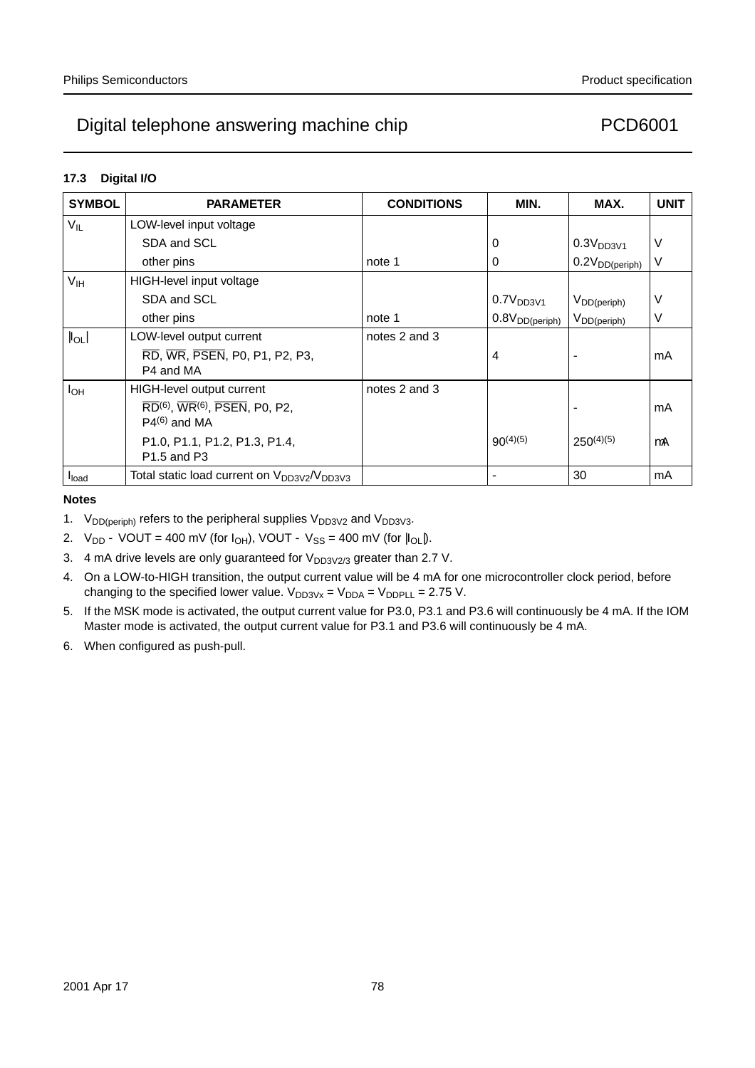### 17.3 Digital I/O

| SYMBOL | PARAMETER | CONDITIONS | MIN. | MAX. | UNIT |
|---|---|---|---|---|---|
| $V_{IL}$ | LOW-level input voltage | | | | |
| | SDA and SCL | | 0 | $0.3V_{DD3V1}$ | V |
| | other pins | note 1 | 0 | $0.2V_{DD(periph)}$ | V |
| $V_{IH}$ | HIGH-level input voltage | | | | |
| | SDA and SCL | | $0.7V_{DD3V1}$ | $V_{DD(periph)}$ | V |
| | other pins | note 1 | $0.8V_{DD(periph)}$ | $V_{DD(periph)}$ | V |
| $\|I_{OL}\|$ | LOW-level output current | notes 2 and 3 | | | |
| | $\overline{RD}$, $\overline{WR}$, $\overline{PSEN}$, P0, P1, P2, P3, P4 and MA | | 4 | - | mA |
| $I_{OH}$ | HIGH-level output current | notes 2 and 3 | | | |
| | $\overline{RD}$(6), $\overline{WR}$(6), $\overline{PSEN}$, P0, P2, P4(6) and MA | | | - | mA |
| | P1.0, P1.1, P1.2, P1.3, P1.4, P1.5 and P3 | | 90(4)(5) | 250(4)(5) | µA |
| $I_{load}$ | Total static load current on $V_{DD3V2}$/$V_{DD3V3}$ | | - | 30 | mA |

**Notes**

1. $V_{DD(periph)}$ refers to the peripheral supplies $V_{DD3V2}$ and $V_{DD3V3}$.
2. $V_{DD}$ - VOUT = 400 mV (for $I_{OH}$), VOUT - $V_{SS}$ = 400 mV (for $|I_{OL}|$).
3. 4 mA drive levels are only guaranteed for $V_{DD3V2/3}$ greater than 2.7 V.
4. On a LOW-to-HIGH transition, the output current value will be 4 mA for one microcontroller clock period, before changing to the specified lower value. $V_{DD3Vx}$ = $V_{DDA}$ = $V_{DDPLL}$ = 2.75 V.
5. If the MSK mode is activated, the output current value for P3.0, P3.1 and P3.6 will continuously be 4 mA. If the IOM Master mode is activated, the output current value for P3.1 and P3.6 will continuously be 4 mA.
6. When configured as push-pull.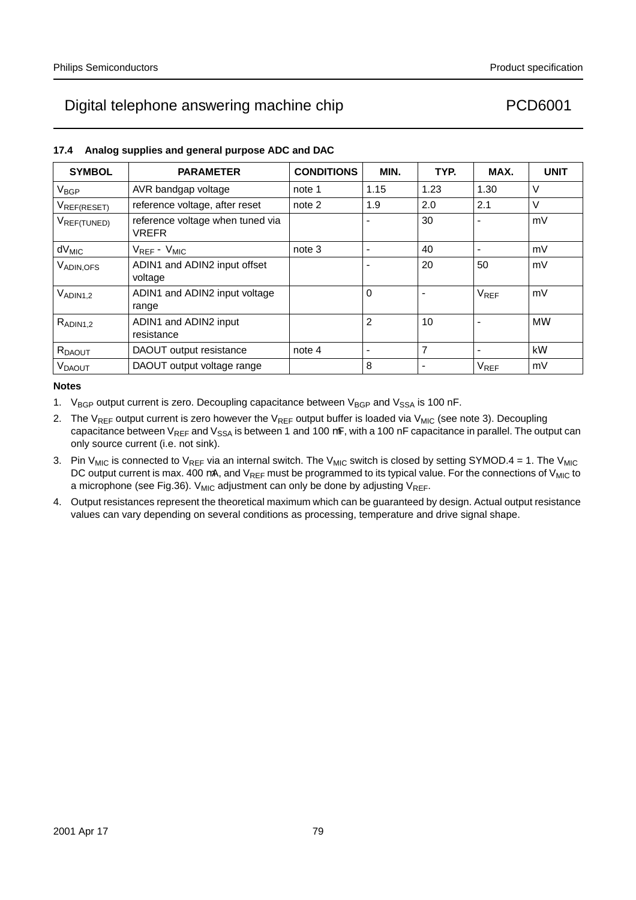### 17.4 Analog supplies and general purpose ADC and DAC

| SYMBOL | PARAMETER | CONDITIONS | MIN. | TYP. | MAX. | UNIT |
|---|---|---|---|---|---|---|
| $V_{BGP}$ | AVR bandgap voltage | note 1 | 1.15 | 1.23 | 1.30 | V |
| $V_{REF(RESET)}$ | reference voltage, after reset | note 2 | 1.9 | 2.0 | 2.1 | V |
| $V_{REF(TUNED)}$ | reference voltage when tuned via VREFR | | - | 30 | - | mV |
| $dV_{MIC}$ | $V_{REF}$ - $V_{MIC}$ | note 3 | - | 40 | - | mV |
| $V_{ADIN,OFS}$ | ADIN1 and ADIN2 input offset voltage | | - | 20 | 50 | mV |
| $V_{ADIN1,2}$ | ADIN1 and ADIN2 input voltage range | | 0 | - | $V_{REF}$ | mV |
| $R_{ADIN1,2}$ | ADIN1 and ADIN2 input resistance | | 2 | 10 | - | MW |
| $R_{DAOUT}$ | DAOUT output resistance | note 4 | - | 7 | - | kW |
| $V_{DAOUT}$ | DAOUT output voltage range | | 8 | - | $V_{REF}$ | mV |

**Notes**

1. $V_{BGP}$ output current is zero. Decoupling capacitance between $V_{BGP}$ and $V_{SSA}$ is 100 nF.
2. The $V_{REF}$ output current is zero however the $V_{REF}$ output buffer is loaded via $V_{MIC}$ (see note 3). Decoupling capacitance between $V_{REF}$ and $V_{SSA}$ is between 1 and 100 mF, with a 100 nF capacitance in parallel. The output can only source current (i.e. not sink).
3. Pin $V_{MIC}$ is connected to $V_{REF}$ via an internal switch. The $V_{MIC}$ switch is closed by setting SYMOD.4 = 1. The $V_{MIC}$ DC output current is max. 400 mA, and $V_{REF}$ must be programmed to its typical value. For the connections of $V_{MIC}$ to a microphone (see Fig.36). $V_{MIC}$ adjustment can only be done by adjusting $V_{REF}$.
4. Output resistances represent the theoretical maximum which can be guaranteed by design. Actual output resistance values can vary depending on several conditions as processing, temperature and drive signal shape.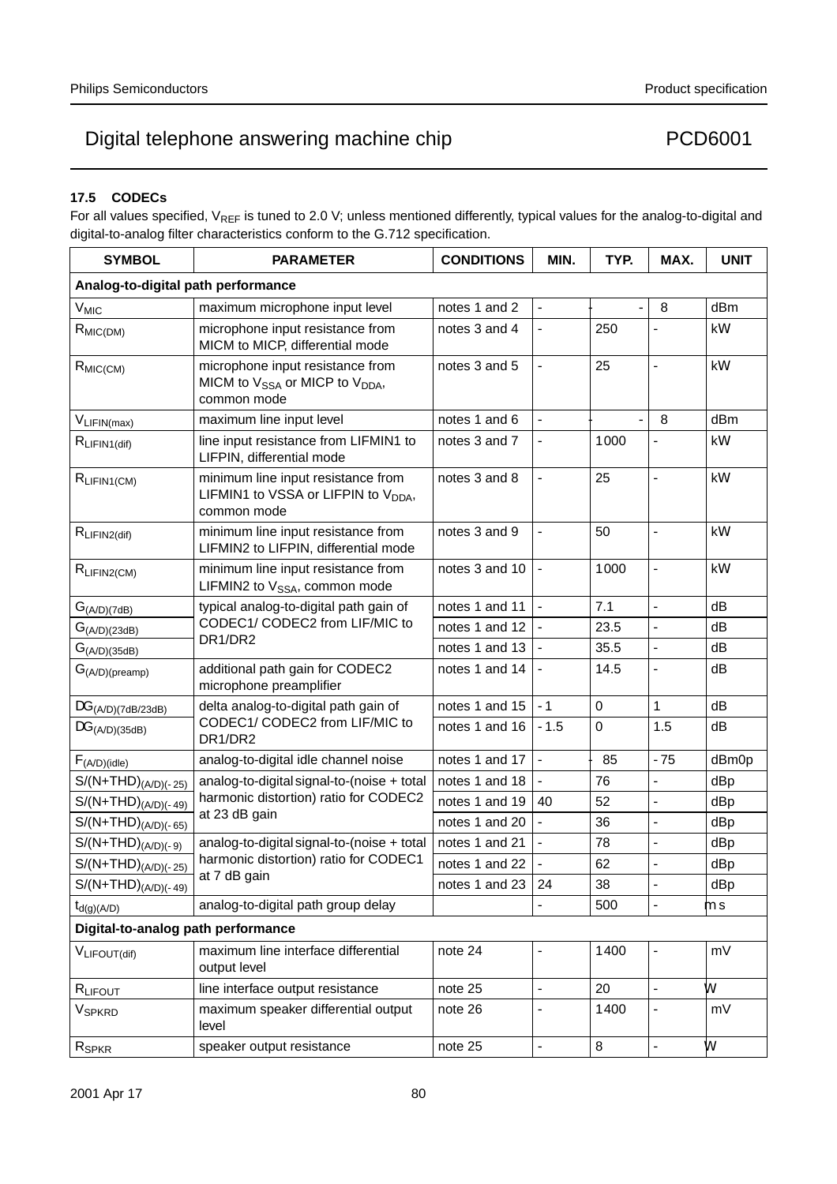### 17.5 CODECs

For all values specified, $V_{REF}$ is tuned to 2.0 V; unless mentioned differently, typical values for the analog-to-digital and digital-to-analog filter characteristics conform to the G.712 specification.

| SYMBOL | PARAMETER | CONDITIONS | MIN. | TYP. | MAX. | UNIT |
|---|---|---|---|---|---|---|
| **Analog-to-digital path performance** | | | | | | |
| $V_{MIC}$ | maximum microphone input level | notes 1 and 2 | - | - | 8 | dBm |
| $R_{MIC(DM)}$ | microphone input resistance from MICM to MICP, differential mode | notes 3 and 4 | - | 250 | - | kW |
| $R_{MIC(CM)}$ | microphone input resistance from MICM to $V_{SSA}$ or MICP to $V_{DDA}$, common mode | notes 3 and 5 | - | 25 | - | kW |
| $V_{LIFIN(max)}$ | maximum line input level | notes 1 and 6 | - | - | 8 | dBm |
| $R_{LIFIN1(dif)}$ | line input resistance from LIFMIN1 to LIFPIN, differential mode | notes 3 and 7 | - | 1000 | - | kW |
| $R_{LIFIN1(CM)}$ | minimum line input resistance from LIFMIN1 to VSSA or LIFPIN to $V_{DDA}$, common mode | notes 3 and 8 | - | 25 | - | kW |
| $R_{LIFIN2(dif)}$ | minimum line input resistance from LIFMIN2 to LIFPIN, differential mode | notes 3 and 9 | - | 50 | - | kW |
| $R_{LIFIN2(CM)}$ | minimum line input resistance from LIFMIN2 to $V_{SSA}$, common mode | notes 3 and 10 | - | 1000 | - | kW |
| $G_{(A/D)(7dB)}$ | typical analog-to-digital path gain of CODEC1/ CODEC2 from LIF/MIC to DR1/DR2 | notes 1 and 11 | - | 7.1 | - | dB |
| $G_{(A/D)(23dB)}$ | | notes 1 and 12 | - | 23.5 | - | dB |
| $G_{(A/D)(35dB)}$ | | notes 1 and 13 | - | 35.5 | - | dB |
| $G_{(A/D)(preamp)}$ | additional path gain for CODEC2 microphone preamplifier | notes 1 and 14 | - | 14.5 | - | dB |
| $\Delta G_{(A/D)(7dB/23dB)}$ | delta analog-to-digital path gain of CODEC1/ CODEC2 from LIF/MIC to DR1/DR2 | notes 1 and 15 | -1 | 0 | 1 | dB |
| $\Delta G_{(A/D)(35dB)}$ | | notes 1 and 16 | -1.5 | 0 | 1.5 | dB |
| $F_{(A/D)(idle)}$ | analog-to-digital idle channel noise | notes 1 and 17 | - | -85 | -75 | dBm0p |
| $S/(N+THD)_{(A/D)(-25)}$ | analog-to-digital signal-to-(noise + total harmonic distortion) ratio for CODEC2 at 23 dB gain | notes 1 and 18 | - | 76 | - | dBp |
| $S/(N+THD)_{(A/D)(-49)}$ | | notes 1 and 19 | 40 | 52 | - | dBp |
| $S/(N+THD)_{(A/D)(-65)}$ | | notes 1 and 20 | - | 36 | - | dBp |
| $S/(N+THD)_{(A/D)(-9)}$ | analog-to-digital signal-to-(noise + total harmonic distortion) ratio for CODEC1 at 7 dB gain | notes 1 and 21 | - | 78 | - | dBp |
| $S/(N+THD)_{(A/D)(-25)}$ | | notes 1 and 22 | - | 62 | - | dBp |
| $S/(N+THD)_{(A/D)(-49)}$ | | notes 1 and 23 | 24 | 38 | - | dBp |
| $t_{d(g)(A/D)}$ | analog-to-digital path group delay | | - | 500 | - | μs |
| **Digital-to-analog path performance** | | | | | | |
| $V_{LIFOUT(dif)}$ | maximum line interface differential output level | note 24 | - | 1400 | - | mV |
| $R_{LIFOUT}$ | line interface output resistance | note 25 | - | 20 | - | Ω |
| $V_{SPKRD}$ | maximum speaker differential output level | note 26 | - | 1400 | - | mV |
| $R_{SPKR}$ | speaker output resistance | note 25 | - | 8 | - | Ω |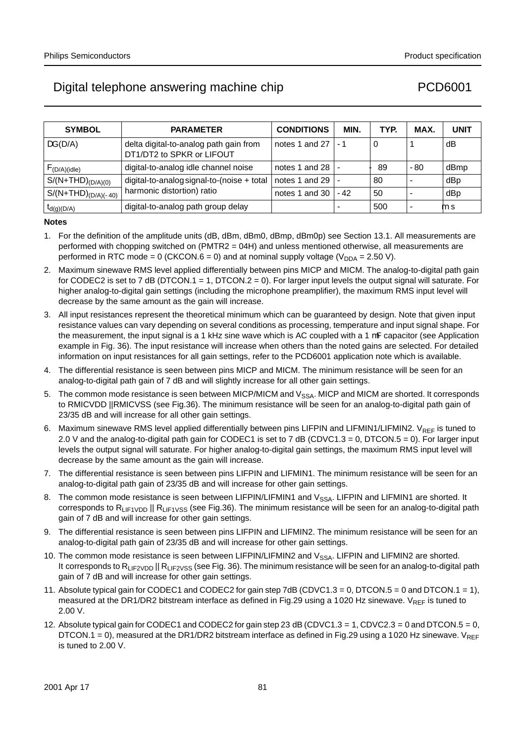# Digital telephone answering machine chip — PCD6001

| SYMBOL | PARAMETER | CONDITIONS | MIN. | TYP. | MAX. | UNIT |
|---|---|---|---|---|---|---|
| $\Delta G_{(D/A)}$ | delta digital-to-analog path gain from DT1/DT2 to SPKR or LIFOUT | notes 1 and 27 | -1 | 0 | 1 | dB |
| $F_{(D/A)(idle)}$ | digital-to-analog idle channel noise | notes 1 and 28 | - | -89 | -80 | dBmp |
| $S/(N+THD)_{(D/A)(0)}$ | digital-to-analog signal-to-(noise + total harmonic distortion) ratio | notes 1 and 29 | - | 80 | - | dBp |
| $S/(N+THD)_{(D/A)(-40)}$ | | notes 1 and 30 | -42 | 50 | - | dBp |
| $t_{d(g)(D/A)}$ | digital-to-analog path group delay | | - | 500 | - | μs |

**Notes**

1. For the definition of the amplitude units (dB, dBm, dBm0, dBmp, dBm0p) see Section 13.1. All measurements are performed with chopping switched on (PMTR2 = 04H) and unless mentioned otherwise, all measurements are performed in RTC mode = 0 (CKCON.6 = 0) and at nominal supply voltage ($V_{DDA}$ = 2.50 V).
2. Maximum sinewave RMS level applied differentially between pins MICP and MICM. The analog-to-digital path gain for CODEC2 is set to 7 dB (DTCON.1 = 1, DTCON.2 = 0). For larger input levels the output signal will saturate. For higher analog-to-digital gain settings (including the microphone preamplifier), the maximum RMS input level will decrease by the same amount as the gain will increase.
3. All input resistances represent the theoretical minimum which can be guaranteed by design. Note that given input resistance values can vary depending on several conditions as processing, temperature and input signal shape. For the measurement, the input signal is a 1 kHz sine wave which is AC coupled with a 1 μF capacitor (see Application example in Fig. 36). The input resistance will increase when others than the noted gains are selected. For detailed information on input resistances for all gain settings, refer to the PCD6001 application note which is available.
4. The differential resistance is seen between pins MICP and MICM. The minimum resistance will be seen for an analog-to-digital path gain of 7 dB and will slightly increase for all other gain settings.
5. The common mode resistance is seen between MICP/MICM and $V_{SSA}$. MICP and MICM are shorted. It corresponds to RMICVDD ||RMICVSS (see Fig.36). The minimum resistance will be seen for an analog-to-digital path gain of 23/35 dB and will increase for all other gain settings.
6. Maximum sinewave RMS level applied differentially between pins LIFPIN and LIFMIN1/LIFMIN2. $V_{REF}$ is tuned to 2.0 V and the analog-to-digital path gain for CODEC1 is set to 7 dB (CDVC1.3 = 0, DTCON.5 = 0). For larger input levels the output signal will saturate. For higher analog-to-digital gain settings, the maximum RMS input level will decrease by the same amount as the gain will increase.
7. The differential resistance is seen between pins LIFPIN and LIFMIN1. The minimum resistance will be seen for an analog-to-digital path gain of 23/35 dB and will increase for other gain settings.
8. The common mode resistance is seen between LIFPIN/LIFMIN1 and $V_{SSA}$. LIFPIN and LIFMIN1 are shorted. It corresponds to $R_{LIF1VDD}$ || $R_{LIF1VSS}$ (see Fig.36). The minimum resistance will be seen for an analog-to-digital path gain of 7 dB and will increase for other gain settings.
9. The differential resistance is seen between pins LIFPIN and LIFMIN2. The minimum resistance will be seen for an analog-to-digital path gain of 23/35 dB and will increase for other gain settings.
10. The common mode resistance is seen between LIFPIN/LIFMIN2 and $V_{SSA}$. LIFPIN and LIFMIN2 are shorted. It corresponds to $R_{LIF2VDD}$ || $R_{LIF2VSS}$ (see Fig. 36). The minimum resistance will be seen for an analog-to-digital path gain of 7 dB and will increase for other gain settings.
11. Absolute typical gain for CODEC1 and CODEC2 for gain step 7dB (CDVC1.3 = 0, DTCON.5 = 0 and DTCON.1 = 1), measured at the DR1/DR2 bitstream interface as defined in Fig.29 using a 1020 Hz sinewave. $V_{REF}$ is tuned to 2.00 V.
12. Absolute typical gain for CODEC1 and CODEC2 for gain step 23 dB (CDVC1.3 = 1, CDVC2.3 = 0 and DTCON.5 = 0, DTCON.1 = 0), measured at the DR1/DR2 bitstream interface as defined in Fig.29 using a 1020 Hz sinewave. $V_{REF}$ is tuned to 2.00 V.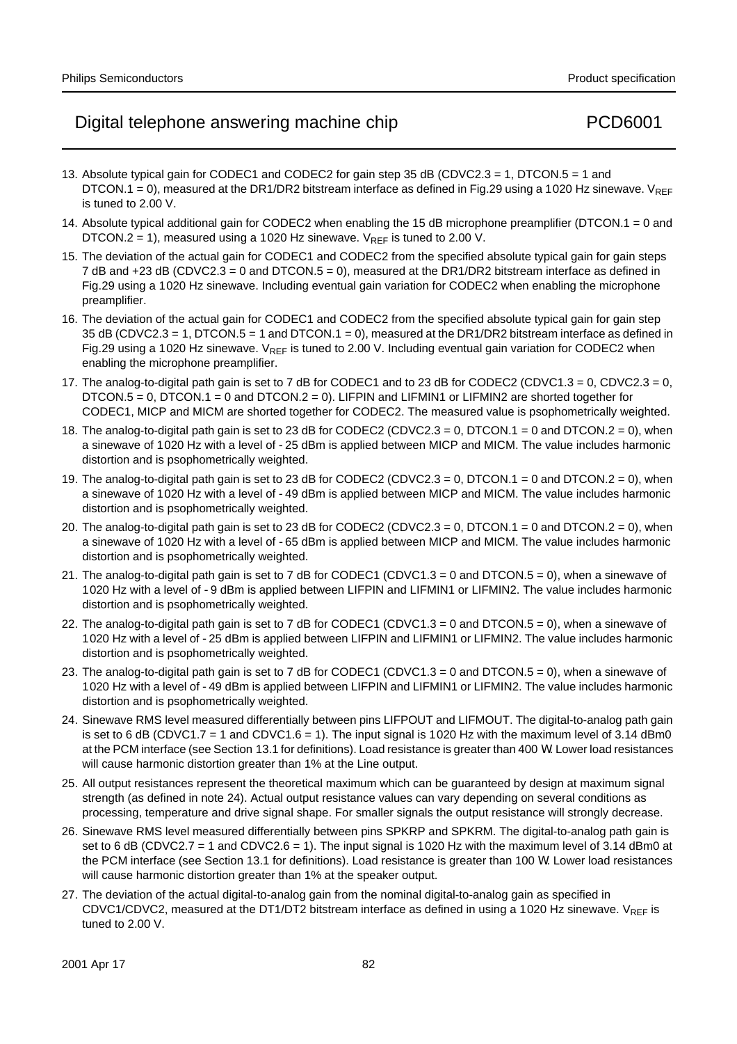13. Absolute typical gain for CODEC1 and CODEC2 for gain step 35 dB (CDVC2.3 = 1, DTCON.5 = 1 and DTCON.1 = 0), measured at the DR1/DR2 bitstream interface as defined in Fig.29 using a 1020 Hz sinewave. $V_{REF}$ is tuned to 2.00 V.
14. Absolute typical additional gain for CODEC2 when enabling the 15 dB microphone preamplifier (DTCON.1 = 0 and DTCON.2 = 1), measured using a 1020 Hz sinewave. $V_{REF}$ is tuned to 2.00 V.
15. The deviation of the actual gain for CODEC1 and CODEC2 from the specified absolute typical gain for gain steps 7 dB and +23 dB (CDVC2.3 = 0 and DTCON.5 = 0), measured at the DR1/DR2 bitstream interface as defined in Fig.29 using a 1020 Hz sinewave. Including eventual gain variation for CODEC2 when enabling the microphone preamplifier.
16. The deviation of the actual gain for CODEC1 and CODEC2 from the specified absolute typical gain for gain step 35 dB (CDVC2.3 = 1, DTCON.5 = 1 and DTCON.1 = 0), measured at the DR1/DR2 bitstream interface as defined in Fig.29 using a 1020 Hz sinewave. $V_{REF}$ is tuned to 2.00 V. Including eventual gain variation for CODEC2 when enabling the microphone preamplifier.
17. The analog-to-digital path gain is set to 7 dB for CODEC1 and to 23 dB for CODEC2 (CDVC1.3 = 0, CDVC2.3 = 0, DTCON.5 = 0, DTCON.1 = 0 and DTCON.2 = 0). LIFPIN and LIFMIN1 or LIFMIN2 are shorted together for CODEC1, MICP and MICM are shorted together for CODEC2. The measured value is psophometrically weighted.
18. The analog-to-digital path gain is set to 23 dB for CODEC2 (CDVC2.3 = 0, DTCON.1 = 0 and DTCON.2 = 0), when a sinewave of 1020 Hz with a level of - 25 dBm is applied between MICP and MICM. The value includes harmonic distortion and is psophometrically weighted.
19. The analog-to-digital path gain is set to 23 dB for CODEC2 (CDVC2.3 = 0, DTCON.1 = 0 and DTCON.2 = 0), when a sinewave of 1020 Hz with a level of - 49 dBm is applied between MICP and MICM. The value includes harmonic distortion and is psophometrically weighted.
20. The analog-to-digital path gain is set to 23 dB for CODEC2 (CDVC2.3 = 0, DTCON.1 = 0 and DTCON.2 = 0), when a sinewave of 1020 Hz with a level of - 65 dBm is applied between MICP and MICM. The value includes harmonic distortion and is psophometrically weighted.
21. The analog-to-digital path gain is set to 7 dB for CODEC1 (CDVC1.3 = 0 and DTCON.5 = 0), when a sinewave of 1020 Hz with a level of - 9 dBm is applied between LIFPIN and LIFMIN1 or LIFMIN2. The value includes harmonic distortion and is psophometrically weighted.
22. The analog-to-digital path gain is set to 7 dB for CODEC1 (CDVC1.3 = 0 and DTCON.5 = 0), when a sinewave of 1020 Hz with a level of - 25 dBm is applied between LIFPIN and LIFMIN1 or LIFMIN2. The value includes harmonic distortion and is psophometrically weighted.
23. The analog-to-digital path gain is set to 7 dB for CODEC1 (CDVC1.3 = 0 and DTCON.5 = 0), when a sinewave of 1020 Hz with a level of - 49 dBm is applied between LIFPIN and LIFMIN1 or LIFMIN2. The value includes harmonic distortion and is psophometrically weighted.
24. Sinewave RMS level measured differentially between pins LIFPOUT and LIFMOUT. The digital-to-analog path gain is set to 6 dB (CDVC1.7 = 1 and CDVC1.6 = 1). The input signal is 1020 Hz with the maximum level of 3.14 dBm0 at the PCM interface (see Section 13.1 for definitions). Load resistance is greater than 400 W. Lower load resistances will cause harmonic distortion greater than 1% at the Line output.
25. All output resistances represent the theoretical maximum which can be guaranteed by design at maximum signal strength (as defined in note 24). Actual output resistance values can vary depending on several conditions as processing, temperature and drive signal shape. For smaller signals the output resistance will strongly decrease.
26. Sinewave RMS level measured differentially between pins SPKRP and SPKRM. The digital-to-analog path gain is set to 6 dB (CDVC2.7 = 1 and CDVC2.6 = 1). The input signal is 1020 Hz with the maximum level of 3.14 dBm0 at the PCM interface (see Section 13.1 for definitions). Load resistance is greater than 100 W. Lower load resistances will cause harmonic distortion greater than 1% at the speaker output.
27. The deviation of the actual digital-to-analog gain from the nominal digital-to-analog gain as specified in CDVC1/CDVC2, measured at the DT1/DT2 bitstream interface as defined in using a 1020 Hz sinewave. $V_{REF}$ is tuned to 2.00 V.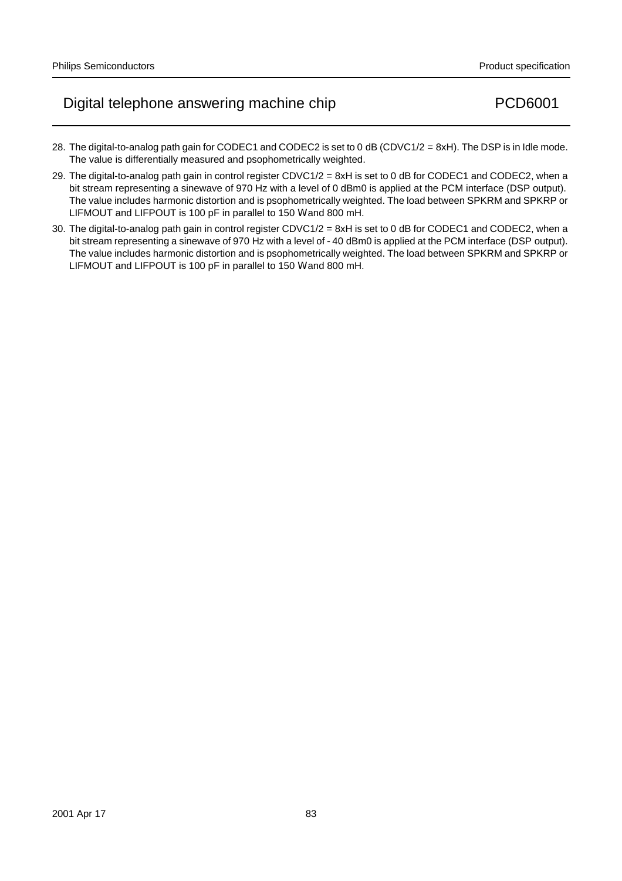28. The digital-to-analog path gain for CODEC1 and CODEC2 is set to 0 dB (CDVC1/2 = 8xH). The DSP is in Idle mode. The value is differentially measured and psophometrically weighted.

29. The digital-to-analog path gain in control register CDVC1/2 = 8xH is set to 0 dB for CODEC1 and CODEC2, when a bit stream representing a sinewave of 970 Hz with a level of 0 dBm0 is applied at the PCM interface (DSP output). The value includes harmonic distortion and is psophometrically weighted. The load between SPKRM and SPKRP or LIFMOUT and LIFPOUT is 100 pF in parallel to 150 W and 800 mH.

30. The digital-to-analog path gain in control register CDVC1/2 = 8xH is set to 0 dB for CODEC1 and CODEC2, when a bit stream representing a sinewave of 970 Hz with a level of - 40 dBm0 is applied at the PCM interface (DSP output). The value includes harmonic distortion and is psophometrically weighted. The load between SPKRM and SPKRP or LIFMOUT and LIFPOUT is 100 pF in parallel to 150 W and 800 mH.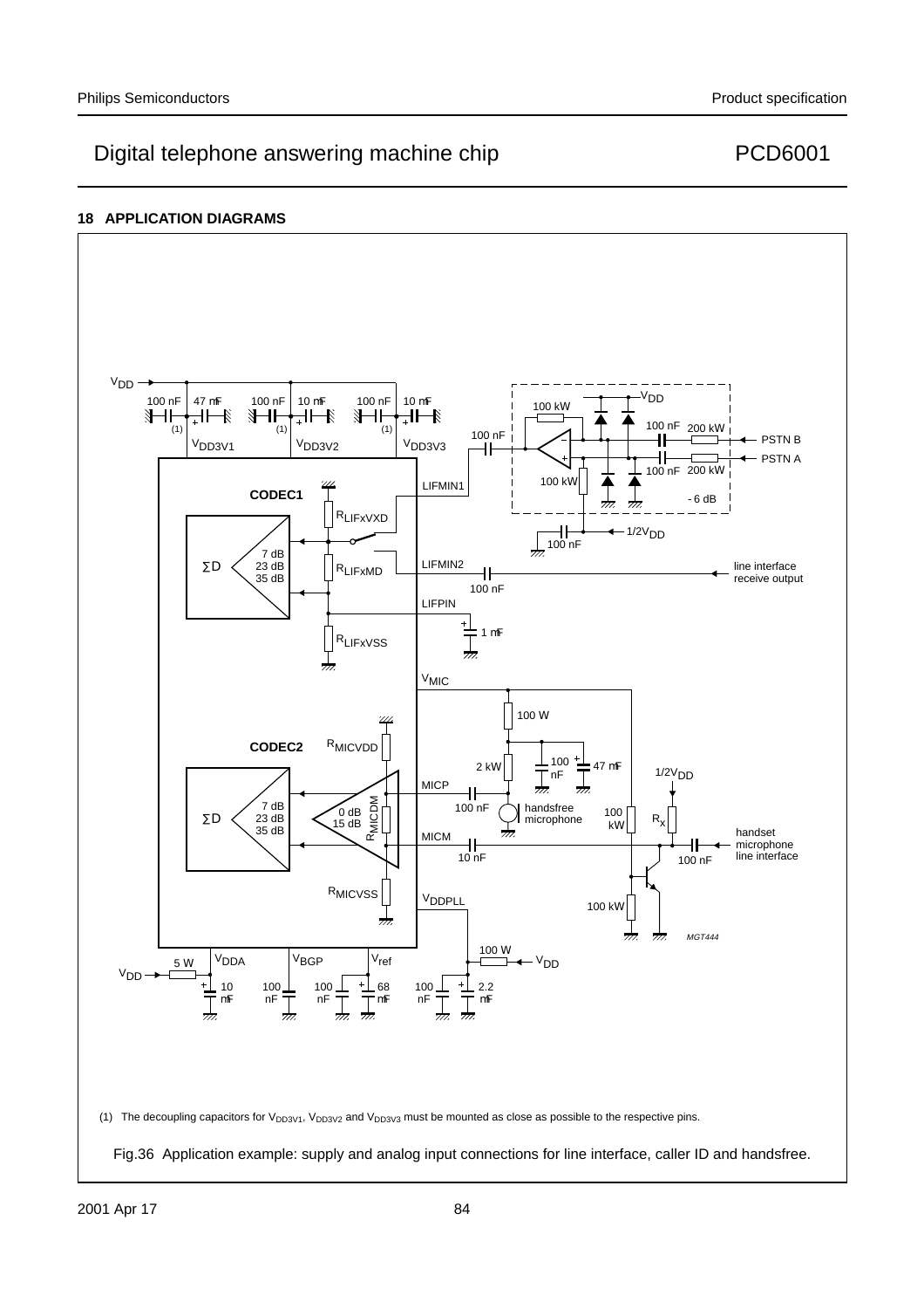## 18 APPLICATION DIAGRAMS

(1) The decoupling capacitors for $V_{DD3V1}$, $V_{DD3V2}$ and $V_{DD3V3}$ must be mounted as close as possible to the respective pins.

Fig.36 Application example: supply and analog input connections for line interface, caller ID and handsfree.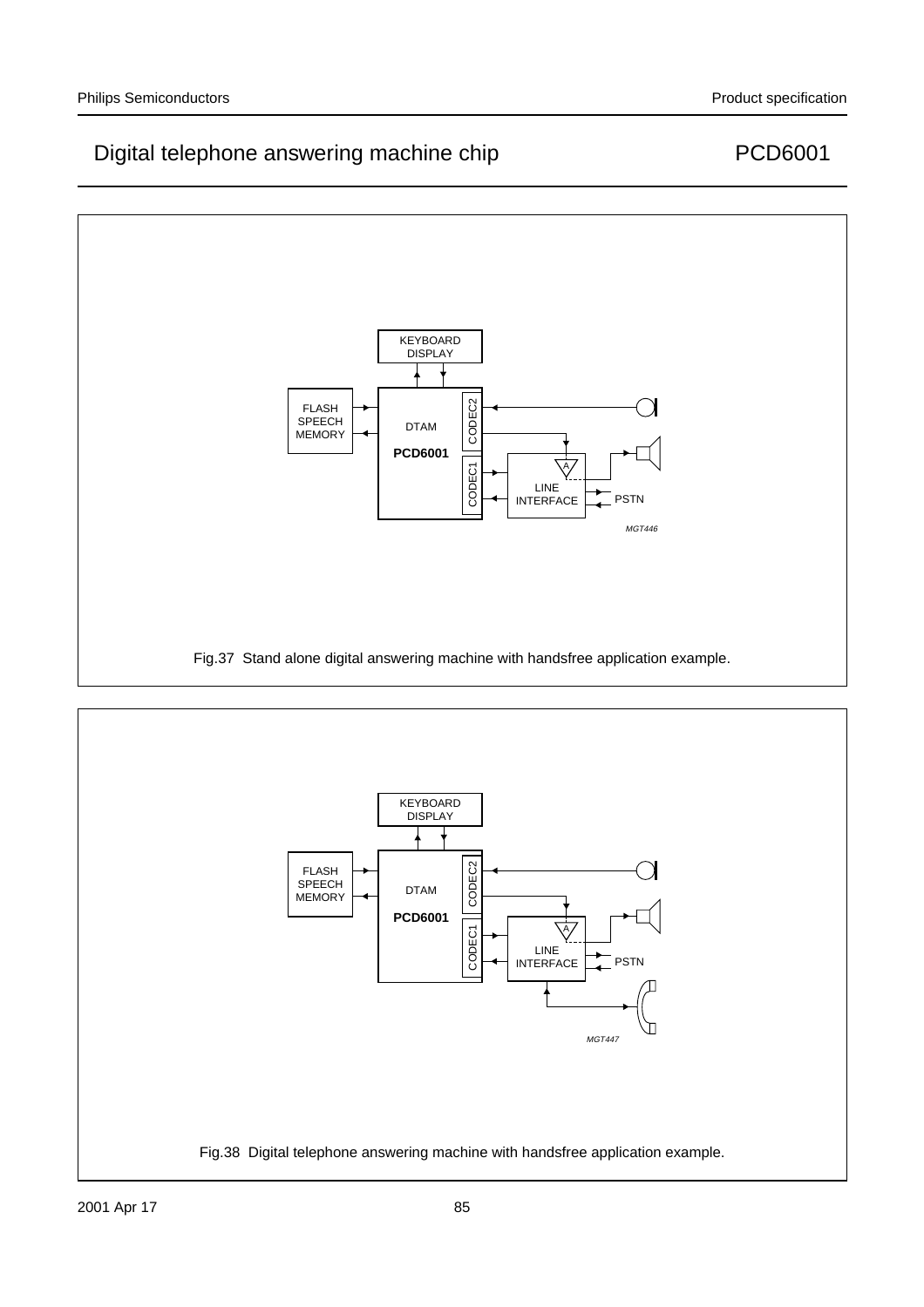Fig.37 Stand alone digital answering machine with handsfree application example.

Fig.38 Digital telephone answering machine with handsfree application example.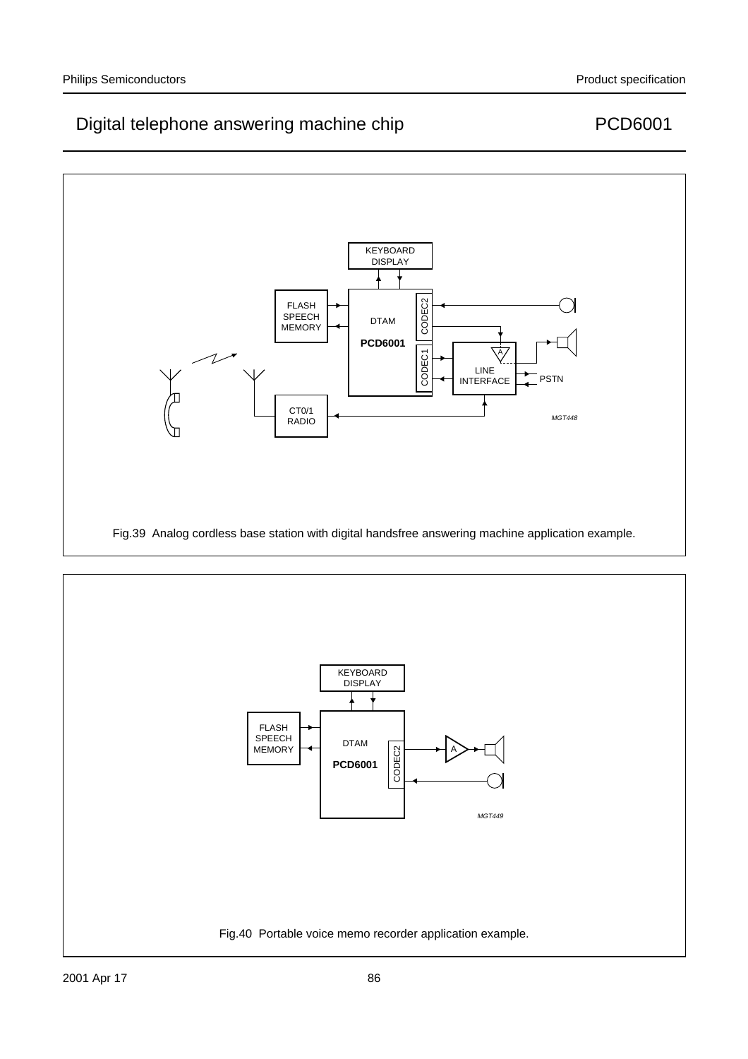Fig.39 Analog cordless base station with digital handsfree answering machine application example.

Fig.40 Portable voice memo recorder application example.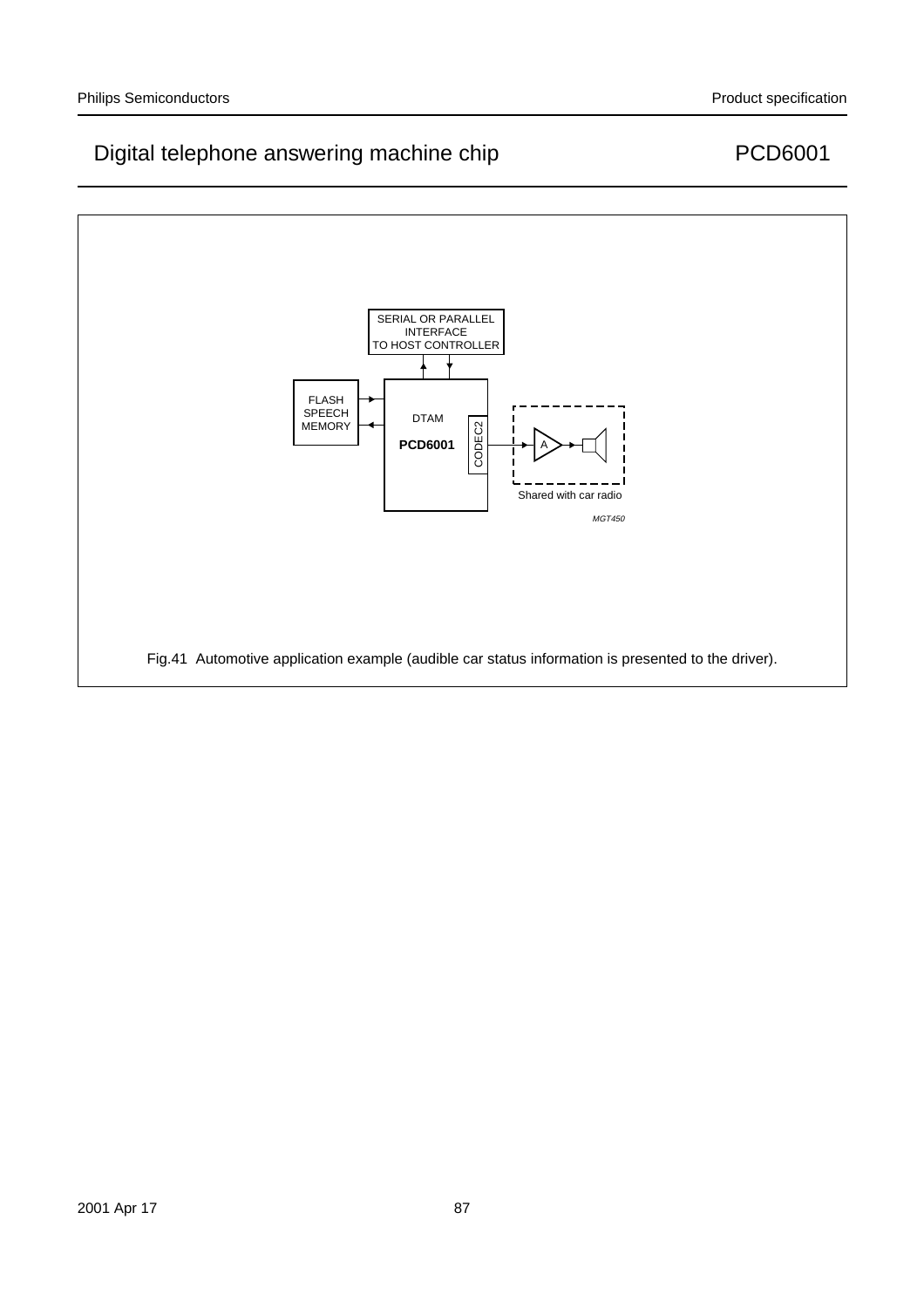SERIAL OR PARALLEL INTERFACE TO HOST CONTROLLER

FLASH SPEECH MEMORY

DTAM

**PCD6001**

CODEC2

A

Shared with car radio

*MGT450*

Fig.41 Automotive application example (audible car status information is presented to the driver).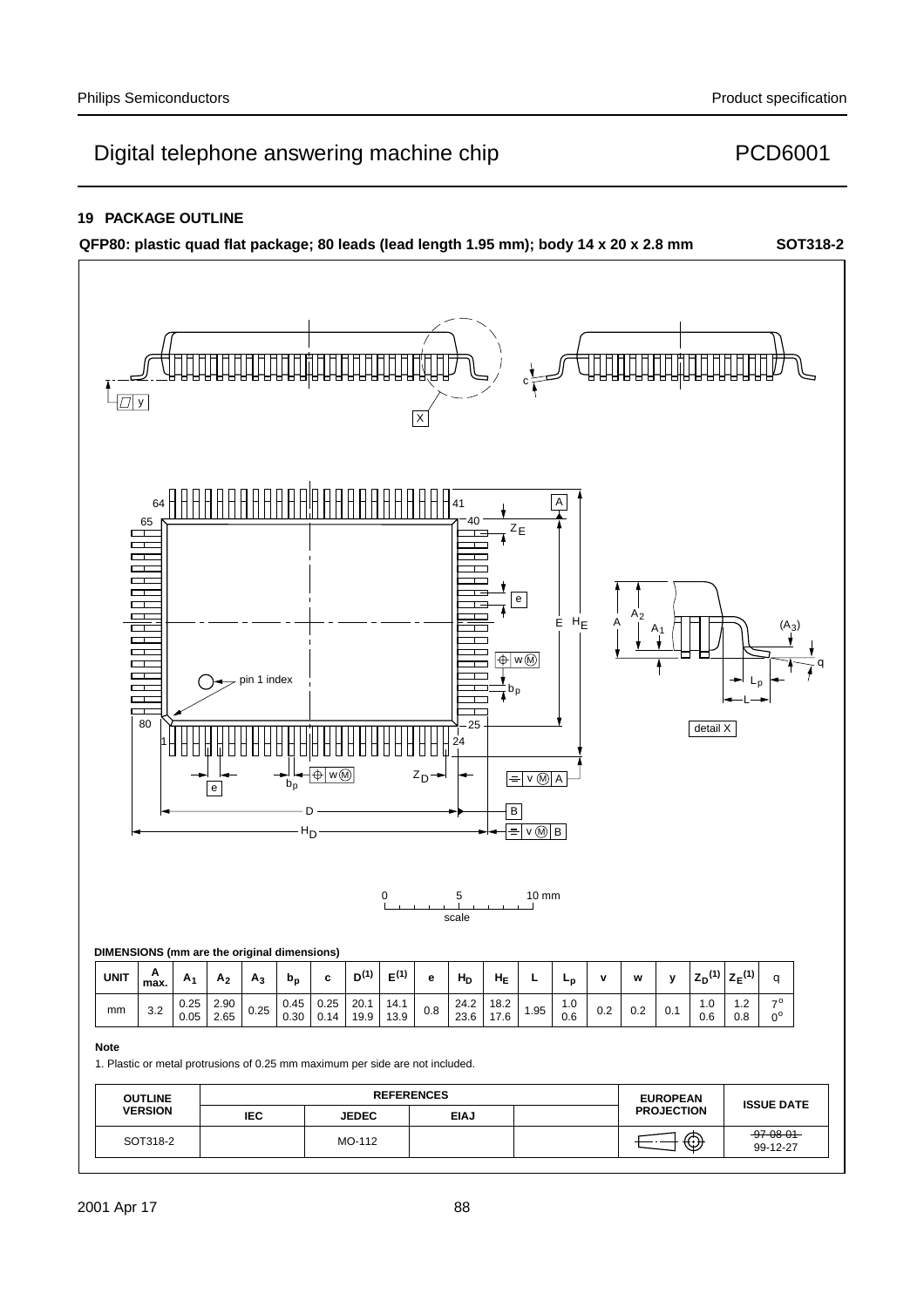## 19 PACKAGE OUTLINE

**QFP80: plastic quad flat package; 80 leads (lead length 1.95 mm); body 14 x 20 x 2.8 mm** **SOT318-2**

**DIMENSIONS (mm are the original dimensions)**

| UNIT | A max. | $A_1$ | $A_2$ | $A_3$ | $b_p$ | c | $D^{(1)}$ | $E^{(1)}$ | e | $H_D$ | $H_E$ | L | $L_p$ | v | w | y | $Z_D^{(1)}$ | $Z_E^{(1)}$ | q |
|---|---|---|---|---|---|---|---|---|---|---|---|---|---|---|---|---|---|---|---|
| mm | 3.2 | 0.25 0.05 | 2.90 2.65 | 0.25 | 0.45 0.30 | 0.25 0.14 | 20.1 19.9 | 14.1 13.9 | 0.8 | 24.2 23.6 | 18.2 17.6 | 1.95 | 1.0 0.6 | 0.2 | 0.2 | 0.1 | 1.0 0.6 | 1.2 0.8 | 7° 0° |

**Note**

1. Plastic or metal protrusions of 0.25 mm maximum per side are not included.

| OUTLINE VERSION | REFERENCES | | | | EUROPEAN PROJECTION | ISSUE DATE |
|---|---|---|---|---|---|---|
| | IEC | JEDEC | EIAJ | | | |
| SOT318-2 | | MO-112 | | | | ~~97-08-01~~ 99-12-27 |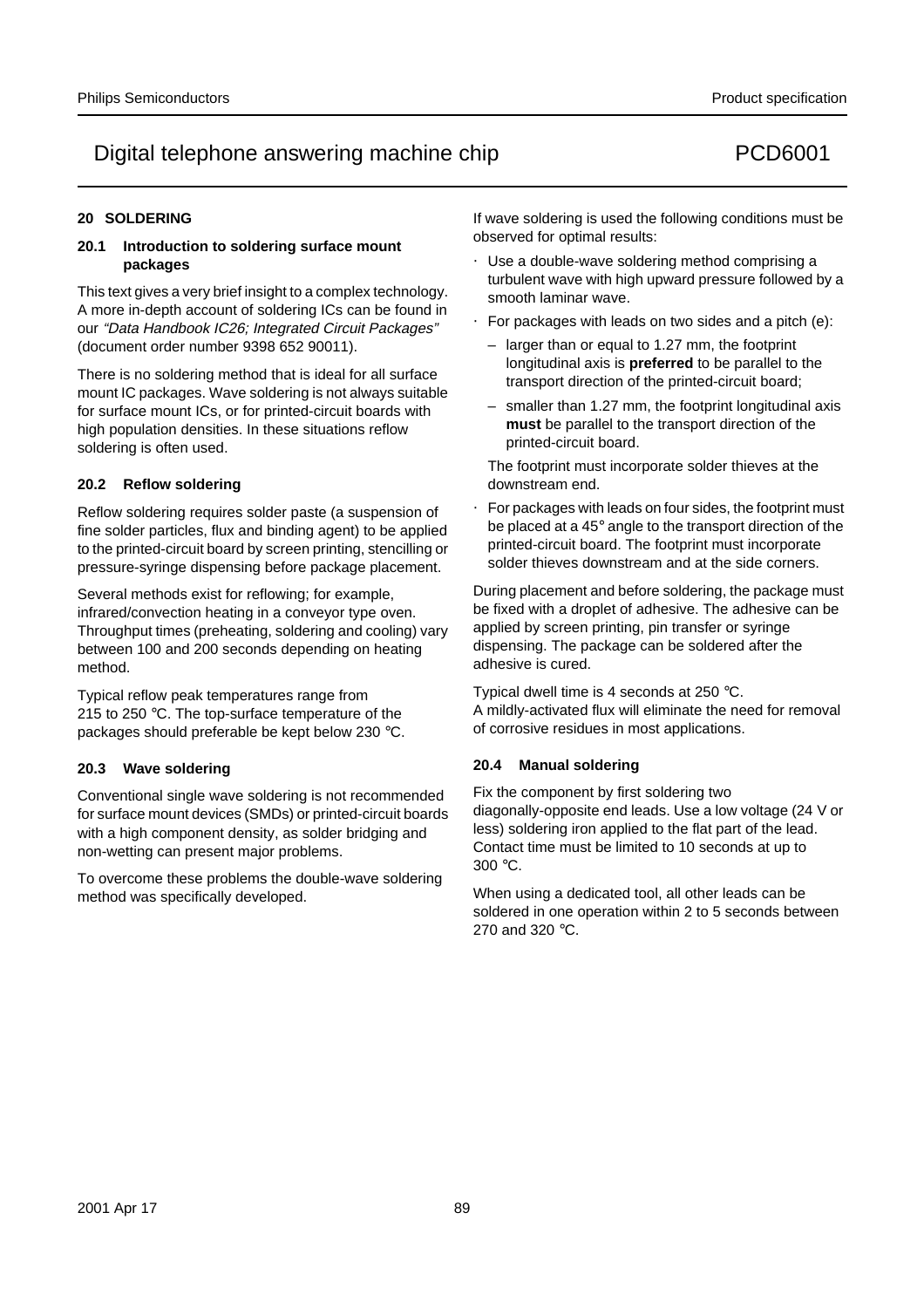## 20 SOLDERING

### 20.1 Introduction to soldering surface mount packages

This text gives a very brief insight to a complex technology. A more in-depth account of soldering ICs can be found in our *"Data Handbook IC26; Integrated Circuit Packages"* (document order number 9398 652 90011).

There is no soldering method that is ideal for all surface mount IC packages. Wave soldering is not always suitable for surface mount ICs, or for printed-circuit boards with high population densities. In these situations reflow soldering is often used.

### 20.2 Reflow soldering

Reflow soldering requires solder paste (a suspension of fine solder particles, flux and binding agent) to be applied to the printed-circuit board by screen printing, stencilling or pressure-syringe dispensing before package placement.

Several methods exist for reflowing; for example, infrared/convection heating in a conveyor type oven. Throughput times (preheating, soldering and cooling) vary between 100 and 200 seconds depending on heating method.

Typical reflow peak temperatures range from 215 to 250 °C. The top-surface temperature of the packages should preferable be kept below 230 °C.

### 20.3 Wave soldering

Conventional single wave soldering is not recommended for surface mount devices (SMDs) or printed-circuit boards with a high component density, as solder bridging and non-wetting can present major problems.

To overcome these problems the double-wave soldering method was specifically developed.

If wave soldering is used the following conditions must be observed for optimal results:

- Use a double-wave soldering method comprising a turbulent wave with high upward pressure followed by a smooth laminar wave.
- For packages with leads on two sides and a pitch (e):
  - larger than or equal to 1.27 mm, the footprint longitudinal axis is **preferred** to be parallel to the transport direction of the printed-circuit board;
  - smaller than 1.27 mm, the footprint longitudinal axis **must** be parallel to the transport direction of the printed-circuit board.

  The footprint must incorporate solder thieves at the downstream end.
- For packages with leads on four sides, the footprint must be placed at a 45° angle to the transport direction of the printed-circuit board. The footprint must incorporate solder thieves downstream and at the side corners.

During placement and before soldering, the package must be fixed with a droplet of adhesive. The adhesive can be applied by screen printing, pin transfer or syringe dispensing. The package can be soldered after the adhesive is cured.

Typical dwell time is 4 seconds at 250 °C.
A mildly-activated flux will eliminate the need for removal of corrosive residues in most applications.

### 20.4 Manual soldering

Fix the component by first soldering two diagonally-opposite end leads. Use a low voltage (24 V or less) soldering iron applied to the flat part of the lead. Contact time must be limited to 10 seconds at up to 300 °C.

When using a dedicated tool, all other leads can be soldered in one operation within 2 to 5 seconds between 270 and 320 °C.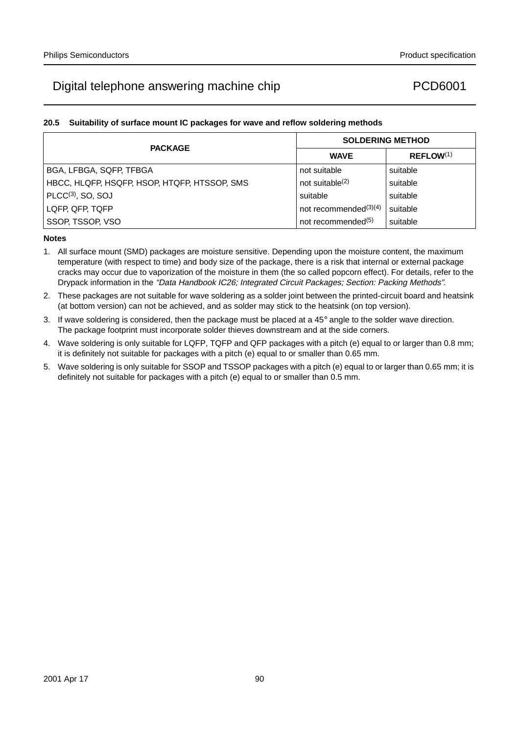### 20.5 Suitability of surface mount IC packages for wave and reflow soldering methods

| PACKAGE | SOLDERING METHOD | |
|---|---|---|
| | WAVE | REFLOW[1] |
| BGA, LFBGA, SQFP, TFBGA | not suitable | suitable |
| HBCC, HLQFP, HSQFP, HSOP, HTQFP, HTSSOP, SMS | not suitable[2] | suitable |
| PLCC[3], SO, SOJ | suitable | suitable |
| LQFP, QFP, TQFP | not recommended[3][4] | suitable |
| SSOP, TSSOP, VSO | not recommended[5] | suitable |

**Notes**

1. All surface mount (SMD) packages are moisture sensitive. Depending upon the moisture content, the maximum temperature (with respect to time) and body size of the package, there is a risk that internal or external package cracks may occur due to vaporization of the moisture in them (the so called popcorn effect). For details, refer to the Drypack information in the *"Data Handbook IC26; Integrated Circuit Packages; Section: Packing Methods"*.
2. These packages are not suitable for wave soldering as a solder joint between the printed-circuit board and heatsink (at bottom version) can not be achieved, and as solder may stick to the heatsink (on top version).
3. If wave soldering is considered, then the package must be placed at a 45° angle to the solder wave direction. The package footprint must incorporate solder thieves downstream and at the side corners.
4. Wave soldering is only suitable for LQFP, TQFP and QFP packages with a pitch (e) equal to or larger than 0.8 mm; it is definitely not suitable for packages with a pitch (e) equal to or smaller than 0.65 mm.
5. Wave soldering is only suitable for SSOP and TSSOP packages with a pitch (e) equal to or larger than 0.65 mm; it is definitely not suitable for packages with a pitch (e) equal to or smaller than 0.5 mm.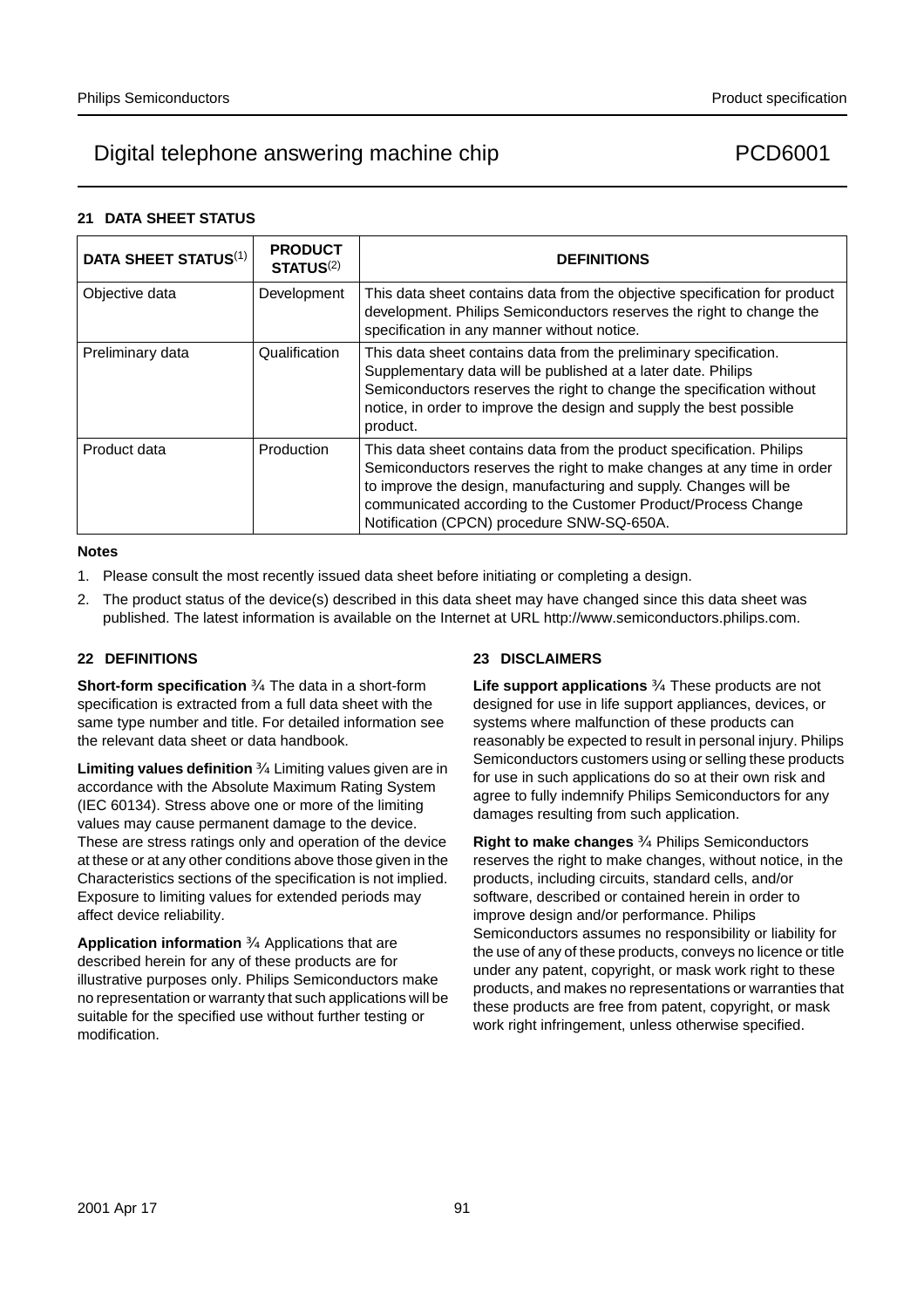## 21 DATA SHEET STATUS

| DATA SHEET STATUS[1] | PRODUCT STATUS[2] | DEFINITIONS |
|---|---|---|
| Objective data | Development | This data sheet contains data from the objective specification for product development. Philips Semiconductors reserves the right to change the specification in any manner without notice. |
| Preliminary data | Qualification | This data sheet contains data from the preliminary specification. Supplementary data will be published at a later date. Philips Semiconductors reserves the right to change the specification without notice, in order to improve the design and supply the best possible product. |
| Product data | Production | This data sheet contains data from the product specification. Philips Semiconductors reserves the right to make changes at any time in order to improve the design, manufacturing and supply. Changes will be communicated according to the Customer Product/Process Change Notification (CPCN) procedure SNW-SQ-650A. |

**Notes**

1. Please consult the most recently issued data sheet before initiating or completing a design.
2. The product status of the device(s) described in this data sheet may have changed since this data sheet was published. The latest information is available on the Internet at URL http://www.semiconductors.philips.com.

## 22 DEFINITIONS

**Short-form specification** ¾ The data in a short-form specification is extracted from a full data sheet with the same type number and title. For detailed information see the relevant data sheet or data handbook.

**Limiting values definition** ¾ Limiting values given are in accordance with the Absolute Maximum Rating System (IEC 60134). Stress above one or more of the limiting values may cause permanent damage to the device. These are stress ratings only and operation of the device at these or at any other conditions above those given in the Characteristics sections of the specification is not implied. Exposure to limiting values for extended periods may affect device reliability.

**Application information** ¾ Applications that are described herein for any of these products are for illustrative purposes only. Philips Semiconductors make no representation or warranty that such applications will be suitable for the specified use without further testing or modification.

## 23 DISCLAIMERS

**Life support applications** ¾ These products are not designed for use in life support appliances, devices, or systems where malfunction of these products can reasonably be expected to result in personal injury. Philips Semiconductors customers using or selling these products for use in such applications do so at their own risk and agree to fully indemnify Philips Semiconductors for any damages resulting from such application.

**Right to make changes** ¾ Philips Semiconductors reserves the right to make changes, without notice, in the products, including circuits, standard cells, and/or software, described or contained herein in order to improve design and/or performance. Philips Semiconductors assumes no responsibility or liability for the use of any of these products, conveys no licence or title under any patent, copyright, or mask work right to these products, and makes no representations or warranties that these products are free from patent, copyright, or mask work right infringement, unless otherwise specified.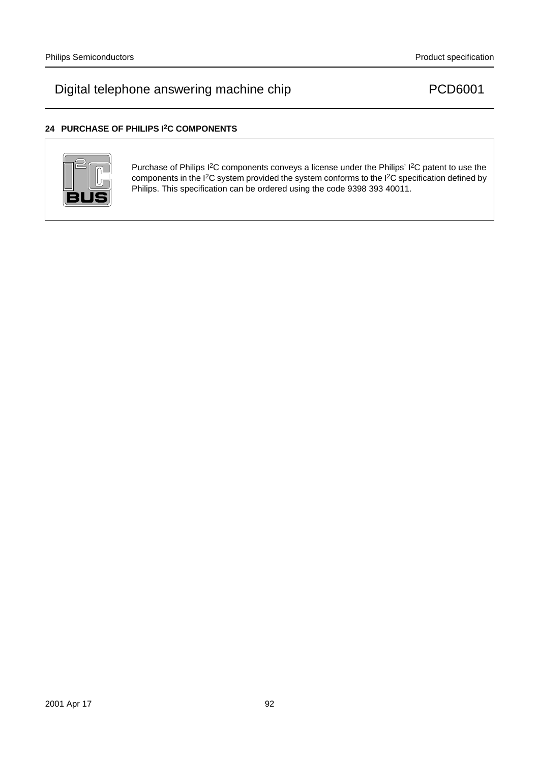## 24 PURCHASE OF PHILIPS I$^2$C COMPONENTS

Purchase of Philips I$^2$C components conveys a license under the Philips' I$^2$C patent to use the components in the I$^2$C system provided the system conforms to the I$^2$C specification defined by Philips. This specification can be ordered using the code 9398 393 40011.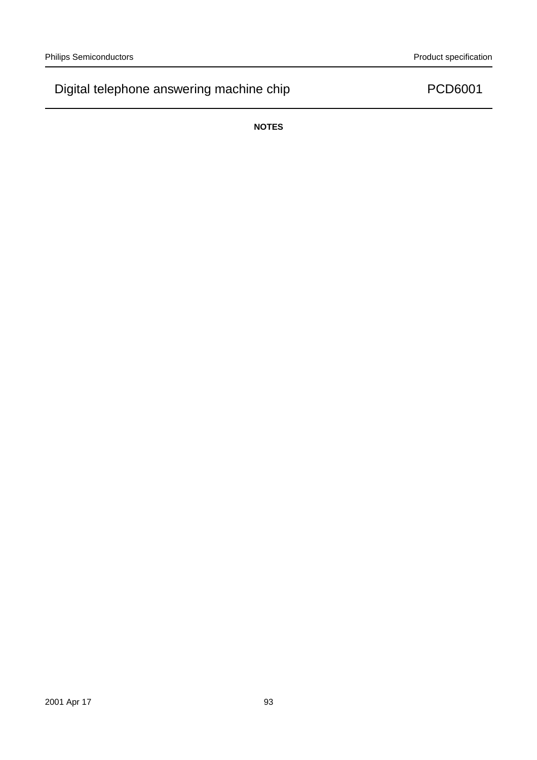**NOTES**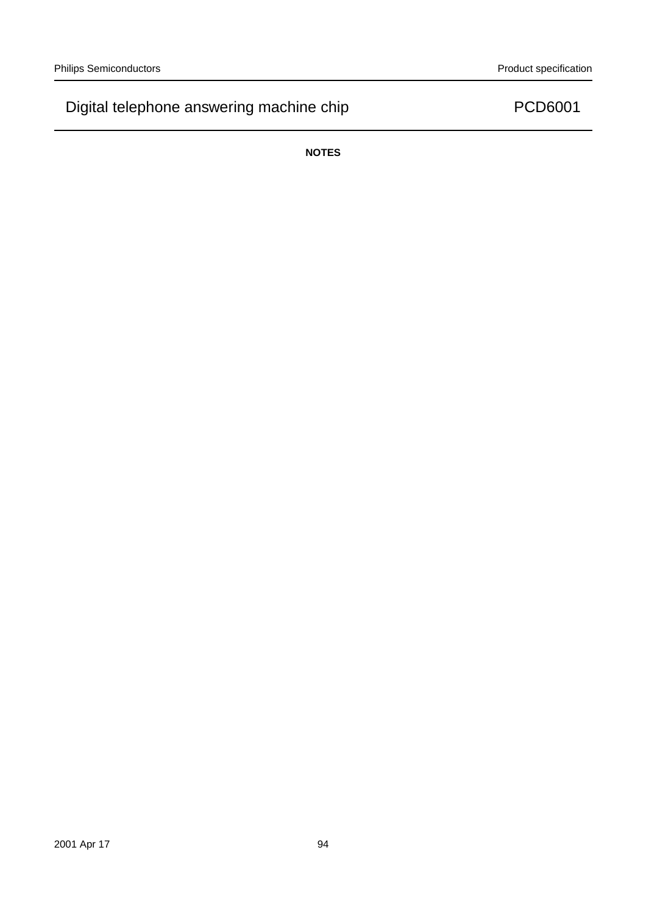**NOTES**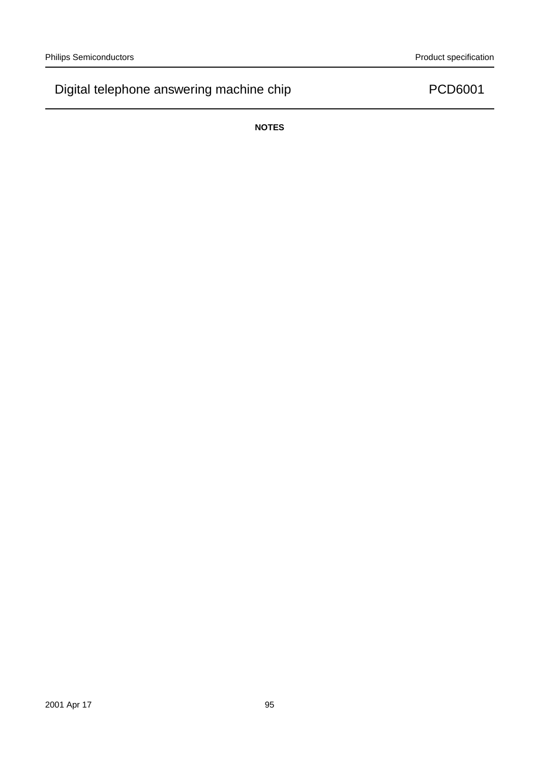**NOTES**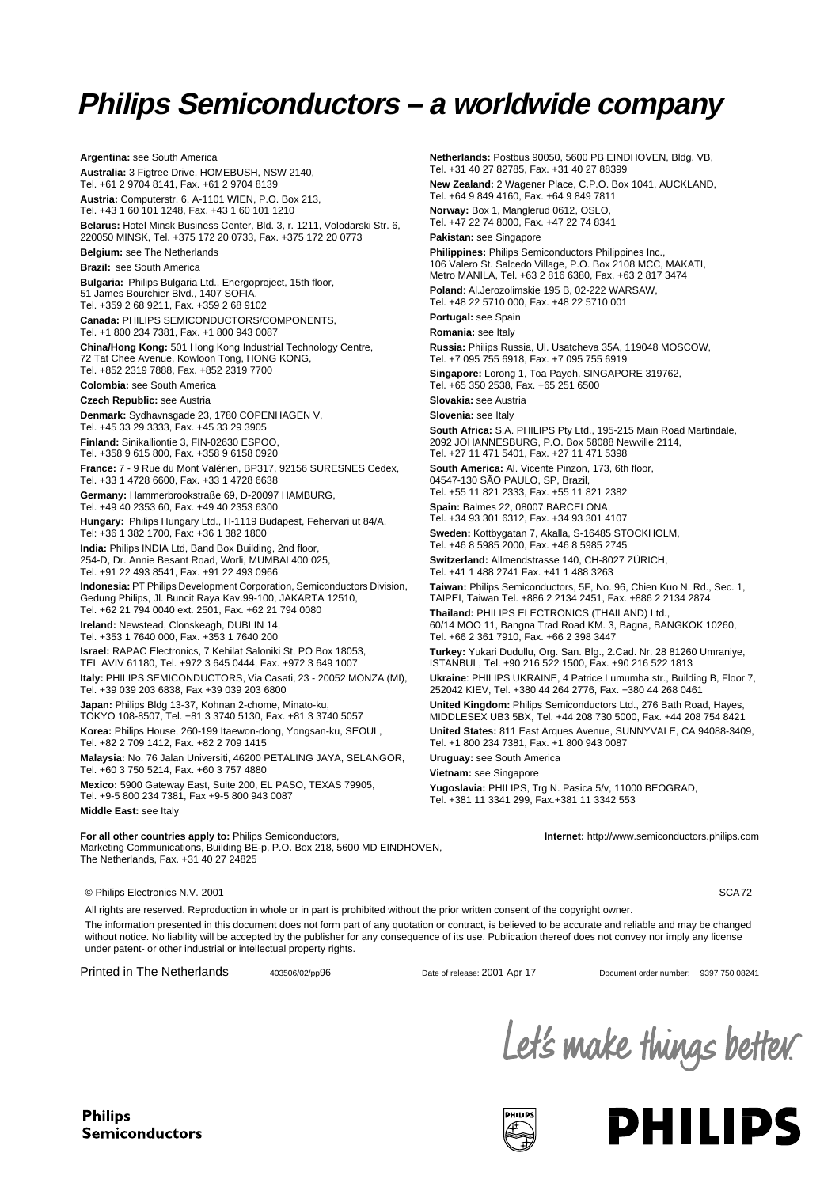# Philips Semiconductors – a worldwide company

**Argentina:** see South America

**Australia:** 3 Figtree Drive, HOMEBUSH, NSW 2140,
Tel. +61 2 9704 8141, Fax. +61 2 9704 8139

**Austria:** Computerstr. 6, A-1101 WIEN, P.O. Box 213,
Tel. +43 1 60 101 1248, Fax. +43 1 60 101 1210

**Belarus:** Hotel Minsk Business Center, Bld. 3, r. 1211, Volodarski Str. 6,
220050 MINSK, Tel. +375 172 20 0733, Fax. +375 172 20 0773

**Belgium:** see The Netherlands

**Brazil:** see South America

**Bulgaria:** Philips Bulgaria Ltd., Energoproject, 15th floor,
51 James Bourchier Blvd., 1407 SOFIA,
Tel. +359 2 68 9211, Fax. +359 2 68 9102

**Canada:** PHILIPS SEMICONDUCTORS/COMPONENTS,
Tel. +1 800 234 7381, Fax. +1 800 943 0087

**China/Hong Kong:** 501 Hong Kong Industrial Technology Centre,
72 Tat Chee Avenue, Kowloon Tong, HONG KONG,
Tel. +852 2319 7888, Fax. +852 2319 7700

**Colombia:** see South America

**Czech Republic:** see Austria

**Denmark:** Sydhavnsgade 23, 1780 COPENHAGEN V,
Tel. +45 33 29 3333, Fax. +45 33 29 3905

**Finland:** Sinikalliontie 3, FIN-02630 ESPOO,
Tel. +358 9 615 800, Fax. +358 9 6158 0920

**France:** 7 - 9 Rue du Mont Valérien, BP317, 92156 SURESNES Cedex,
Tel. +33 1 4728 6600, Fax. +33 1 4728 6638

**Germany:** Hammerbrookstraße 69, D-20097 HAMBURG,
Tel. +49 40 2353 60, Fax. +49 40 2353 6300

**Hungary:** Philips Hungary Ltd., H-1119 Budapest, Fehervari ut 84/A,
Tel: +36 1 382 1700, Fax: +36 1 382 1800

**India:** Philips INDIA Ltd, Band Box Building, 2nd floor,
254-D, Dr. Annie Besant Road, Worli, MUMBAI 400 025,
Tel. +91 22 493 8541, Fax. +91 22 493 0966

**Indonesia:** PT Philips Development Corporation, Semiconductors Division,
Gedung Philips, Jl. Buncit Raya Kav.99-100, JAKARTA 12510,
Tel. +62 21 794 0040 ext. 2501, Fax. +62 21 794 0080

**Ireland:** Newstead, Clonskeagh, DUBLIN 14,
Tel. +353 1 7640 000, Fax. +353 1 7640 200

**Israel:** RAPAC Electronics, 7 Kehilat Saloniki St, PO Box 18053,
TEL AVIV 61180, Tel. +972 3 645 0444, Fax. +972 3 649 1007

**Italy:** PHILIPS SEMICONDUCTORS, Via Casati, 23 - 20052 MONZA (MI),
Tel. +39 039 203 6838, Fax +39 039 203 6800

**Japan:** Philips Bldg 13-37, Kohnan 2-chome, Minato-ku,
TOKYO 108-8507, Tel. +81 3 3740 5130, Fax. +81 3 3740 5057

**Korea:** Philips House, 260-199 Itaewon-dong, Yongsan-ku, SEOUL,
Tel. +82 2 709 1412, Fax. +82 2 709 1415

**Malaysia:** No. 76 Jalan Universiti, 46200 PETALING JAYA, SELANGOR,
Tel. +60 3 750 5214, Fax. +60 3 757 4880

**Mexico:** 5900 Gateway East, Suite 200, EL PASO, TEXAS 79905,
Tel. +9-5 800 234 7381, Fax +9-5 800 943 0087

**Middle East:** see Italy

**Netherlands:** Postbus 90050, 5600 PB EINDHOVEN, Bldg. VB,
Tel. +31 40 27 82785, Fax. +31 40 27 88399

**New Zealand:** 2 Wagener Place, C.P.O. Box 1041, AUCKLAND,
Tel. +64 9 849 4160, Fax. +64 9 849 7811

**Norway:** Box 1, Manglerud 0612, OSLO,
Tel. +47 22 74 8000, Fax. +47 22 74 8341

**Pakistan:** see Singapore

**Philippines:** Philips Semiconductors Philippines Inc.,
106 Valero St. Salcedo Village, P.O. Box 2108 MCC, MAKATI,
Metro MANILA, Tel. +63 2 816 6380, Fax. +63 2 817 3474

**Poland**: Al.Jerozolimskie 195 B, 02-222 WARSAW,
Tel. +48 22 5710 000, Fax. +48 22 5710 001

**Portugal:** see Spain

**Romania:** see Italy

**Russia:** Philips Russia, Ul. Usatcheva 35A, 119048 MOSCOW,
Tel. +7 095 755 6918, Fax. +7 095 755 6919

**Singapore:** Lorong 1, Toa Payoh, SINGAPORE 319762,
Tel. +65 350 2538, Fax. +65 251 6500

**Slovakia:** see Austria

**Slovenia:** see Italy

**South Africa:** S.A. PHILIPS Pty Ltd., 195-215 Main Road Martindale,
2092 JOHANNESBURG, P.O. Box 58088 Newville 2114,
Tel. +27 11 471 5401, Fax. +27 11 471 5398

**South America:** Al. Vicente Pinzon, 173, 6th floor,
04547-130 SÃO PAULO, SP, Brazil,
Tel. +55 11 821 2333, Fax. +55 11 821 2382

**Spain:** Balmes 22, 08007 BARCELONA,
Tel. +34 93 301 6312, Fax. +34 93 301 4107

**Sweden:** Kottbygatan 7, Akalla, S-16485 STOCKHOLM,
Tel. +46 8 5985 2000, Fax. +46 8 5985 2745

**Switzerland:** Allmendstrasse 140, CH-8027 ZÜRICH,
Tel. +41 1 488 2741 Fax. +41 1 488 3263

**Taiwan:** Philips Semiconductors, 5F, No. 96, Chien Kuo N. Rd., Sec. 1,
TAIPEI, Taiwan Tel. +886 2 2134 2451, Fax. +886 2 2134 2874

**Thailand:** PHILIPS ELECTRONICS (THAILAND) Ltd.,
60/14 MOO 11, Bangna Trad Road KM. 3, Bagna, BANGKOK 10260,
Tel. +66 2 361 7910, Fax. +66 2 398 3447

**Turkey:** Yukari Dudullu, Org. San. Blg., 2.Cad. Nr. 28 81260 Umraniye,
ISTANBUL, Tel. +90 216 522 1500, Fax. +90 216 522 1813

**Ukraine**: PHILIPS UKRAINE, 4 Patrice Lumumba str., Building B, Floor 7,
252042 KIEV, Tel. +380 44 264 2776, Fax. +380 44 268 0461

**United Kingdom:** Philips Semiconductors Ltd., 276 Bath Road, Hayes,
MIDDLESEX UB3 5BX, Tel. +44 208 730 5000, Fax. +44 208 754 8421

**United States:** 811 East Arques Avenue, SUNNYVALE, CA 94088-3409,
Tel. +1 800 234 7381, Fax. +1 800 943 0087

**Uruguay:** see South America

**Vietnam:** see Singapore

**Yugoslavia:** PHILIPS, Trg N. Pasica 5/v, 11000 BEOGRAD,
Tel. +381 11 3341 299, Fax.+381 11 3342 553

**For all other countries apply to:** Philips Semiconductors,
Marketing Communications, Building BE-p, P.O. Box 218, 5600 MD EINDHOVEN,
The Netherlands, Fax. +31 40 27 24825

**Internet:** http://www.semiconductors.philips.com

© Philips Electronics N.V. 2001 SCA72

All rights are reserved. Reproduction in whole or in part is prohibited without the prior written consent of the copyright owner.

The information presented in this document does not form part of any quotation or contract, is believed to be accurate and reliable and may be changed without notice. No liability will be accepted by the publisher for any consequence of its use. Publication thereof does not convey nor imply any license under patent- or other industrial or intellectual property rights.

Printed in The Netherlands 403506/02/pp96 Date of release: 2001 Apr 17 Document order number: 9397 750 08241

Let's make things better.

**Philips Semiconductors**

**PHILIPS**